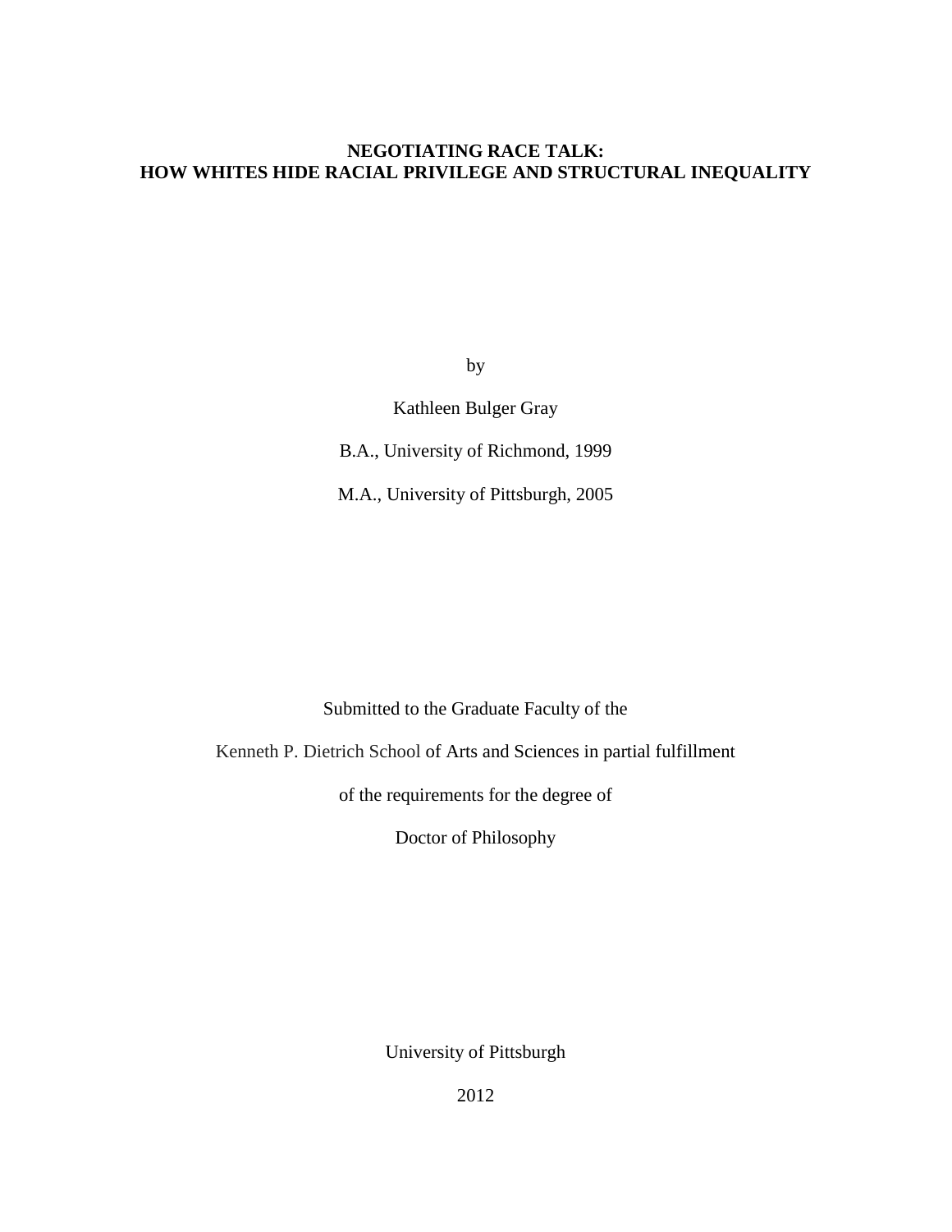# NEGOTIATING RACE TALK:
# HOW WHITES HIDE RACIAL PRIVILEGE AND STRUCTURAL INEQUALITY

by

Kathleen Bulger Gray

B.A., University of Richmond, 1999

M.A., University of Pittsburgh, 2005

Submitted to the Graduate Faculty of the

Kenneth P. Dietrich School of Arts and Sciences in partial fulfillment

of the requirements for the degree of

Doctor of Philosophy

University of Pittsburgh

2012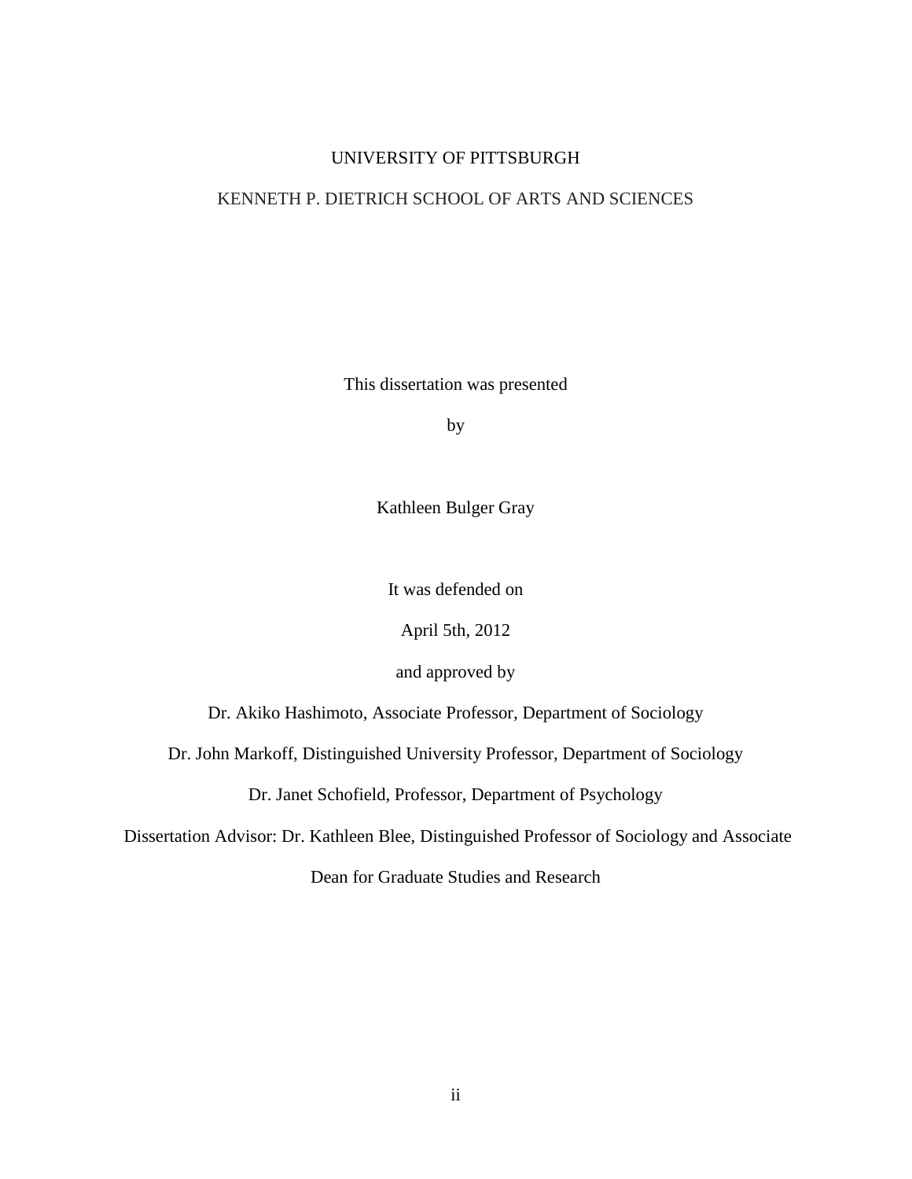UNIVERSITY OF PITTSBURGH

KENNETH P. DIETRICH SCHOOL OF ARTS AND SCIENCES

This dissertation was presented

by

Kathleen Bulger Gray

It was defended on

April 5th, 2012

and approved by

Dr. Akiko Hashimoto, Associate Professor, Department of Sociology

Dr. John Markoff, Distinguished University Professor, Department of Sociology

Dr. Janet Schofield, Professor, Department of Psychology

Dissertation Advisor: Dr. Kathleen Blee, Distinguished Professor of Sociology and Associate Dean for Graduate Studies and Research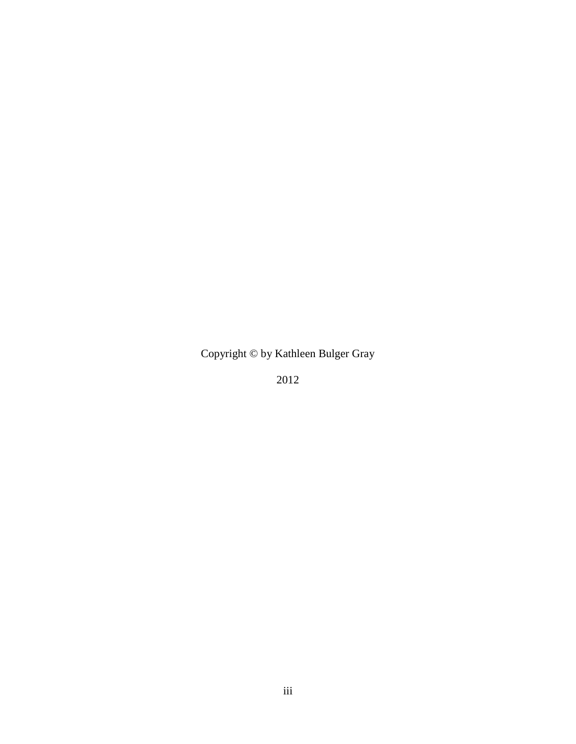Copyright © by Kathleen Bulger Gray

2012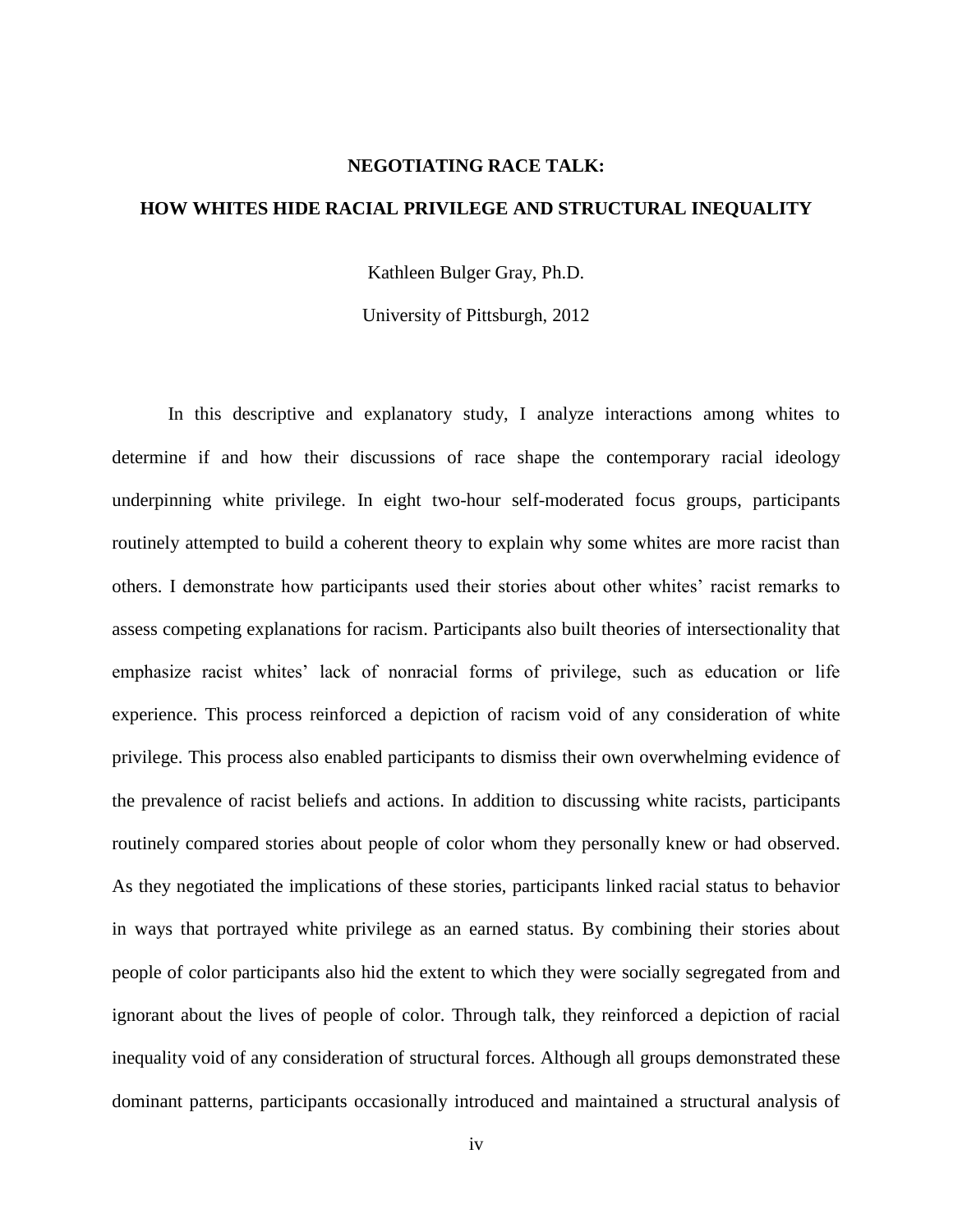**NEGOTIATING RACE TALK:**

**HOW WHITES HIDE RACIAL PRIVILEGE AND STRUCTURAL INEQUALITY**

Kathleen Bulger Gray, Ph.D.

University of Pittsburgh, 2012

In this descriptive and explanatory study, I analyze interactions among whites to determine if and how their discussions of race shape the contemporary racial ideology underpinning white privilege. In eight two-hour self-moderated focus groups, participants routinely attempted to build a coherent theory to explain why some whites are more racist than others. I demonstrate how participants used their stories about other whites' racist remarks to assess competing explanations for racism. Participants also built theories of intersectionality that emphasize racist whites' lack of nonracial forms of privilege, such as education or life experience. This process reinforced a depiction of racism void of any consideration of white privilege. This process also enabled participants to dismiss their own overwhelming evidence of the prevalence of racist beliefs and actions. In addition to discussing white racists, participants routinely compared stories about people of color whom they personally knew or had observed. As they negotiated the implications of these stories, participants linked racial status to behavior in ways that portrayed white privilege as an earned status. By combining their stories about people of color participants also hid the extent to which they were socially segregated from and ignorant about the lives of people of color. Through talk, they reinforced a depiction of racial inequality void of any consideration of structural forces. Although all groups demonstrated these dominant patterns, participants occasionally introduced and maintained a structural analysis of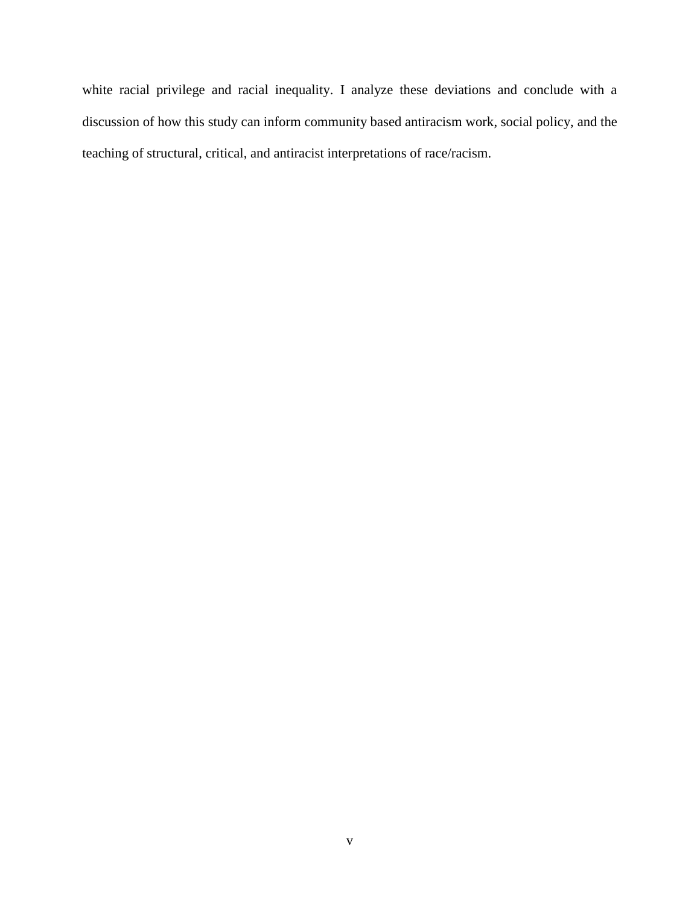white racial privilege and racial inequality. I analyze these deviations and conclude with a discussion of how this study can inform community based antiracism work, social policy, and the teaching of structural, critical, and antiracist interpretations of race/racism.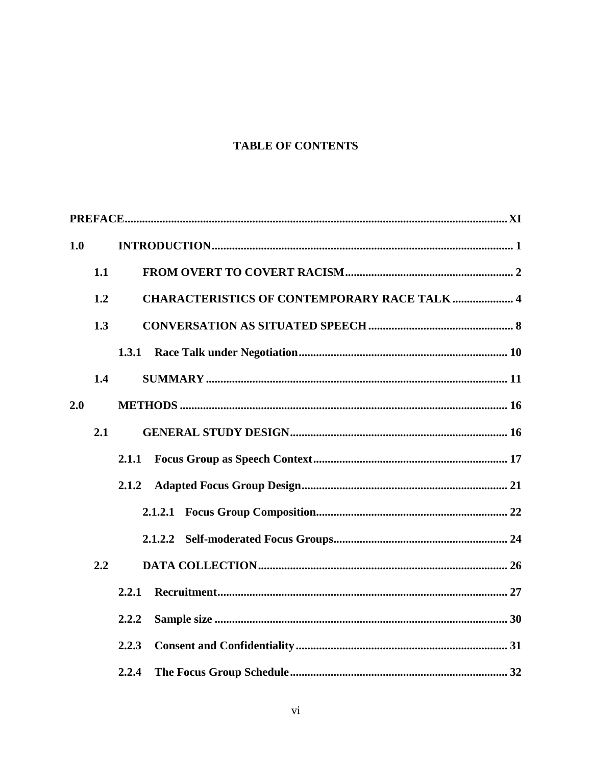# TABLE OF CONTENTS

**PREFACE** .......... **XI**

**1.0 INTRODUCTION** .......... **1**

- **1.1 FROM OVERT TO COVERT RACISM** .......... **2**
- **1.2 CHARACTERISTICS OF CONTEMPORARY RACE TALK** .......... **4**
- **1.3 CONVERSATION AS SITUATED SPEECH** .......... **8**
  - **1.3.1 Race Talk under Negotiation** .......... **10**
- **1.4 SUMMARY** .......... **11**

**2.0 METHODS** .......... **16**

- **2.1 GENERAL STUDY DESIGN** .......... **16**
  - **2.1.1 Focus Group as Speech Context** .......... **17**
  - **2.1.2 Adapted Focus Group Design** .......... **21**
    - **2.1.2.1 Focus Group Composition** .......... **22**
    - **2.1.2.2 Self-moderated Focus Groups** .......... **24**
- **2.2 DATA COLLECTION** .......... **26**
  - **2.2.1 Recruitment** .......... **27**
  - **2.2.2 Sample size** .......... **30**
  - **2.2.3 Consent and Confidentiality** .......... **31**
  - **2.2.4 The Focus Group Schedule** .......... **32**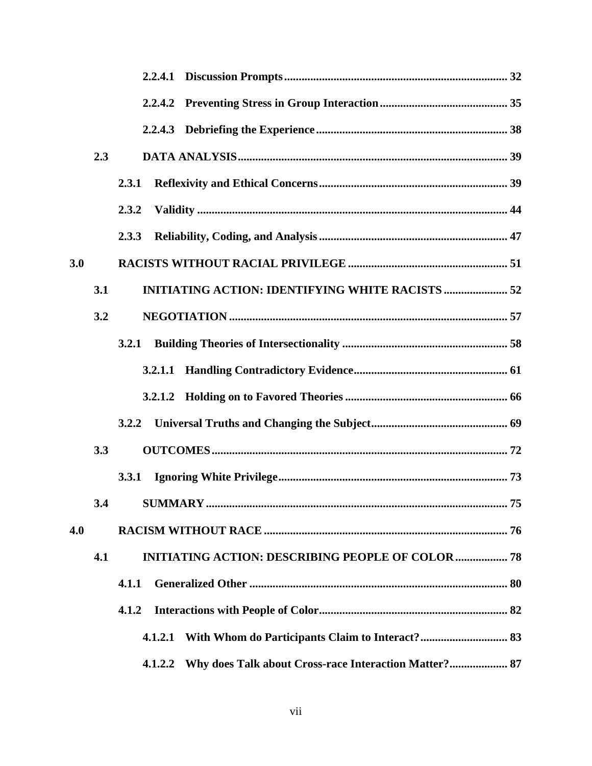2.2.4.1 Discussion Prompts ........ 32

2.2.4.2 Preventing Stress in Group Interaction ........ 35

2.2.4.3 Debriefing the Experience ........ 38

2.3 DATA ANALYSIS ........ 39

2.3.1 Reflexivity and Ethical Concerns ........ 39

2.3.2 Validity ........ 44

2.3.3 Reliability, Coding, and Analysis ........ 47

3.0 RACISTS WITHOUT RACIAL PRIVILEGE ........ 51

3.1 INITIATING ACTION: IDENTIFYING WHITE RACISTS ........ 52

3.2 NEGOTIATION ........ 57

3.2.1 Building Theories of Intersectionality ........ 58

3.2.1.1 Handling Contradictory Evidence ........ 61

3.2.1.2 Holding on to Favored Theories ........ 66

3.2.2 Universal Truths and Changing the Subject ........ 69

3.3 OUTCOMES ........ 72

3.3.1 Ignoring White Privilege ........ 73

3.4 SUMMARY ........ 75

4.0 RACISM WITHOUT RACE ........ 76

4.1 INITIATING ACTION: DESCRIBING PEOPLE OF COLOR ........ 78

4.1.1 Generalized Other ........ 80

4.1.2 Interactions with People of Color ........ 82

4.1.2.1 With Whom do Participants Claim to Interact? ........ 83

4.1.2.2 Why does Talk about Cross-race Interaction Matter? ........ 87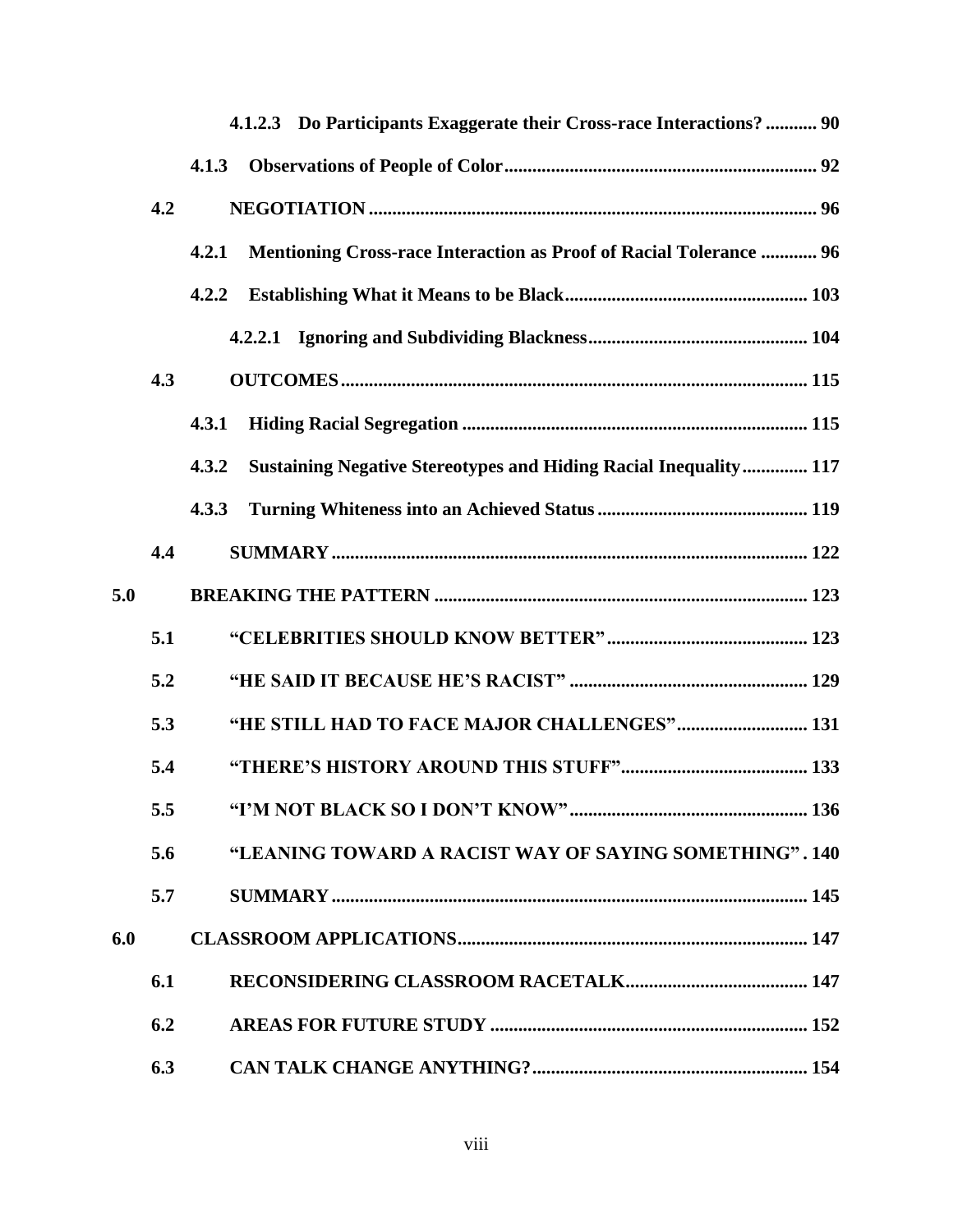4.1.2.3 Do Participants Exaggerate their Cross-race Interactions? ........... 90

4.1.3 Observations of People of Color ................................................................... 92

4.2 NEGOTIATION ............................................................................................... 96

4.2.1 Mentioning Cross-race Interaction as Proof of Racial Tolerance ............ 96

4.2.2 Establishing What it Means to be Black .................................................... 103

4.2.2.1 Ignoring and Subdividing Blackness ............................................... 104

4.3 OUTCOMES .................................................................................................. 115

4.3.1 Hiding Racial Segregation .......................................................................... 115

4.3.2 Sustaining Negative Stereotypes and Hiding Racial Inequality .............. 117

4.3.3 Turning Whiteness into an Achieved Status ............................................. 119

4.4 SUMMARY ..................................................................................................... 122

5.0 BREAKING THE PATTERN ................................................................................ 123

5.1 "CELEBRITIES SHOULD KNOW BETTER" ........................................... 123

5.2 "HE SAID IT BECAUSE HE'S RACIST" ................................................... 129

5.3 "HE STILL HAD TO FACE MAJOR CHALLENGES" ............................ 131

5.4 "THERE'S HISTORY AROUND THIS STUFF" ........................................ 133

5.5 "I'M NOT BLACK SO I DON'T KNOW" ................................................... 136

5.6 "LEANING TOWARD A RACIST WAY OF SAYING SOMETHING" . 140

5.7 SUMMARY ..................................................................................................... 145

6.0 CLASSROOM APPLICATIONS ........................................................................... 147

6.1 RECONSIDERING CLASSROOM RACETALK ....................................... 147

6.2 AREAS FOR FUTURE STUDY .................................................................... 152

6.3 CAN TALK CHANGE ANYTHING? ........................................................... 154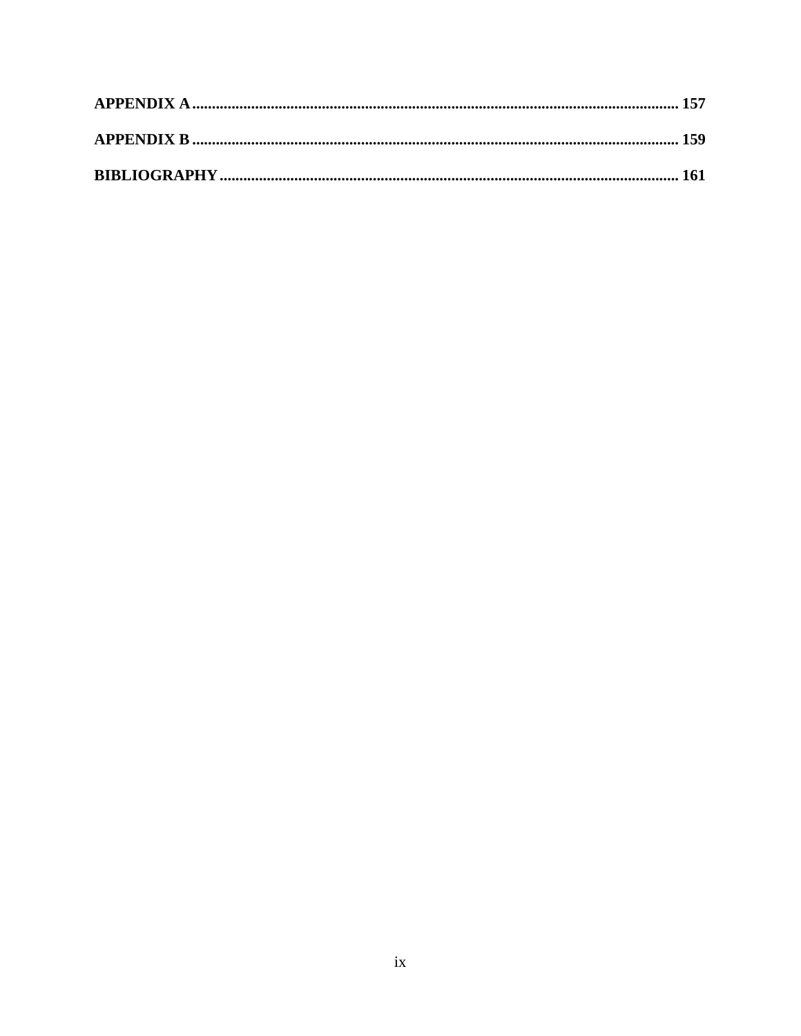**APPENDIX A** .......................................................................................................................... **157**

**APPENDIX B** .......................................................................................................................... **159**

**BIBLIOGRAPHY** ................................................................................................................... **161**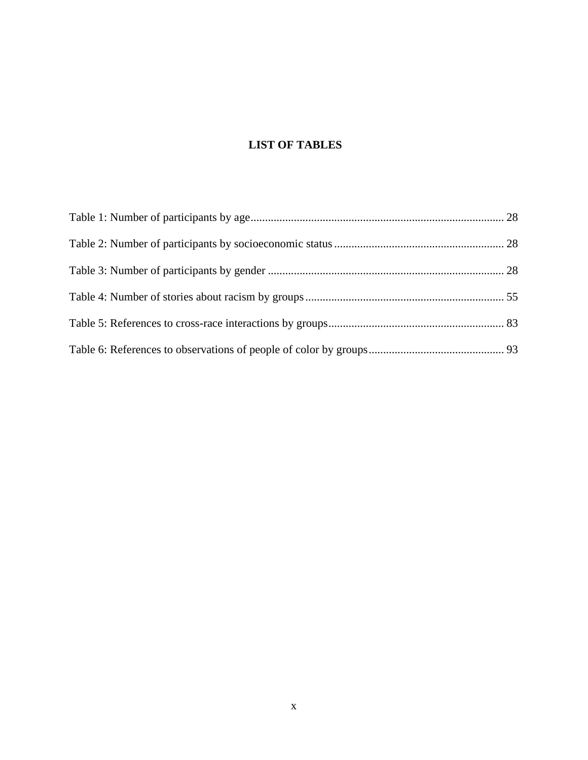# LIST OF TABLES

Table 1: Number of participants by age ........................................................................................ 28

Table 2: Number of participants by socioeconomic status ........................................................... 28

Table 3: Number of participants by gender .................................................................................. 28

Table 4: Number of stories about racism by groups ..................................................................... 55

Table 5: References to cross-race interactions by groups ............................................................. 83

Table 6: References to observations of people of color by groups ............................................... 93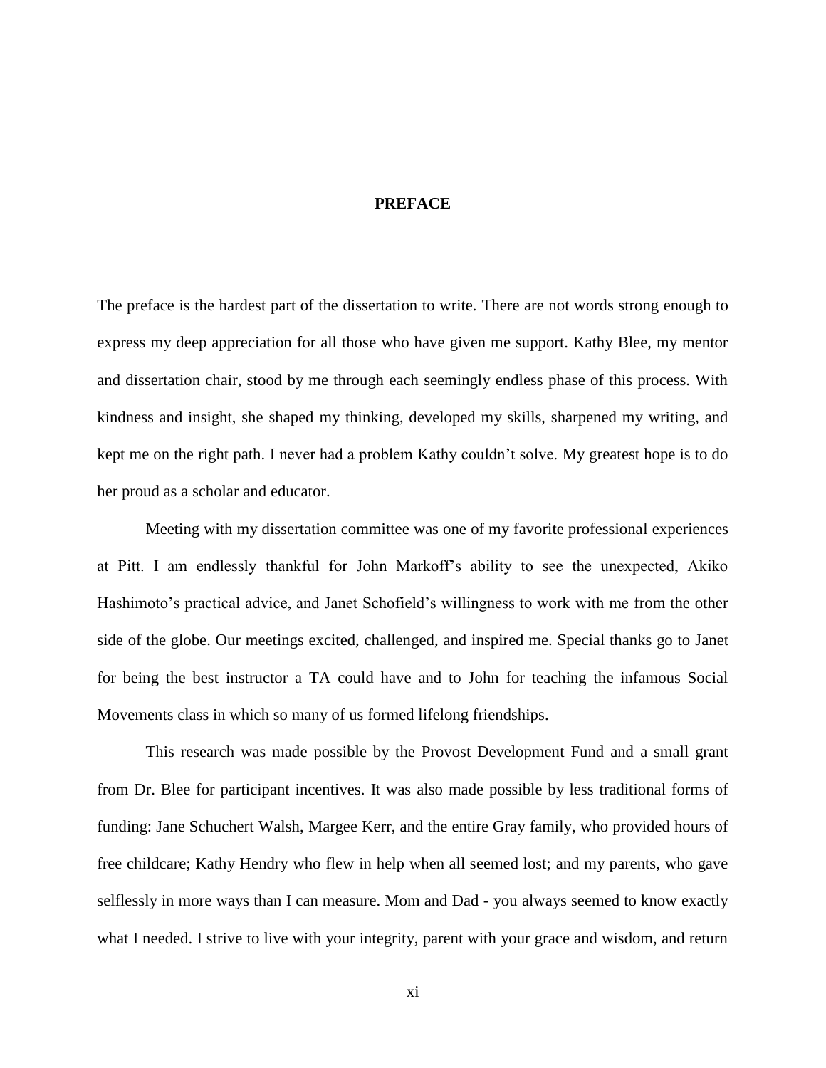# PREFACE

The preface is the hardest part of the dissertation to write. There are not words strong enough to express my deep appreciation for all those who have given me support. Kathy Blee, my mentor and dissertation chair, stood by me through each seemingly endless phase of this process. With kindness and insight, she shaped my thinking, developed my skills, sharpened my writing, and kept me on the right path. I never had a problem Kathy couldn't solve. My greatest hope is to do her proud as a scholar and educator.

Meeting with my dissertation committee was one of my favorite professional experiences at Pitt. I am endlessly thankful for John Markoff's ability to see the unexpected, Akiko Hashimoto's practical advice, and Janet Schofield's willingness to work with me from the other side of the globe. Our meetings excited, challenged, and inspired me. Special thanks go to Janet for being the best instructor a TA could have and to John for teaching the infamous Social Movements class in which so many of us formed lifelong friendships.

This research was made possible by the Provost Development Fund and a small grant from Dr. Blee for participant incentives. It was also made possible by less traditional forms of funding: Jane Schuchert Walsh, Margee Kerr, and the entire Gray family, who provided hours of free childcare; Kathy Hendry who flew in help when all seemed lost; and my parents, who gave selflessly in more ways than I can measure. Mom and Dad - you always seemed to know exactly what I needed. I strive to live with your integrity, parent with your grace and wisdom, and return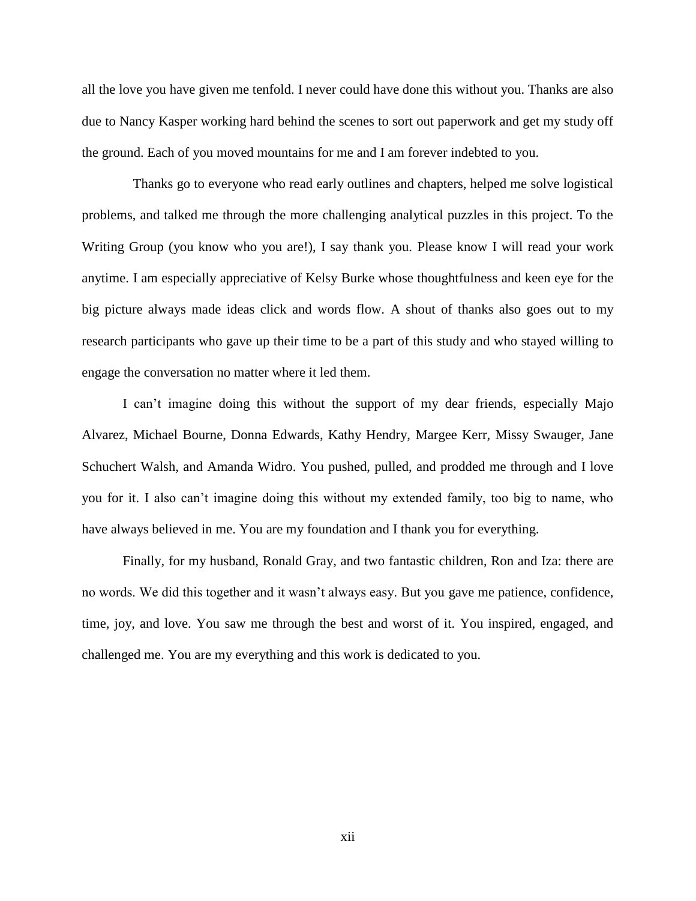all the love you have given me tenfold. I never could have done this without you. Thanks are also due to Nancy Kasper working hard behind the scenes to sort out paperwork and get my study off the ground. Each of you moved mountains for me and I am forever indebted to you.

Thanks go to everyone who read early outlines and chapters, helped me solve logistical problems, and talked me through the more challenging analytical puzzles in this project. To the Writing Group (you know who you are!), I say thank you. Please know I will read your work anytime. I am especially appreciative of Kelsy Burke whose thoughtfulness and keen eye for the big picture always made ideas click and words flow. A shout of thanks also goes out to my research participants who gave up their time to be a part of this study and who stayed willing to engage the conversation no matter where it led them.

I can't imagine doing this without the support of my dear friends, especially Majo Alvarez, Michael Bourne, Donna Edwards, Kathy Hendry, Margee Kerr, Missy Swauger, Jane Schuchert Walsh, and Amanda Widro. You pushed, pulled, and prodded me through and I love you for it. I also can't imagine doing this without my extended family, too big to name, who have always believed in me. You are my foundation and I thank you for everything.

Finally, for my husband, Ronald Gray, and two fantastic children, Ron and Iza: there are no words. We did this together and it wasn't always easy. But you gave me patience, confidence, time, joy, and love. You saw me through the best and worst of it. You inspired, engaged, and challenged me. You are my everything and this work is dedicated to you.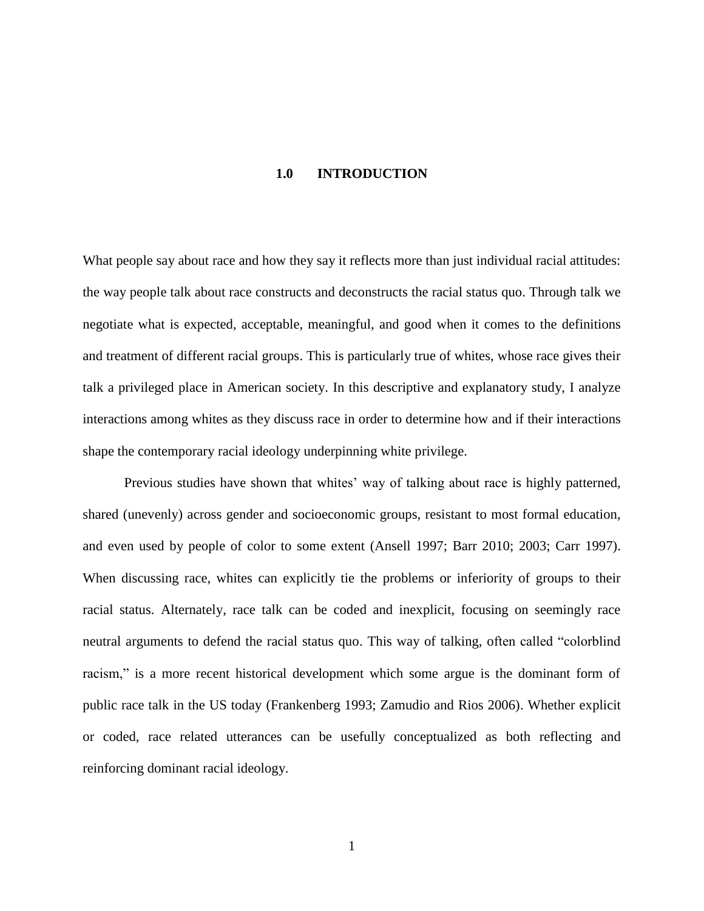# 1.0 INTRODUCTION

What people say about race and how they say it reflects more than just individual racial attitudes: the way people talk about race constructs and deconstructs the racial status quo. Through talk we negotiate what is expected, acceptable, meaningful, and good when it comes to the definitions and treatment of different racial groups. This is particularly true of whites, whose race gives their talk a privileged place in American society. In this descriptive and explanatory study, I analyze interactions among whites as they discuss race in order to determine how and if their interactions shape the contemporary racial ideology underpinning white privilege.

Previous studies have shown that whites' way of talking about race is highly patterned, shared (unevenly) across gender and socioeconomic groups, resistant to most formal education, and even used by people of color to some extent (Ansell 1997; Barr 2010; 2003; Carr 1997). When discussing race, whites can explicitly tie the problems or inferiority of groups to their racial status. Alternately, race talk can be coded and inexplicit, focusing on seemingly race neutral arguments to defend the racial status quo. This way of talking, often called "colorblind racism," is a more recent historical development which some argue is the dominant form of public race talk in the US today (Frankenberg 1993; Zamudio and Rios 2006). Whether explicit or coded, race related utterances can be usefully conceptualized as both reflecting and reinforcing dominant racial ideology.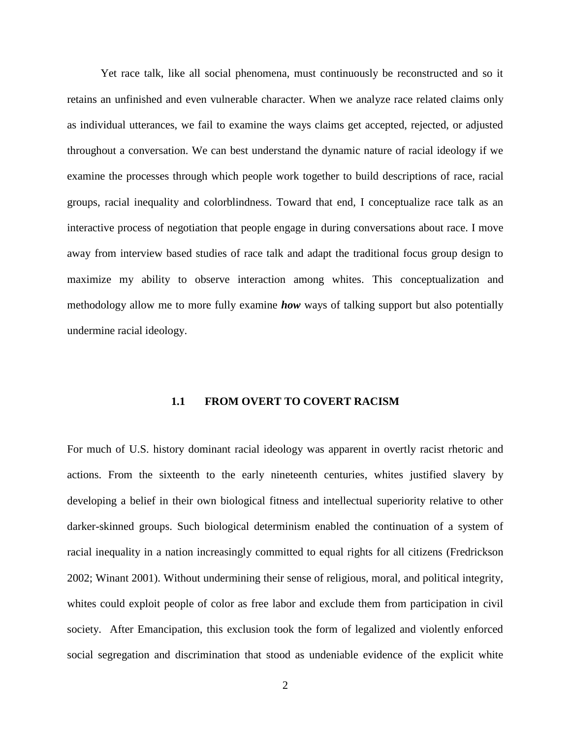Yet race talk, like all social phenomena, must continuously be reconstructed and so it retains an unfinished and even vulnerable character. When we analyze race related claims only as individual utterances, we fail to examine the ways claims get accepted, rejected, or adjusted throughout a conversation. We can best understand the dynamic nature of racial ideology if we examine the processes through which people work together to build descriptions of race, racial groups, racial inequality and colorblindness. Toward that end, I conceptualize race talk as an interactive process of negotiation that people engage in during conversations about race. I move away from interview based studies of race talk and adapt the traditional focus group design to maximize my ability to observe interaction among whites. This conceptualization and methodology allow me to more fully examine ***how*** ways of talking support but also potentially undermine racial ideology.

## 1.1 FROM OVERT TO COVERT RACISM

For much of U.S. history dominant racial ideology was apparent in overtly racist rhetoric and actions. From the sixteenth to the early nineteenth centuries, whites justified slavery by developing a belief in their own biological fitness and intellectual superiority relative to other darker-skinned groups. Such biological determinism enabled the continuation of a system of racial inequality in a nation increasingly committed to equal rights for all citizens (Fredrickson 2002; Winant 2001). Without undermining their sense of religious, moral, and political integrity, whites could exploit people of color as free labor and exclude them from participation in civil society. After Emancipation, this exclusion took the form of legalized and violently enforced social segregation and discrimination that stood as undeniable evidence of the explicit white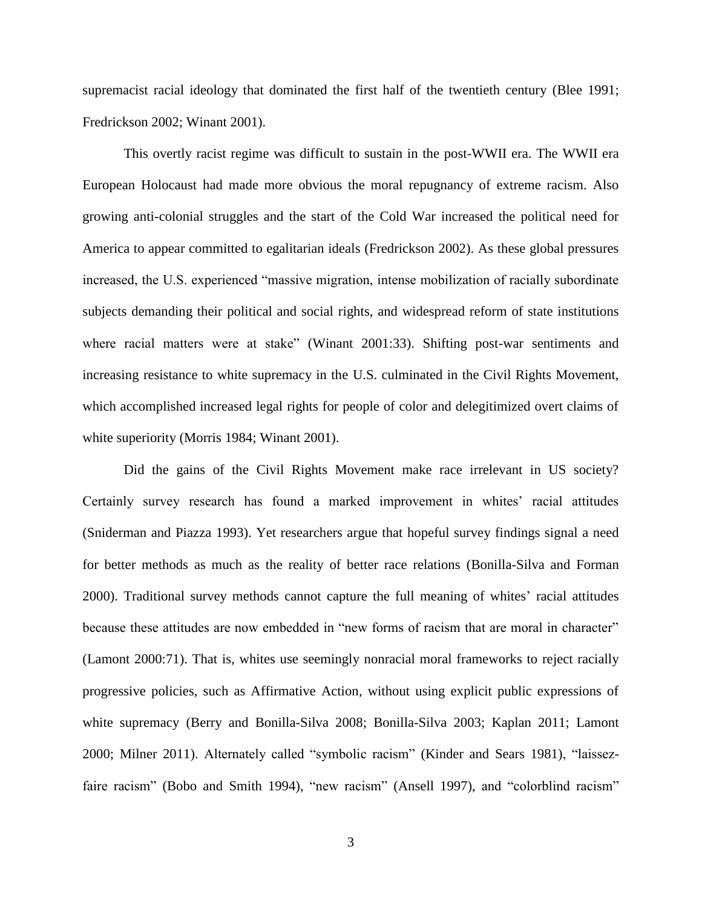supremacist racial ideology that dominated the first half of the twentieth century (Blee 1991; Fredrickson 2002; Winant 2001).

This overtly racist regime was difficult to sustain in the post-WWII era. The WWII era European Holocaust had made more obvious the moral repugnancy of extreme racism. Also growing anti-colonial struggles and the start of the Cold War increased the political need for America to appear committed to egalitarian ideals (Fredrickson 2002). As these global pressures increased, the U.S. experienced "massive migration, intense mobilization of racially subordinate subjects demanding their political and social rights, and widespread reform of state institutions where racial matters were at stake" (Winant 2001:33). Shifting post-war sentiments and increasing resistance to white supremacy in the U.S. culminated in the Civil Rights Movement, which accomplished increased legal rights for people of color and delegitimized overt claims of white superiority (Morris 1984; Winant 2001).

Did the gains of the Civil Rights Movement make race irrelevant in US society? Certainly survey research has found a marked improvement in whites' racial attitudes (Sniderman and Piazza 1993). Yet researchers argue that hopeful survey findings signal a need for better methods as much as the reality of better race relations (Bonilla-Silva and Forman 2000). Traditional survey methods cannot capture the full meaning of whites' racial attitudes because these attitudes are now embedded in "new forms of racism that are moral in character" (Lamont 2000:71). That is, whites use seemingly nonracial moral frameworks to reject racially progressive policies, such as Affirmative Action, without using explicit public expressions of white supremacy (Berry and Bonilla-Silva 2008; Bonilla-Silva 2003; Kaplan 2011; Lamont 2000; Milner 2011). Alternately called "symbolic racism" (Kinder and Sears 1981), "laissez-faire racism" (Bobo and Smith 1994), "new racism" (Ansell 1997), and "colorblind racism"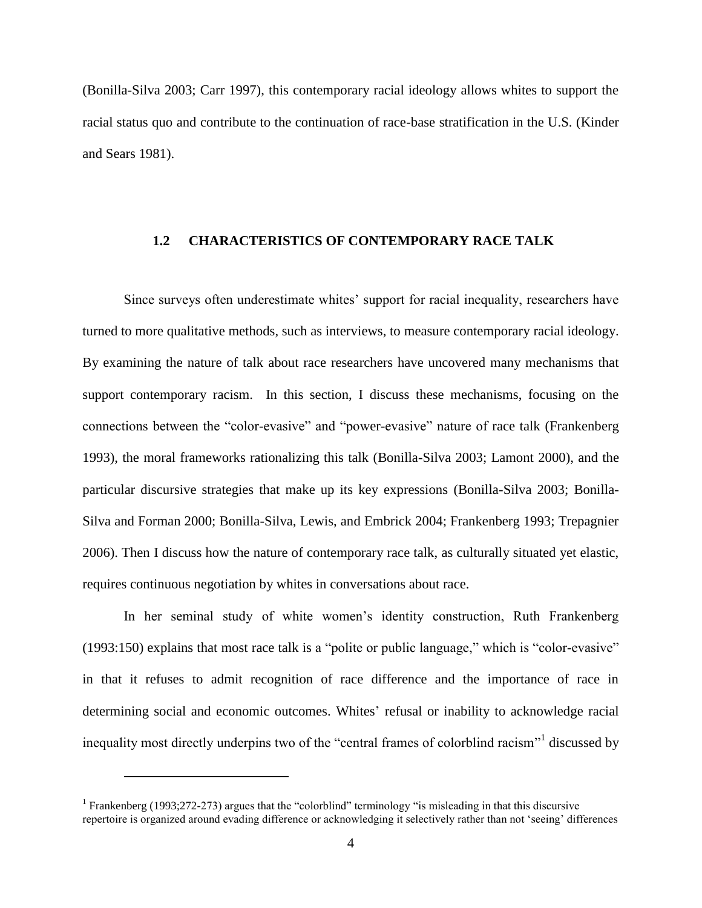(Bonilla-Silva 2003; Carr 1997), this contemporary racial ideology allows whites to support the racial status quo and contribute to the continuation of race-base stratification in the U.S. (Kinder and Sears 1981).

## 1.2 CHARACTERISTICS OF CONTEMPORARY RACE TALK

Since surveys often underestimate whites' support for racial inequality, researchers have turned to more qualitative methods, such as interviews, to measure contemporary racial ideology. By examining the nature of talk about race researchers have uncovered many mechanisms that support contemporary racism. In this section, I discuss these mechanisms, focusing on the connections between the "color-evasive" and "power-evasive" nature of race talk (Frankenberg 1993), the moral frameworks rationalizing this talk (Bonilla-Silva 2003; Lamont 2000), and the particular discursive strategies that make up its key expressions (Bonilla-Silva 2003; Bonilla-Silva and Forman 2000; Bonilla-Silva, Lewis, and Embrick 2004; Frankenberg 1993; Trepagnier 2006). Then I discuss how the nature of contemporary race talk, as culturally situated yet elastic, requires continuous negotiation by whites in conversations about race.

In her seminal study of white women's identity construction, Ruth Frankenberg (1993:150) explains that most race talk is a "polite or public language," which is "color-evasive" in that it refuses to admit recognition of race difference and the importance of race in determining social and economic outcomes. Whites' refusal or inability to acknowledge racial inequality most directly underpins two of the "central frames of colorblind racism"[1] discussed by

---

[1] Frankenberg (1993;272-273) argues that the "colorblind" terminology "is misleading in that this discursive repertoire is organized around evading difference or acknowledging it selectively rather than not 'seeing' differences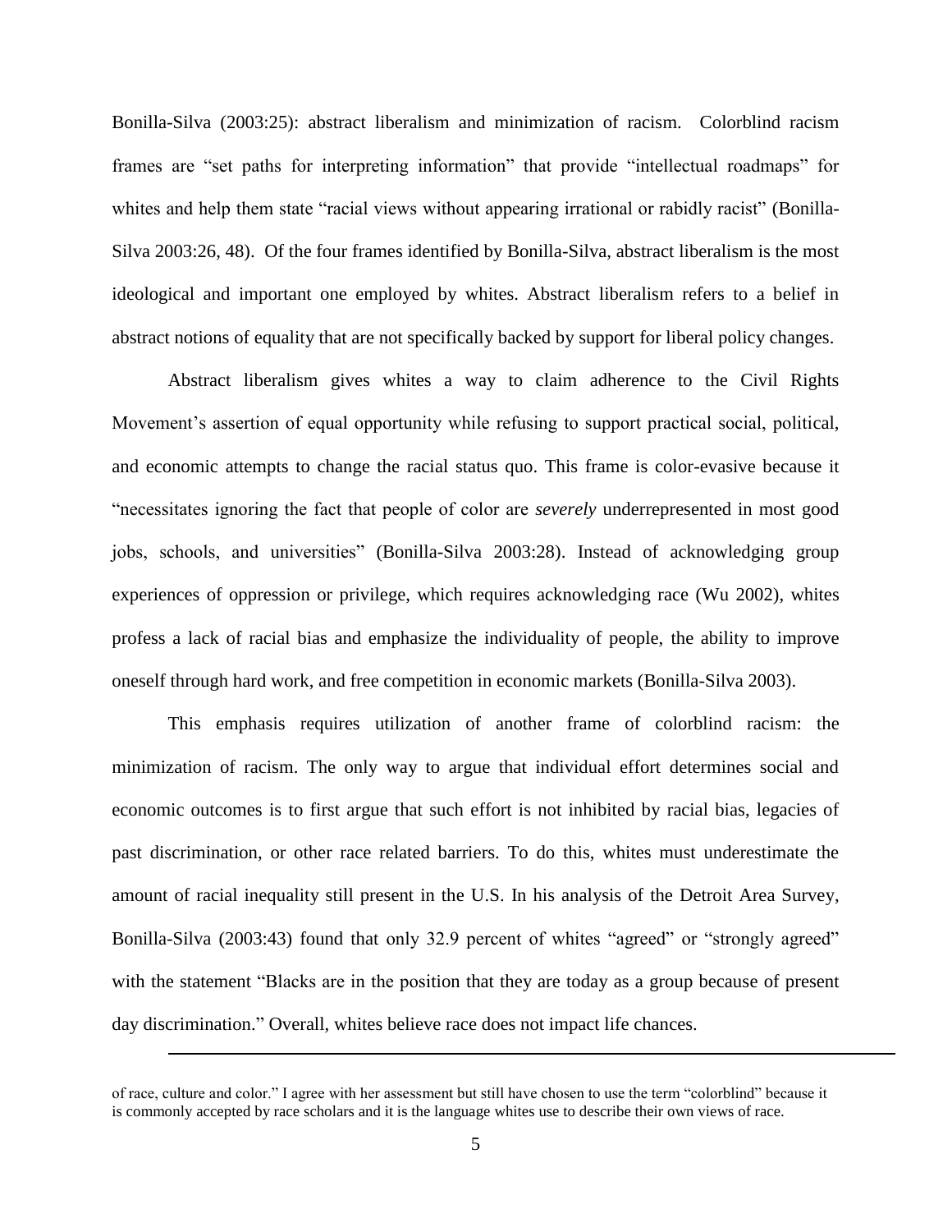Bonilla-Silva (2003:25): abstract liberalism and minimization of racism. Colorblind racism frames are "set paths for interpreting information" that provide "intellectual roadmaps" for whites and help them state "racial views without appearing irrational or rabidly racist" (Bonilla-Silva 2003:26, 48). Of the four frames identified by Bonilla-Silva, abstract liberalism is the most ideological and important one employed by whites. Abstract liberalism refers to a belief in abstract notions of equality that are not specifically backed by support for liberal policy changes.

Abstract liberalism gives whites a way to claim adherence to the Civil Rights Movement's assertion of equal opportunity while refusing to support practical social, political, and economic attempts to change the racial status quo. This frame is color-evasive because it "necessitates ignoring the fact that people of color are *severely* underrepresented in most good jobs, schools, and universities" (Bonilla-Silva 2003:28). Instead of acknowledging group experiences of oppression or privilege, which requires acknowledging race (Wu 2002), whites profess a lack of racial bias and emphasize the individuality of people, the ability to improve oneself through hard work, and free competition in economic markets (Bonilla-Silva 2003).

This emphasis requires utilization of another frame of colorblind racism: the minimization of racism. The only way to argue that individual effort determines social and economic outcomes is to first argue that such effort is not inhibited by racial bias, legacies of past discrimination, or other race related barriers. To do this, whites must underestimate the amount of racial inequality still present in the U.S. In his analysis of the Detroit Area Survey, Bonilla-Silva (2003:43) found that only 32.9 percent of whites "agreed" or "strongly agreed" with the statement "Blacks are in the position that they are today as a group because of present day discrimination." Overall, whites believe race does not impact life chances.

---

of race, culture and color." I agree with her assessment but still have chosen to use the term "colorblind" because it is commonly accepted by race scholars and it is the language whites use to describe their own views of race.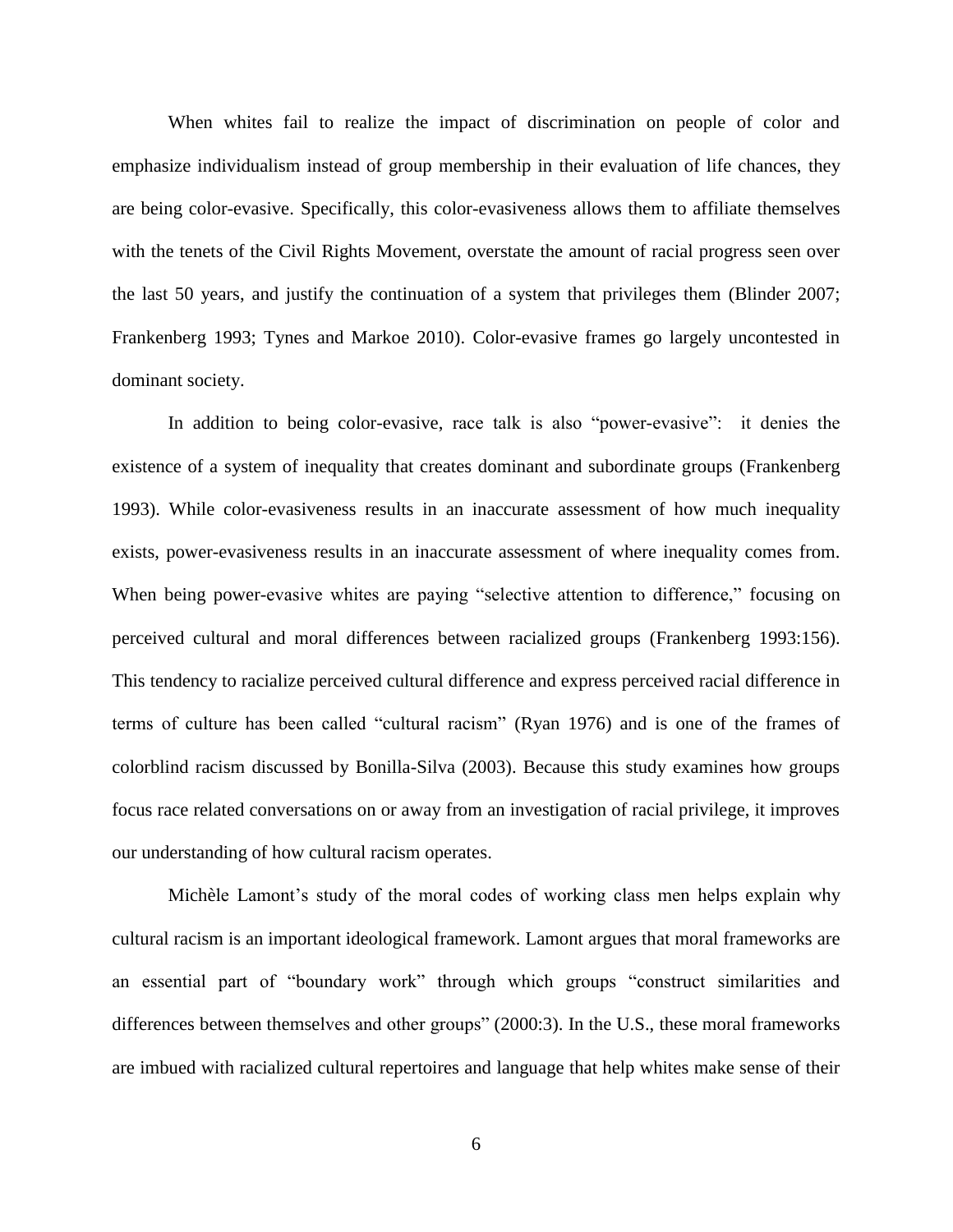When whites fail to realize the impact of discrimination on people of color and emphasize individualism instead of group membership in their evaluation of life chances, they are being color-evasive. Specifically, this color-evasiveness allows them to affiliate themselves with the tenets of the Civil Rights Movement, overstate the amount of racial progress seen over the last 50 years, and justify the continuation of a system that privileges them (Blinder 2007; Frankenberg 1993; Tynes and Markoe 2010). Color-evasive frames go largely uncontested in dominant society.

In addition to being color-evasive, race talk is also "power-evasive": it denies the existence of a system of inequality that creates dominant and subordinate groups (Frankenberg 1993). While color-evasiveness results in an inaccurate assessment of how much inequality exists, power-evasiveness results in an inaccurate assessment of where inequality comes from. When being power-evasive whites are paying "selective attention to difference," focusing on perceived cultural and moral differences between racialized groups (Frankenberg 1993:156). This tendency to racialize perceived cultural difference and express perceived racial difference in terms of culture has been called "cultural racism" (Ryan 1976) and is one of the frames of colorblind racism discussed by Bonilla-Silva (2003). Because this study examines how groups focus race related conversations on or away from an investigation of racial privilege, it improves our understanding of how cultural racism operates.

Michèle Lamont's study of the moral codes of working class men helps explain why cultural racism is an important ideological framework. Lamont argues that moral frameworks are an essential part of "boundary work" through which groups "construct similarities and differences between themselves and other groups" (2000:3). In the U.S., these moral frameworks are imbued with racialized cultural repertoires and language that help whites make sense of their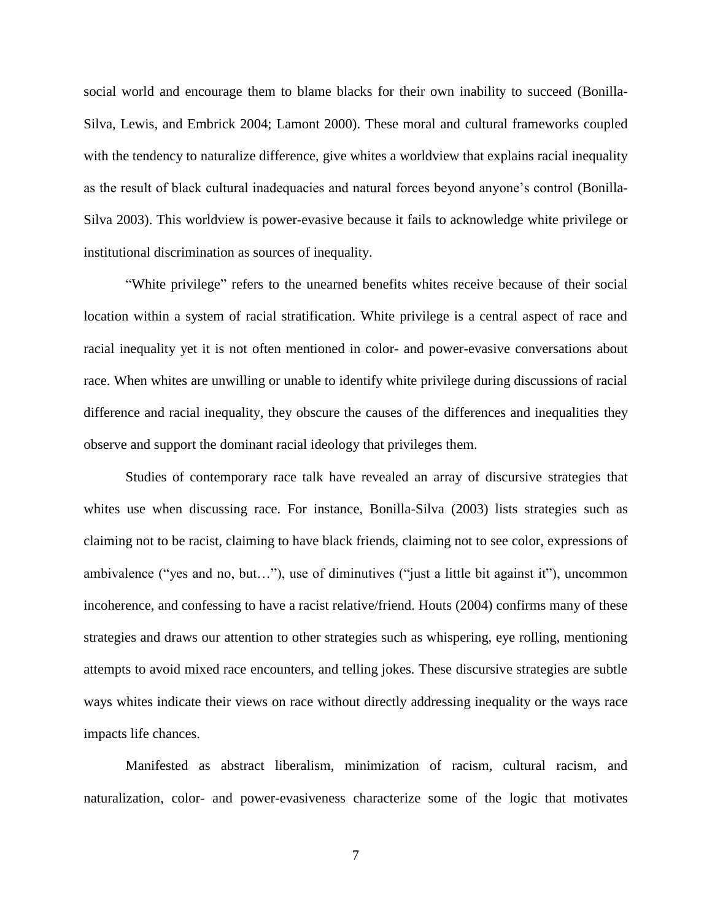social world and encourage them to blame blacks for their own inability to succeed (Bonilla-Silva, Lewis, and Embrick 2004; Lamont 2000). These moral and cultural frameworks coupled with the tendency to naturalize difference, give whites a worldview that explains racial inequality as the result of black cultural inadequacies and natural forces beyond anyone's control (Bonilla-Silva 2003). This worldview is power-evasive because it fails to acknowledge white privilege or institutional discrimination as sources of inequality.

"White privilege" refers to the unearned benefits whites receive because of their social location within a system of racial stratification. White privilege is a central aspect of race and racial inequality yet it is not often mentioned in color- and power-evasive conversations about race. When whites are unwilling or unable to identify white privilege during discussions of racial difference and racial inequality, they obscure the causes of the differences and inequalities they observe and support the dominant racial ideology that privileges them.

Studies of contemporary race talk have revealed an array of discursive strategies that whites use when discussing race. For instance, Bonilla-Silva (2003) lists strategies such as claiming not to be racist, claiming to have black friends, claiming not to see color, expressions of ambivalence ("yes and no, but…"), use of diminutives ("just a little bit against it"), uncommon incoherence, and confessing to have a racist relative/friend. Houts (2004) confirms many of these strategies and draws our attention to other strategies such as whispering, eye rolling, mentioning attempts to avoid mixed race encounters, and telling jokes. These discursive strategies are subtle ways whites indicate their views on race without directly addressing inequality or the ways race impacts life chances.

Manifested as abstract liberalism, minimization of racism, cultural racism, and naturalization, color- and power-evasiveness characterize some of the logic that motivates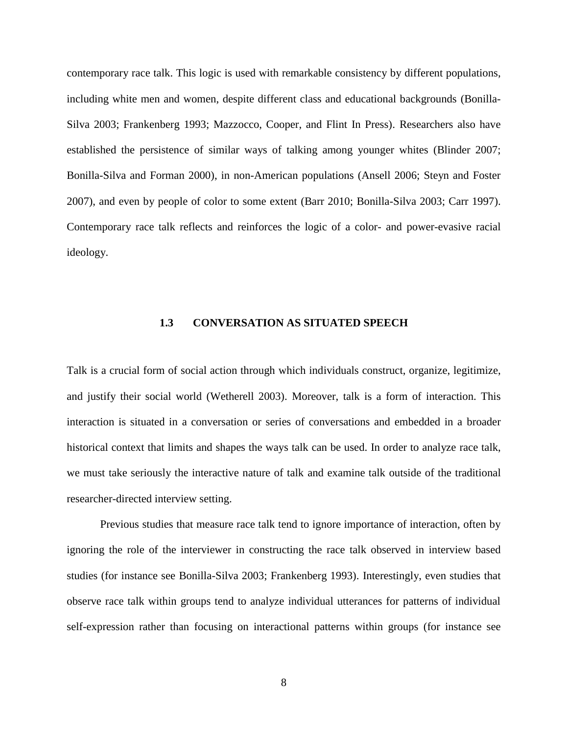contemporary race talk. This logic is used with remarkable consistency by different populations, including white men and women, despite different class and educational backgrounds (Bonilla-Silva 2003; Frankenberg 1993; Mazzocco, Cooper, and Flint In Press). Researchers also have established the persistence of similar ways of talking among younger whites (Blinder 2007; Bonilla-Silva and Forman 2000), in non-American populations (Ansell 2006; Steyn and Foster 2007), and even by people of color to some extent (Barr 2010; Bonilla-Silva 2003; Carr 1997). Contemporary race talk reflects and reinforces the logic of a color- and power-evasive racial ideology.

## 1.3 CONVERSATION AS SITUATED SPEECH

Talk is a crucial form of social action through which individuals construct, organize, legitimize, and justify their social world (Wetherell 2003). Moreover, talk is a form of interaction. This interaction is situated in a conversation or series of conversations and embedded in a broader historical context that limits and shapes the ways talk can be used. In order to analyze race talk, we must take seriously the interactive nature of talk and examine talk outside of the traditional researcher-directed interview setting.

Previous studies that measure race talk tend to ignore importance of interaction, often by ignoring the role of the interviewer in constructing the race talk observed in interview based studies (for instance see Bonilla-Silva 2003; Frankenberg 1993). Interestingly, even studies that observe race talk within groups tend to analyze individual utterances for patterns of individual self-expression rather than focusing on interactional patterns within groups (for instance see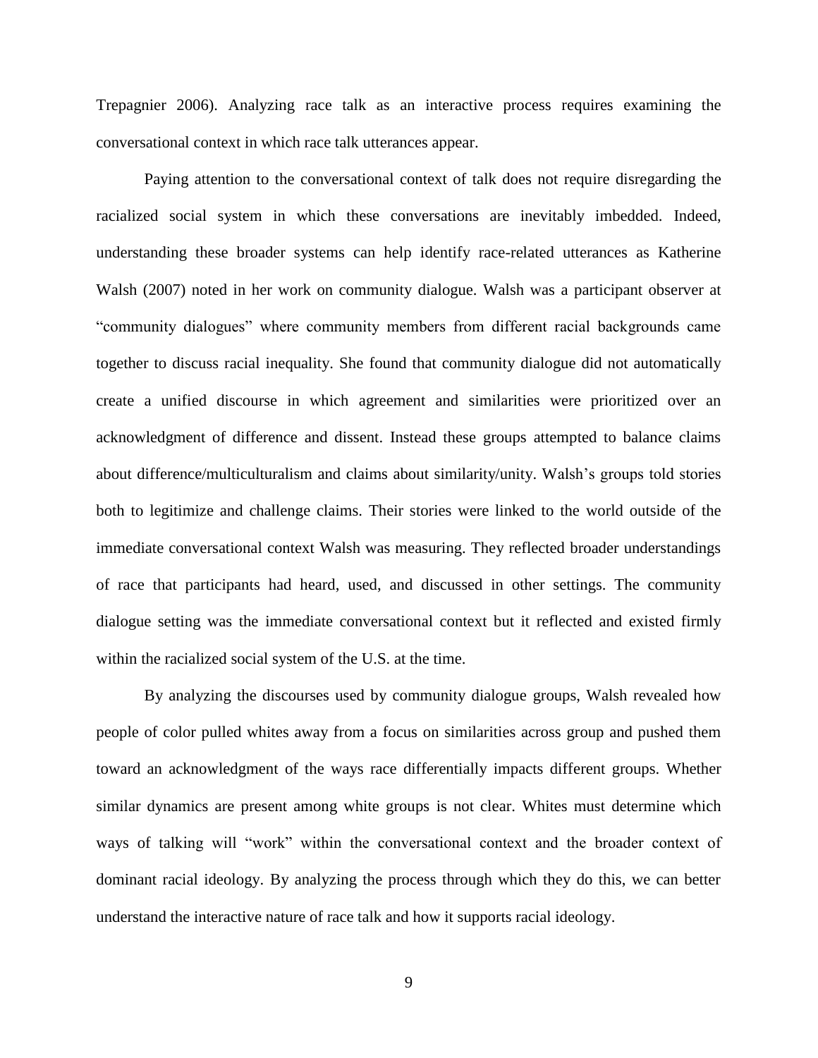Trepagnier 2006). Analyzing race talk as an interactive process requires examining the conversational context in which race talk utterances appear.

Paying attention to the conversational context of talk does not require disregarding the racialized social system in which these conversations are inevitably imbedded. Indeed, understanding these broader systems can help identify race-related utterances as Katherine Walsh (2007) noted in her work on community dialogue. Walsh was a participant observer at "community dialogues" where community members from different racial backgrounds came together to discuss racial inequality. She found that community dialogue did not automatically create a unified discourse in which agreement and similarities were prioritized over an acknowledgment of difference and dissent. Instead these groups attempted to balance claims about difference/multiculturalism and claims about similarity/unity. Walsh's groups told stories both to legitimize and challenge claims. Their stories were linked to the world outside of the immediate conversational context Walsh was measuring. They reflected broader understandings of race that participants had heard, used, and discussed in other settings. The community dialogue setting was the immediate conversational context but it reflected and existed firmly within the racialized social system of the U.S. at the time.

By analyzing the discourses used by community dialogue groups, Walsh revealed how people of color pulled whites away from a focus on similarities across group and pushed them toward an acknowledgment of the ways race differentially impacts different groups. Whether similar dynamics are present among white groups is not clear. Whites must determine which ways of talking will "work" within the conversational context and the broader context of dominant racial ideology. By analyzing the process through which they do this, we can better understand the interactive nature of race talk and how it supports racial ideology.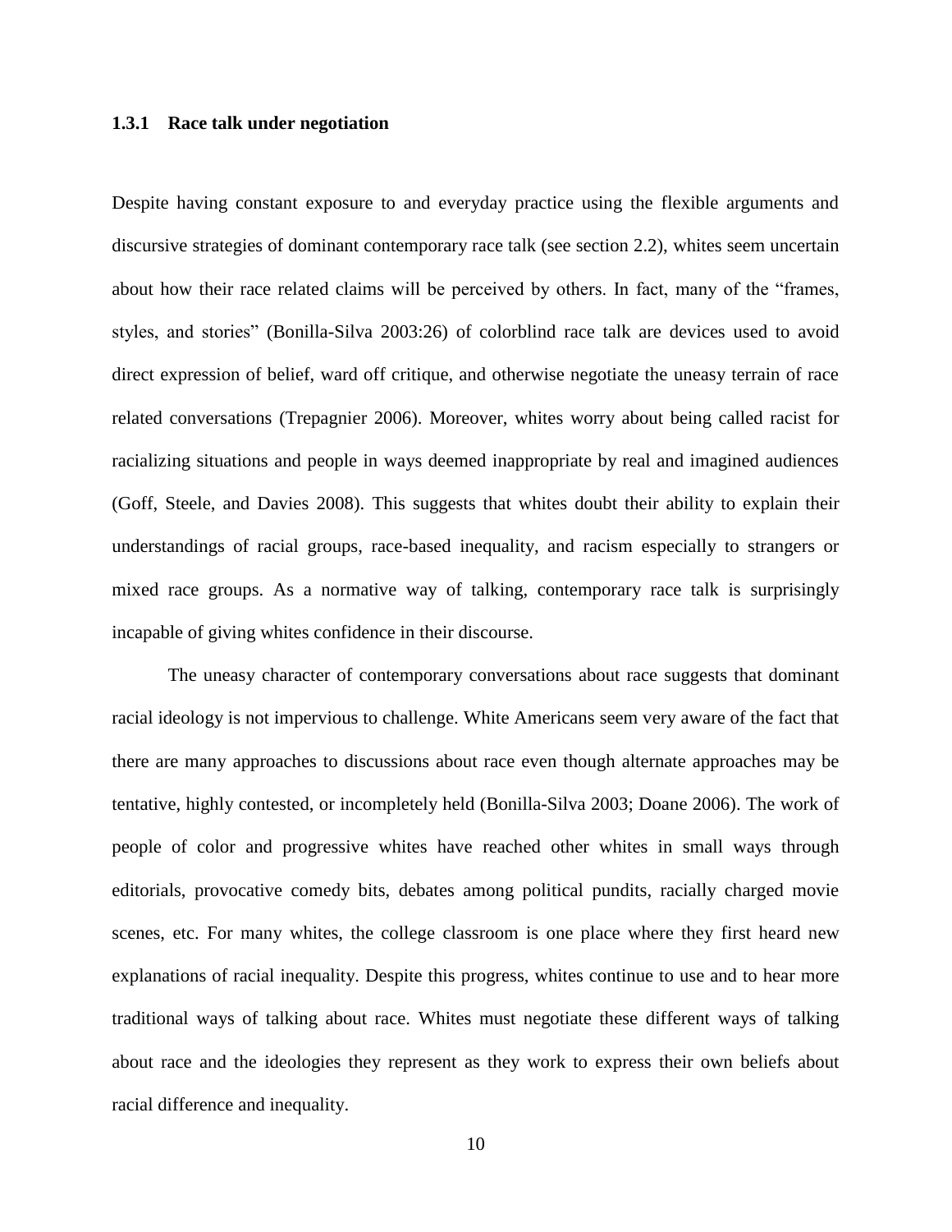### 1.3.1 Race talk under negotiation

Despite having constant exposure to and everyday practice using the flexible arguments and discursive strategies of dominant contemporary race talk (see section 2.2), whites seem uncertain about how their race related claims will be perceived by others. In fact, many of the "frames, styles, and stories" (Bonilla-Silva 2003:26) of colorblind race talk are devices used to avoid direct expression of belief, ward off critique, and otherwise negotiate the uneasy terrain of race related conversations (Trepagnier 2006). Moreover, whites worry about being called racist for racializing situations and people in ways deemed inappropriate by real and imagined audiences (Goff, Steele, and Davies 2008). This suggests that whites doubt their ability to explain their understandings of racial groups, race-based inequality, and racism especially to strangers or mixed race groups. As a normative way of talking, contemporary race talk is surprisingly incapable of giving whites confidence in their discourse.

The uneasy character of contemporary conversations about race suggests that dominant racial ideology is not impervious to challenge. White Americans seem very aware of the fact that there are many approaches to discussions about race even though alternate approaches may be tentative, highly contested, or incompletely held (Bonilla-Silva 2003; Doane 2006). The work of people of color and progressive whites have reached other whites in small ways through editorials, provocative comedy bits, debates among political pundits, racially charged movie scenes, etc. For many whites, the college classroom is one place where they first heard new explanations of racial inequality. Despite this progress, whites continue to use and to hear more traditional ways of talking about race. Whites must negotiate these different ways of talking about race and the ideologies they represent as they work to express their own beliefs about racial difference and inequality.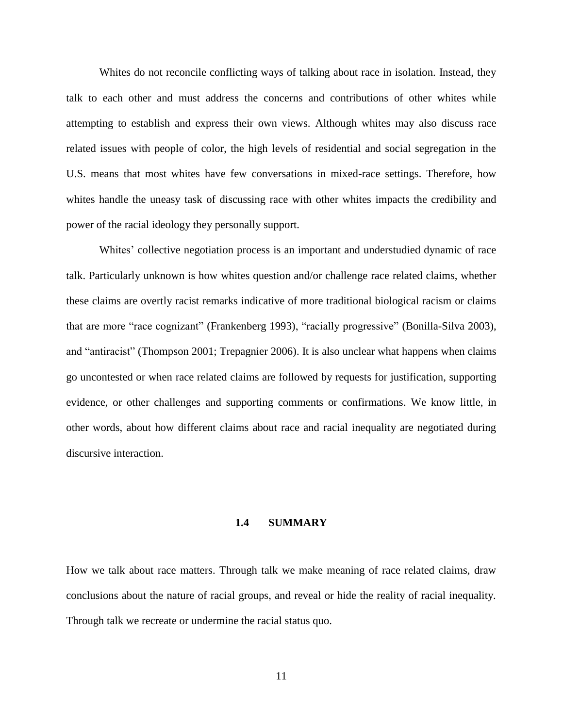Whites do not reconcile conflicting ways of talking about race in isolation. Instead, they talk to each other and must address the concerns and contributions of other whites while attempting to establish and express their own views. Although whites may also discuss race related issues with people of color, the high levels of residential and social segregation in the U.S. means that most whites have few conversations in mixed-race settings. Therefore, how whites handle the uneasy task of discussing race with other whites impacts the credibility and power of the racial ideology they personally support.

Whites' collective negotiation process is an important and understudied dynamic of race talk. Particularly unknown is how whites question and/or challenge race related claims, whether these claims are overtly racist remarks indicative of more traditional biological racism or claims that are more "race cognizant" (Frankenberg 1993), "racially progressive" (Bonilla-Silva 2003), and "antiracist" (Thompson 2001; Trepagnier 2006). It is also unclear what happens when claims go uncontested or when race related claims are followed by requests for justification, supporting evidence, or other challenges and supporting comments or confirmations. We know little, in other words, about how different claims about race and racial inequality are negotiated during discursive interaction.

### 1.4 SUMMARY

How we talk about race matters. Through talk we make meaning of race related claims, draw conclusions about the nature of racial groups, and reveal or hide the reality of racial inequality. Through talk we recreate or undermine the racial status quo.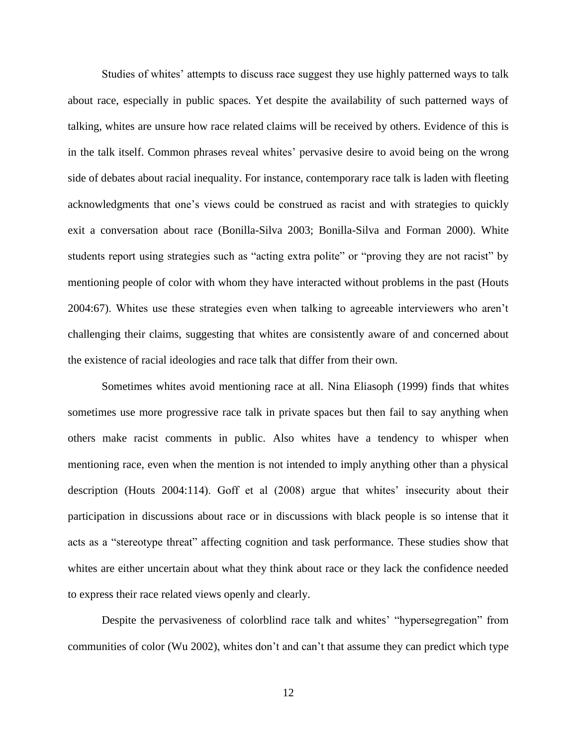Studies of whites' attempts to discuss race suggest they use highly patterned ways to talk about race, especially in public spaces. Yet despite the availability of such patterned ways of talking, whites are unsure how race related claims will be received by others. Evidence of this is in the talk itself. Common phrases reveal whites' pervasive desire to avoid being on the wrong side of debates about racial inequality. For instance, contemporary race talk is laden with fleeting acknowledgments that one's views could be construed as racist and with strategies to quickly exit a conversation about race (Bonilla-Silva 2003; Bonilla-Silva and Forman 2000). White students report using strategies such as "acting extra polite" or "proving they are not racist" by mentioning people of color with whom they have interacted without problems in the past (Houts 2004:67). Whites use these strategies even when talking to agreeable interviewers who aren't challenging their claims, suggesting that whites are consistently aware of and concerned about the existence of racial ideologies and race talk that differ from their own.

Sometimes whites avoid mentioning race at all. Nina Eliasoph (1999) finds that whites sometimes use more progressive race talk in private spaces but then fail to say anything when others make racist comments in public. Also whites have a tendency to whisper when mentioning race, even when the mention is not intended to imply anything other than a physical description (Houts 2004:114). Goff et al (2008) argue that whites' insecurity about their participation in discussions about race or in discussions with black people is so intense that it acts as a "stereotype threat" affecting cognition and task performance. These studies show that whites are either uncertain about what they think about race or they lack the confidence needed to express their race related views openly and clearly.

Despite the pervasiveness of colorblind race talk and whites' "hypersegregation" from communities of color (Wu 2002), whites don't and can't that assume they can predict which type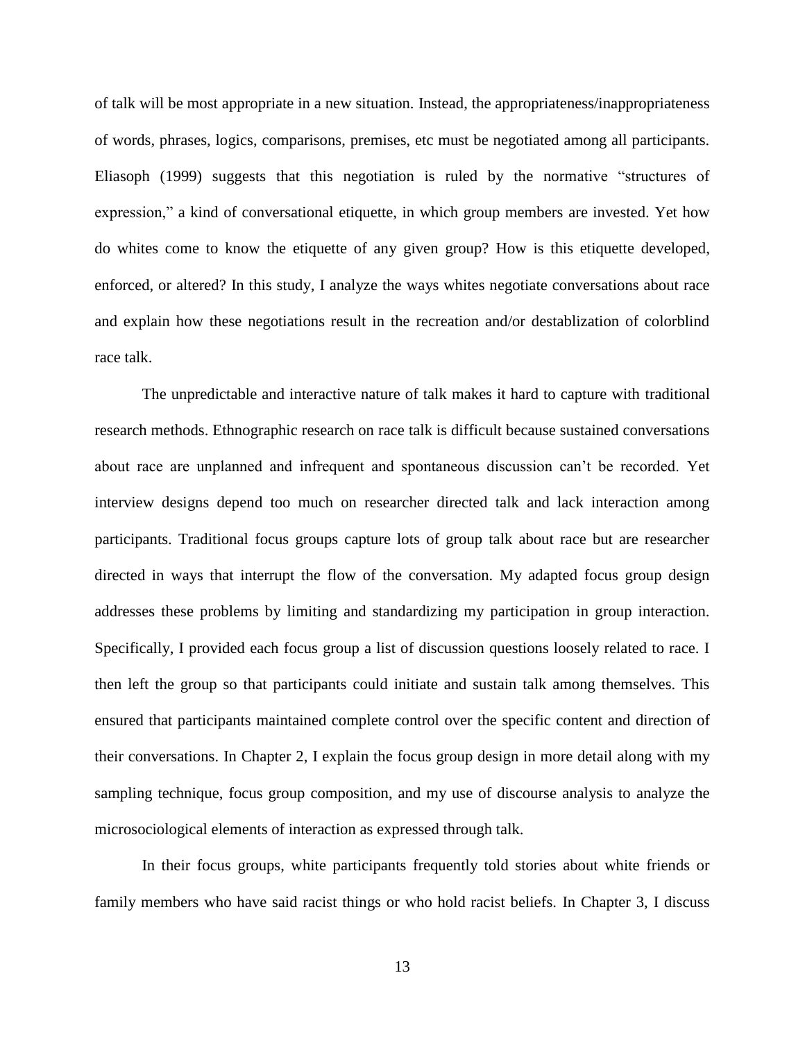of talk will be most appropriate in a new situation. Instead, the appropriateness/inappropriateness of words, phrases, logics, comparisons, premises, etc must be negotiated among all participants. Eliasoph (1999) suggests that this negotiation is ruled by the normative "structures of expression," a kind of conversational etiquette, in which group members are invested. Yet how do whites come to know the etiquette of any given group? How is this etiquette developed, enforced, or altered? In this study, I analyze the ways whites negotiate conversations about race and explain how these negotiations result in the recreation and/or destablization of colorblind race talk.

The unpredictable and interactive nature of talk makes it hard to capture with traditional research methods. Ethnographic research on race talk is difficult because sustained conversations about race are unplanned and infrequent and spontaneous discussion can't be recorded. Yet interview designs depend too much on researcher directed talk and lack interaction among participants. Traditional focus groups capture lots of group talk about race but are researcher directed in ways that interrupt the flow of the conversation. My adapted focus group design addresses these problems by limiting and standardizing my participation in group interaction. Specifically, I provided each focus group a list of discussion questions loosely related to race. I then left the group so that participants could initiate and sustain talk among themselves. This ensured that participants maintained complete control over the specific content and direction of their conversations. In Chapter 2, I explain the focus group design in more detail along with my sampling technique, focus group composition, and my use of discourse analysis to analyze the microsociological elements of interaction as expressed through talk.

In their focus groups, white participants frequently told stories about white friends or family members who have said racist things or who hold racist beliefs. In Chapter 3, I discuss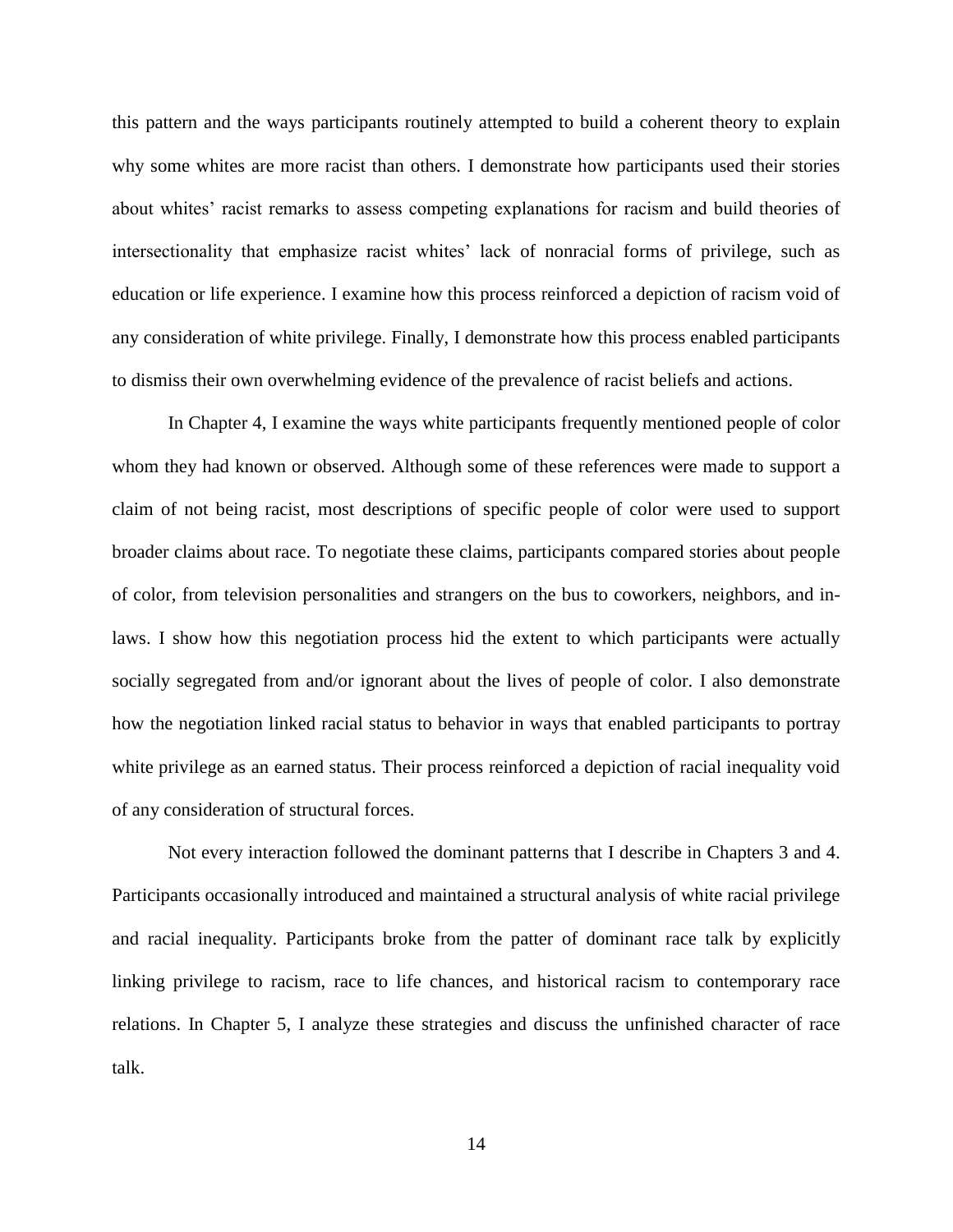this pattern and the ways participants routinely attempted to build a coherent theory to explain why some whites are more racist than others. I demonstrate how participants used their stories about whites' racist remarks to assess competing explanations for racism and build theories of intersectionality that emphasize racist whites' lack of nonracial forms of privilege, such as education or life experience. I examine how this process reinforced a depiction of racism void of any consideration of white privilege. Finally, I demonstrate how this process enabled participants to dismiss their own overwhelming evidence of the prevalence of racist beliefs and actions.

In Chapter 4, I examine the ways white participants frequently mentioned people of color whom they had known or observed. Although some of these references were made to support a claim of not being racist, most descriptions of specific people of color were used to support broader claims about race. To negotiate these claims, participants compared stories about people of color, from television personalities and strangers on the bus to coworkers, neighbors, and in-laws. I show how this negotiation process hid the extent to which participants were actually socially segregated from and/or ignorant about the lives of people of color. I also demonstrate how the negotiation linked racial status to behavior in ways that enabled participants to portray white privilege as an earned status. Their process reinforced a depiction of racial inequality void of any consideration of structural forces.

Not every interaction followed the dominant patterns that I describe in Chapters 3 and 4. Participants occasionally introduced and maintained a structural analysis of white racial privilege and racial inequality. Participants broke from the patter of dominant race talk by explicitly linking privilege to racism, race to life chances, and historical racism to contemporary race relations. In Chapter 5, I analyze these strategies and discuss the unfinished character of race talk.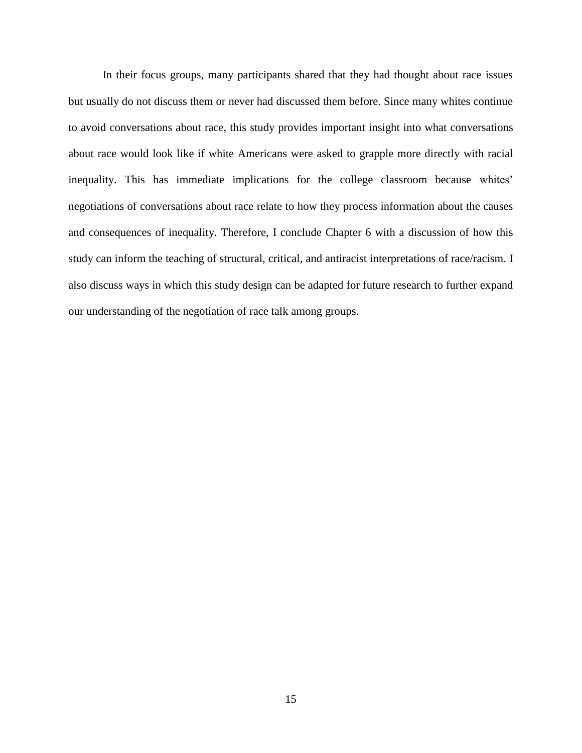In their focus groups, many participants shared that they had thought about race issues but usually do not discuss them or never had discussed them before. Since many whites continue to avoid conversations about race, this study provides important insight into what conversations about race would look like if white Americans were asked to grapple more directly with racial inequality. This has immediate implications for the college classroom because whites' negotiations of conversations about race relate to how they process information about the causes and consequences of inequality. Therefore, I conclude Chapter 6 with a discussion of how this study can inform the teaching of structural, critical, and antiracist interpretations of race/racism. I also discuss ways in which this study design can be adapted for future research to further expand our understanding of the negotiation of race talk among groups.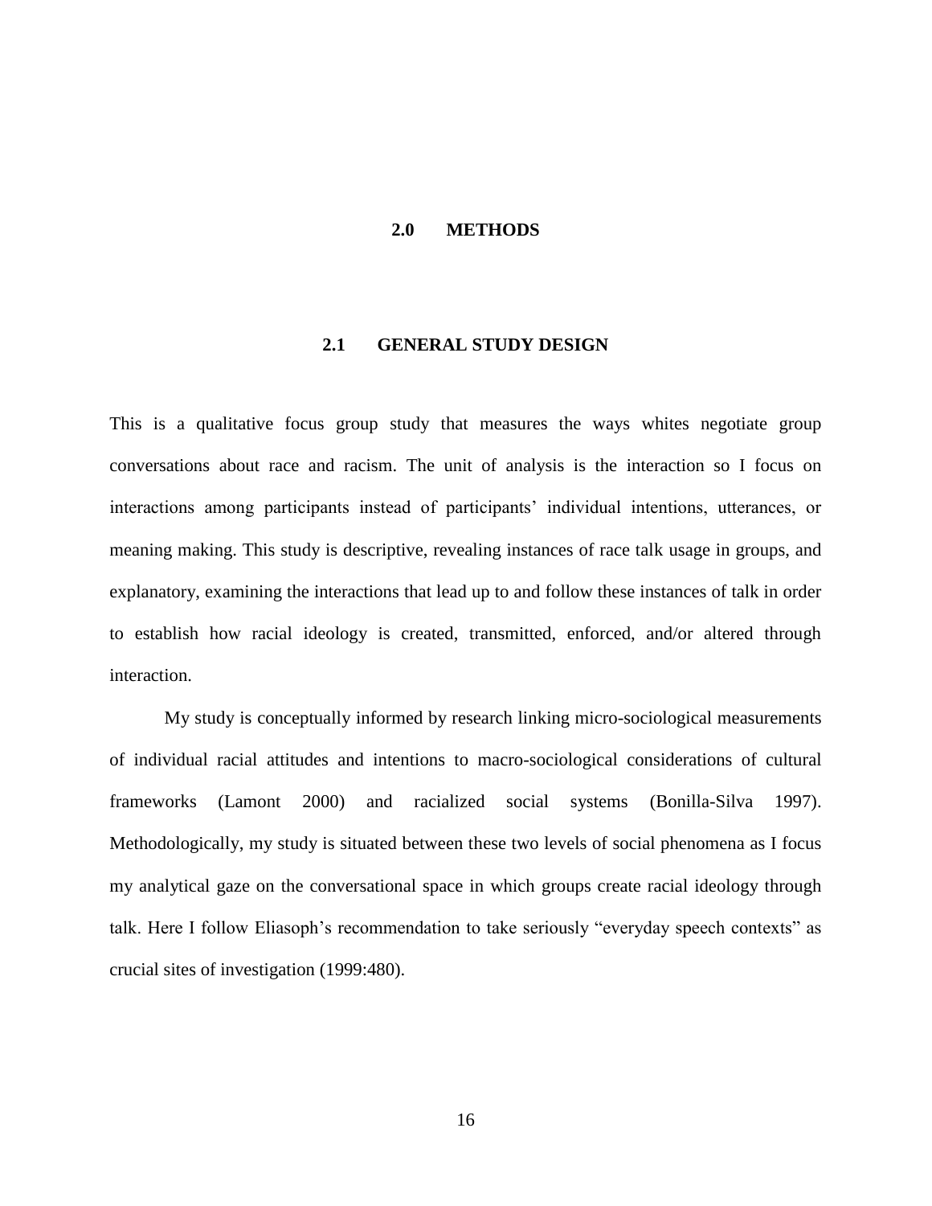# 2.0 METHODS

## 2.1 GENERAL STUDY DESIGN

This is a qualitative focus group study that measures the ways whites negotiate group conversations about race and racism. The unit of analysis is the interaction so I focus on interactions among participants instead of participants' individual intentions, utterances, or meaning making. This study is descriptive, revealing instances of race talk usage in groups, and explanatory, examining the interactions that lead up to and follow these instances of talk in order to establish how racial ideology is created, transmitted, enforced, and/or altered through interaction.

My study is conceptually informed by research linking micro-sociological measurements of individual racial attitudes and intentions to macro-sociological considerations of cultural frameworks (Lamont 2000) and racialized social systems (Bonilla-Silva 1997). Methodologically, my study is situated between these two levels of social phenomena as I focus my analytical gaze on the conversational space in which groups create racial ideology through talk. Here I follow Eliasoph's recommendation to take seriously "everyday speech contexts" as crucial sites of investigation (1999:480).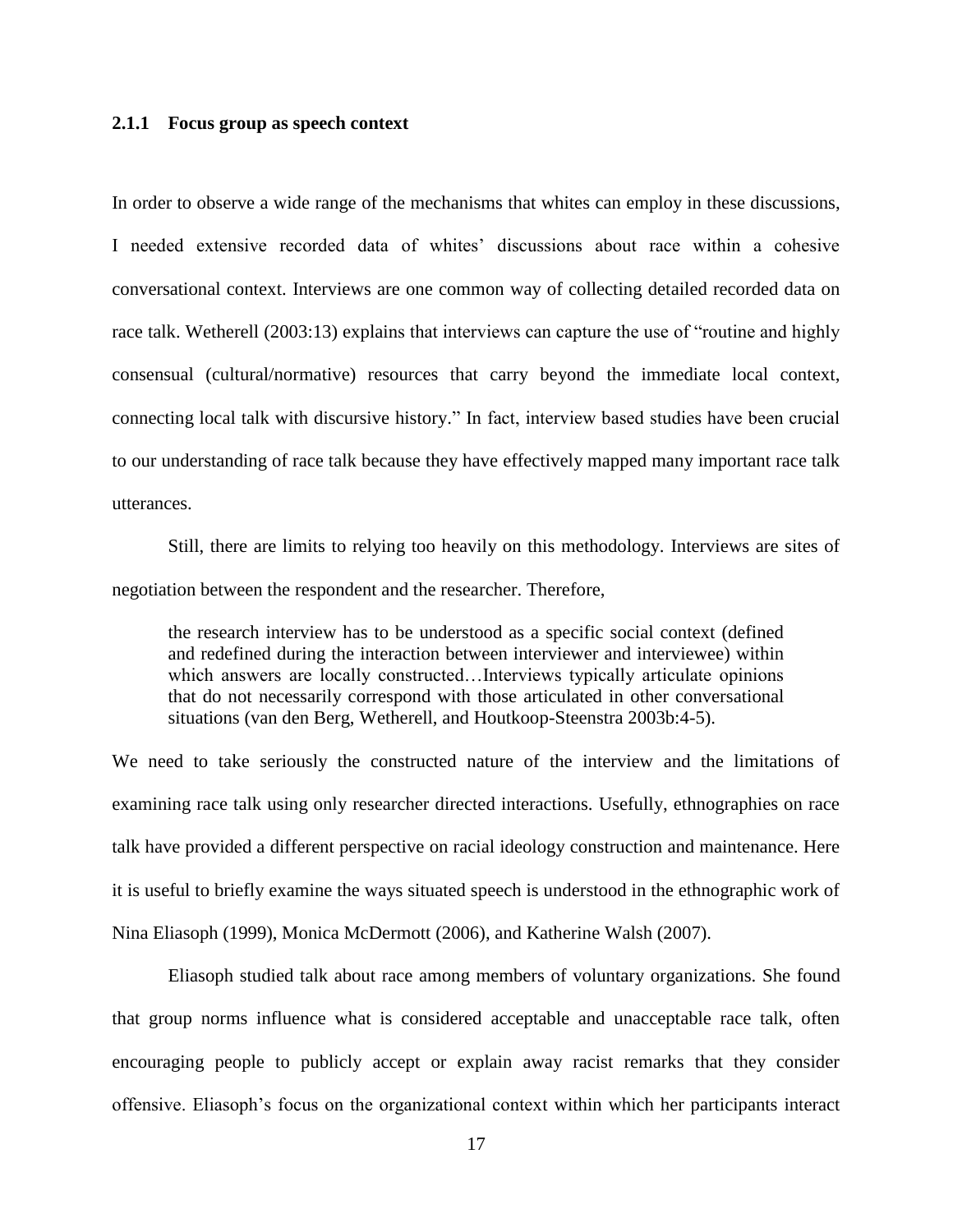### 2.1.1 Focus group as speech context

In order to observe a wide range of the mechanisms that whites can employ in these discussions, I needed extensive recorded data of whites' discussions about race within a cohesive conversational context. Interviews are one common way of collecting detailed recorded data on race talk. Wetherell (2003:13) explains that interviews can capture the use of "routine and highly consensual (cultural/normative) resources that carry beyond the immediate local context, connecting local talk with discursive history." In fact, interview based studies have been crucial to our understanding of race talk because they have effectively mapped many important race talk utterances.

Still, there are limits to relying too heavily on this methodology. Interviews are sites of negotiation between the respondent and the researcher. Therefore,

> the research interview has to be understood as a specific social context (defined and redefined during the interaction between interviewer and interviewee) within which answers are locally constructed…Interviews typically articulate opinions that do not necessarily correspond with those articulated in other conversational situations (van den Berg, Wetherell, and Houtkoop-Steenstra 2003b:4-5).

We need to take seriously the constructed nature of the interview and the limitations of examining race talk using only researcher directed interactions. Usefully, ethnographies on race talk have provided a different perspective on racial ideology construction and maintenance. Here it is useful to briefly examine the ways situated speech is understood in the ethnographic work of Nina Eliasoph (1999), Monica McDermott (2006), and Katherine Walsh (2007).

Eliasoph studied talk about race among members of voluntary organizations. She found that group norms influence what is considered acceptable and unacceptable race talk, often encouraging people to publicly accept or explain away racist remarks that they consider offensive. Eliasoph's focus on the organizational context within which her participants interact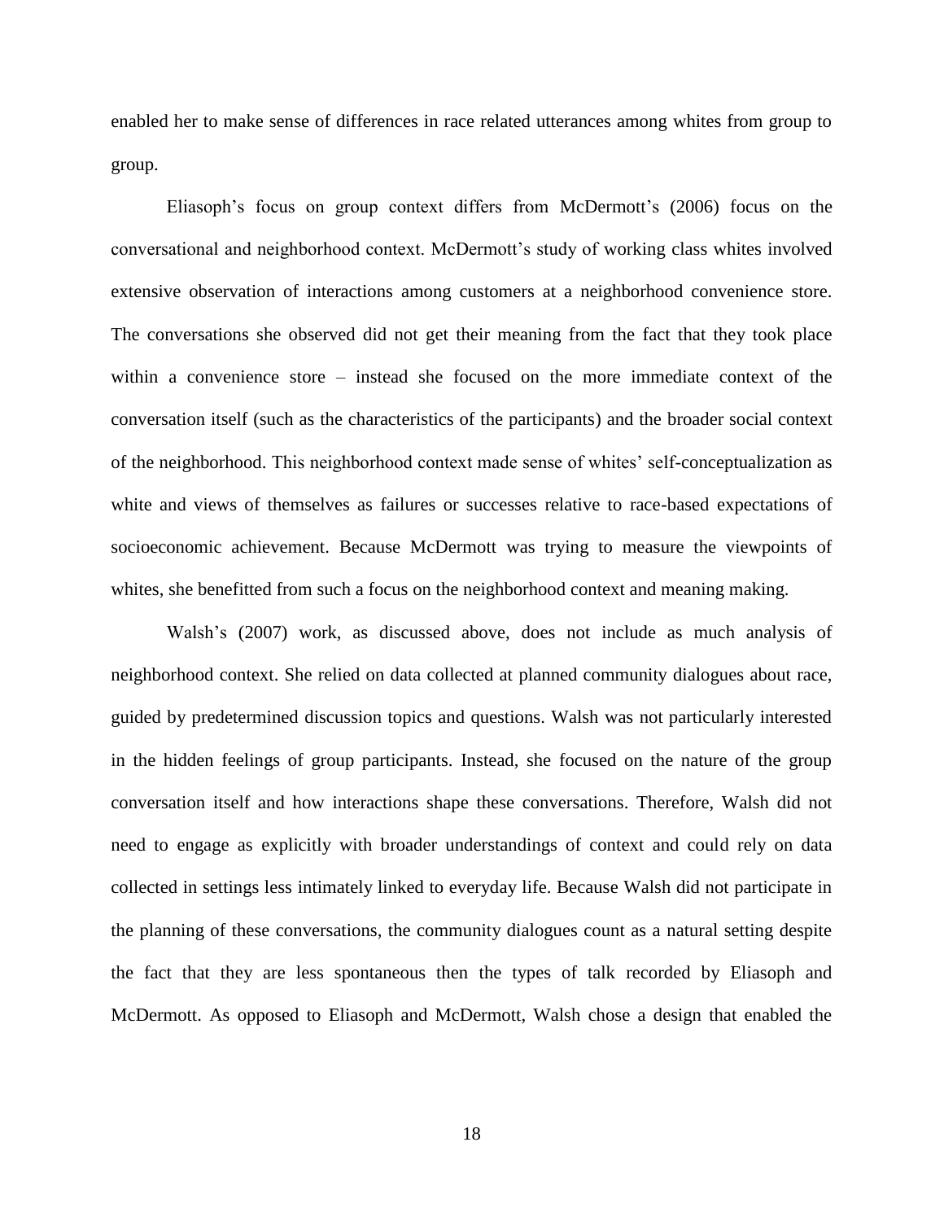enabled her to make sense of differences in race related utterances among whites from group to group.

Eliasoph's focus on group context differs from McDermott's (2006) focus on the conversational and neighborhood context. McDermott's study of working class whites involved extensive observation of interactions among customers at a neighborhood convenience store. The conversations she observed did not get their meaning from the fact that they took place within a convenience store – instead she focused on the more immediate context of the conversation itself (such as the characteristics of the participants) and the broader social context of the neighborhood. This neighborhood context made sense of whites' self-conceptualization as white and views of themselves as failures or successes relative to race-based expectations of socioeconomic achievement. Because McDermott was trying to measure the viewpoints of whites, she benefitted from such a focus on the neighborhood context and meaning making.

Walsh's (2007) work, as discussed above, does not include as much analysis of neighborhood context. She relied on data collected at planned community dialogues about race, guided by predetermined discussion topics and questions. Walsh was not particularly interested in the hidden feelings of group participants. Instead, she focused on the nature of the group conversation itself and how interactions shape these conversations. Therefore, Walsh did not need to engage as explicitly with broader understandings of context and could rely on data collected in settings less intimately linked to everyday life. Because Walsh did not participate in the planning of these conversations, the community dialogues count as a natural setting despite the fact that they are less spontaneous then the types of talk recorded by Eliasoph and McDermott. As opposed to Eliasoph and McDermott, Walsh chose a design that enabled the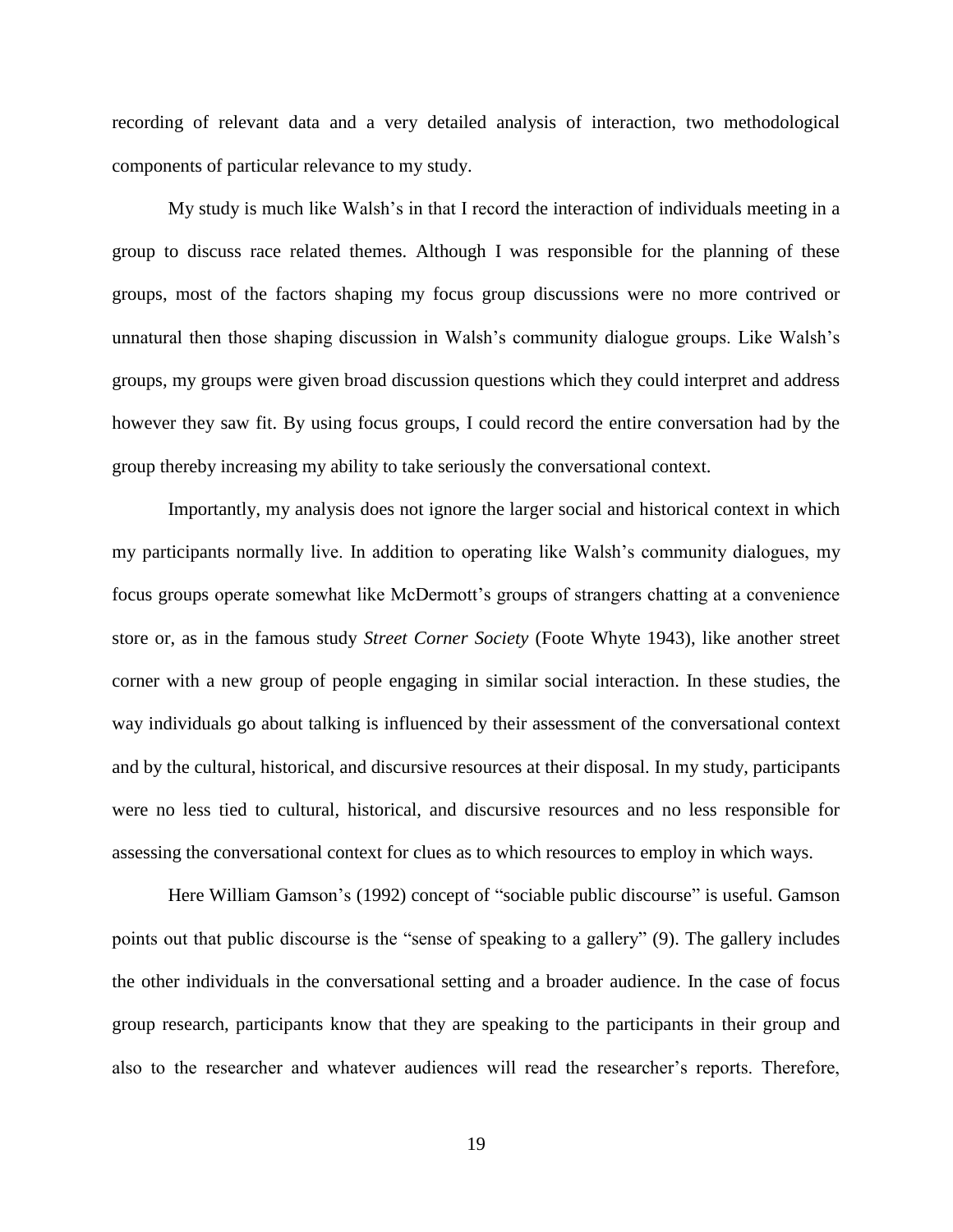recording of relevant data and a very detailed analysis of interaction, two methodological components of particular relevance to my study.

My study is much like Walsh's in that I record the interaction of individuals meeting in a group to discuss race related themes. Although I was responsible for the planning of these groups, most of the factors shaping my focus group discussions were no more contrived or unnatural then those shaping discussion in Walsh's community dialogue groups. Like Walsh's groups, my groups were given broad discussion questions which they could interpret and address however they saw fit. By using focus groups, I could record the entire conversation had by the group thereby increasing my ability to take seriously the conversational context.

Importantly, my analysis does not ignore the larger social and historical context in which my participants normally live. In addition to operating like Walsh's community dialogues, my focus groups operate somewhat like McDermott's groups of strangers chatting at a convenience store or, as in the famous study *Street Corner Society* (Foote Whyte 1943), like another street corner with a new group of people engaging in similar social interaction. In these studies, the way individuals go about talking is influenced by their assessment of the conversational context and by the cultural, historical, and discursive resources at their disposal. In my study, participants were no less tied to cultural, historical, and discursive resources and no less responsible for assessing the conversational context for clues as to which resources to employ in which ways.

Here William Gamson's (1992) concept of "sociable public discourse" is useful. Gamson points out that public discourse is the "sense of speaking to a gallery" (9). The gallery includes the other individuals in the conversational setting and a broader audience. In the case of focus group research, participants know that they are speaking to the participants in their group and also to the researcher and whatever audiences will read the researcher's reports. Therefore,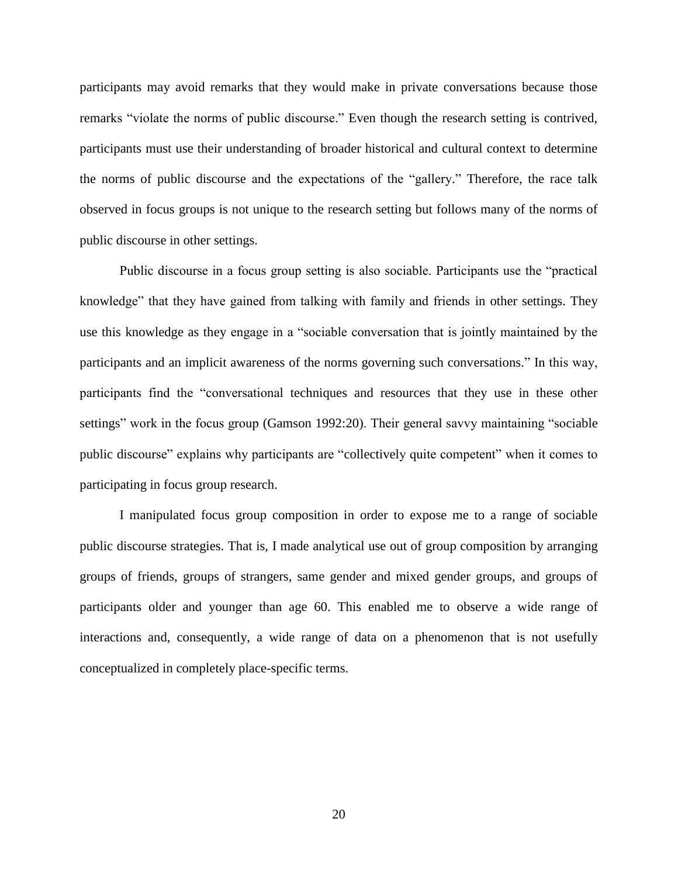participants may avoid remarks that they would make in private conversations because those remarks "violate the norms of public discourse." Even though the research setting is contrived, participants must use their understanding of broader historical and cultural context to determine the norms of public discourse and the expectations of the "gallery." Therefore, the race talk observed in focus groups is not unique to the research setting but follows many of the norms of public discourse in other settings.

Public discourse in a focus group setting is also sociable. Participants use the "practical knowledge" that they have gained from talking with family and friends in other settings. They use this knowledge as they engage in a "sociable conversation that is jointly maintained by the participants and an implicit awareness of the norms governing such conversations." In this way, participants find the "conversational techniques and resources that they use in these other settings" work in the focus group (Gamson 1992:20). Their general savvy maintaining "sociable public discourse" explains why participants are "collectively quite competent" when it comes to participating in focus group research.

I manipulated focus group composition in order to expose me to a range of sociable public discourse strategies. That is, I made analytical use out of group composition by arranging groups of friends, groups of strangers, same gender and mixed gender groups, and groups of participants older and younger than age 60. This enabled me to observe a wide range of interactions and, consequently, a wide range of data on a phenomenon that is not usefully conceptualized in completely place-specific terms.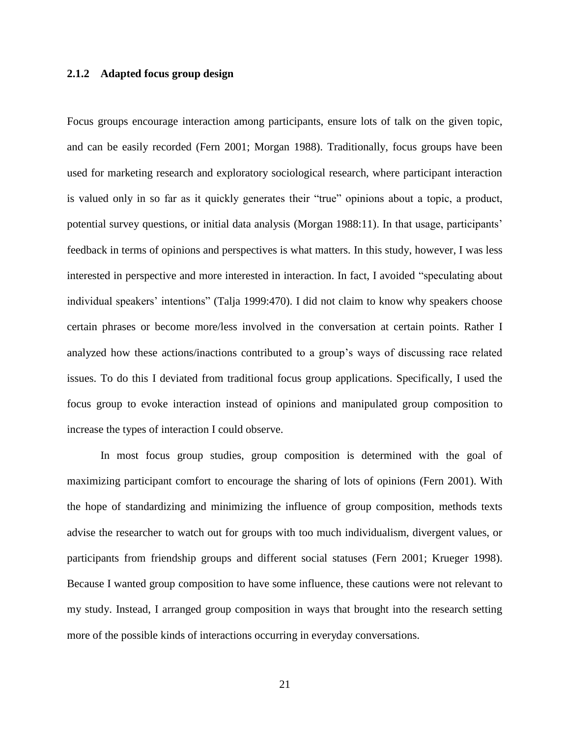### 2.1.2 Adapted focus group design

Focus groups encourage interaction among participants, ensure lots of talk on the given topic, and can be easily recorded (Fern 2001; Morgan 1988). Traditionally, focus groups have been used for marketing research and exploratory sociological research, where participant interaction is valued only in so far as it quickly generates their "true" opinions about a topic, a product, potential survey questions, or initial data analysis (Morgan 1988:11). In that usage, participants' feedback in terms of opinions and perspectives is what matters. In this study, however, I was less interested in perspective and more interested in interaction. In fact, I avoided "speculating about individual speakers' intentions" (Talja 1999:470). I did not claim to know why speakers choose certain phrases or become more/less involved in the conversation at certain points. Rather I analyzed how these actions/inactions contributed to a group's ways of discussing race related issues. To do this I deviated from traditional focus group applications. Specifically, I used the focus group to evoke interaction instead of opinions and manipulated group composition to increase the types of interaction I could observe.

In most focus group studies, group composition is determined with the goal of maximizing participant comfort to encourage the sharing of lots of opinions (Fern 2001). With the hope of standardizing and minimizing the influence of group composition, methods texts advise the researcher to watch out for groups with too much individualism, divergent values, or participants from friendship groups and different social statuses (Fern 2001; Krueger 1998). Because I wanted group composition to have some influence, these cautions were not relevant to my study. Instead, I arranged group composition in ways that brought into the research setting more of the possible kinds of interactions occurring in everyday conversations.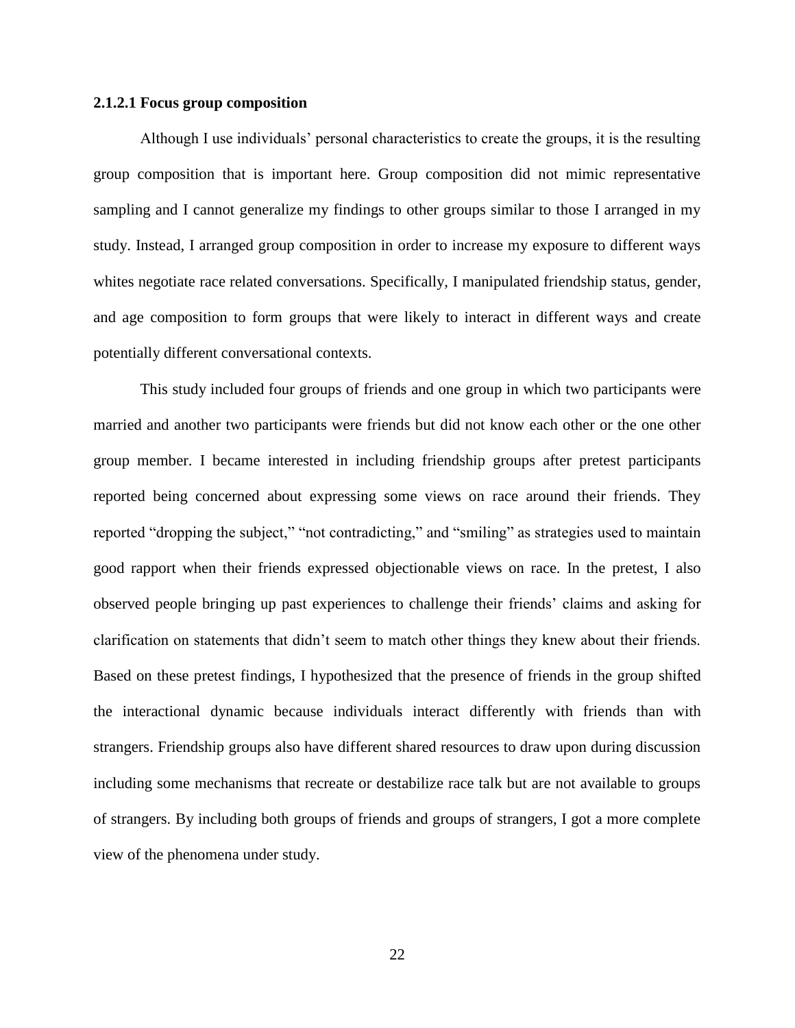#### 2.1.2.1 Focus group composition

Although I use individuals' personal characteristics to create the groups, it is the resulting group composition that is important here. Group composition did not mimic representative sampling and I cannot generalize my findings to other groups similar to those I arranged in my study. Instead, I arranged group composition in order to increase my exposure to different ways whites negotiate race related conversations. Specifically, I manipulated friendship status, gender, and age composition to form groups that were likely to interact in different ways and create potentially different conversational contexts.

This study included four groups of friends and one group in which two participants were married and another two participants were friends but did not know each other or the one other group member. I became interested in including friendship groups after pretest participants reported being concerned about expressing some views on race around their friends. They reported "dropping the subject," "not contradicting," and "smiling" as strategies used to maintain good rapport when their friends expressed objectionable views on race. In the pretest, I also observed people bringing up past experiences to challenge their friends' claims and asking for clarification on statements that didn't seem to match other things they knew about their friends. Based on these pretest findings, I hypothesized that the presence of friends in the group shifted the interactional dynamic because individuals interact differently with friends than with strangers. Friendship groups also have different shared resources to draw upon during discussion including some mechanisms that recreate or destabilize race talk but are not available to groups of strangers. By including both groups of friends and groups of strangers, I got a more complete view of the phenomena under study.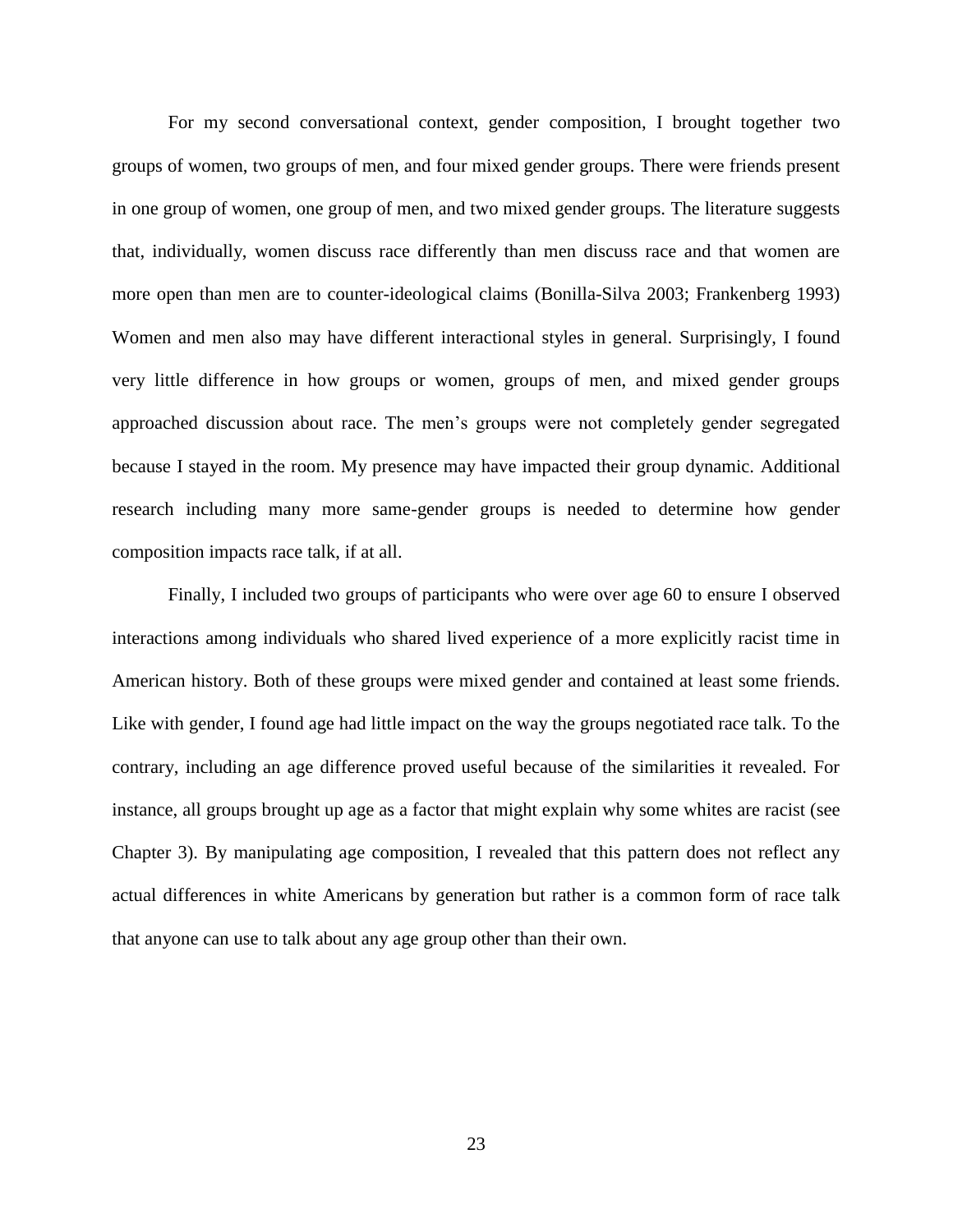For my second conversational context, gender composition, I brought together two groups of women, two groups of men, and four mixed gender groups. There were friends present in one group of women, one group of men, and two mixed gender groups. The literature suggests that, individually, women discuss race differently than men discuss race and that women are more open than men are to counter-ideological claims (Bonilla-Silva 2003; Frankenberg 1993) Women and men also may have different interactional styles in general. Surprisingly, I found very little difference in how groups or women, groups of men, and mixed gender groups approached discussion about race. The men's groups were not completely gender segregated because I stayed in the room. My presence may have impacted their group dynamic. Additional research including many more same-gender groups is needed to determine how gender composition impacts race talk, if at all.

Finally, I included two groups of participants who were over age 60 to ensure I observed interactions among individuals who shared lived experience of a more explicitly racist time in American history. Both of these groups were mixed gender and contained at least some friends. Like with gender, I found age had little impact on the way the groups negotiated race talk. To the contrary, including an age difference proved useful because of the similarities it revealed. For instance, all groups brought up age as a factor that might explain why some whites are racist (see Chapter 3). By manipulating age composition, I revealed that this pattern does not reflect any actual differences in white Americans by generation but rather is a common form of race talk that anyone can use to talk about any age group other than their own.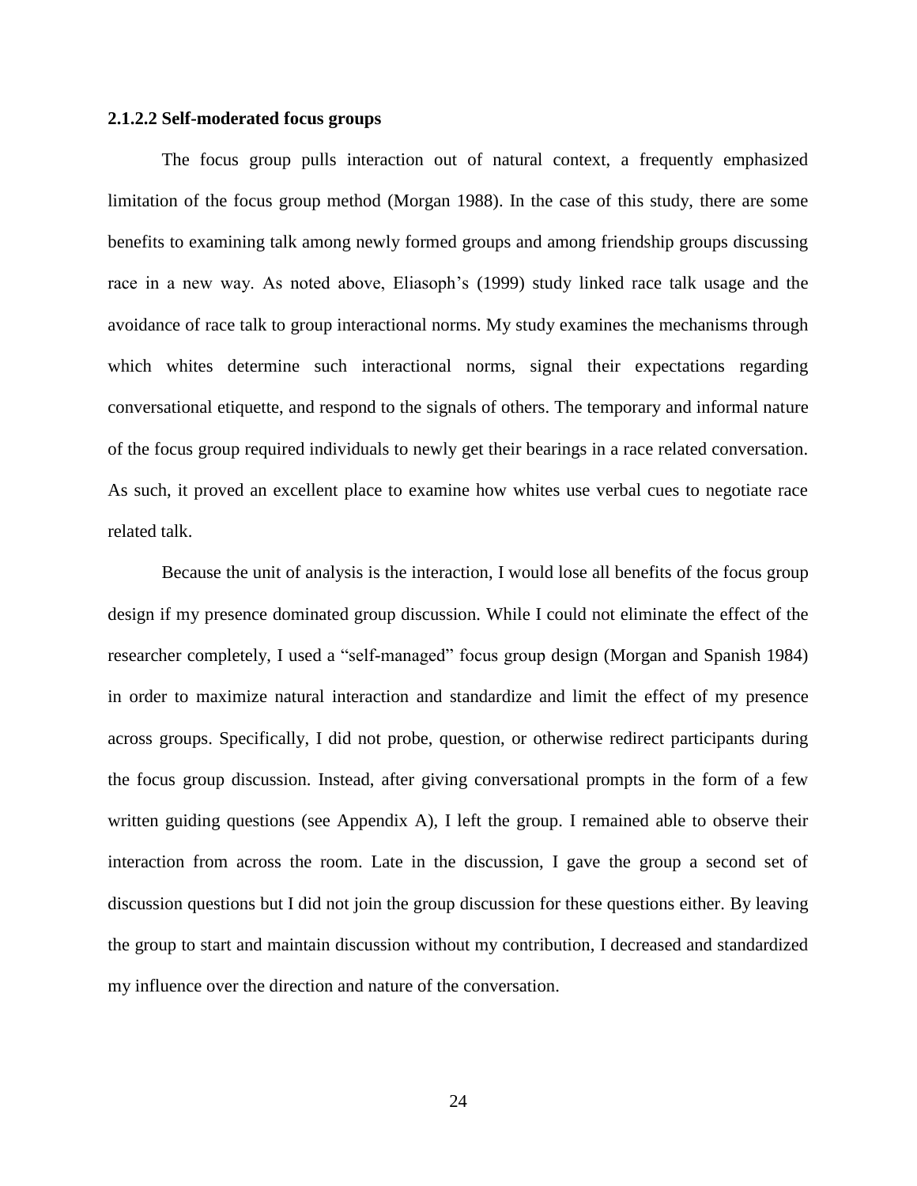#### 2.1.2.2 Self-moderated focus groups

The focus group pulls interaction out of natural context, a frequently emphasized limitation of the focus group method (Morgan 1988). In the case of this study, there are some benefits to examining talk among newly formed groups and among friendship groups discussing race in a new way. As noted above, Eliasoph's (1999) study linked race talk usage and the avoidance of race talk to group interactional norms. My study examines the mechanisms through which whites determine such interactional norms, signal their expectations regarding conversational etiquette, and respond to the signals of others. The temporary and informal nature of the focus group required individuals to newly get their bearings in a race related conversation. As such, it proved an excellent place to examine how whites use verbal cues to negotiate race related talk.

Because the unit of analysis is the interaction, I would lose all benefits of the focus group design if my presence dominated group discussion. While I could not eliminate the effect of the researcher completely, I used a "self-managed" focus group design (Morgan and Spanish 1984) in order to maximize natural interaction and standardize and limit the effect of my presence across groups. Specifically, I did not probe, question, or otherwise redirect participants during the focus group discussion. Instead, after giving conversational prompts in the form of a few written guiding questions (see Appendix A), I left the group. I remained able to observe their interaction from across the room. Late in the discussion, I gave the group a second set of discussion questions but I did not join the group discussion for these questions either. By leaving the group to start and maintain discussion without my contribution, I decreased and standardized my influence over the direction and nature of the conversation.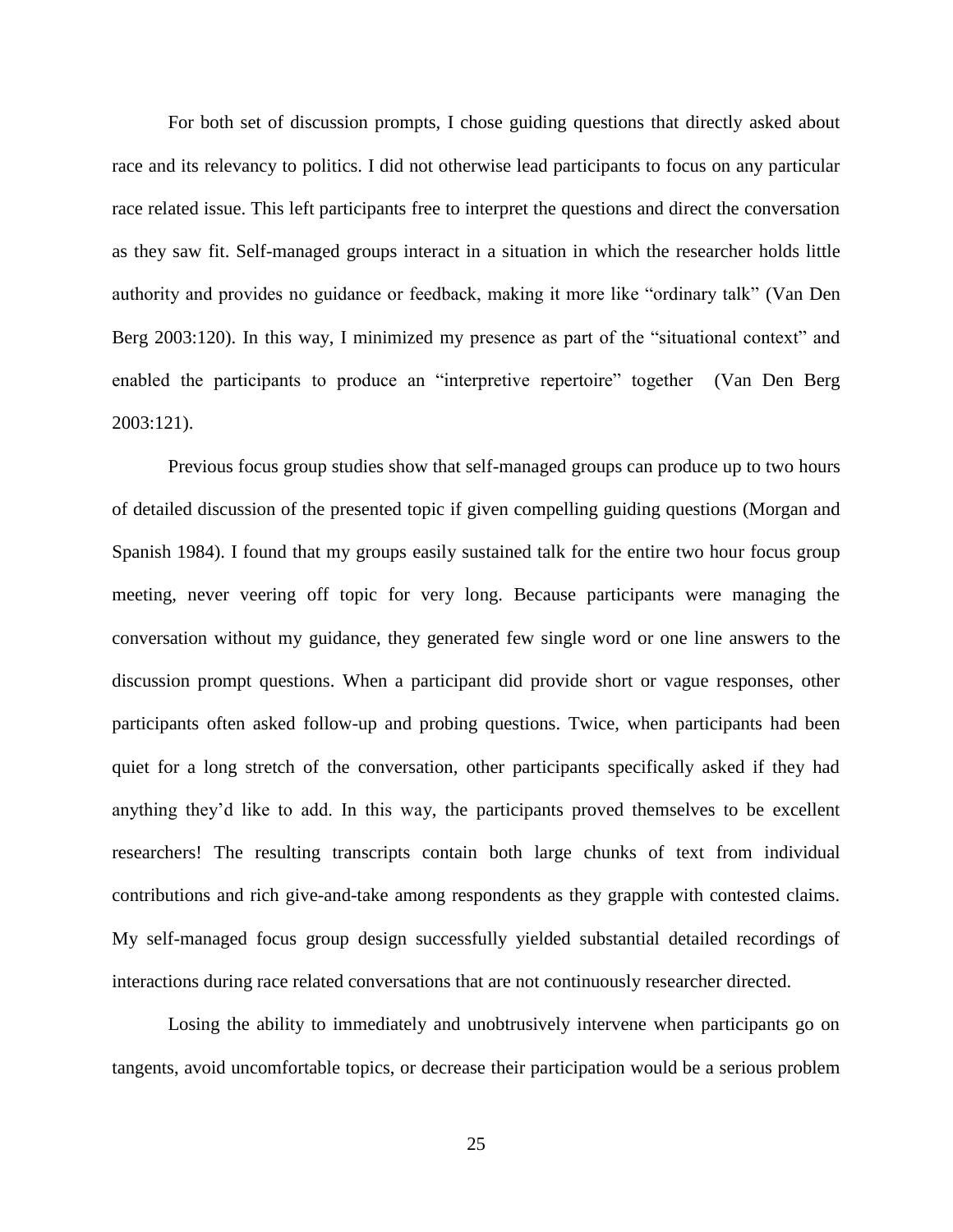For both set of discussion prompts, I chose guiding questions that directly asked about race and its relevancy to politics. I did not otherwise lead participants to focus on any particular race related issue. This left participants free to interpret the questions and direct the conversation as they saw fit. Self-managed groups interact in a situation in which the researcher holds little authority and provides no guidance or feedback, making it more like "ordinary talk" (Van Den Berg 2003:120). In this way, I minimized my presence as part of the "situational context" and enabled the participants to produce an "interpretive repertoire" together (Van Den Berg 2003:121).

Previous focus group studies show that self-managed groups can produce up to two hours of detailed discussion of the presented topic if given compelling guiding questions (Morgan and Spanish 1984). I found that my groups easily sustained talk for the entire two hour focus group meeting, never veering off topic for very long. Because participants were managing the conversation without my guidance, they generated few single word or one line answers to the discussion prompt questions. When a participant did provide short or vague responses, other participants often asked follow-up and probing questions. Twice, when participants had been quiet for a long stretch of the conversation, other participants specifically asked if they had anything they'd like to add. In this way, the participants proved themselves to be excellent researchers! The resulting transcripts contain both large chunks of text from individual contributions and rich give-and-take among respondents as they grapple with contested claims. My self-managed focus group design successfully yielded substantial detailed recordings of interactions during race related conversations that are not continuously researcher directed.

Losing the ability to immediately and unobtrusively intervene when participants go on tangents, avoid uncomfortable topics, or decrease their participation would be a serious problem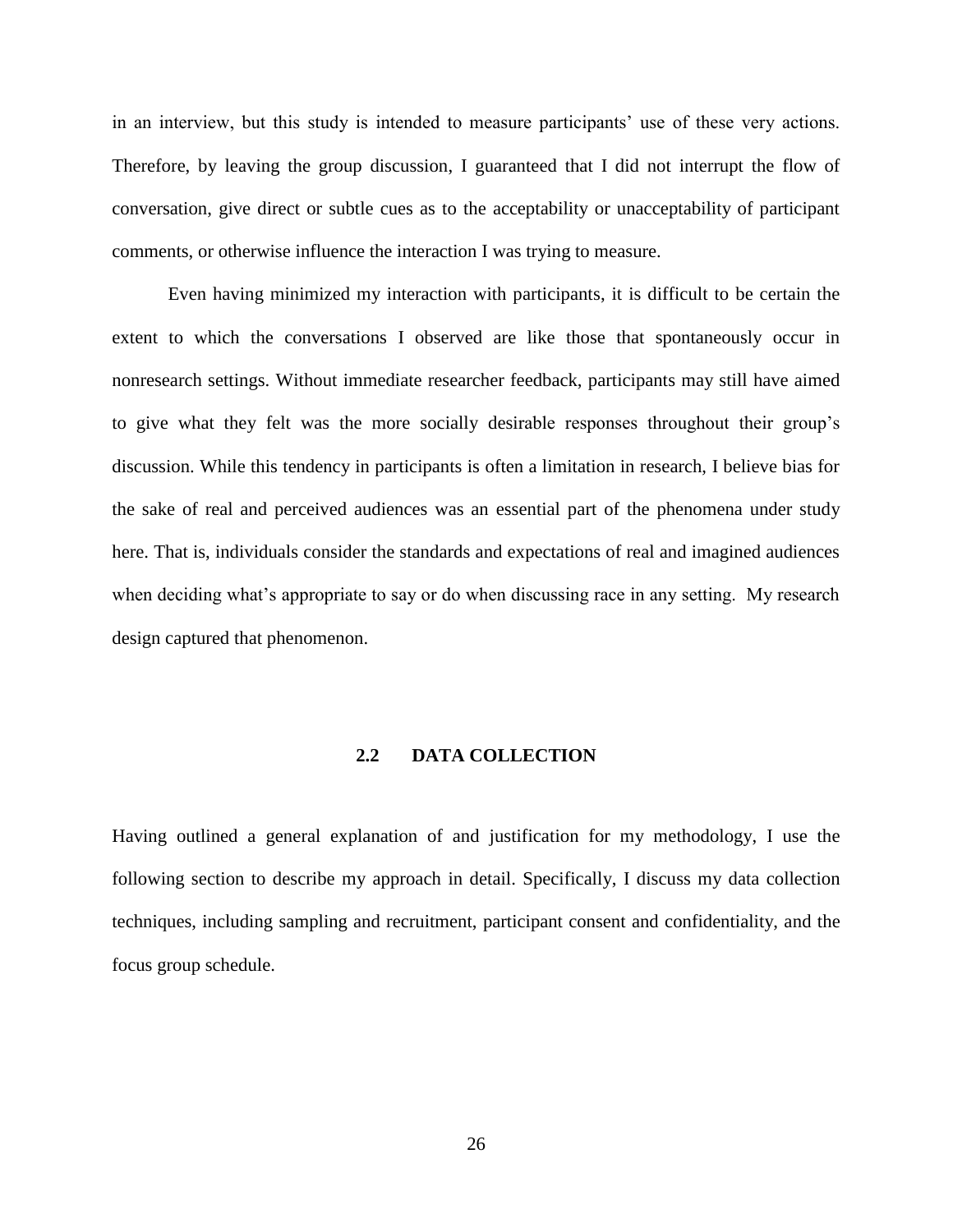in an interview, but this study is intended to measure participants' use of these very actions. Therefore, by leaving the group discussion, I guaranteed that I did not interrupt the flow of conversation, give direct or subtle cues as to the acceptability or unacceptability of participant comments, or otherwise influence the interaction I was trying to measure.

Even having minimized my interaction with participants, it is difficult to be certain the extent to which the conversations I observed are like those that spontaneously occur in nonresearch settings. Without immediate researcher feedback, participants may still have aimed to give what they felt was the more socially desirable responses throughout their group's discussion. While this tendency in participants is often a limitation in research, I believe bias for the sake of real and perceived audiences was an essential part of the phenomena under study here. That is, individuals consider the standards and expectations of real and imagined audiences when deciding what's appropriate to say or do when discussing race in any setting. My research design captured that phenomenon.

## 2.2 DATA COLLECTION

Having outlined a general explanation of and justification for my methodology, I use the following section to describe my approach in detail. Specifically, I discuss my data collection techniques, including sampling and recruitment, participant consent and confidentiality, and the focus group schedule.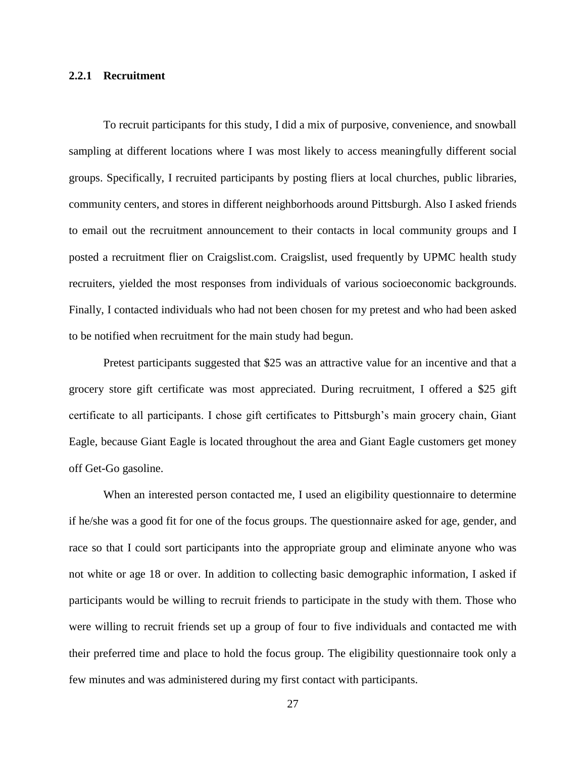### 2.2.1 Recruitment

To recruit participants for this study, I did a mix of purposive, convenience, and snowball sampling at different locations where I was most likely to access meaningfully different social groups. Specifically, I recruited participants by posting fliers at local churches, public libraries, community centers, and stores in different neighborhoods around Pittsburgh. Also I asked friends to email out the recruitment announcement to their contacts in local community groups and I posted a recruitment flier on Craigslist.com. Craigslist, used frequently by UPMC health study recruiters, yielded the most responses from individuals of various socioeconomic backgrounds. Finally, I contacted individuals who had not been chosen for my pretest and who had been asked to be notified when recruitment for the main study had begun.

Pretest participants suggested that $25 was an attractive value for an incentive and that a grocery store gift certificate was most appreciated. During recruitment, I offered a $25 gift certificate to all participants. I chose gift certificates to Pittsburgh's main grocery chain, Giant Eagle, because Giant Eagle is located throughout the area and Giant Eagle customers get money off Get-Go gasoline.

When an interested person contacted me, I used an eligibility questionnaire to determine if he/she was a good fit for one of the focus groups. The questionnaire asked for age, gender, and race so that I could sort participants into the appropriate group and eliminate anyone who was not white or age 18 or over. In addition to collecting basic demographic information, I asked if participants would be willing to recruit friends to participate in the study with them. Those who were willing to recruit friends set up a group of four to five individuals and contacted me with their preferred time and place to hold the focus group. The eligibility questionnaire took only a few minutes and was administered during my first contact with participants.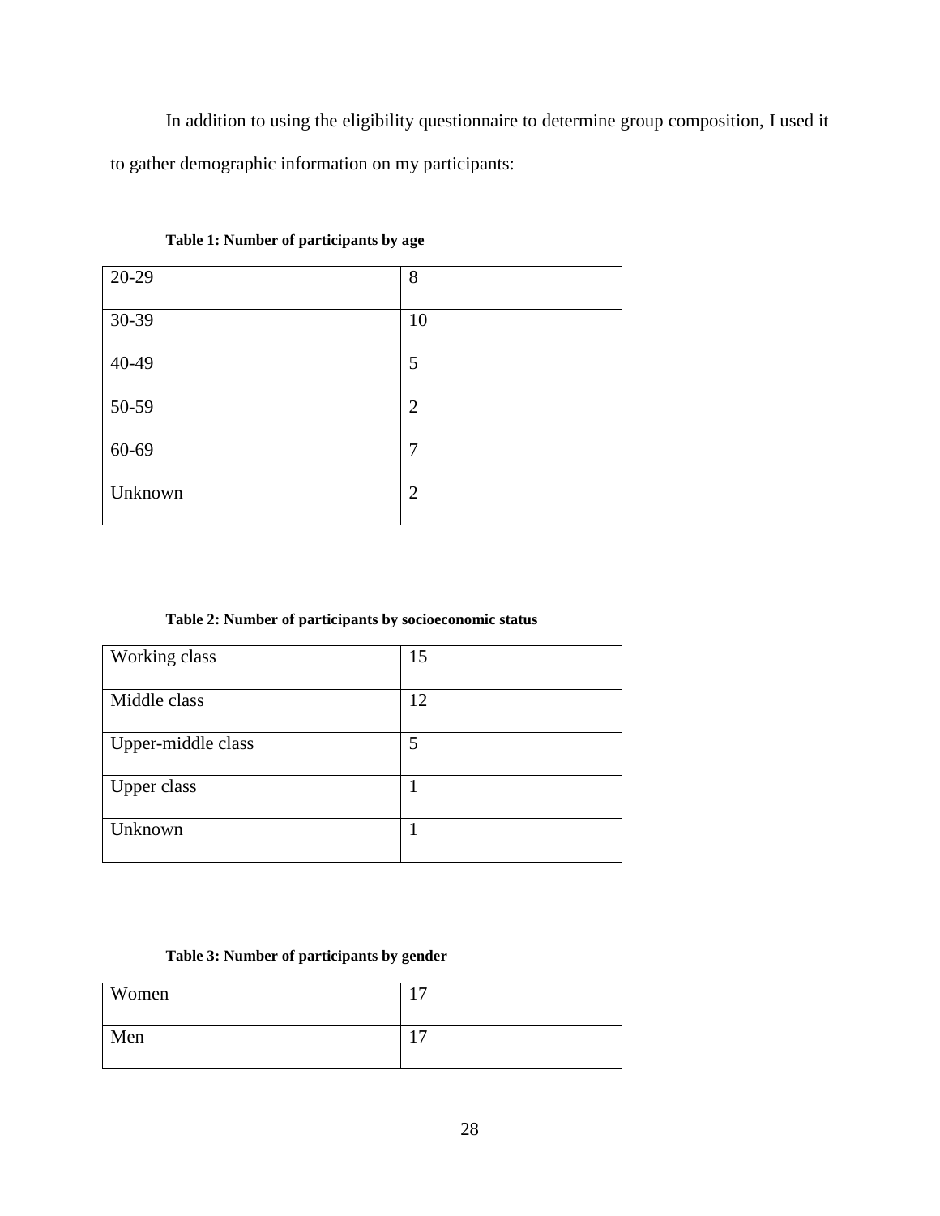In addition to using the eligibility questionnaire to determine group composition, I used it to gather demographic information on my participants:

**Table 1: Number of participants by age**

| | |
|---|---|
| 20-29 | 8 |
| 30-39 | 10 |
| 40-49 | 5 |
| 50-59 | 2 |
| 60-69 | 7 |
| Unknown | 2 |

**Table 2: Number of participants by socioeconomic status**

| | |
|---|---|
| Working class | 15 |
| Middle class | 12 |
| Upper-middle class | 5 |
| Upper class | 1 |
| Unknown | 1 |

**Table 3: Number of participants by gender**

| | |
|---|---|
| Women | 17 |
| Men | 17 |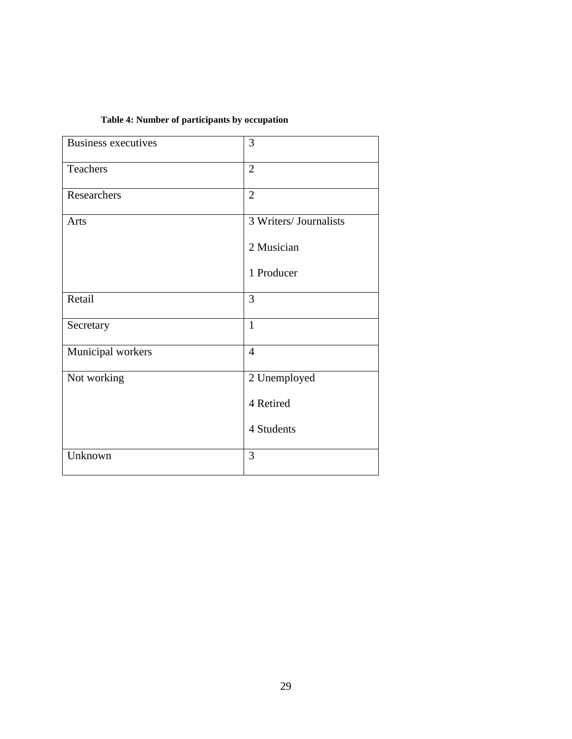**Table 4: Number of participants by occupation**

| | |
|---|---|
| Business executives | 3 |
| Teachers | 2 |
| Researchers | 2 |
| Arts | 3 Writers/ Journalists<br>2 Musician<br>1 Producer |
| Retail | 3 |
| Secretary | 1 |
| Municipal workers | 4 |
| Not working | 2 Unemployed<br>4 Retired<br>4 Students |
| Unknown | 3 |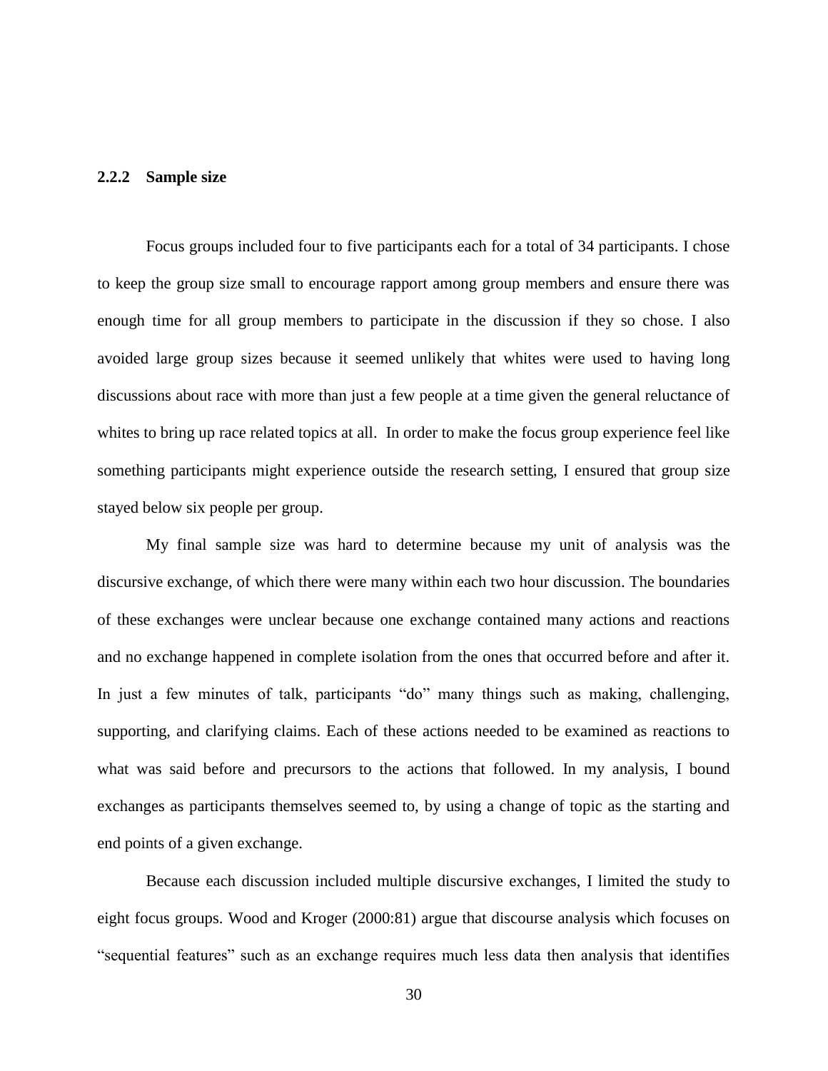### 2.2.2 Sample size

Focus groups included four to five participants each for a total of 34 participants. I chose to keep the group size small to encourage rapport among group members and ensure there was enough time for all group members to participate in the discussion if they so chose. I also avoided large group sizes because it seemed unlikely that whites were used to having long discussions about race with more than just a few people at a time given the general reluctance of whites to bring up race related topics at all. In order to make the focus group experience feel like something participants might experience outside the research setting, I ensured that group size stayed below six people per group.

My final sample size was hard to determine because my unit of analysis was the discursive exchange, of which there were many within each two hour discussion. The boundaries of these exchanges were unclear because one exchange contained many actions and reactions and no exchange happened in complete isolation from the ones that occurred before and after it. In just a few minutes of talk, participants "do" many things such as making, challenging, supporting, and clarifying claims. Each of these actions needed to be examined as reactions to what was said before and precursors to the actions that followed. In my analysis, I bound exchanges as participants themselves seemed to, by using a change of topic as the starting and end points of a given exchange.

Because each discussion included multiple discursive exchanges, I limited the study to eight focus groups. Wood and Kroger (2000:81) argue that discourse analysis which focuses on "sequential features" such as an exchange requires much less data then analysis that identifies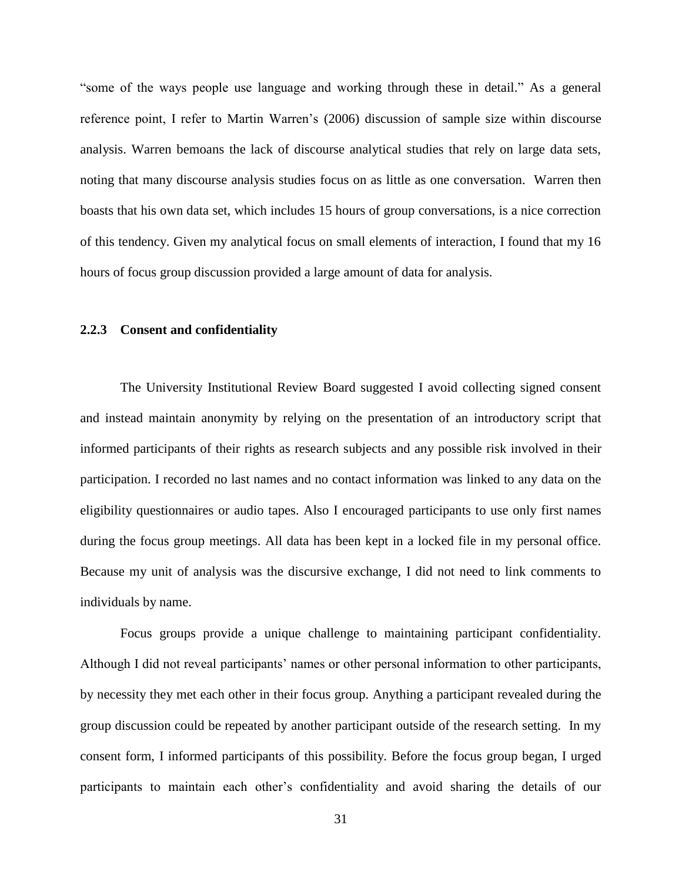"some of the ways people use language and working through these in detail." As a general reference point, I refer to Martin Warren's (2006) discussion of sample size within discourse analysis. Warren bemoans the lack of discourse analytical studies that rely on large data sets, noting that many discourse analysis studies focus on as little as one conversation. Warren then boasts that his own data set, which includes 15 hours of group conversations, is a nice correction of this tendency. Given my analytical focus on small elements of interaction, I found that my 16 hours of focus group discussion provided a large amount of data for analysis.

### 2.2.3 Consent and confidentiality

The University Institutional Review Board suggested I avoid collecting signed consent and instead maintain anonymity by relying on the presentation of an introductory script that informed participants of their rights as research subjects and any possible risk involved in their participation. I recorded no last names and no contact information was linked to any data on the eligibility questionnaires or audio tapes. Also I encouraged participants to use only first names during the focus group meetings. All data has been kept in a locked file in my personal office. Because my unit of analysis was the discursive exchange, I did not need to link comments to individuals by name.

Focus groups provide a unique challenge to maintaining participant confidentiality. Although I did not reveal participants' names or other personal information to other participants, by necessity they met each other in their focus group. Anything a participant revealed during the group discussion could be repeated by another participant outside of the research setting. In my consent form, I informed participants of this possibility. Before the focus group began, I urged participants to maintain each other's confidentiality and avoid sharing the details of our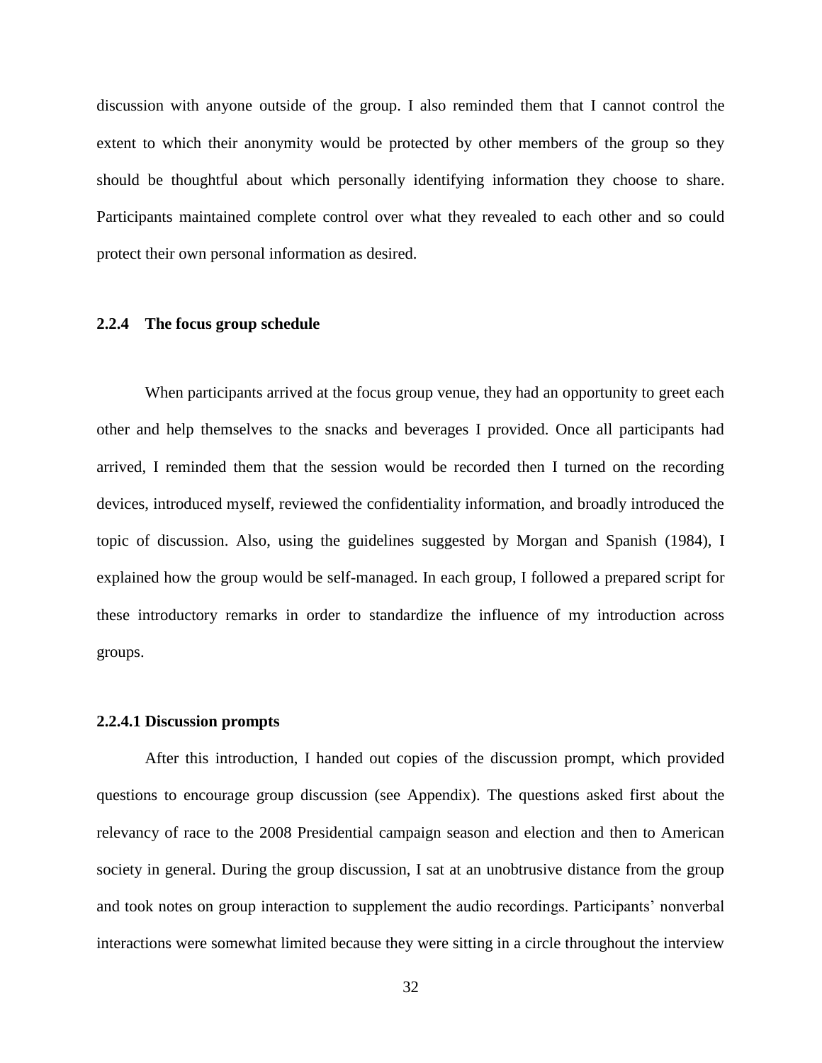discussion with anyone outside of the group. I also reminded them that I cannot control the extent to which their anonymity would be protected by other members of the group so they should be thoughtful about which personally identifying information they choose to share. Participants maintained complete control over what they revealed to each other and so could protect their own personal information as desired.

### 2.2.4 The focus group schedule

When participants arrived at the focus group venue, they had an opportunity to greet each other and help themselves to the snacks and beverages I provided. Once all participants had arrived, I reminded them that the session would be recorded then I turned on the recording devices, introduced myself, reviewed the confidentiality information, and broadly introduced the topic of discussion. Also, using the guidelines suggested by Morgan and Spanish (1984), I explained how the group would be self-managed. In each group, I followed a prepared script for these introductory remarks in order to standardize the influence of my introduction across groups.

#### 2.2.4.1 Discussion prompts

After this introduction, I handed out copies of the discussion prompt, which provided questions to encourage group discussion (see Appendix). The questions asked first about the relevancy of race to the 2008 Presidential campaign season and election and then to American society in general. During the group discussion, I sat at an unobtrusive distance from the group and took notes on group interaction to supplement the audio recordings. Participants' nonverbal interactions were somewhat limited because they were sitting in a circle throughout the interview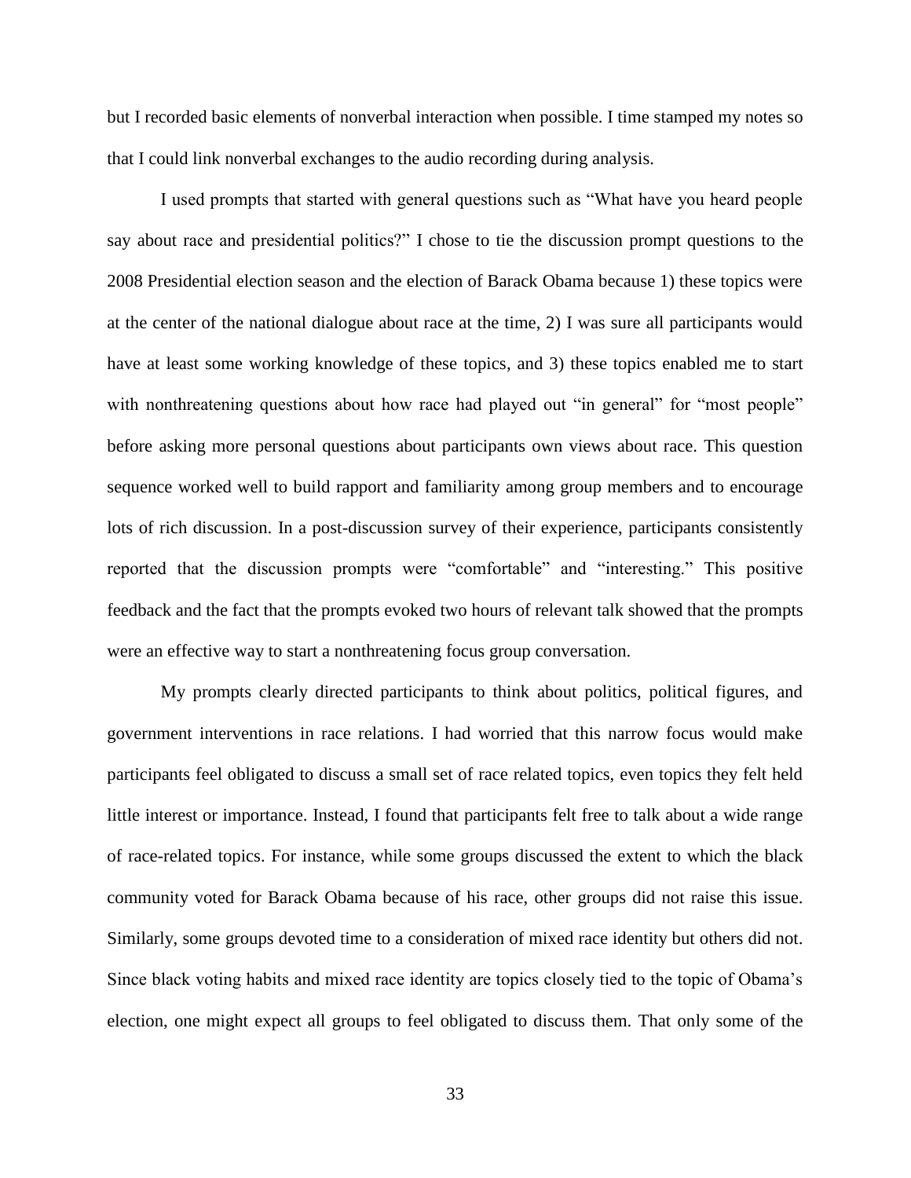but I recorded basic elements of nonverbal interaction when possible. I time stamped my notes so that I could link nonverbal exchanges to the audio recording during analysis.

I used prompts that started with general questions such as "What have you heard people say about race and presidential politics?" I chose to tie the discussion prompt questions to the 2008 Presidential election season and the election of Barack Obama because 1) these topics were at the center of the national dialogue about race at the time, 2) I was sure all participants would have at least some working knowledge of these topics, and 3) these topics enabled me to start with nonthreatening questions about how race had played out "in general" for "most people" before asking more personal questions about participants own views about race. This question sequence worked well to build rapport and familiarity among group members and to encourage lots of rich discussion. In a post-discussion survey of their experience, participants consistently reported that the discussion prompts were "comfortable" and "interesting." This positive feedback and the fact that the prompts evoked two hours of relevant talk showed that the prompts were an effective way to start a nonthreatening focus group conversation.

My prompts clearly directed participants to think about politics, political figures, and government interventions in race relations. I had worried that this narrow focus would make participants feel obligated to discuss a small set of race related topics, even topics they felt held little interest or importance. Instead, I found that participants felt free to talk about a wide range of race-related topics. For instance, while some groups discussed the extent to which the black community voted for Barack Obama because of his race, other groups did not raise this issue. Similarly, some groups devoted time to a consideration of mixed race identity but others did not. Since black voting habits and mixed race identity are topics closely tied to the topic of Obama's election, one might expect all groups to feel obligated to discuss them. That only some of the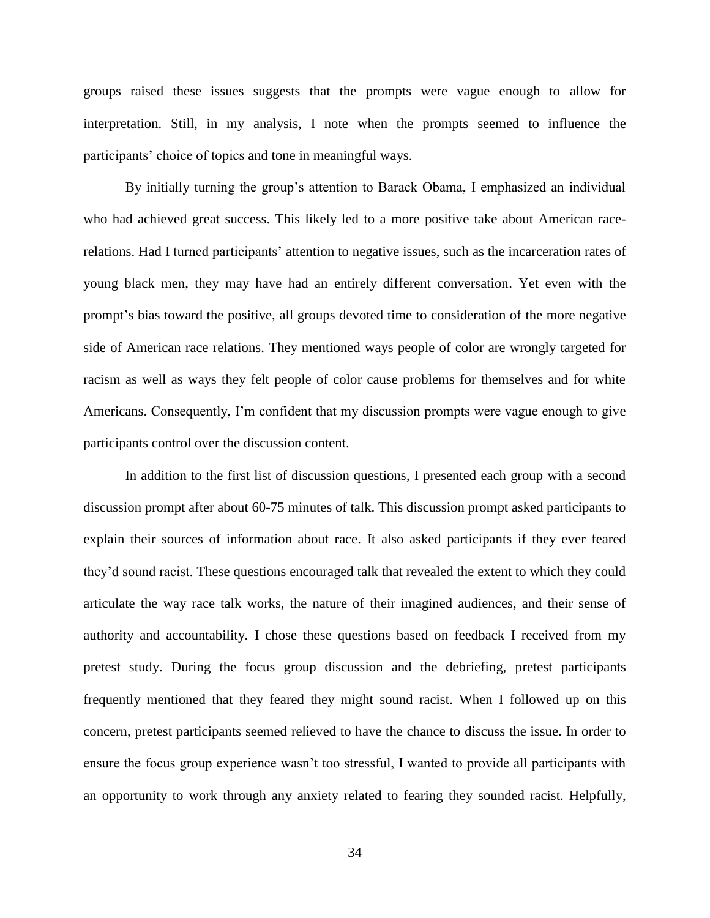groups raised these issues suggests that the prompts were vague enough to allow for interpretation. Still, in my analysis, I note when the prompts seemed to influence the participants' choice of topics and tone in meaningful ways.

By initially turning the group's attention to Barack Obama, I emphasized an individual who had achieved great success. This likely led to a more positive take about American race-relations. Had I turned participants' attention to negative issues, such as the incarceration rates of young black men, they may have had an entirely different conversation. Yet even with the prompt's bias toward the positive, all groups devoted time to consideration of the more negative side of American race relations. They mentioned ways people of color are wrongly targeted for racism as well as ways they felt people of color cause problems for themselves and for white Americans. Consequently, I'm confident that my discussion prompts were vague enough to give participants control over the discussion content.

In addition to the first list of discussion questions, I presented each group with a second discussion prompt after about 60-75 minutes of talk. This discussion prompt asked participants to explain their sources of information about race. It also asked participants if they ever feared they'd sound racist. These questions encouraged talk that revealed the extent to which they could articulate the way race talk works, the nature of their imagined audiences, and their sense of authority and accountability. I chose these questions based on feedback I received from my pretest study. During the focus group discussion and the debriefing, pretest participants frequently mentioned that they feared they might sound racist. When I followed up on this concern, pretest participants seemed relieved to have the chance to discuss the issue. In order to ensure the focus group experience wasn't too stressful, I wanted to provide all participants with an opportunity to work through any anxiety related to fearing they sounded racist. Helpfully,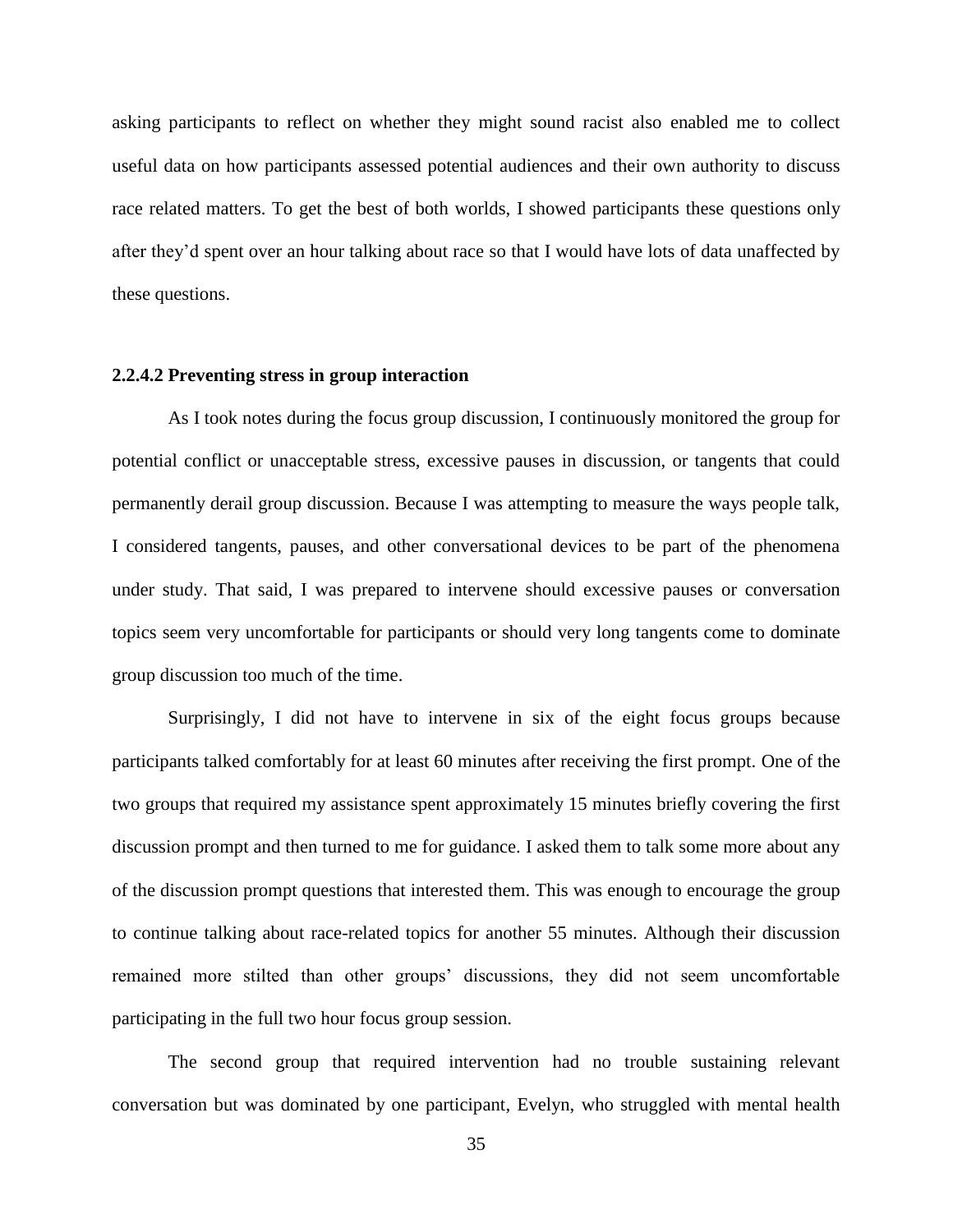asking participants to reflect on whether they might sound racist also enabled me to collect useful data on how participants assessed potential audiences and their own authority to discuss race related matters. To get the best of both worlds, I showed participants these questions only after they'd spent over an hour talking about race so that I would have lots of data unaffected by these questions.

#### 2.2.4.2 Preventing stress in group interaction

As I took notes during the focus group discussion, I continuously monitored the group for potential conflict or unacceptable stress, excessive pauses in discussion, or tangents that could permanently derail group discussion. Because I was attempting to measure the ways people talk, I considered tangents, pauses, and other conversational devices to be part of the phenomena under study. That said, I was prepared to intervene should excessive pauses or conversation topics seem very uncomfortable for participants or should very long tangents come to dominate group discussion too much of the time.

Surprisingly, I did not have to intervene in six of the eight focus groups because participants talked comfortably for at least 60 minutes after receiving the first prompt. One of the two groups that required my assistance spent approximately 15 minutes briefly covering the first discussion prompt and then turned to me for guidance. I asked them to talk some more about any of the discussion prompt questions that interested them. This was enough to encourage the group to continue talking about race-related topics for another 55 minutes. Although their discussion remained more stilted than other groups' discussions, they did not seem uncomfortable participating in the full two hour focus group session.

The second group that required intervention had no trouble sustaining relevant conversation but was dominated by one participant, Evelyn, who struggled with mental health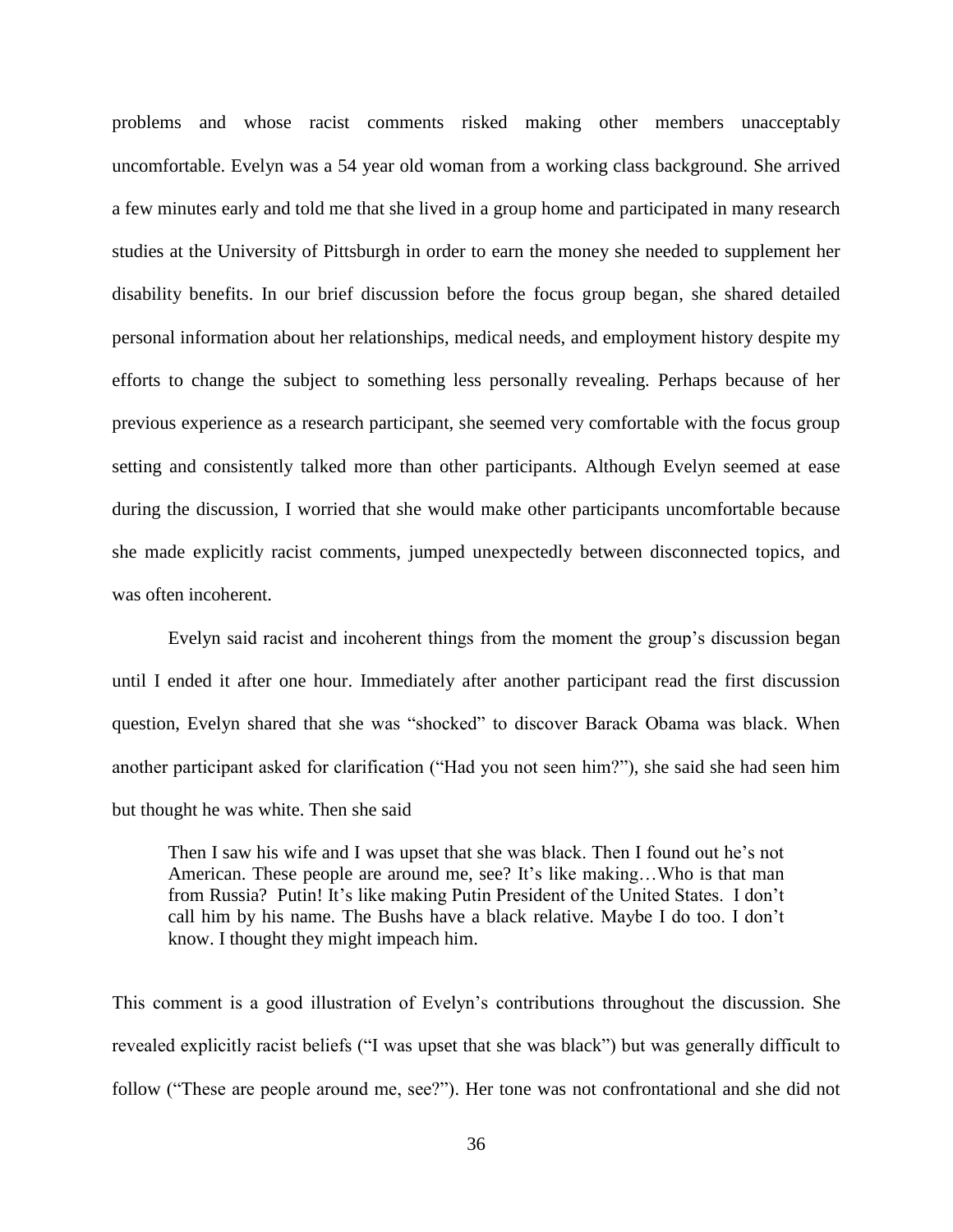problems and whose racist comments risked making other members unacceptably uncomfortable. Evelyn was a 54 year old woman from a working class background. She arrived a few minutes early and told me that she lived in a group home and participated in many research studies at the University of Pittsburgh in order to earn the money she needed to supplement her disability benefits. In our brief discussion before the focus group began, she shared detailed personal information about her relationships, medical needs, and employment history despite my efforts to change the subject to something less personally revealing. Perhaps because of her previous experience as a research participant, she seemed very comfortable with the focus group setting and consistently talked more than other participants. Although Evelyn seemed at ease during the discussion, I worried that she would make other participants uncomfortable because she made explicitly racist comments, jumped unexpectedly between disconnected topics, and was often incoherent.

Evelyn said racist and incoherent things from the moment the group's discussion began until I ended it after one hour. Immediately after another participant read the first discussion question, Evelyn shared that she was "shocked" to discover Barack Obama was black. When another participant asked for clarification ("Had you not seen him?"), she said she had seen him but thought he was white. Then she said

> Then I saw his wife and I was upset that she was black. Then I found out he's not American. These people are around me, see? It's like making…Who is that man from Russia? Putin! It's like making Putin President of the United States. I don't call him by his name. The Bushs have a black relative. Maybe I do too. I don't know. I thought they might impeach him.

This comment is a good illustration of Evelyn's contributions throughout the discussion. She revealed explicitly racist beliefs ("I was upset that she was black") but was generally difficult to follow ("These are people around me, see?"). Her tone was not confrontational and she did not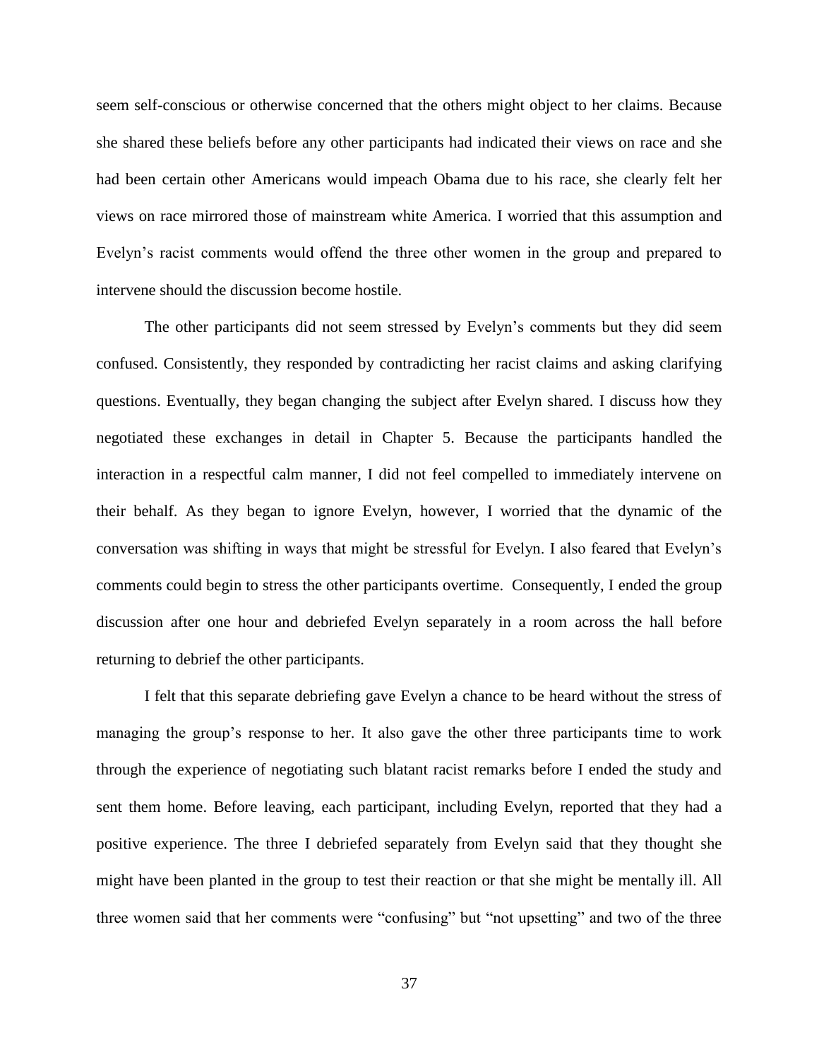seem self-conscious or otherwise concerned that the others might object to her claims. Because she shared these beliefs before any other participants had indicated their views on race and she had been certain other Americans would impeach Obama due to his race, she clearly felt her views on race mirrored those of mainstream white America. I worried that this assumption and Evelyn's racist comments would offend the three other women in the group and prepared to intervene should the discussion become hostile.

The other participants did not seem stressed by Evelyn's comments but they did seem confused. Consistently, they responded by contradicting her racist claims and asking clarifying questions. Eventually, they began changing the subject after Evelyn shared. I discuss how they negotiated these exchanges in detail in Chapter 5. Because the participants handled the interaction in a respectful calm manner, I did not feel compelled to immediately intervene on their behalf. As they began to ignore Evelyn, however, I worried that the dynamic of the conversation was shifting in ways that might be stressful for Evelyn. I also feared that Evelyn's comments could begin to stress the other participants overtime. Consequently, I ended the group discussion after one hour and debriefed Evelyn separately in a room across the hall before returning to debrief the other participants.

I felt that this separate debriefing gave Evelyn a chance to be heard without the stress of managing the group's response to her. It also gave the other three participants time to work through the experience of negotiating such blatant racist remarks before I ended the study and sent them home. Before leaving, each participant, including Evelyn, reported that they had a positive experience. The three I debriefed separately from Evelyn said that they thought she might have been planted in the group to test their reaction or that she might be mentally ill. All three women said that her comments were "confusing" but "not upsetting" and two of the three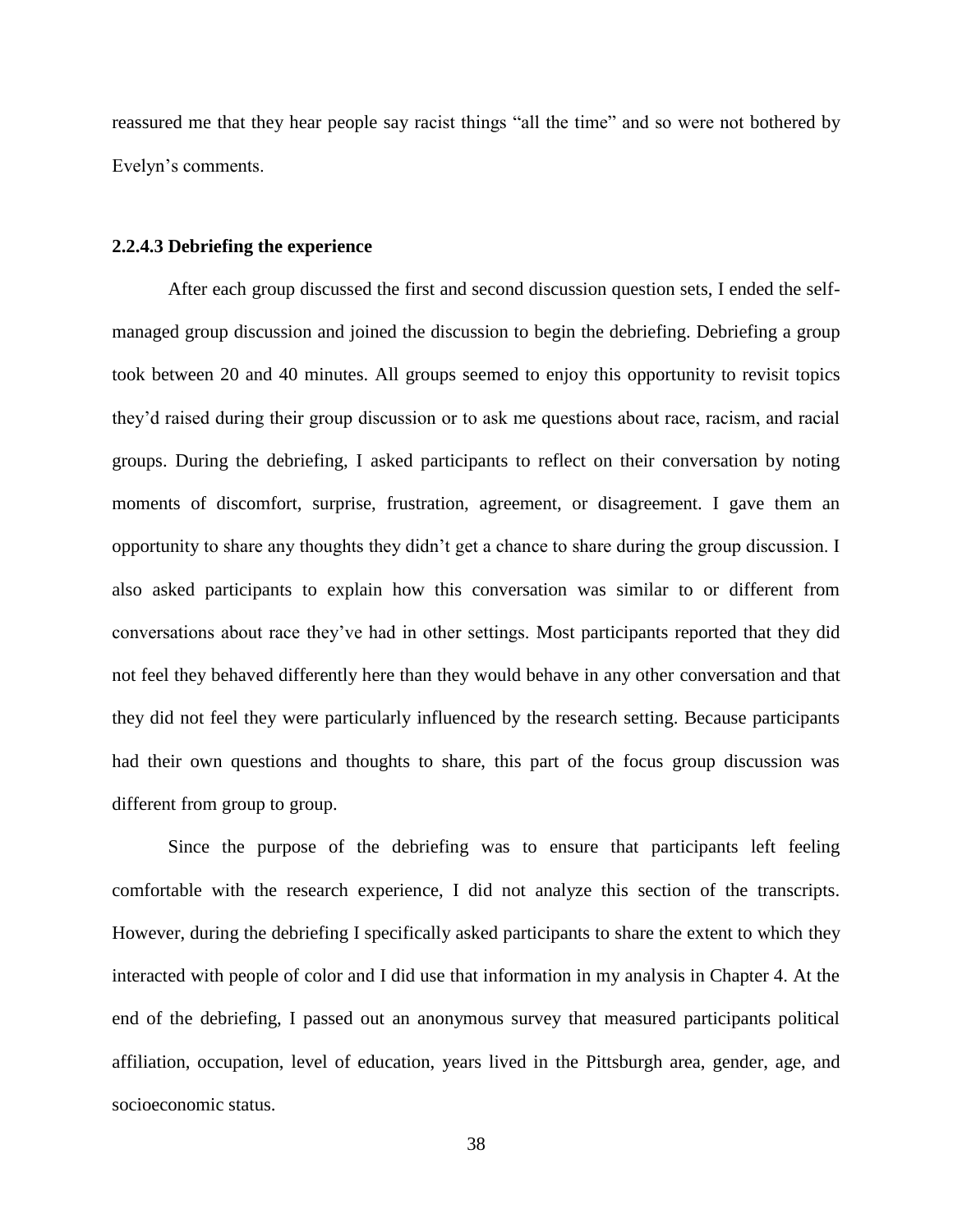reassured me that they hear people say racist things "all the time" and so were not bothered by Evelyn's comments.

#### 2.2.4.3 Debriefing the experience

After each group discussed the first and second discussion question sets, I ended the self-managed group discussion and joined the discussion to begin the debriefing. Debriefing a group took between 20 and 40 minutes. All groups seemed to enjoy this opportunity to revisit topics they'd raised during their group discussion or to ask me questions about race, racism, and racial groups. During the debriefing, I asked participants to reflect on their conversation by noting moments of discomfort, surprise, frustration, agreement, or disagreement. I gave them an opportunity to share any thoughts they didn't get a chance to share during the group discussion. I also asked participants to explain how this conversation was similar to or different from conversations about race they've had in other settings. Most participants reported that they did not feel they behaved differently here than they would behave in any other conversation and that they did not feel they were particularly influenced by the research setting. Because participants had their own questions and thoughts to share, this part of the focus group discussion was different from group to group.

Since the purpose of the debriefing was to ensure that participants left feeling comfortable with the research experience, I did not analyze this section of the transcripts. However, during the debriefing I specifically asked participants to share the extent to which they interacted with people of color and I did use that information in my analysis in Chapter 4. At the end of the debriefing, I passed out an anonymous survey that measured participants political affiliation, occupation, level of education, years lived in the Pittsburgh area, gender, age, and socioeconomic status.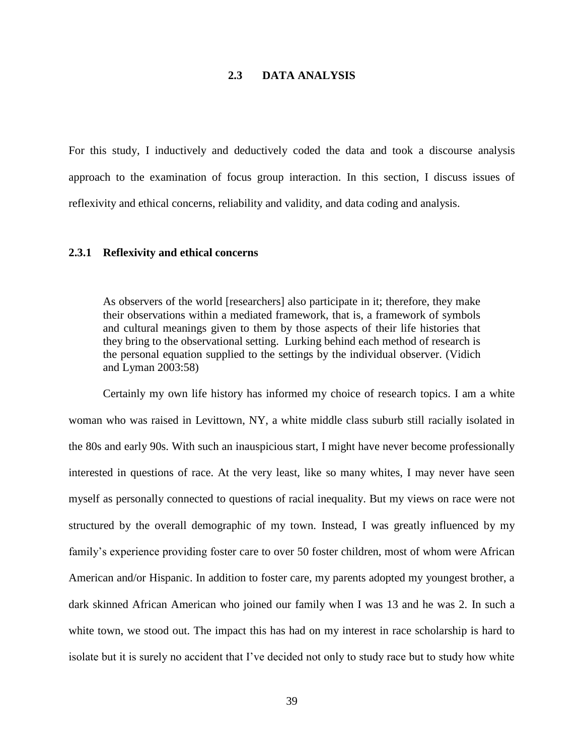## 2.3 DATA ANALYSIS

For this study, I inductively and deductively coded the data and took a discourse analysis approach to the examination of focus group interaction. In this section, I discuss issues of reflexivity and ethical concerns, reliability and validity, and data coding and analysis.

### 2.3.1 Reflexivity and ethical concerns

> As observers of the world [researchers] also participate in it; therefore, they make their observations within a mediated framework, that is, a framework of symbols and cultural meanings given to them by those aspects of their life histories that they bring to the observational setting. Lurking behind each method of research is the personal equation supplied to the settings by the individual observer. (Vidich and Lyman 2003:58)

Certainly my own life history has informed my choice of research topics. I am a white woman who was raised in Levittown, NY, a white middle class suburb still racially isolated in the 80s and early 90s. With such an inauspicious start, I might have never become professionally interested in questions of race. At the very least, like so many whites, I may never have seen myself as personally connected to questions of racial inequality. But my views on race were not structured by the overall demographic of my town. Instead, I was greatly influenced by my family's experience providing foster care to over 50 foster children, most of whom were African American and/or Hispanic. In addition to foster care, my parents adopted my youngest brother, a dark skinned African American who joined our family when I was 13 and he was 2. In such a white town, we stood out. The impact this has had on my interest in race scholarship is hard to isolate but it is surely no accident that I've decided not only to study race but to study how white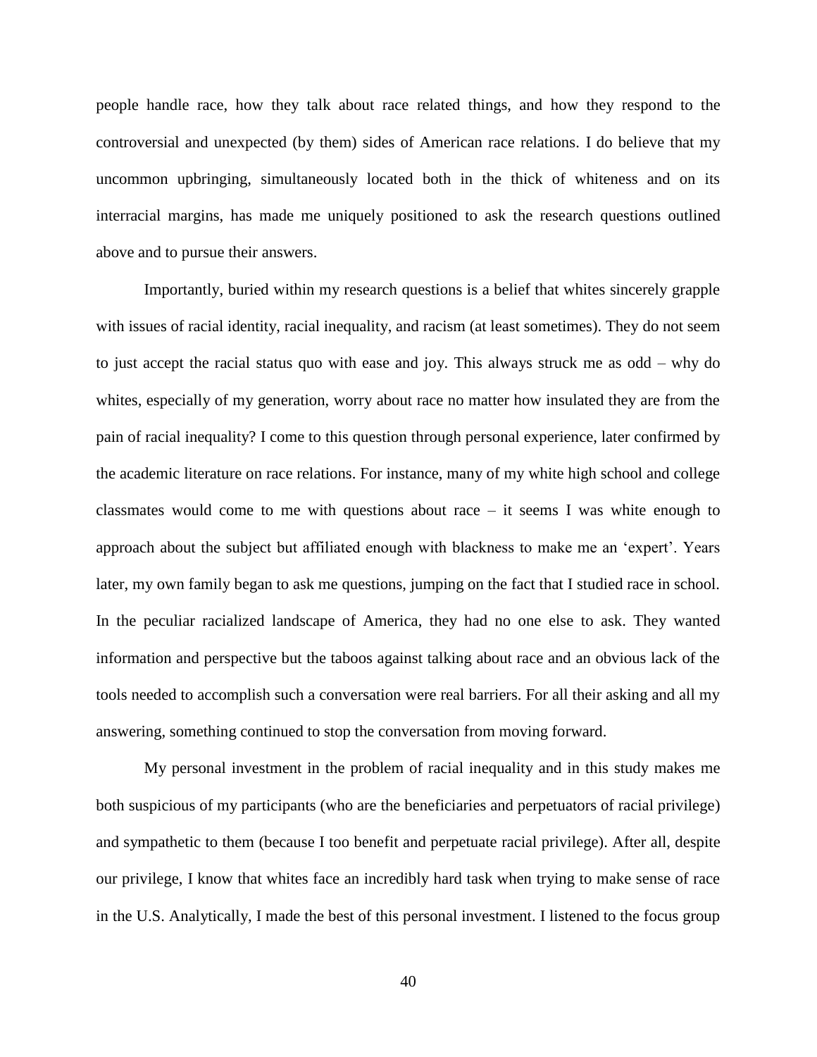people handle race, how they talk about race related things, and how they respond to the controversial and unexpected (by them) sides of American race relations. I do believe that my uncommon upbringing, simultaneously located both in the thick of whiteness and on its interracial margins, has made me uniquely positioned to ask the research questions outlined above and to pursue their answers.

Importantly, buried within my research questions is a belief that whites sincerely grapple with issues of racial identity, racial inequality, and racism (at least sometimes). They do not seem to just accept the racial status quo with ease and joy. This always struck me as odd – why do whites, especially of my generation, worry about race no matter how insulated they are from the pain of racial inequality? I come to this question through personal experience, later confirmed by the academic literature on race relations. For instance, many of my white high school and college classmates would come to me with questions about race – it seems I was white enough to approach about the subject but affiliated enough with blackness to make me an 'expert'. Years later, my own family began to ask me questions, jumping on the fact that I studied race in school. In the peculiar racialized landscape of America, they had no one else to ask. They wanted information and perspective but the taboos against talking about race and an obvious lack of the tools needed to accomplish such a conversation were real barriers. For all their asking and all my answering, something continued to stop the conversation from moving forward.

My personal investment in the problem of racial inequality and in this study makes me both suspicious of my participants (who are the beneficiaries and perpetuators of racial privilege) and sympathetic to them (because I too benefit and perpetuate racial privilege). After all, despite our privilege, I know that whites face an incredibly hard task when trying to make sense of race in the U.S. Analytically, I made the best of this personal investment. I listened to the focus group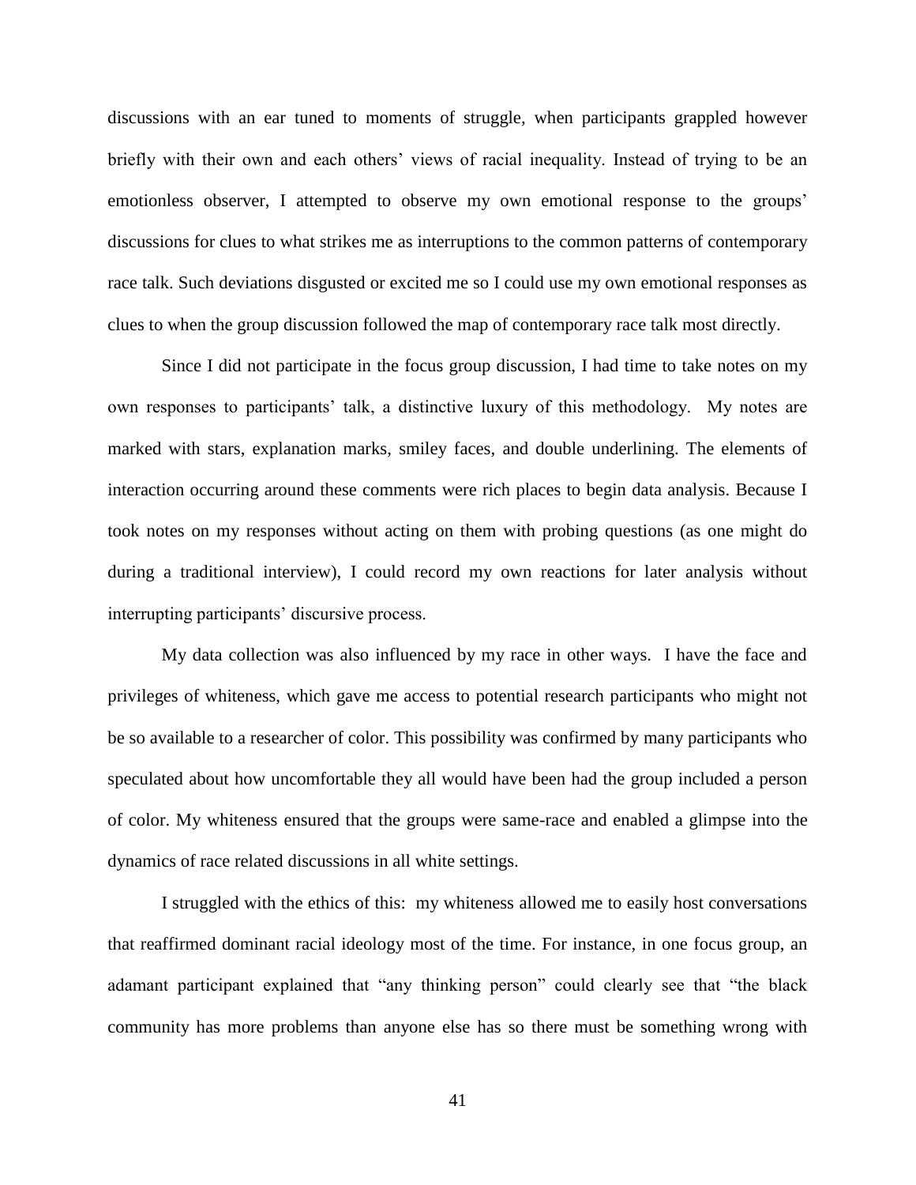discussions with an ear tuned to moments of struggle, when participants grappled however briefly with their own and each others' views of racial inequality. Instead of trying to be an emotionless observer, I attempted to observe my own emotional response to the groups' discussions for clues to what strikes me as interruptions to the common patterns of contemporary race talk. Such deviations disgusted or excited me so I could use my own emotional responses as clues to when the group discussion followed the map of contemporary race talk most directly.

Since I did not participate in the focus group discussion, I had time to take notes on my own responses to participants' talk, a distinctive luxury of this methodology. My notes are marked with stars, explanation marks, smiley faces, and double underlining. The elements of interaction occurring around these comments were rich places to begin data analysis. Because I took notes on my responses without acting on them with probing questions (as one might do during a traditional interview), I could record my own reactions for later analysis without interrupting participants' discursive process.

My data collection was also influenced by my race in other ways. I have the face and privileges of whiteness, which gave me access to potential research participants who might not be so available to a researcher of color. This possibility was confirmed by many participants who speculated about how uncomfortable they all would have been had the group included a person of color. My whiteness ensured that the groups were same-race and enabled a glimpse into the dynamics of race related discussions in all white settings.

I struggled with the ethics of this: my whiteness allowed me to easily host conversations that reaffirmed dominant racial ideology most of the time. For instance, in one focus group, an adamant participant explained that "any thinking person" could clearly see that "the black community has more problems than anyone else has so there must be something wrong with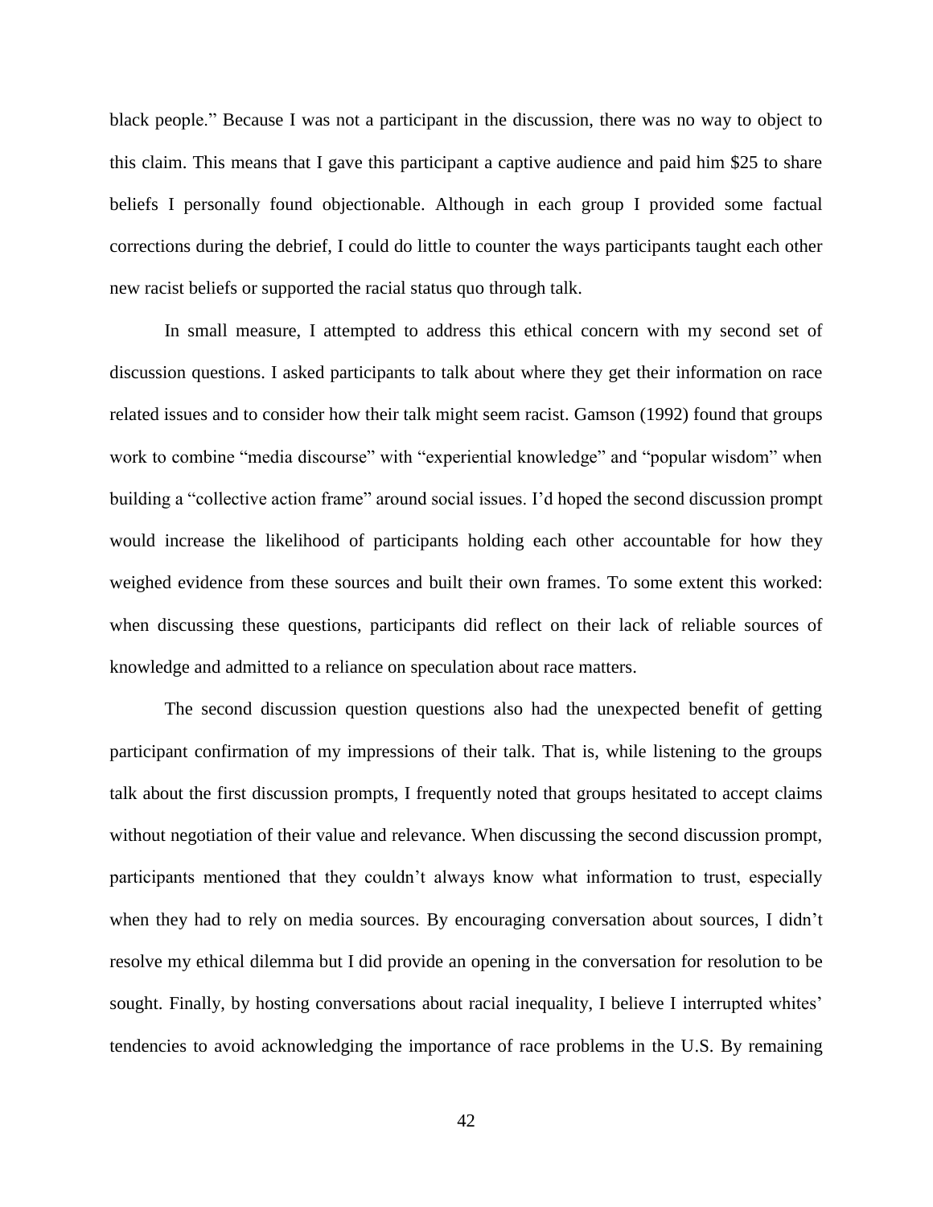black people." Because I was not a participant in the discussion, there was no way to object to this claim. This means that I gave this participant a captive audience and paid him $25 to share beliefs I personally found objectionable. Although in each group I provided some factual corrections during the debrief, I could do little to counter the ways participants taught each other new racist beliefs or supported the racial status quo through talk.

In small measure, I attempted to address this ethical concern with my second set of discussion questions. I asked participants to talk about where they get their information on race related issues and to consider how their talk might seem racist. Gamson (1992) found that groups work to combine "media discourse" with "experiential knowledge" and "popular wisdom" when building a "collective action frame" around social issues. I'd hoped the second discussion prompt would increase the likelihood of participants holding each other accountable for how they weighed evidence from these sources and built their own frames. To some extent this worked: when discussing these questions, participants did reflect on their lack of reliable sources of knowledge and admitted to a reliance on speculation about race matters.

The second discussion question questions also had the unexpected benefit of getting participant confirmation of my impressions of their talk. That is, while listening to the groups talk about the first discussion prompts, I frequently noted that groups hesitated to accept claims without negotiation of their value and relevance. When discussing the second discussion prompt, participants mentioned that they couldn't always know what information to trust, especially when they had to rely on media sources. By encouraging conversation about sources, I didn't resolve my ethical dilemma but I did provide an opening in the conversation for resolution to be sought. Finally, by hosting conversations about racial inequality, I believe I interrupted whites' tendencies to avoid acknowledging the importance of race problems in the U.S. By remaining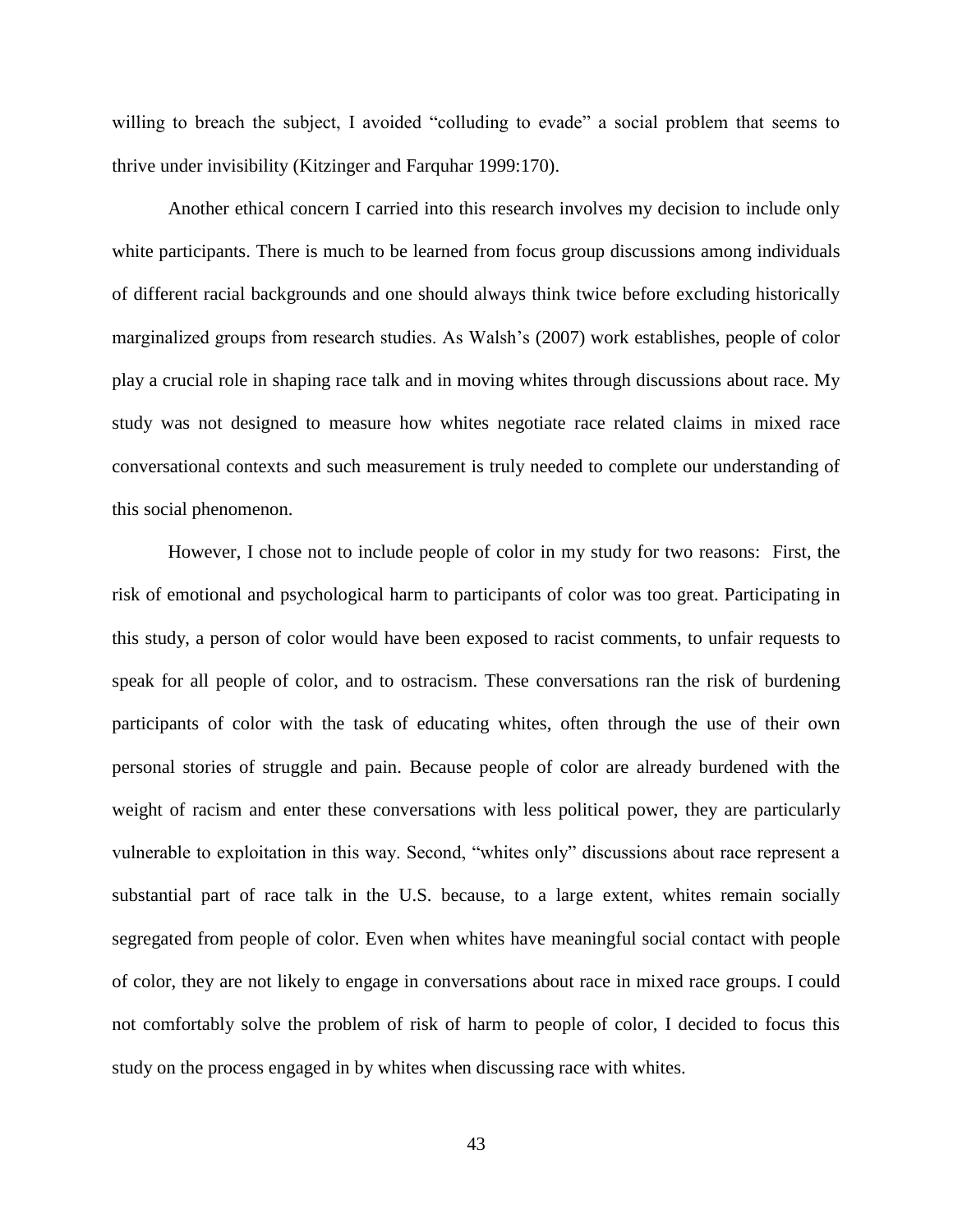willing to breach the subject, I avoided "colluding to evade" a social problem that seems to thrive under invisibility (Kitzinger and Farquhar 1999:170).

Another ethical concern I carried into this research involves my decision to include only white participants. There is much to be learned from focus group discussions among individuals of different racial backgrounds and one should always think twice before excluding historically marginalized groups from research studies. As Walsh's (2007) work establishes, people of color play a crucial role in shaping race talk and in moving whites through discussions about race. My study was not designed to measure how whites negotiate race related claims in mixed race conversational contexts and such measurement is truly needed to complete our understanding of this social phenomenon.

However, I chose not to include people of color in my study for two reasons: First, the risk of emotional and psychological harm to participants of color was too great. Participating in this study, a person of color would have been exposed to racist comments, to unfair requests to speak for all people of color, and to ostracism. These conversations ran the risk of burdening participants of color with the task of educating whites, often through the use of their own personal stories of struggle and pain. Because people of color are already burdened with the weight of racism and enter these conversations with less political power, they are particularly vulnerable to exploitation in this way. Second, "whites only" discussions about race represent a substantial part of race talk in the U.S. because, to a large extent, whites remain socially segregated from people of color. Even when whites have meaningful social contact with people of color, they are not likely to engage in conversations about race in mixed race groups. I could not comfortably solve the problem of risk of harm to people of color, I decided to focus this study on the process engaged in by whites when discussing race with whites.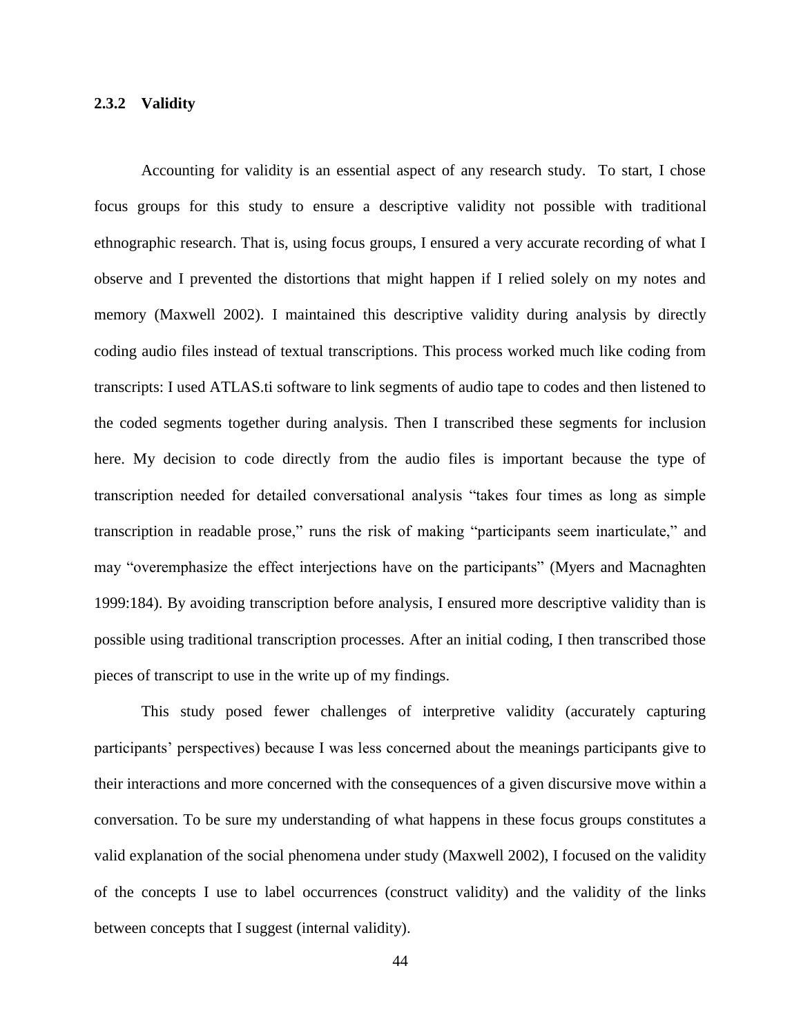### 2.3.2 Validity

Accounting for validity is an essential aspect of any research study. To start, I chose focus groups for this study to ensure a descriptive validity not possible with traditional ethnographic research. That is, using focus groups, I ensured a very accurate recording of what I observe and I prevented the distortions that might happen if I relied solely on my notes and memory (Maxwell 2002). I maintained this descriptive validity during analysis by directly coding audio files instead of textual transcriptions. This process worked much like coding from transcripts: I used ATLAS.ti software to link segments of audio tape to codes and then listened to the coded segments together during analysis. Then I transcribed these segments for inclusion here. My decision to code directly from the audio files is important because the type of transcription needed for detailed conversational analysis "takes four times as long as simple transcription in readable prose," runs the risk of making "participants seem inarticulate," and may "overemphasize the effect interjections have on the participants" (Myers and Macnaghten 1999:184). By avoiding transcription before analysis, I ensured more descriptive validity than is possible using traditional transcription processes. After an initial coding, I then transcribed those pieces of transcript to use in the write up of my findings.

This study posed fewer challenges of interpretive validity (accurately capturing participants' perspectives) because I was less concerned about the meanings participants give to their interactions and more concerned with the consequences of a given discursive move within a conversation. To be sure my understanding of what happens in these focus groups constitutes a valid explanation of the social phenomena under study (Maxwell 2002), I focused on the validity of the concepts I use to label occurrences (construct validity) and the validity of the links between concepts that I suggest (internal validity).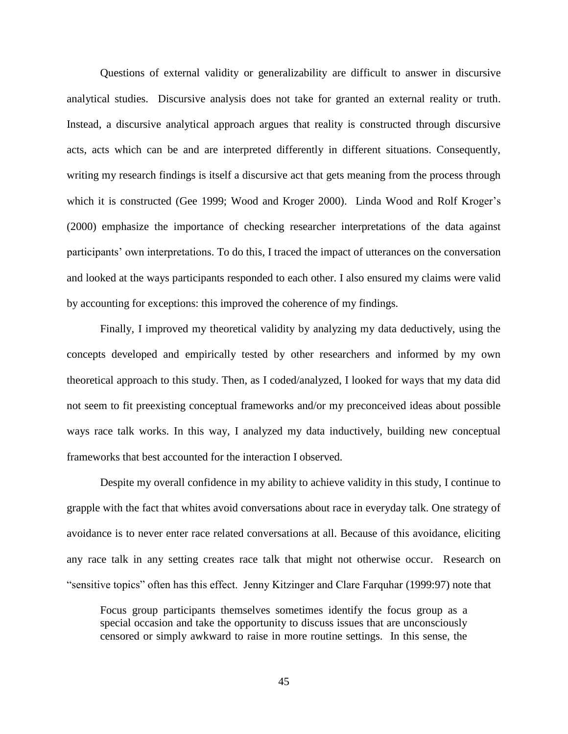Questions of external validity or generalizability are difficult to answer in discursive analytical studies. Discursive analysis does not take for granted an external reality or truth. Instead, a discursive analytical approach argues that reality is constructed through discursive acts, acts which can be and are interpreted differently in different situations. Consequently, writing my research findings is itself a discursive act that gets meaning from the process through which it is constructed (Gee 1999; Wood and Kroger 2000). Linda Wood and Rolf Kroger's (2000) emphasize the importance of checking researcher interpretations of the data against participants' own interpretations. To do this, I traced the impact of utterances on the conversation and looked at the ways participants responded to each other. I also ensured my claims were valid by accounting for exceptions: this improved the coherence of my findings.

Finally, I improved my theoretical validity by analyzing my data deductively, using the concepts developed and empirically tested by other researchers and informed by my own theoretical approach to this study. Then, as I coded/analyzed, I looked for ways that my data did not seem to fit preexisting conceptual frameworks and/or my preconceived ideas about possible ways race talk works. In this way, I analyzed my data inductively, building new conceptual frameworks that best accounted for the interaction I observed.

Despite my overall confidence in my ability to achieve validity in this study, I continue to grapple with the fact that whites avoid conversations about race in everyday talk. One strategy of avoidance is to never enter race related conversations at all. Because of this avoidance, eliciting any race talk in any setting creates race talk that might not otherwise occur. Research on "sensitive topics" often has this effect. Jenny Kitzinger and Clare Farquhar (1999:97) note that

> Focus group participants themselves sometimes identify the focus group as a special occasion and take the opportunity to discuss issues that are unconsciously censored or simply awkward to raise in more routine settings. In this sense, the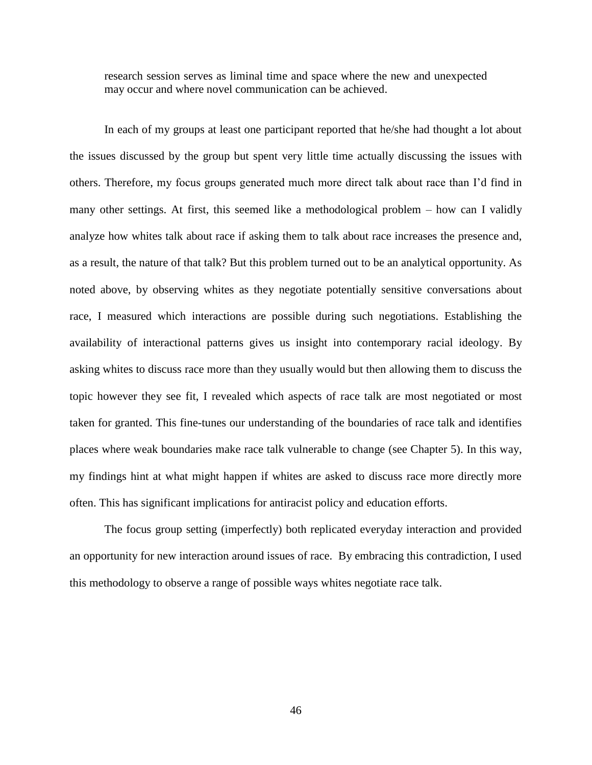> research session serves as liminal time and space where the new and unexpected may occur and where novel communication can be achieved.

In each of my groups at least one participant reported that he/she had thought a lot about the issues discussed by the group but spent very little time actually discussing the issues with others. Therefore, my focus groups generated much more direct talk about race than I'd find in many other settings. At first, this seemed like a methodological problem – how can I validly analyze how whites talk about race if asking them to talk about race increases the presence and, as a result, the nature of that talk? But this problem turned out to be an analytical opportunity. As noted above, by observing whites as they negotiate potentially sensitive conversations about race, I measured which interactions are possible during such negotiations. Establishing the availability of interactional patterns gives us insight into contemporary racial ideology. By asking whites to discuss race more than they usually would but then allowing them to discuss the topic however they see fit, I revealed which aspects of race talk are most negotiated or most taken for granted. This fine-tunes our understanding of the boundaries of race talk and identifies places where weak boundaries make race talk vulnerable to change (see Chapter 5). In this way, my findings hint at what might happen if whites are asked to discuss race more directly more often. This has significant implications for antiracist policy and education efforts.

The focus group setting (imperfectly) both replicated everyday interaction and provided an opportunity for new interaction around issues of race. By embracing this contradiction, I used this methodology to observe a range of possible ways whites negotiate race talk.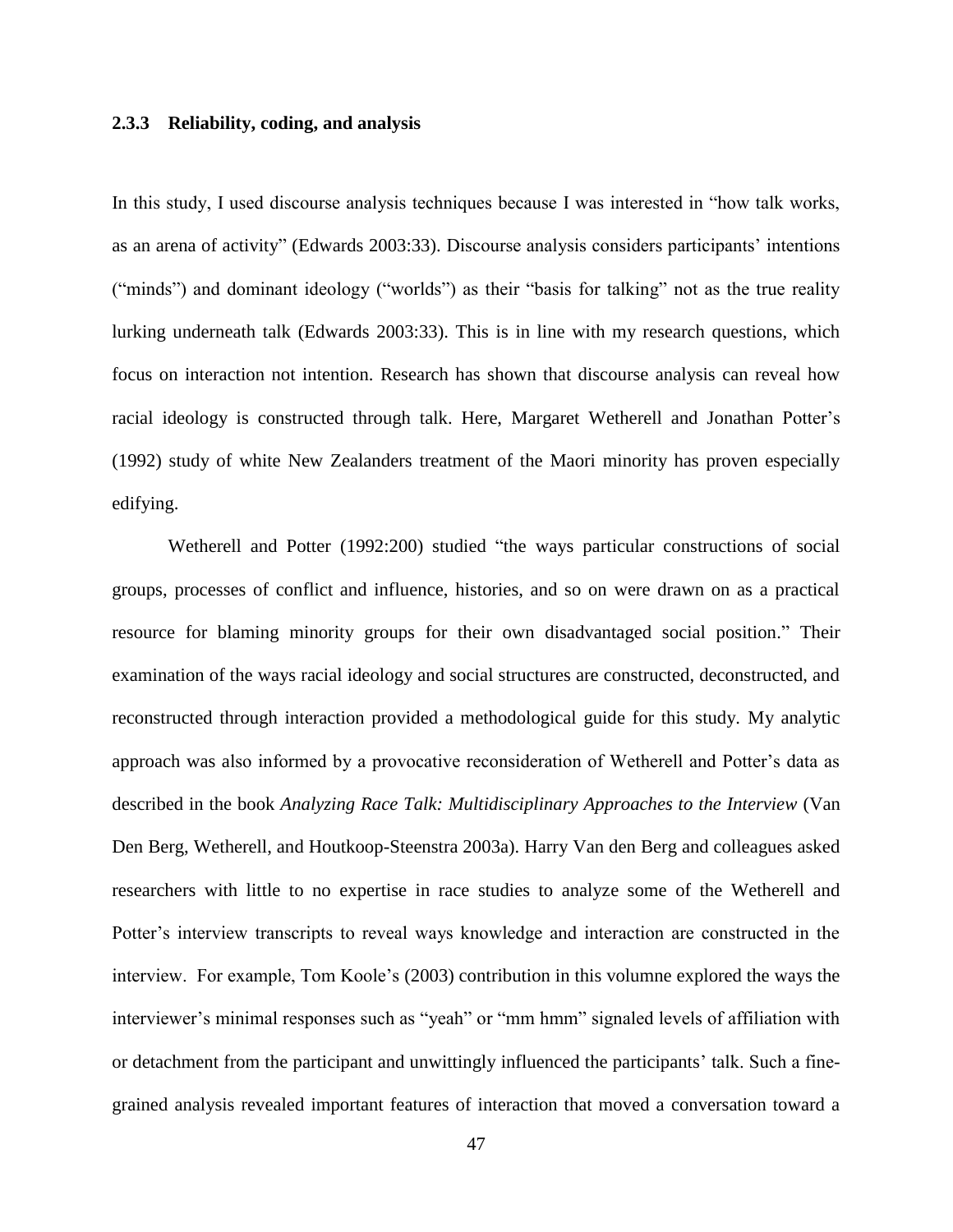### 2.3.3 Reliability, coding, and analysis

In this study, I used discourse analysis techniques because I was interested in "how talk works, as an arena of activity" (Edwards 2003:33). Discourse analysis considers participants' intentions ("minds") and dominant ideology ("worlds") as their "basis for talking" not as the true reality lurking underneath talk (Edwards 2003:33). This is in line with my research questions, which focus on interaction not intention. Research has shown that discourse analysis can reveal how racial ideology is constructed through talk. Here, Margaret Wetherell and Jonathan Potter's (1992) study of white New Zealanders treatment of the Maori minority has proven especially edifying.

Wetherell and Potter (1992:200) studied "the ways particular constructions of social groups, processes of conflict and influence, histories, and so on were drawn on as a practical resource for blaming minority groups for their own disadvantaged social position." Their examination of the ways racial ideology and social structures are constructed, deconstructed, and reconstructed through interaction provided a methodological guide for this study. My analytic approach was also informed by a provocative reconsideration of Wetherell and Potter's data as described in the book *Analyzing Race Talk: Multidisciplinary Approaches to the Interview* (Van Den Berg, Wetherell, and Houtkoop-Steenstra 2003a). Harry Van den Berg and colleagues asked researchers with little to no expertise in race studies to analyze some of the Wetherell and Potter's interview transcripts to reveal ways knowledge and interaction are constructed in the interview. For example, Tom Koole's (2003) contribution in this volumne explored the ways the interviewer's minimal responses such as "yeah" or "mm hmm" signaled levels of affiliation with or detachment from the participant and unwittingly influenced the participants' talk. Such a fine-grained analysis revealed important features of interaction that moved a conversation toward a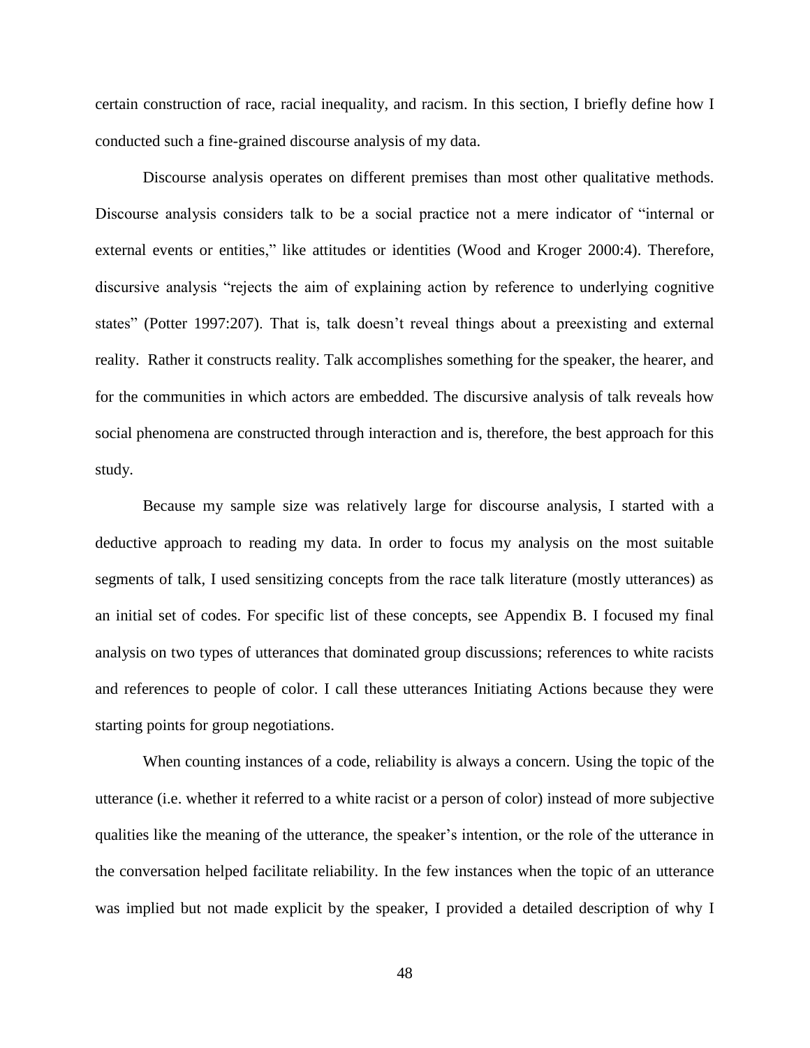certain construction of race, racial inequality, and racism. In this section, I briefly define how I conducted such a fine-grained discourse analysis of my data.

Discourse analysis operates on different premises than most other qualitative methods. Discourse analysis considers talk to be a social practice not a mere indicator of "internal or external events or entities," like attitudes or identities (Wood and Kroger 2000:4). Therefore, discursive analysis "rejects the aim of explaining action by reference to underlying cognitive states" (Potter 1997:207). That is, talk doesn't reveal things about a preexisting and external reality. Rather it constructs reality. Talk accomplishes something for the speaker, the hearer, and for the communities in which actors are embedded. The discursive analysis of talk reveals how social phenomena are constructed through interaction and is, therefore, the best approach for this study.

Because my sample size was relatively large for discourse analysis, I started with a deductive approach to reading my data. In order to focus my analysis on the most suitable segments of talk, I used sensitizing concepts from the race talk literature (mostly utterances) as an initial set of codes. For specific list of these concepts, see Appendix B. I focused my final analysis on two types of utterances that dominated group discussions; references to white racists and references to people of color. I call these utterances Initiating Actions because they were starting points for group negotiations.

When counting instances of a code, reliability is always a concern. Using the topic of the utterance (i.e. whether it referred to a white racist or a person of color) instead of more subjective qualities like the meaning of the utterance, the speaker's intention, or the role of the utterance in the conversation helped facilitate reliability. In the few instances when the topic of an utterance was implied but not made explicit by the speaker, I provided a detailed description of why I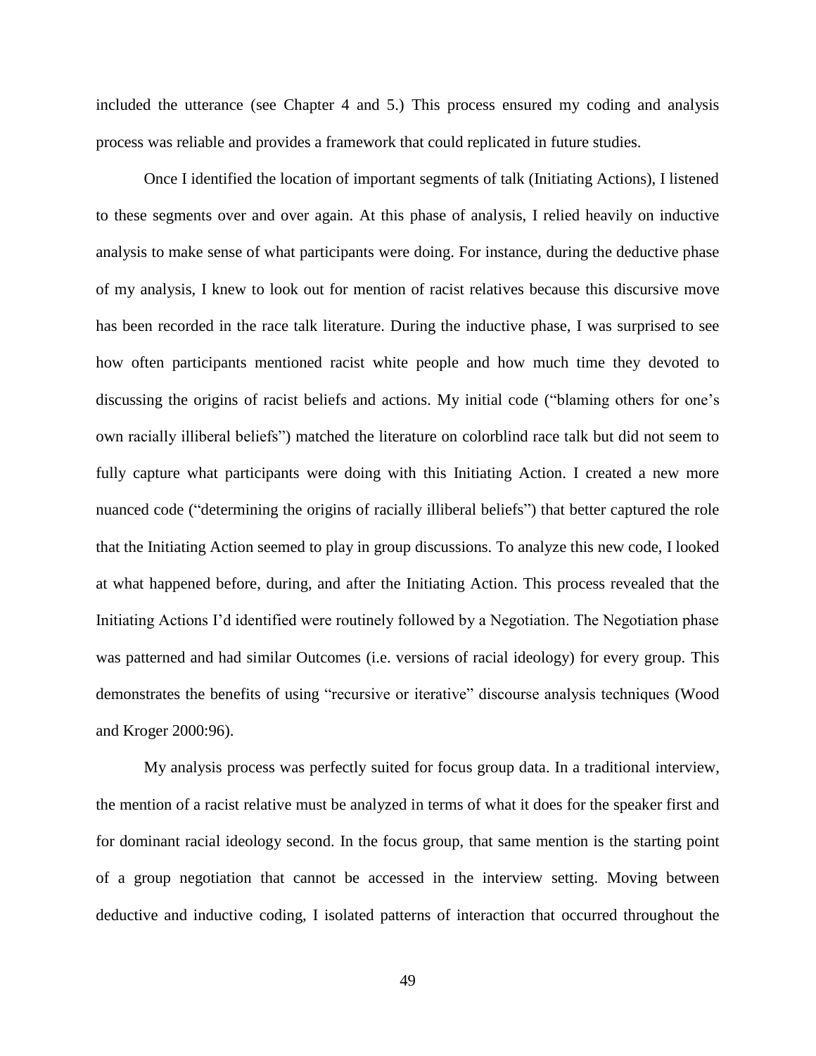included the utterance (see Chapter 4 and 5.) This process ensured my coding and analysis process was reliable and provides a framework that could replicated in future studies.

Once I identified the location of important segments of talk (Initiating Actions), I listened to these segments over and over again. At this phase of analysis, I relied heavily on inductive analysis to make sense of what participants were doing. For instance, during the deductive phase of my analysis, I knew to look out for mention of racist relatives because this discursive move has been recorded in the race talk literature. During the inductive phase, I was surprised to see how often participants mentioned racist white people and how much time they devoted to discussing the origins of racist beliefs and actions. My initial code ("blaming others for one's own racially illiberal beliefs") matched the literature on colorblind race talk but did not seem to fully capture what participants were doing with this Initiating Action. I created a new more nuanced code ("determining the origins of racially illiberal beliefs") that better captured the role that the Initiating Action seemed to play in group discussions. To analyze this new code, I looked at what happened before, during, and after the Initiating Action. This process revealed that the Initiating Actions I'd identified were routinely followed by a Negotiation. The Negotiation phase was patterned and had similar Outcomes (i.e. versions of racial ideology) for every group. This demonstrates the benefits of using "recursive or iterative" discourse analysis techniques (Wood and Kroger 2000:96).

My analysis process was perfectly suited for focus group data. In a traditional interview, the mention of a racist relative must be analyzed in terms of what it does for the speaker first and for dominant racial ideology second. In the focus group, that same mention is the starting point of a group negotiation that cannot be accessed in the interview setting. Moving between deductive and inductive coding, I isolated patterns of interaction that occurred throughout the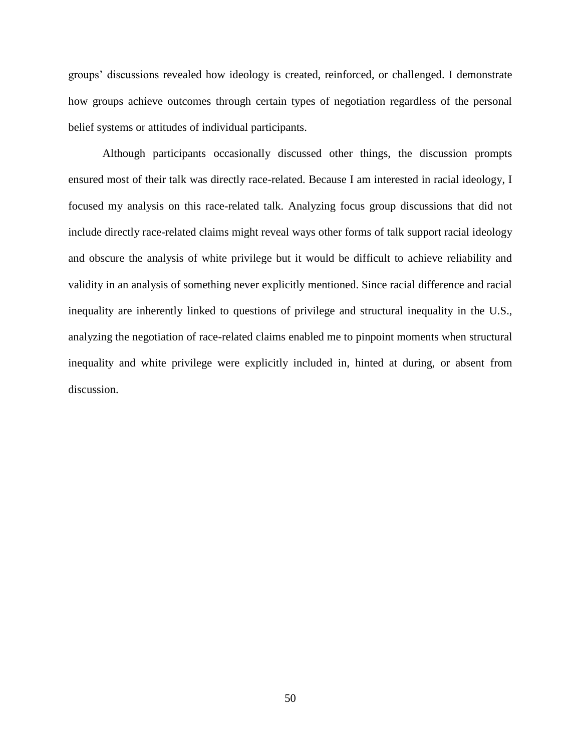groups' discussions revealed how ideology is created, reinforced, or challenged. I demonstrate how groups achieve outcomes through certain types of negotiation regardless of the personal belief systems or attitudes of individual participants.

Although participants occasionally discussed other things, the discussion prompts ensured most of their talk was directly race-related. Because I am interested in racial ideology, I focused my analysis on this race-related talk. Analyzing focus group discussions that did not include directly race-related claims might reveal ways other forms of talk support racial ideology and obscure the analysis of white privilege but it would be difficult to achieve reliability and validity in an analysis of something never explicitly mentioned. Since racial difference and racial inequality are inherently linked to questions of privilege and structural inequality in the U.S., analyzing the negotiation of race-related claims enabled me to pinpoint moments when structural inequality and white privilege were explicitly included in, hinted at during, or absent from discussion.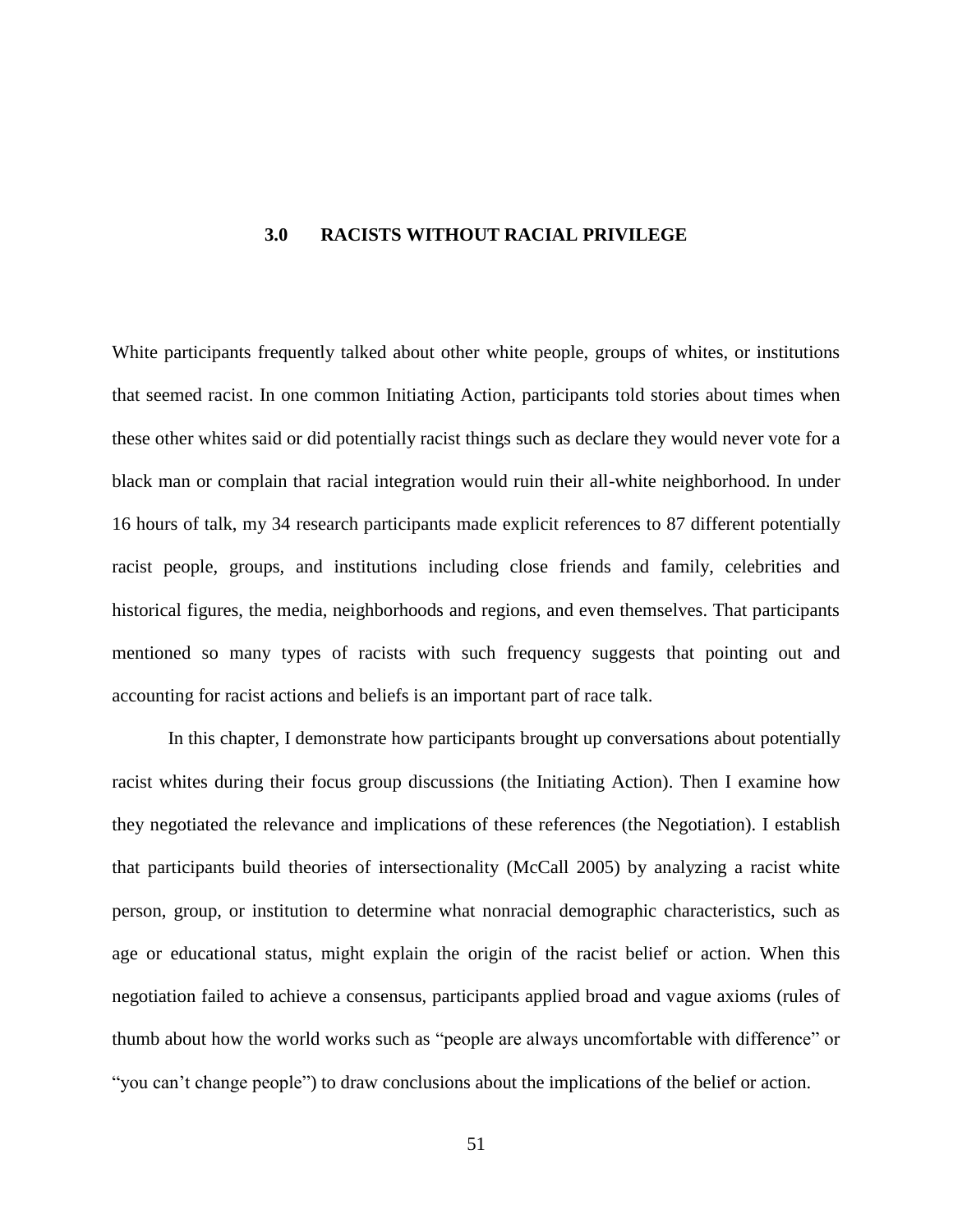# 3.0 RACISTS WITHOUT RACIAL PRIVILEGE

White participants frequently talked about other white people, groups of whites, or institutions that seemed racist. In one common Initiating Action, participants told stories about times when these other whites said or did potentially racist things such as declare they would never vote for a black man or complain that racial integration would ruin their all-white neighborhood. In under 16 hours of talk, my 34 research participants made explicit references to 87 different potentially racist people, groups, and institutions including close friends and family, celebrities and historical figures, the media, neighborhoods and regions, and even themselves. That participants mentioned so many types of racists with such frequency suggests that pointing out and accounting for racist actions and beliefs is an important part of race talk.

In this chapter, I demonstrate how participants brought up conversations about potentially racist whites during their focus group discussions (the Initiating Action). Then I examine how they negotiated the relevance and implications of these references (the Negotiation). I establish that participants build theories of intersectionality (McCall 2005) by analyzing a racist white person, group, or institution to determine what nonracial demographic characteristics, such as age or educational status, might explain the origin of the racist belief or action. When this negotiation failed to achieve a consensus, participants applied broad and vague axioms (rules of thumb about how the world works such as "people are always uncomfortable with difference" or "you can't change people") to draw conclusions about the implications of the belief or action.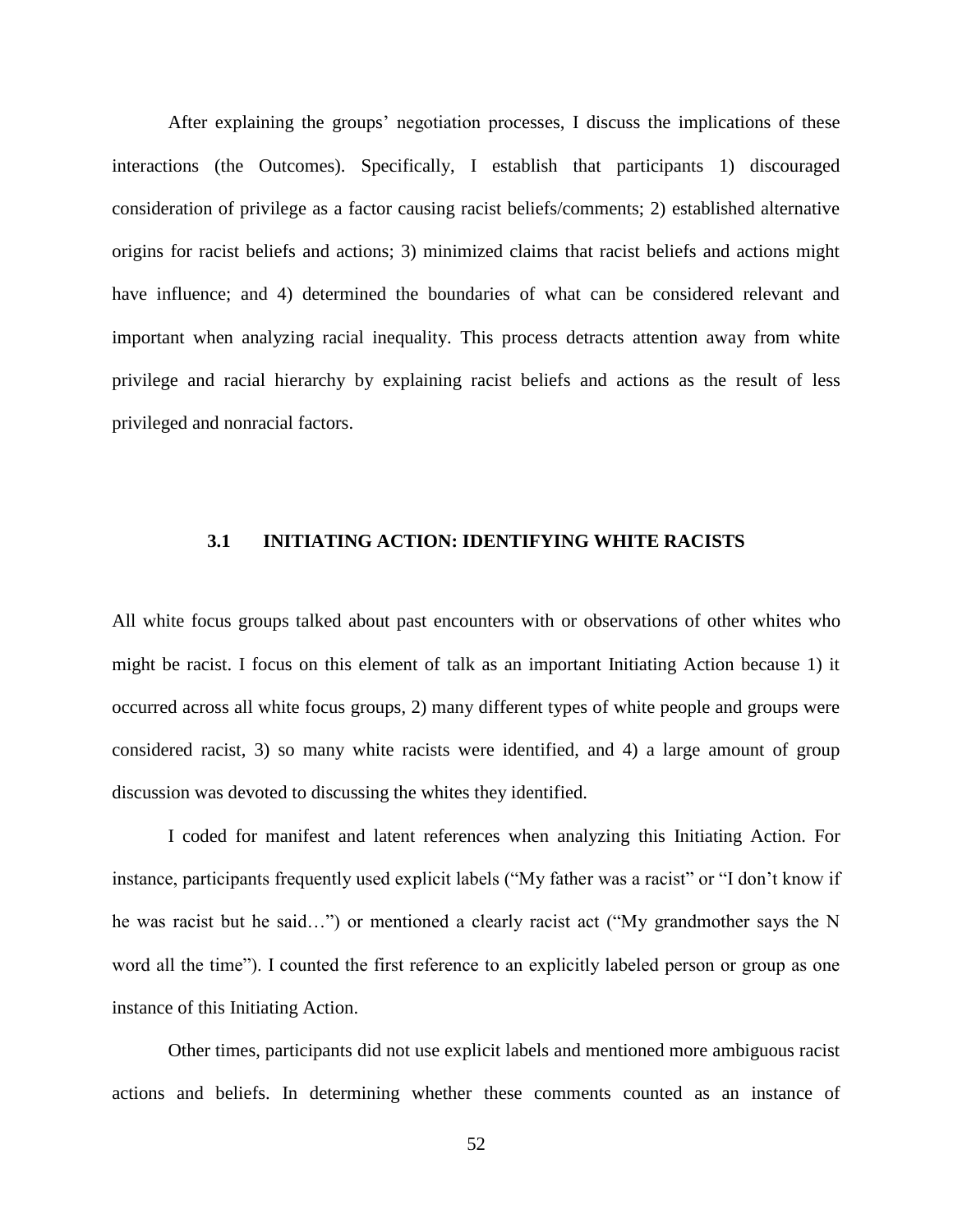After explaining the groups' negotiation processes, I discuss the implications of these interactions (the Outcomes). Specifically, I establish that participants 1) discouraged consideration of privilege as a factor causing racist beliefs/comments; 2) established alternative origins for racist beliefs and actions; 3) minimized claims that racist beliefs and actions might have influence; and 4) determined the boundaries of what can be considered relevant and important when analyzing racial inequality. This process detracts attention away from white privilege and racial hierarchy by explaining racist beliefs and actions as the result of less privileged and nonracial factors.

## 3.1 INITIATING ACTION: IDENTIFYING WHITE RACISTS

All white focus groups talked about past encounters with or observations of other whites who might be racist. I focus on this element of talk as an important Initiating Action because 1) it occurred across all white focus groups, 2) many different types of white people and groups were considered racist, 3) so many white racists were identified, and 4) a large amount of group discussion was devoted to discussing the whites they identified.

I coded for manifest and latent references when analyzing this Initiating Action. For instance, participants frequently used explicit labels ("My father was a racist" or "I don't know if he was racist but he said…") or mentioned a clearly racist act ("My grandmother says the N word all the time"). I counted the first reference to an explicitly labeled person or group as one instance of this Initiating Action.

Other times, participants did not use explicit labels and mentioned more ambiguous racist actions and beliefs. In determining whether these comments counted as an instance of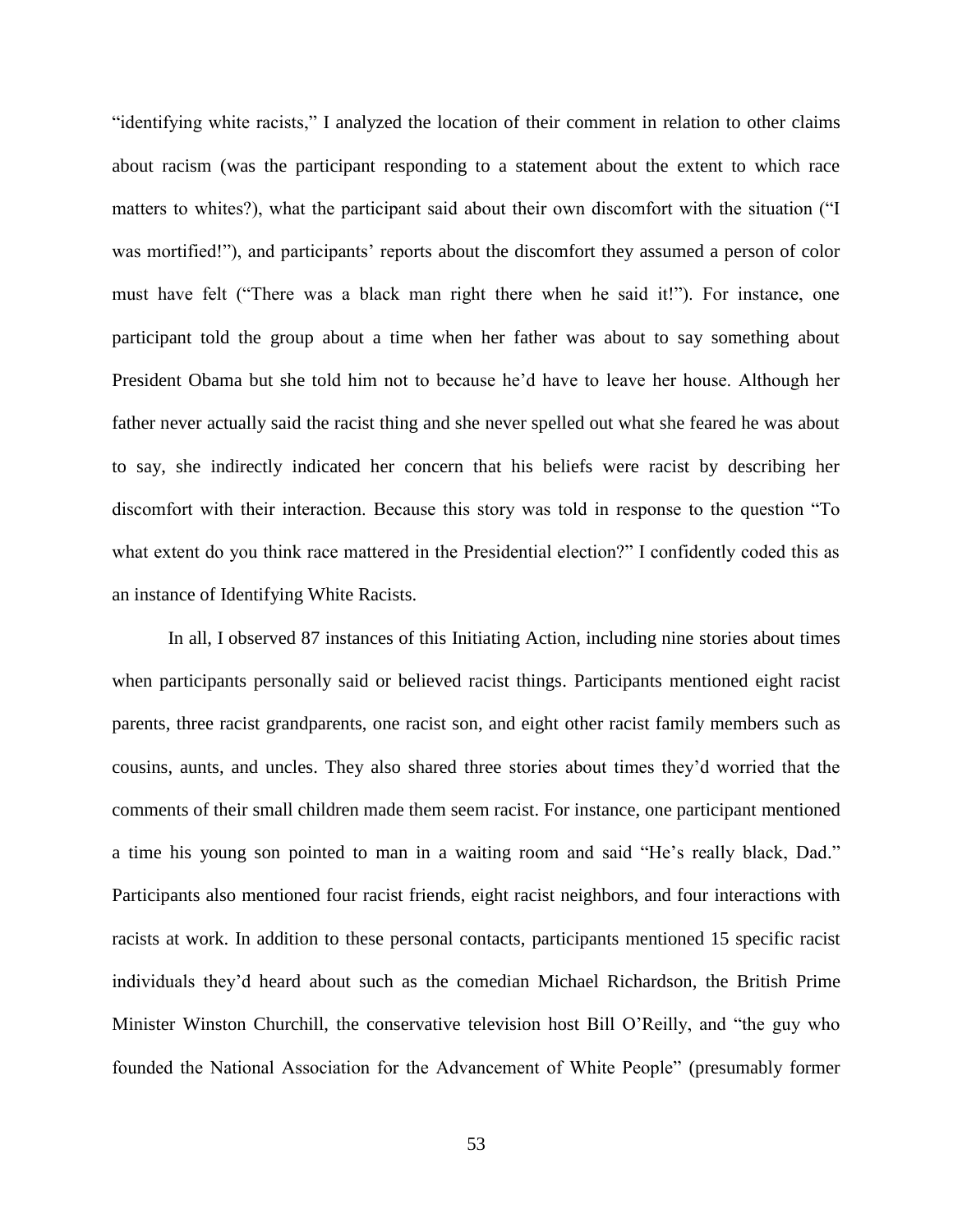"identifying white racists," I analyzed the location of their comment in relation to other claims about racism (was the participant responding to a statement about the extent to which race matters to whites?), what the participant said about their own discomfort with the situation ("I was mortified!"), and participants' reports about the discomfort they assumed a person of color must have felt ("There was a black man right there when he said it!"). For instance, one participant told the group about a time when her father was about to say something about President Obama but she told him not to because he'd have to leave her house. Although her father never actually said the racist thing and she never spelled out what she feared he was about to say, she indirectly indicated her concern that his beliefs were racist by describing her discomfort with their interaction. Because this story was told in response to the question "To what extent do you think race mattered in the Presidential election?" I confidently coded this as an instance of Identifying White Racists.

In all, I observed 87 instances of this Initiating Action, including nine stories about times when participants personally said or believed racist things. Participants mentioned eight racist parents, three racist grandparents, one racist son, and eight other racist family members such as cousins, aunts, and uncles. They also shared three stories about times they'd worried that the comments of their small children made them seem racist. For instance, one participant mentioned a time his young son pointed to man in a waiting room and said "He's really black, Dad." Participants also mentioned four racist friends, eight racist neighbors, and four interactions with racists at work. In addition to these personal contacts, participants mentioned 15 specific racist individuals they'd heard about such as the comedian Michael Richardson, the British Prime Minister Winston Churchill, the conservative television host Bill O'Reilly, and "the guy who founded the National Association for the Advancement of White People" (presumably former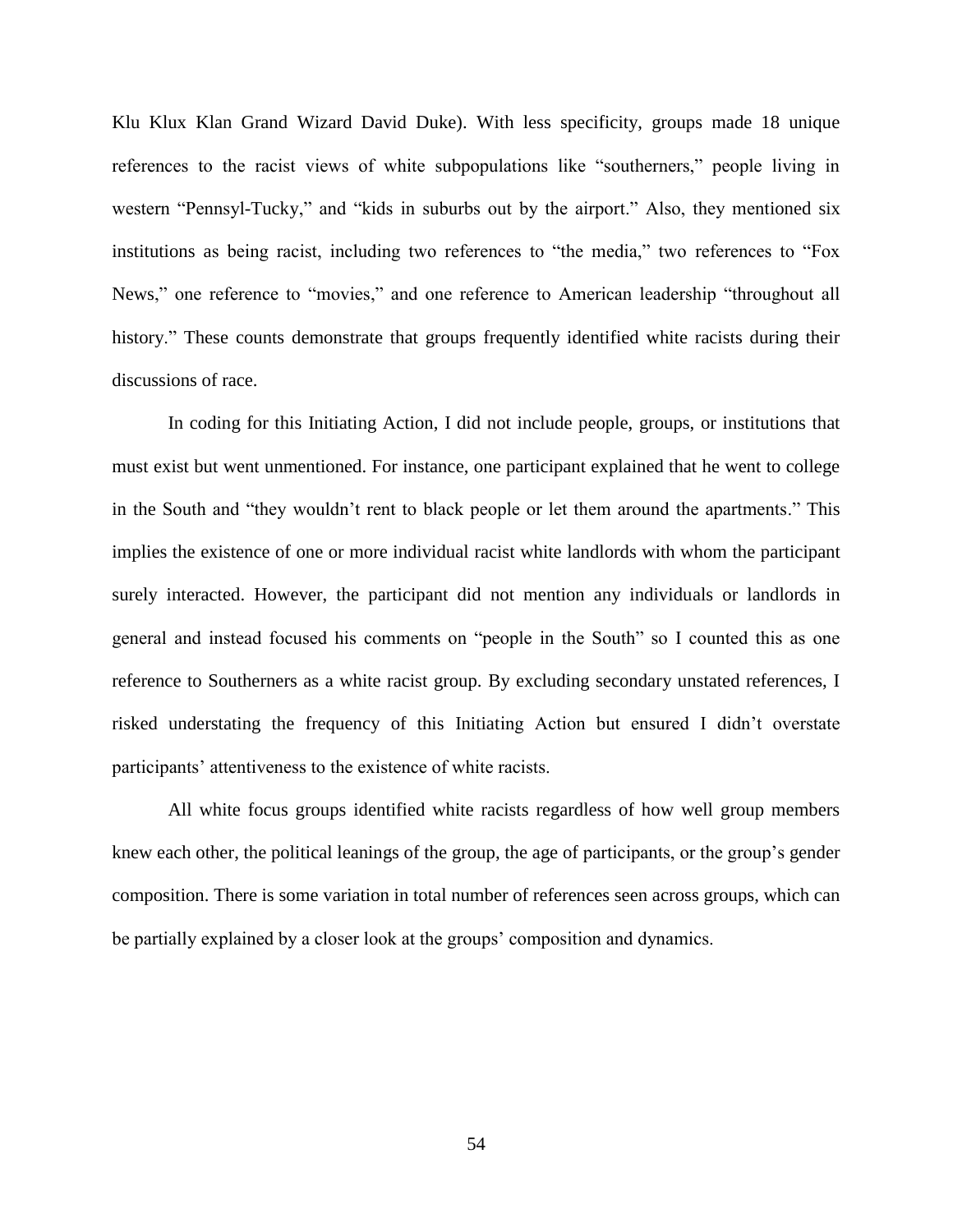Klu Klux Klan Grand Wizard David Duke). With less specificity, groups made 18 unique references to the racist views of white subpopulations like "southerners," people living in western "Pennsyl-Tucky," and "kids in suburbs out by the airport." Also, they mentioned six institutions as being racist, including two references to "the media," two references to "Fox News," one reference to "movies," and one reference to American leadership "throughout all history." These counts demonstrate that groups frequently identified white racists during their discussions of race.

In coding for this Initiating Action, I did not include people, groups, or institutions that must exist but went unmentioned. For instance, one participant explained that he went to college in the South and "they wouldn't rent to black people or let them around the apartments." This implies the existence of one or more individual racist white landlords with whom the participant surely interacted. However, the participant did not mention any individuals or landlords in general and instead focused his comments on "people in the South" so I counted this as one reference to Southerners as a white racist group. By excluding secondary unstated references, I risked understating the frequency of this Initiating Action but ensured I didn't overstate participants' attentiveness to the existence of white racists.

All white focus groups identified white racists regardless of how well group members knew each other, the political leanings of the group, the age of participants, or the group's gender composition. There is some variation in total number of references seen across groups, which can be partially explained by a closer look at the groups' composition and dynamics.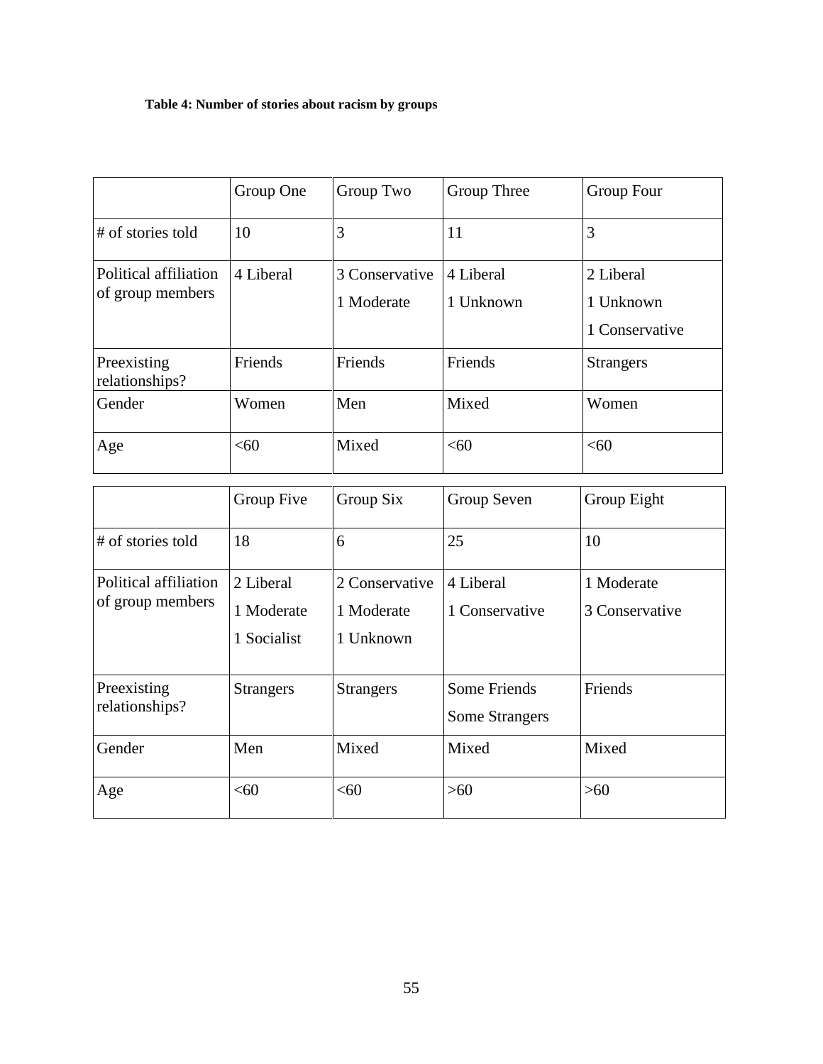**Table 4: Number of stories about racism by groups**

| | Group One | Group Two | Group Three | Group Four |
|---|---|---|---|---|
| # of stories told | 10 | 3 | 11 | 3 |
| Political affiliation of group members | 4 Liberal | 3 Conservative<br>1 Moderate | 4 Liberal<br>1 Unknown | 2 Liberal<br>1 Unknown<br>1 Conservative |
| Preexisting relationships? | Friends | Friends | Friends | Strangers |
| Gender | Women | Men | Mixed | Women |
| Age | <60 | Mixed | <60 | <60 |

| | Group Five | Group Six | Group Seven | Group Eight |
|---|---|---|---|---|
| # of stories told | 18 | 6 | 25 | 10 |
| Political affiliation of group members | 2 Liberal<br>1 Moderate<br>1 Socialist | 2 Conservative<br>1 Moderate<br>1 Unknown | 4 Liberal<br>1 Conservative | 1 Moderate<br>3 Conservative |
| Preexisting relationships? | Strangers | Strangers | Some Friends<br>Some Strangers | Friends |
| Gender | Men | Mixed | Mixed | Mixed |
| Age | <60 | <60 | >60 | >60 |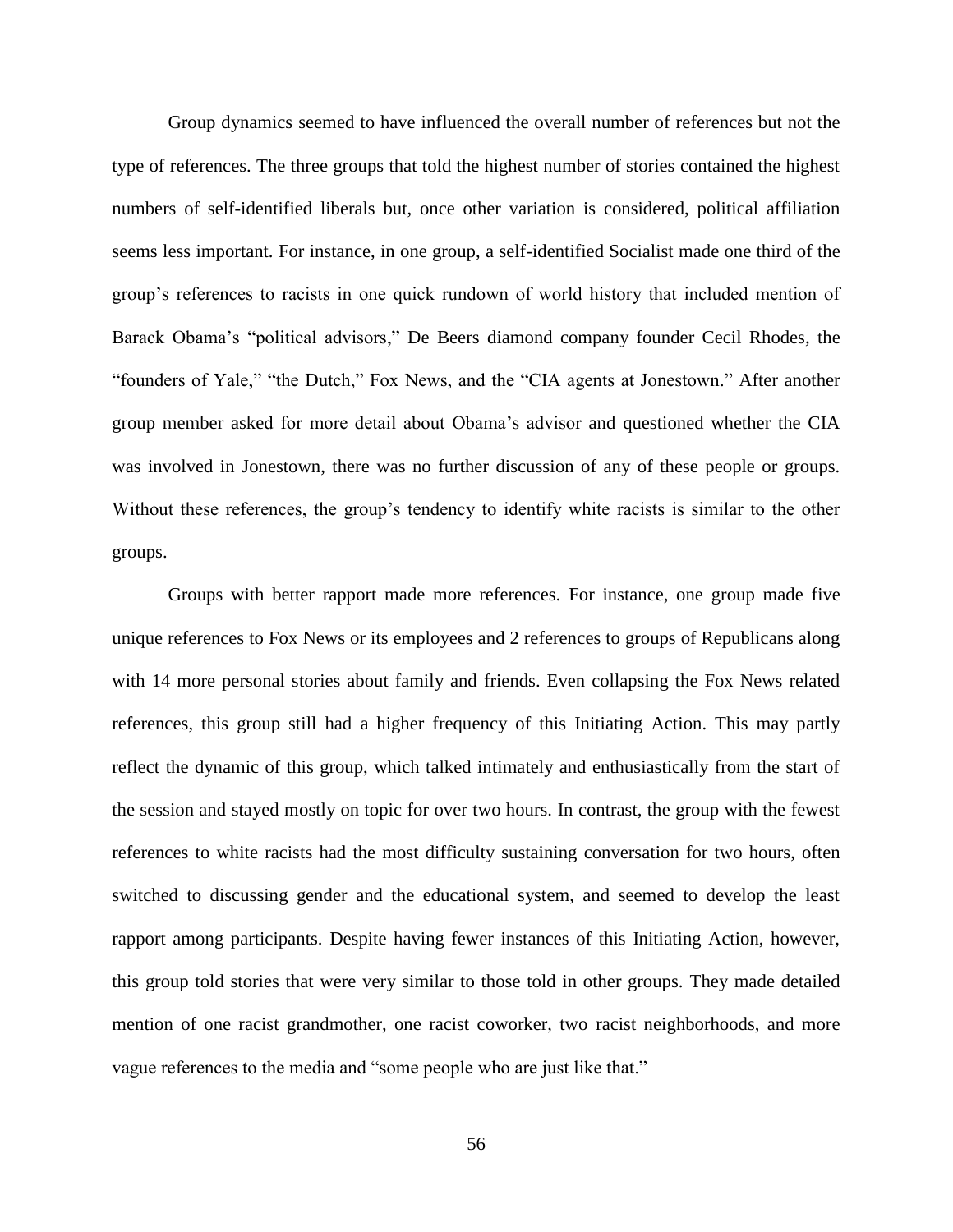Group dynamics seemed to have influenced the overall number of references but not the type of references. The three groups that told the highest number of stories contained the highest numbers of self-identified liberals but, once other variation is considered, political affiliation seems less important. For instance, in one group, a self-identified Socialist made one third of the group's references to racists in one quick rundown of world history that included mention of Barack Obama's "political advisors," De Beers diamond company founder Cecil Rhodes, the "founders of Yale," "the Dutch," Fox News, and the "CIA agents at Jonestown." After another group member asked for more detail about Obama's advisor and questioned whether the CIA was involved in Jonestown, there was no further discussion of any of these people or groups. Without these references, the group's tendency to identify white racists is similar to the other groups.

Groups with better rapport made more references. For instance, one group made five unique references to Fox News or its employees and 2 references to groups of Republicans along with 14 more personal stories about family and friends. Even collapsing the Fox News related references, this group still had a higher frequency of this Initiating Action. This may partly reflect the dynamic of this group, which talked intimately and enthusiastically from the start of the session and stayed mostly on topic for over two hours. In contrast, the group with the fewest references to white racists had the most difficulty sustaining conversation for two hours, often switched to discussing gender and the educational system, and seemed to develop the least rapport among participants. Despite having fewer instances of this Initiating Action, however, this group told stories that were very similar to those told in other groups. They made detailed mention of one racist grandmother, one racist coworker, two racist neighborhoods, and more vague references to the media and "some people who are just like that."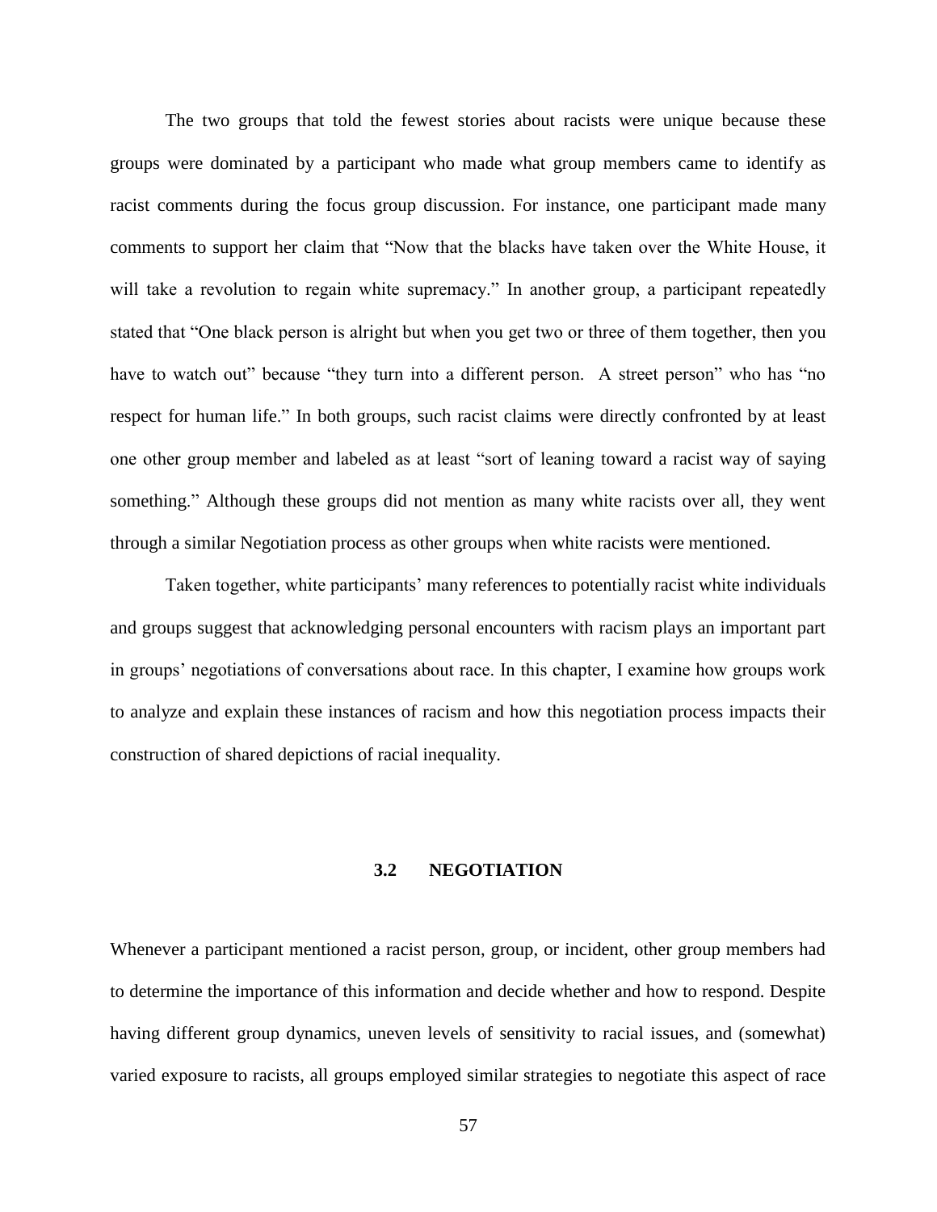The two groups that told the fewest stories about racists were unique because these groups were dominated by a participant who made what group members came to identify as racist comments during the focus group discussion. For instance, one participant made many comments to support her claim that "Now that the blacks have taken over the White House, it will take a revolution to regain white supremacy." In another group, a participant repeatedly stated that "One black person is alright but when you get two or three of them together, then you have to watch out" because "they turn into a different person. A street person" who has "no respect for human life." In both groups, such racist claims were directly confronted by at least one other group member and labeled as at least "sort of leaning toward a racist way of saying something." Although these groups did not mention as many white racists over all, they went through a similar Negotiation process as other groups when white racists were mentioned.

Taken together, white participants' many references to potentially racist white individuals and groups suggest that acknowledging personal encounters with racism plays an important part in groups' negotiations of conversations about race. In this chapter, I examine how groups work to analyze and explain these instances of racism and how this negotiation process impacts their construction of shared depictions of racial inequality.

### 3.2 NEGOTIATION

Whenever a participant mentioned a racist person, group, or incident, other group members had to determine the importance of this information and decide whether and how to respond. Despite having different group dynamics, uneven levels of sensitivity to racial issues, and (somewhat) varied exposure to racists, all groups employed similar strategies to negotiate this aspect of race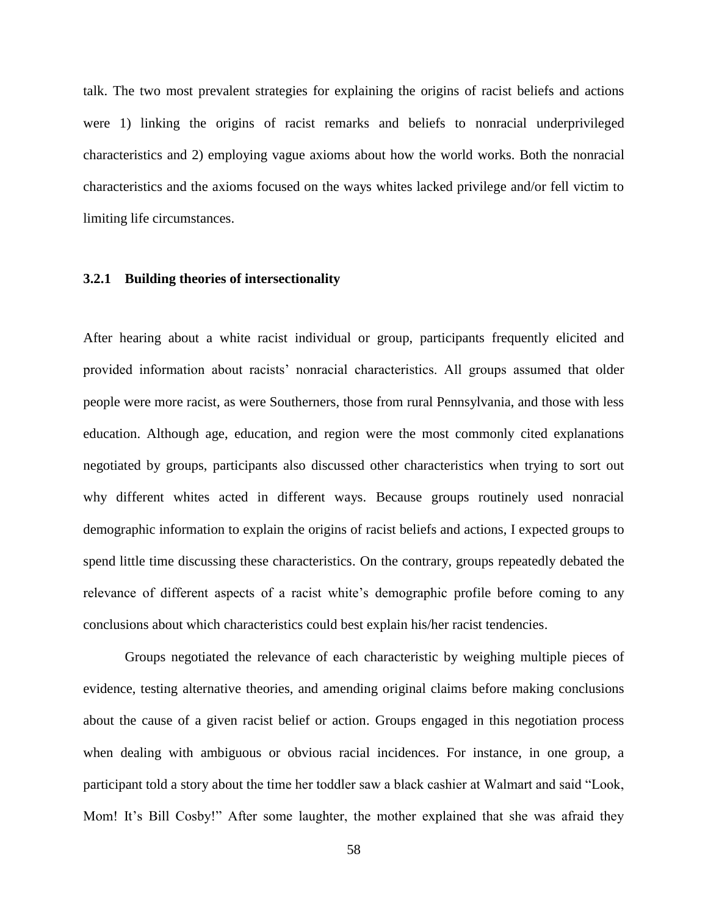talk. The two most prevalent strategies for explaining the origins of racist beliefs and actions were 1) linking the origins of racist remarks and beliefs to nonracial underprivileged characteristics and 2) employing vague axioms about how the world works. Both the nonracial characteristics and the axioms focused on the ways whites lacked privilege and/or fell victim to limiting life circumstances.

### 3.2.1 Building theories of intersectionality

After hearing about a white racist individual or group, participants frequently elicited and provided information about racists' nonracial characteristics. All groups assumed that older people were more racist, as were Southerners, those from rural Pennsylvania, and those with less education. Although age, education, and region were the most commonly cited explanations negotiated by groups, participants also discussed other characteristics when trying to sort out why different whites acted in different ways. Because groups routinely used nonracial demographic information to explain the origins of racist beliefs and actions, I expected groups to spend little time discussing these characteristics. On the contrary, groups repeatedly debated the relevance of different aspects of a racist white's demographic profile before coming to any conclusions about which characteristics could best explain his/her racist tendencies.

Groups negotiated the relevance of each characteristic by weighing multiple pieces of evidence, testing alternative theories, and amending original claims before making conclusions about the cause of a given racist belief or action. Groups engaged in this negotiation process when dealing with ambiguous or obvious racial incidences. For instance, in one group, a participant told a story about the time her toddler saw a black cashier at Walmart and said "Look, Mom! It's Bill Cosby!" After some laughter, the mother explained that she was afraid they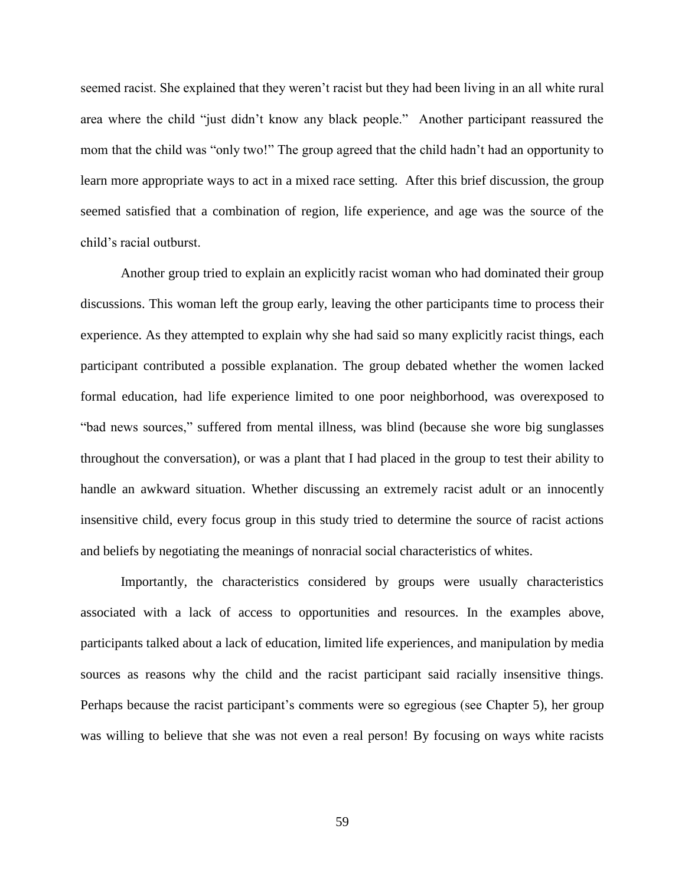seemed racist. She explained that they weren't racist but they had been living in an all white rural area where the child "just didn't know any black people." Another participant reassured the mom that the child was "only two!" The group agreed that the child hadn't had an opportunity to learn more appropriate ways to act in a mixed race setting. After this brief discussion, the group seemed satisfied that a combination of region, life experience, and age was the source of the child's racial outburst.

Another group tried to explain an explicitly racist woman who had dominated their group discussions. This woman left the group early, leaving the other participants time to process their experience. As they attempted to explain why she had said so many explicitly racist things, each participant contributed a possible explanation. The group debated whether the women lacked formal education, had life experience limited to one poor neighborhood, was overexposed to "bad news sources," suffered from mental illness, was blind (because she wore big sunglasses throughout the conversation), or was a plant that I had placed in the group to test their ability to handle an awkward situation. Whether discussing an extremely racist adult or an innocently insensitive child, every focus group in this study tried to determine the source of racist actions and beliefs by negotiating the meanings of nonracial social characteristics of whites.

Importantly, the characteristics considered by groups were usually characteristics associated with a lack of access to opportunities and resources. In the examples above, participants talked about a lack of education, limited life experiences, and manipulation by media sources as reasons why the child and the racist participant said racially insensitive things. Perhaps because the racist participant's comments were so egregious (see Chapter 5), her group was willing to believe that she was not even a real person! By focusing on ways white racists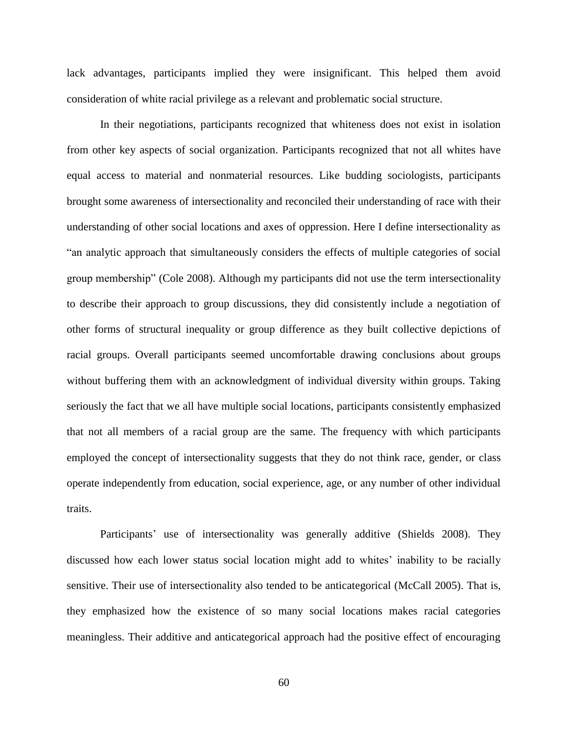lack advantages, participants implied they were insignificant. This helped them avoid consideration of white racial privilege as a relevant and problematic social structure.

In their negotiations, participants recognized that whiteness does not exist in isolation from other key aspects of social organization. Participants recognized that not all whites have equal access to material and nonmaterial resources. Like budding sociologists, participants brought some awareness of intersectionality and reconciled their understanding of race with their understanding of other social locations and axes of oppression. Here I define intersectionality as "an analytic approach that simultaneously considers the effects of multiple categories of social group membership" (Cole 2008). Although my participants did not use the term intersectionality to describe their approach to group discussions, they did consistently include a negotiation of other forms of structural inequality or group difference as they built collective depictions of racial groups. Overall participants seemed uncomfortable drawing conclusions about groups without buffering them with an acknowledgment of individual diversity within groups. Taking seriously the fact that we all have multiple social locations, participants consistently emphasized that not all members of a racial group are the same. The frequency with which participants employed the concept of intersectionality suggests that they do not think race, gender, or class operate independently from education, social experience, age, or any number of other individual traits.

Participants' use of intersectionality was generally additive (Shields 2008). They discussed how each lower status social location might add to whites' inability to be racially sensitive. Their use of intersectionality also tended to be anticategorical (McCall 2005). That is, they emphasized how the existence of so many social locations makes racial categories meaningless. Their additive and anticategorical approach had the positive effect of encouraging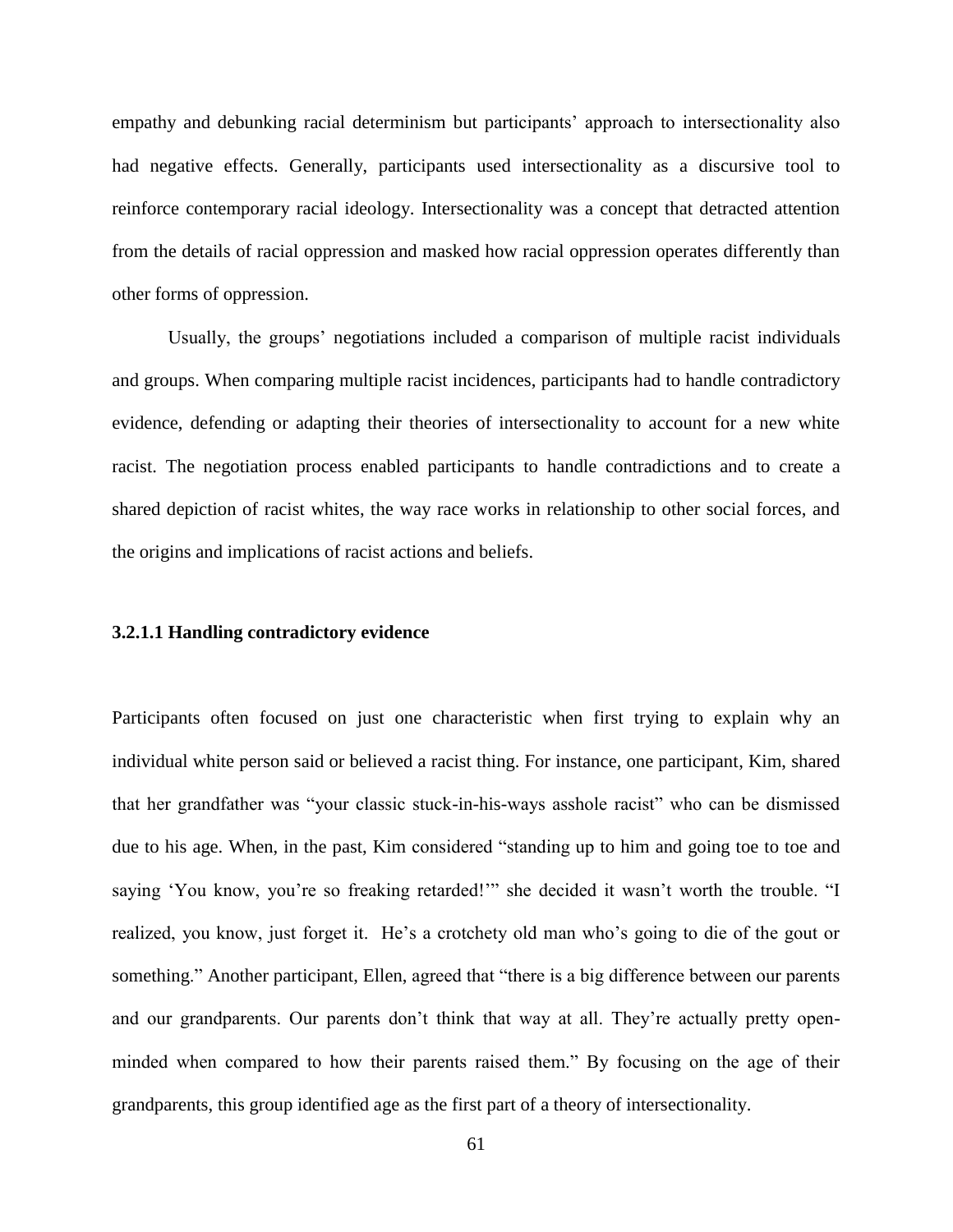empathy and debunking racial determinism but participants' approach to intersectionality also had negative effects. Generally, participants used intersectionality as a discursive tool to reinforce contemporary racial ideology. Intersectionality was a concept that detracted attention from the details of racial oppression and masked how racial oppression operates differently than other forms of oppression.

Usually, the groups' negotiations included a comparison of multiple racist individuals and groups. When comparing multiple racist incidences, participants had to handle contradictory evidence, defending or adapting their theories of intersectionality to account for a new white racist. The negotiation process enabled participants to handle contradictions and to create a shared depiction of racist whites, the way race works in relationship to other social forces, and the origins and implications of racist actions and beliefs.

#### 3.2.1.1 Handling contradictory evidence

Participants often focused on just one characteristic when first trying to explain why an individual white person said or believed a racist thing. For instance, one participant, Kim, shared that her grandfather was "your classic stuck-in-his-ways asshole racist" who can be dismissed due to his age. When, in the past, Kim considered "standing up to him and going toe to toe and saying 'You know, you're so freaking retarded!'" she decided it wasn't worth the trouble. "I realized, you know, just forget it. He's a crotchety old man who's going to die of the gout or something." Another participant, Ellen, agreed that "there is a big difference between our parents and our grandparents. Our parents don't think that way at all. They're actually pretty open-minded when compared to how their parents raised them." By focusing on the age of their grandparents, this group identified age as the first part of a theory of intersectionality.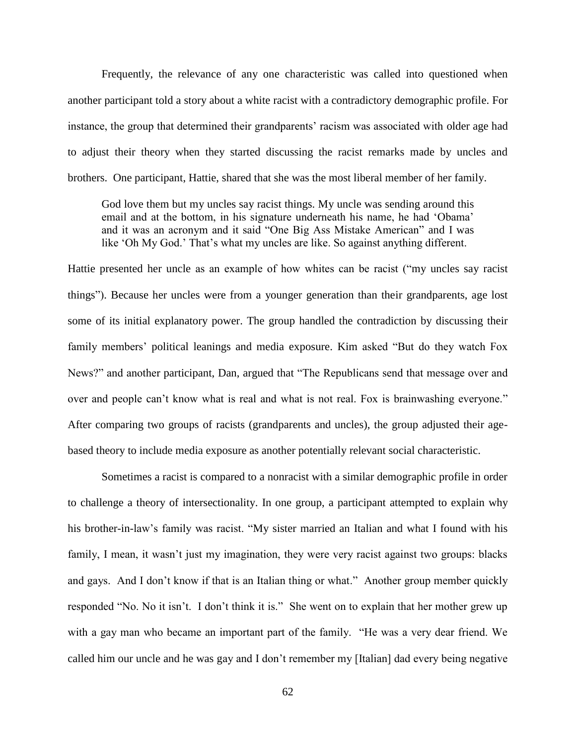Frequently, the relevance of any one characteristic was called into questioned when another participant told a story about a white racist with a contradictory demographic profile. For instance, the group that determined their grandparents' racism was associated with older age had to adjust their theory when they started discussing the racist remarks made by uncles and brothers. One participant, Hattie, shared that she was the most liberal member of her family.

> God love them but my uncles say racist things. My uncle was sending around this email and at the bottom, in his signature underneath his name, he had 'Obama' and it was an acronym and it said "One Big Ass Mistake American" and I was like 'Oh My God.' That's what my uncles are like. So against anything different.

Hattie presented her uncle as an example of how whites can be racist ("my uncles say racist things"). Because her uncles were from a younger generation than their grandparents, age lost some of its initial explanatory power. The group handled the contradiction by discussing their family members' political leanings and media exposure. Kim asked "But do they watch Fox News?" and another participant, Dan, argued that "The Republicans send that message over and over and people can't know what is real and what is not real. Fox is brainwashing everyone." After comparing two groups of racists (grandparents and uncles), the group adjusted their age-based theory to include media exposure as another potentially relevant social characteristic.

Sometimes a racist is compared to a nonracist with a similar demographic profile in order to challenge a theory of intersectionality. In one group, a participant attempted to explain why his brother-in-law's family was racist. "My sister married an Italian and what I found with his family, I mean, it wasn't just my imagination, they were very racist against two groups: blacks and gays. And I don't know if that is an Italian thing or what." Another group member quickly responded "No. No it isn't. I don't think it is." She went on to explain that her mother grew up with a gay man who became an important part of the family. "He was a very dear friend. We called him our uncle and he was gay and I don't remember my [Italian] dad every being negative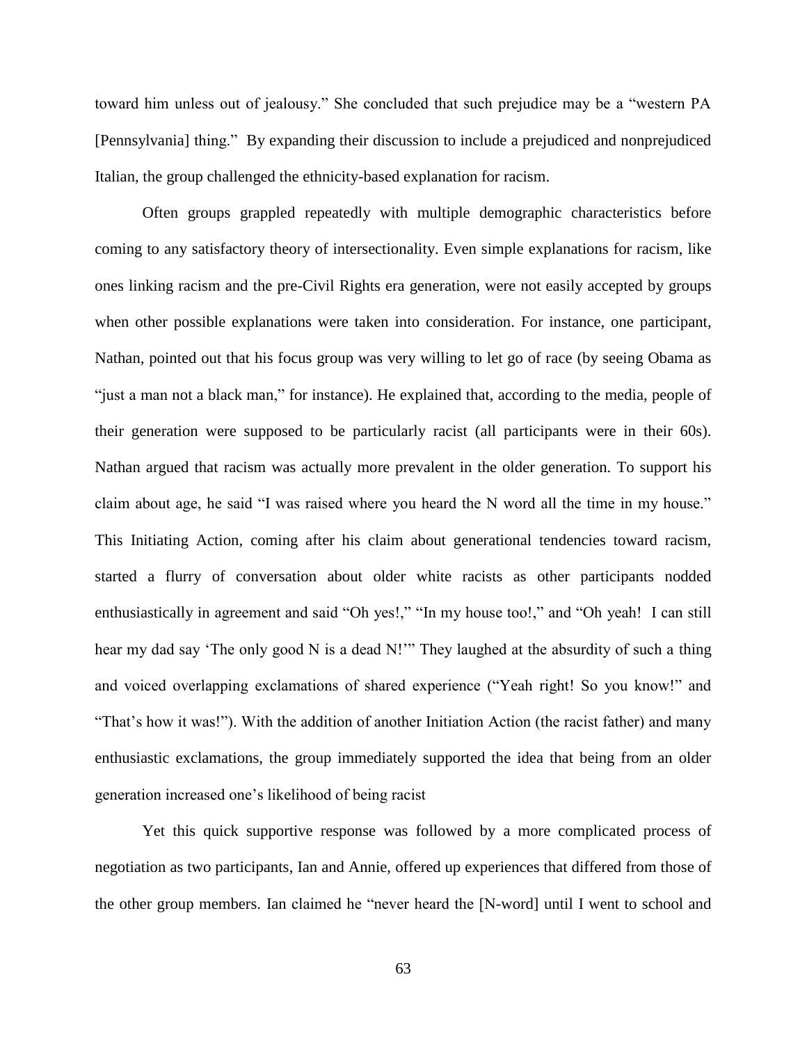toward him unless out of jealousy." She concluded that such prejudice may be a "western PA [Pennsylvania] thing." By expanding their discussion to include a prejudiced and nonprejudiced Italian, the group challenged the ethnicity-based explanation for racism.

Often groups grappled repeatedly with multiple demographic characteristics before coming to any satisfactory theory of intersectionality. Even simple explanations for racism, like ones linking racism and the pre-Civil Rights era generation, were not easily accepted by groups when other possible explanations were taken into consideration. For instance, one participant, Nathan, pointed out that his focus group was very willing to let go of race (by seeing Obama as "just a man not a black man," for instance). He explained that, according to the media, people of their generation were supposed to be particularly racist (all participants were in their 60s). Nathan argued that racism was actually more prevalent in the older generation. To support his claim about age, he said "I was raised where you heard the N word all the time in my house." This Initiating Action, coming after his claim about generational tendencies toward racism, started a flurry of conversation about older white racists as other participants nodded enthusiastically in agreement and said "Oh yes!," "In my house too!," and "Oh yeah! I can still hear my dad say 'The only good N is a dead N!'" They laughed at the absurdity of such a thing and voiced overlapping exclamations of shared experience ("Yeah right! So you know!" and "That's how it was!"). With the addition of another Initiation Action (the racist father) and many enthusiastic exclamations, the group immediately supported the idea that being from an older generation increased one's likelihood of being racist

Yet this quick supportive response was followed by a more complicated process of negotiation as two participants, Ian and Annie, offered up experiences that differed from those of the other group members. Ian claimed he "never heard the [N-word] until I went to school and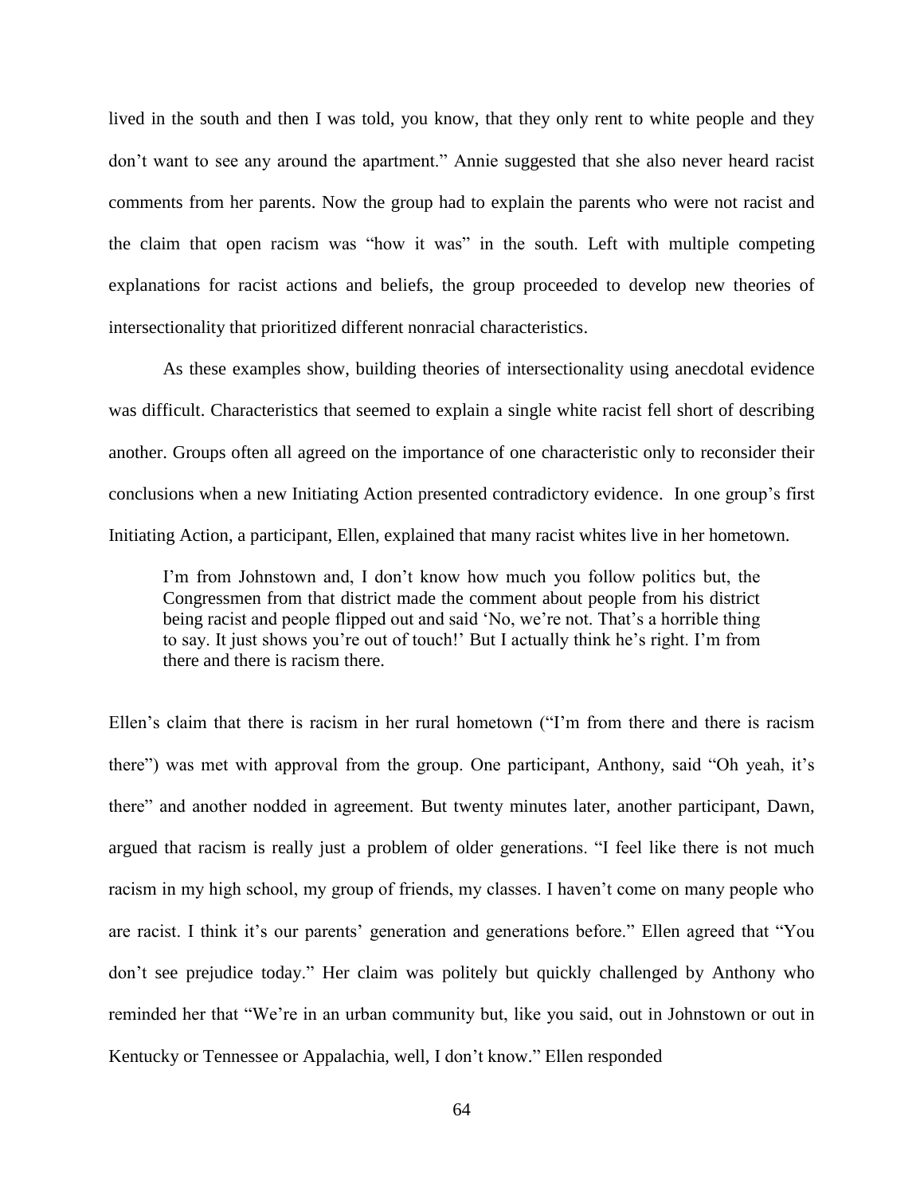lived in the south and then I was told, you know, that they only rent to white people and they don't want to see any around the apartment." Annie suggested that she also never heard racist comments from her parents. Now the group had to explain the parents who were not racist and the claim that open racism was "how it was" in the south. Left with multiple competing explanations for racist actions and beliefs, the group proceeded to develop new theories of intersectionality that prioritized different nonracial characteristics.

As these examples show, building theories of intersectionality using anecdotal evidence was difficult. Characteristics that seemed to explain a single white racist fell short of describing another. Groups often all agreed on the importance of one characteristic only to reconsider their conclusions when a new Initiating Action presented contradictory evidence. In one group's first Initiating Action, a participant, Ellen, explained that many racist whites live in her hometown.

> I'm from Johnstown and, I don't know how much you follow politics but, the Congressmen from that district made the comment about people from his district being racist and people flipped out and said 'No, we're not. That's a horrible thing to say. It just shows you're out of touch!' But I actually think he's right. I'm from there and there is racism there.

Ellen's claim that there is racism in her rural hometown ("I'm from there and there is racism there") was met with approval from the group. One participant, Anthony, said "Oh yeah, it's there" and another nodded in agreement. But twenty minutes later, another participant, Dawn, argued that racism is really just a problem of older generations. "I feel like there is not much racism in my high school, my group of friends, my classes. I haven't come on many people who are racist. I think it's our parents' generation and generations before." Ellen agreed that "You don't see prejudice today." Her claim was politely but quickly challenged by Anthony who reminded her that "We're in an urban community but, like you said, out in Johnstown or out in Kentucky or Tennessee or Appalachia, well, I don't know." Ellen responded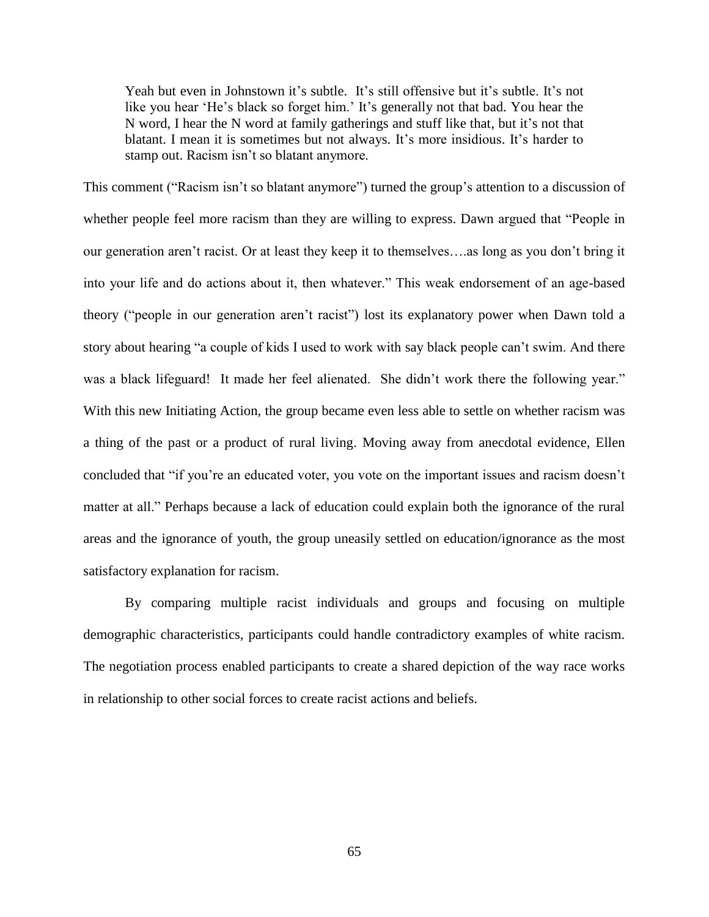> Yeah but even in Johnstown it's subtle. It's still offensive but it's subtle. It's not like you hear 'He's black so forget him.' It's generally not that bad. You hear the N word, I hear the N word at family gatherings and stuff like that, but it's not that blatant. I mean it is sometimes but not always. It's more insidious. It's harder to stamp out. Racism isn't so blatant anymore.

This comment ("Racism isn't so blatant anymore") turned the group's attention to a discussion of whether people feel more racism than they are willing to express. Dawn argued that "People in our generation aren't racist. Or at least they keep it to themselves….as long as you don't bring it into your life and do actions about it, then whatever." This weak endorsement of an age-based theory ("people in our generation aren't racist") lost its explanatory power when Dawn told a story about hearing "a couple of kids I used to work with say black people can't swim. And there was a black lifeguard! It made her feel alienated. She didn't work there the following year." With this new Initiating Action, the group became even less able to settle on whether racism was a thing of the past or a product of rural living. Moving away from anecdotal evidence, Ellen concluded that "if you're an educated voter, you vote on the important issues and racism doesn't matter at all." Perhaps because a lack of education could explain both the ignorance of the rural areas and the ignorance of youth, the group uneasily settled on education/ignorance as the most satisfactory explanation for racism.

By comparing multiple racist individuals and groups and focusing on multiple demographic characteristics, participants could handle contradictory examples of white racism. The negotiation process enabled participants to create a shared depiction of the way race works in relationship to other social forces to create racist actions and beliefs.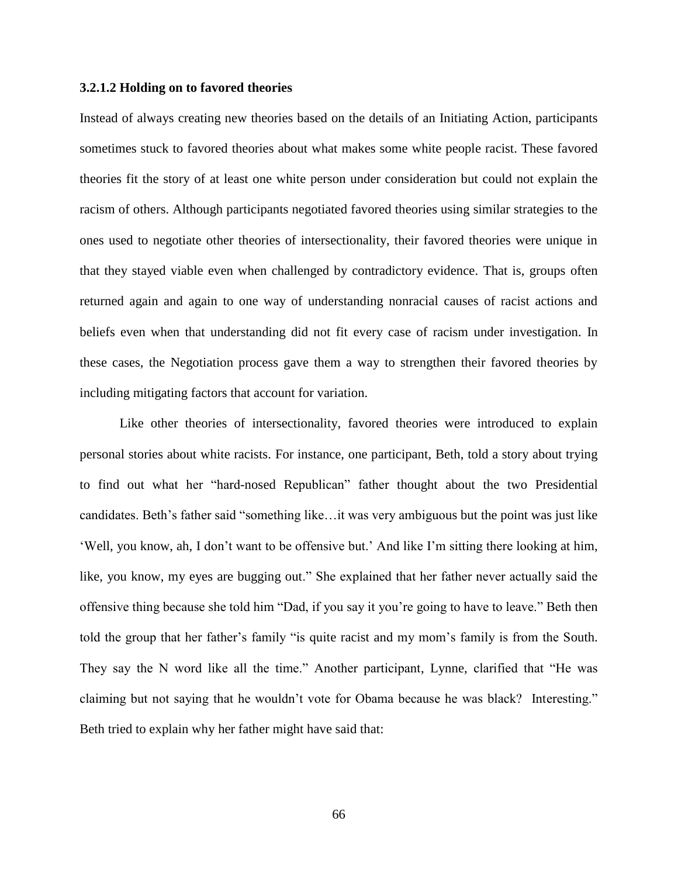#### 3.2.1.2 Holding on to favored theories

Instead of always creating new theories based on the details of an Initiating Action, participants sometimes stuck to favored theories about what makes some white people racist. These favored theories fit the story of at least one white person under consideration but could not explain the racism of others. Although participants negotiated favored theories using similar strategies to the ones used to negotiate other theories of intersectionality, their favored theories were unique in that they stayed viable even when challenged by contradictory evidence. That is, groups often returned again and again to one way of understanding nonracial causes of racist actions and beliefs even when that understanding did not fit every case of racism under investigation. In these cases, the Negotiation process gave them a way to strengthen their favored theories by including mitigating factors that account for variation.

Like other theories of intersectionality, favored theories were introduced to explain personal stories about white racists. For instance, one participant, Beth, told a story about trying to find out what her "hard-nosed Republican" father thought about the two Presidential candidates. Beth's father said "something like…it was very ambiguous but the point was just like 'Well, you know, ah, I don't want to be offensive but.' And like I'm sitting there looking at him, like, you know, my eyes are bugging out." She explained that her father never actually said the offensive thing because she told him "Dad, if you say it you're going to have to leave." Beth then told the group that her father's family "is quite racist and my mom's family is from the South. They say the N word like all the time." Another participant, Lynne, clarified that "He was claiming but not saying that he wouldn't vote for Obama because he was black? Interesting." Beth tried to explain why her father might have said that: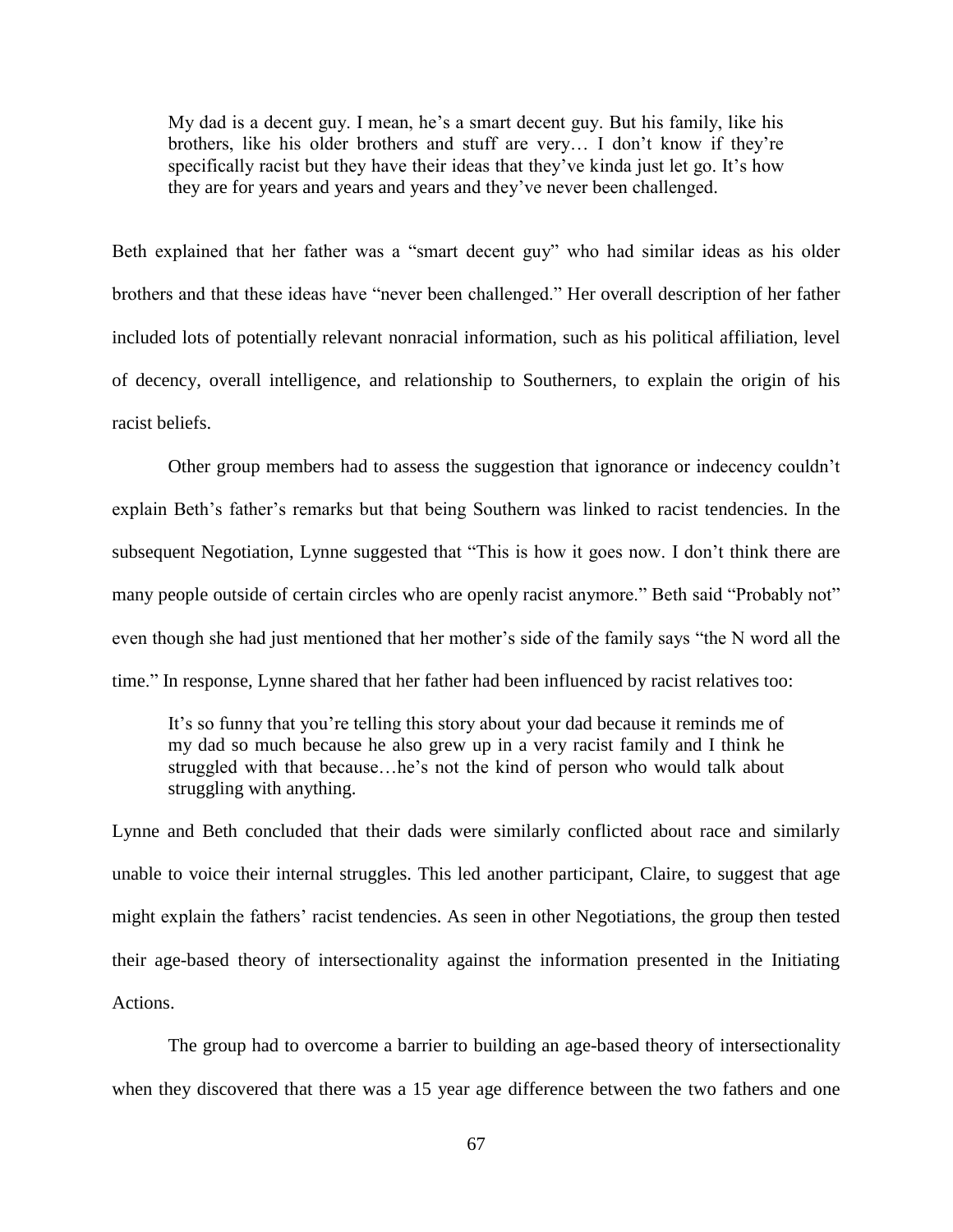> My dad is a decent guy. I mean, he's a smart decent guy. But his family, like his brothers, like his older brothers and stuff are very… I don't know if they're specifically racist but they have their ideas that they've kinda just let go. It's how they are for years and years and years and they've never been challenged.

Beth explained that her father was a "smart decent guy" who had similar ideas as his older brothers and that these ideas have "never been challenged." Her overall description of her father included lots of potentially relevant nonracial information, such as his political affiliation, level of decency, overall intelligence, and relationship to Southerners, to explain the origin of his racist beliefs.

Other group members had to assess the suggestion that ignorance or indecency couldn't explain Beth's father's remarks but that being Southern was linked to racist tendencies. In the subsequent Negotiation, Lynne suggested that "This is how it goes now. I don't think there are many people outside of certain circles who are openly racist anymore." Beth said "Probably not" even though she had just mentioned that her mother's side of the family says "the N word all the time." In response, Lynne shared that her father had been influenced by racist relatives too:

> It's so funny that you're telling this story about your dad because it reminds me of my dad so much because he also grew up in a very racist family and I think he struggled with that because…he's not the kind of person who would talk about struggling with anything.

Lynne and Beth concluded that their dads were similarly conflicted about race and similarly unable to voice their internal struggles. This led another participant, Claire, to suggest that age might explain the fathers' racist tendencies. As seen in other Negotiations, the group then tested their age-based theory of intersectionality against the information presented in the Initiating Actions.

The group had to overcome a barrier to building an age-based theory of intersectionality when they discovered that there was a 15 year age difference between the two fathers and one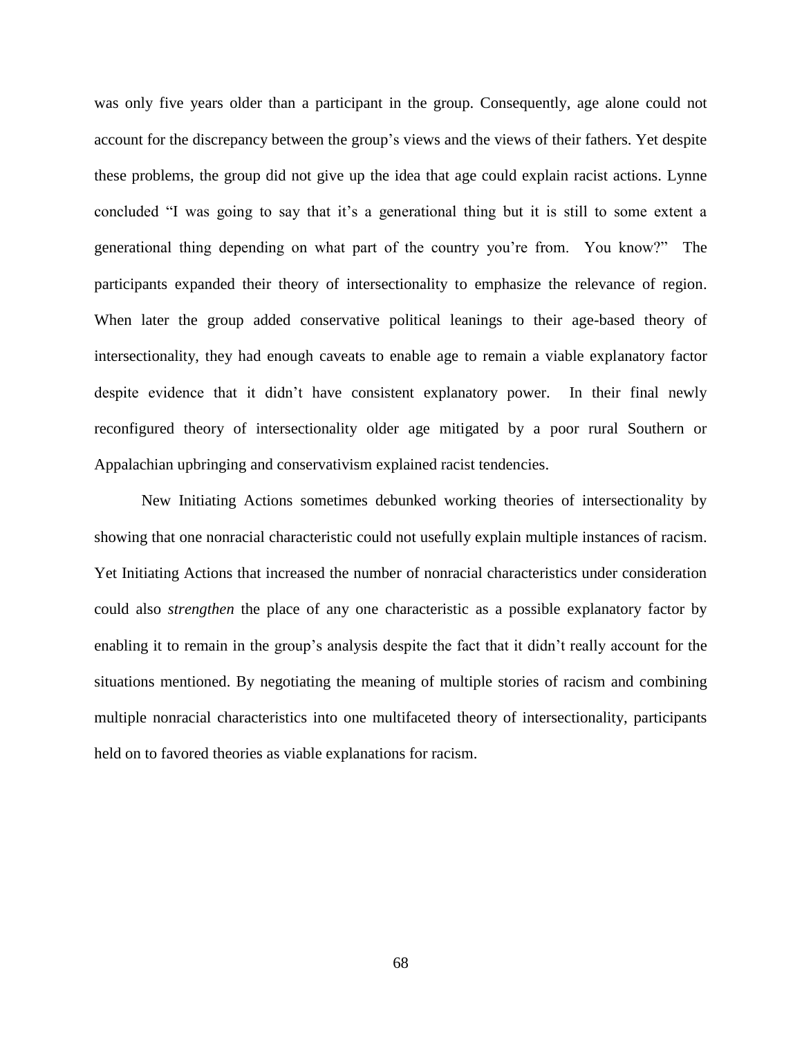was only five years older than a participant in the group. Consequently, age alone could not account for the discrepancy between the group's views and the views of their fathers. Yet despite these problems, the group did not give up the idea that age could explain racist actions. Lynne concluded "I was going to say that it's a generational thing but it is still to some extent a generational thing depending on what part of the country you're from. You know?" The participants expanded their theory of intersectionality to emphasize the relevance of region. When later the group added conservative political leanings to their age-based theory of intersectionality, they had enough caveats to enable age to remain a viable explanatory factor despite evidence that it didn't have consistent explanatory power. In their final newly reconfigured theory of intersectionality older age mitigated by a poor rural Southern or Appalachian upbringing and conservativism explained racist tendencies.

New Initiating Actions sometimes debunked working theories of intersectionality by showing that one nonracial characteristic could not usefully explain multiple instances of racism. Yet Initiating Actions that increased the number of nonracial characteristics under consideration could also *strengthen* the place of any one characteristic as a possible explanatory factor by enabling it to remain in the group's analysis despite the fact that it didn't really account for the situations mentioned. By negotiating the meaning of multiple stories of racism and combining multiple nonracial characteristics into one multifaceted theory of intersectionality, participants held on to favored theories as viable explanations for racism.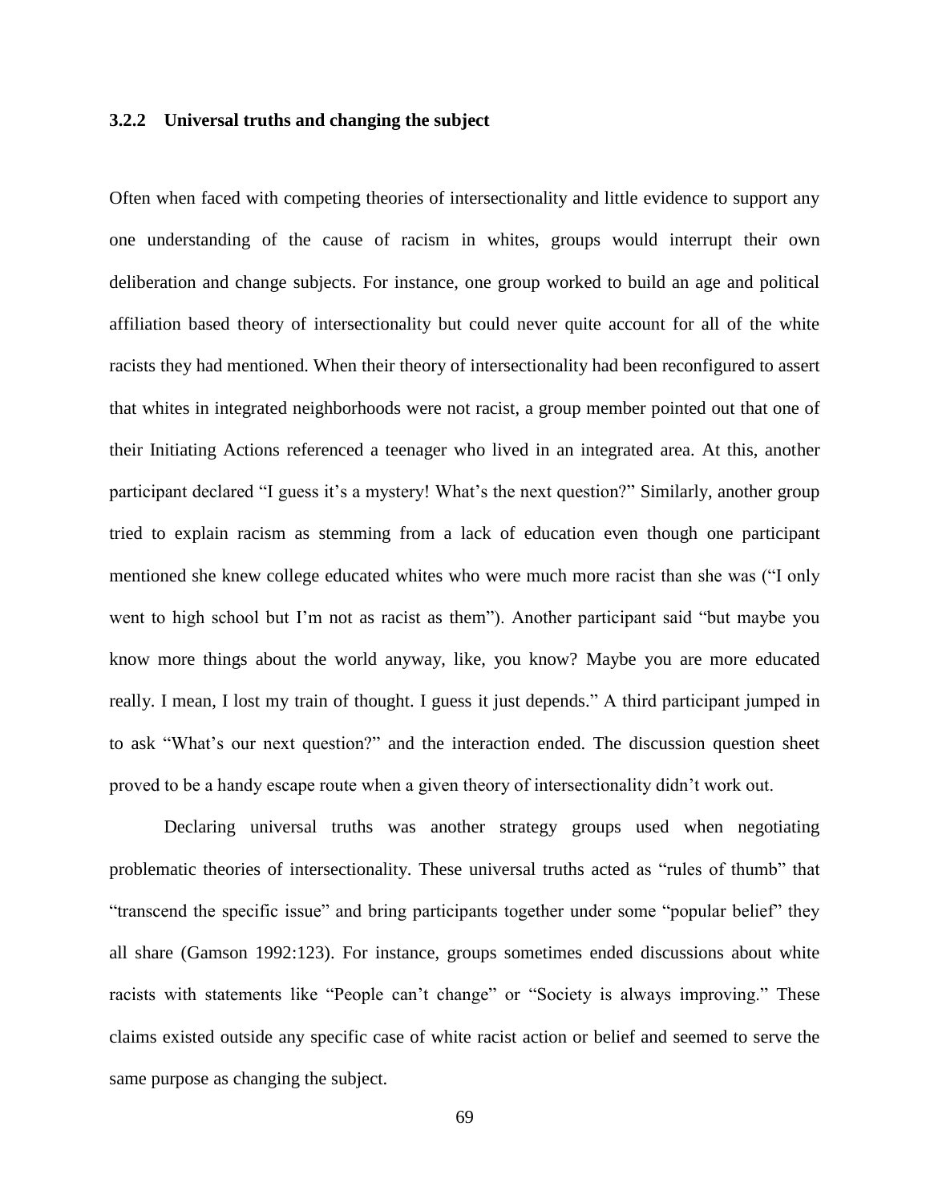### 3.2.2 Universal truths and changing the subject

Often when faced with competing theories of intersectionality and little evidence to support any one understanding of the cause of racism in whites, groups would interrupt their own deliberation and change subjects. For instance, one group worked to build an age and political affiliation based theory of intersectionality but could never quite account for all of the white racists they had mentioned. When their theory of intersectionality had been reconfigured to assert that whites in integrated neighborhoods were not racist, a group member pointed out that one of their Initiating Actions referenced a teenager who lived in an integrated area. At this, another participant declared "I guess it's a mystery! What's the next question?" Similarly, another group tried to explain racism as stemming from a lack of education even though one participant mentioned she knew college educated whites who were much more racist than she was ("I only went to high school but I'm not as racist as them"). Another participant said "but maybe you know more things about the world anyway, like, you know? Maybe you are more educated really. I mean, I lost my train of thought. I guess it just depends." A third participant jumped in to ask "What's our next question?" and the interaction ended. The discussion question sheet proved to be a handy escape route when a given theory of intersectionality didn't work out.

Declaring universal truths was another strategy groups used when negotiating problematic theories of intersectionality. These universal truths acted as "rules of thumb" that "transcend the specific issue" and bring participants together under some "popular belief" they all share (Gamson 1992:123). For instance, groups sometimes ended discussions about white racists with statements like "People can't change" or "Society is always improving." These claims existed outside any specific case of white racist action or belief and seemed to serve the same purpose as changing the subject.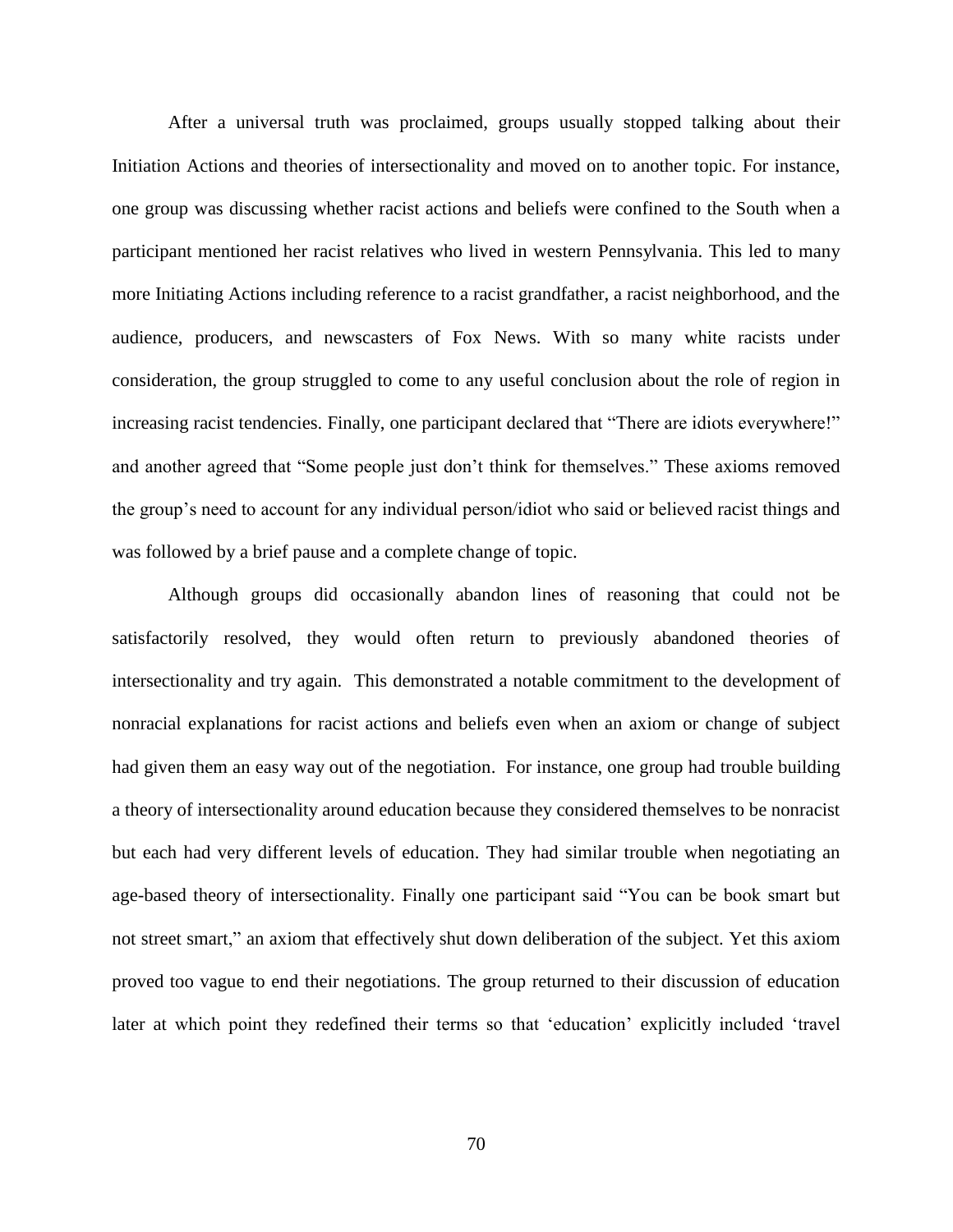After a universal truth was proclaimed, groups usually stopped talking about their Initiation Actions and theories of intersectionality and moved on to another topic. For instance, one group was discussing whether racist actions and beliefs were confined to the South when a participant mentioned her racist relatives who lived in western Pennsylvania. This led to many more Initiating Actions including reference to a racist grandfather, a racist neighborhood, and the audience, producers, and newscasters of Fox News. With so many white racists under consideration, the group struggled to come to any useful conclusion about the role of region in increasing racist tendencies. Finally, one participant declared that "There are idiots everywhere!" and another agreed that "Some people just don't think for themselves." These axioms removed the group's need to account for any individual person/idiot who said or believed racist things and was followed by a brief pause and a complete change of topic.

Although groups did occasionally abandon lines of reasoning that could not be satisfactorily resolved, they would often return to previously abandoned theories of intersectionality and try again. This demonstrated a notable commitment to the development of nonracial explanations for racist actions and beliefs even when an axiom or change of subject had given them an easy way out of the negotiation. For instance, one group had trouble building a theory of intersectionality around education because they considered themselves to be nonracist but each had very different levels of education. They had similar trouble when negotiating an age-based theory of intersectionality. Finally one participant said "You can be book smart but not street smart," an axiom that effectively shut down deliberation of the subject. Yet this axiom proved too vague to end their negotiations. The group returned to their discussion of education later at which point they redefined their terms so that 'education' explicitly included 'travel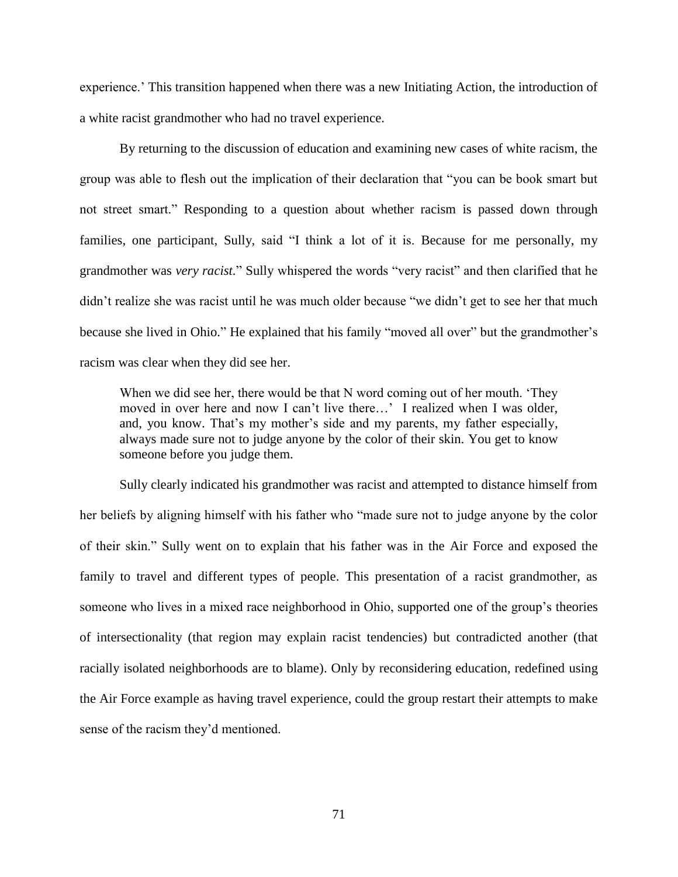experience.' This transition happened when there was a new Initiating Action, the introduction of a white racist grandmother who had no travel experience.

By returning to the discussion of education and examining new cases of white racism, the group was able to flesh out the implication of their declaration that "you can be book smart but not street smart." Responding to a question about whether racism is passed down through families, one participant, Sully, said "I think a lot of it is. Because for me personally, my grandmother was *very racist*." Sully whispered the words "very racist" and then clarified that he didn't realize she was racist until he was much older because "we didn't get to see her that much because she lived in Ohio." He explained that his family "moved all over" but the grandmother's racism was clear when they did see her.

> When we did see her, there would be that N word coming out of her mouth. 'They moved in over here and now I can't live there…' I realized when I was older, and, you know. That's my mother's side and my parents, my father especially, always made sure not to judge anyone by the color of their skin. You get to know someone before you judge them.

Sully clearly indicated his grandmother was racist and attempted to distance himself from her beliefs by aligning himself with his father who "made sure not to judge anyone by the color of their skin." Sully went on to explain that his father was in the Air Force and exposed the family to travel and different types of people. This presentation of a racist grandmother, as someone who lives in a mixed race neighborhood in Ohio, supported one of the group's theories of intersectionality (that region may explain racist tendencies) but contradicted another (that racially isolated neighborhoods are to blame). Only by reconsidering education, redefined using the Air Force example as having travel experience, could the group restart their attempts to make sense of the racism they'd mentioned.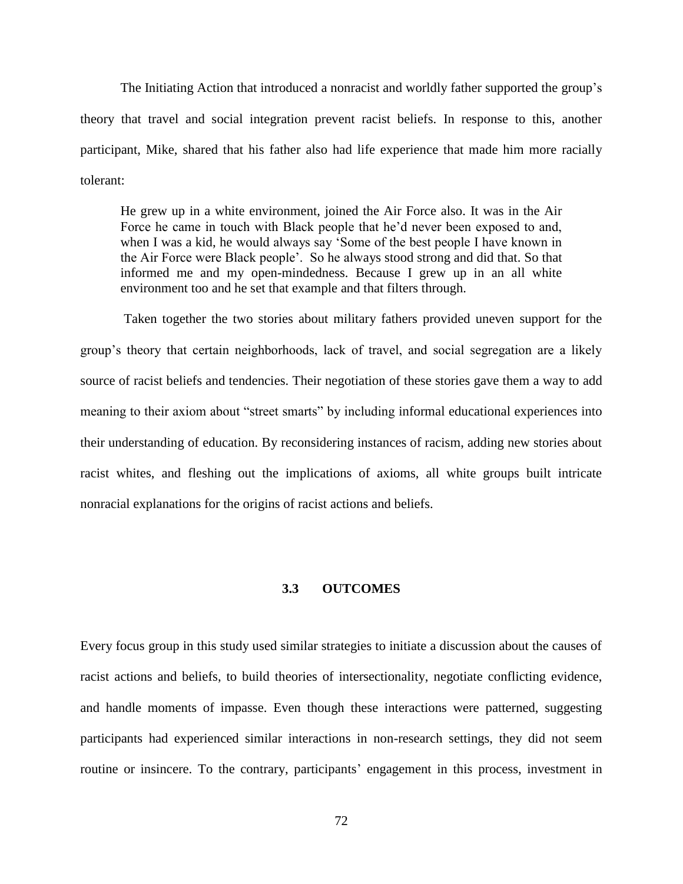The Initiating Action that introduced a nonracist and worldly father supported the group's theory that travel and social integration prevent racist beliefs. In response to this, another participant, Mike, shared that his father also had life experience that made him more racially tolerant:

> He grew up in a white environment, joined the Air Force also. It was in the Air Force he came in touch with Black people that he'd never been exposed to and, when I was a kid, he would always say 'Some of the best people I have known in the Air Force were Black people'. So he always stood strong and did that. So that informed me and my open-mindedness. Because I grew up in an all white environment too and he set that example and that filters through.

Taken together the two stories about military fathers provided uneven support for the group's theory that certain neighborhoods, lack of travel, and social segregation are a likely source of racist beliefs and tendencies. Their negotiation of these stories gave them a way to add meaning to their axiom about "street smarts" by including informal educational experiences into their understanding of education. By reconsidering instances of racism, adding new stories about racist whites, and fleshing out the implications of axioms, all white groups built intricate nonracial explanations for the origins of racist actions and beliefs.

### 3.3 OUTCOMES

Every focus group in this study used similar strategies to initiate a discussion about the causes of racist actions and beliefs, to build theories of intersectionality, negotiate conflicting evidence, and handle moments of impasse. Even though these interactions were patterned, suggesting participants had experienced similar interactions in non-research settings, they did not seem routine or insincere. To the contrary, participants' engagement in this process, investment in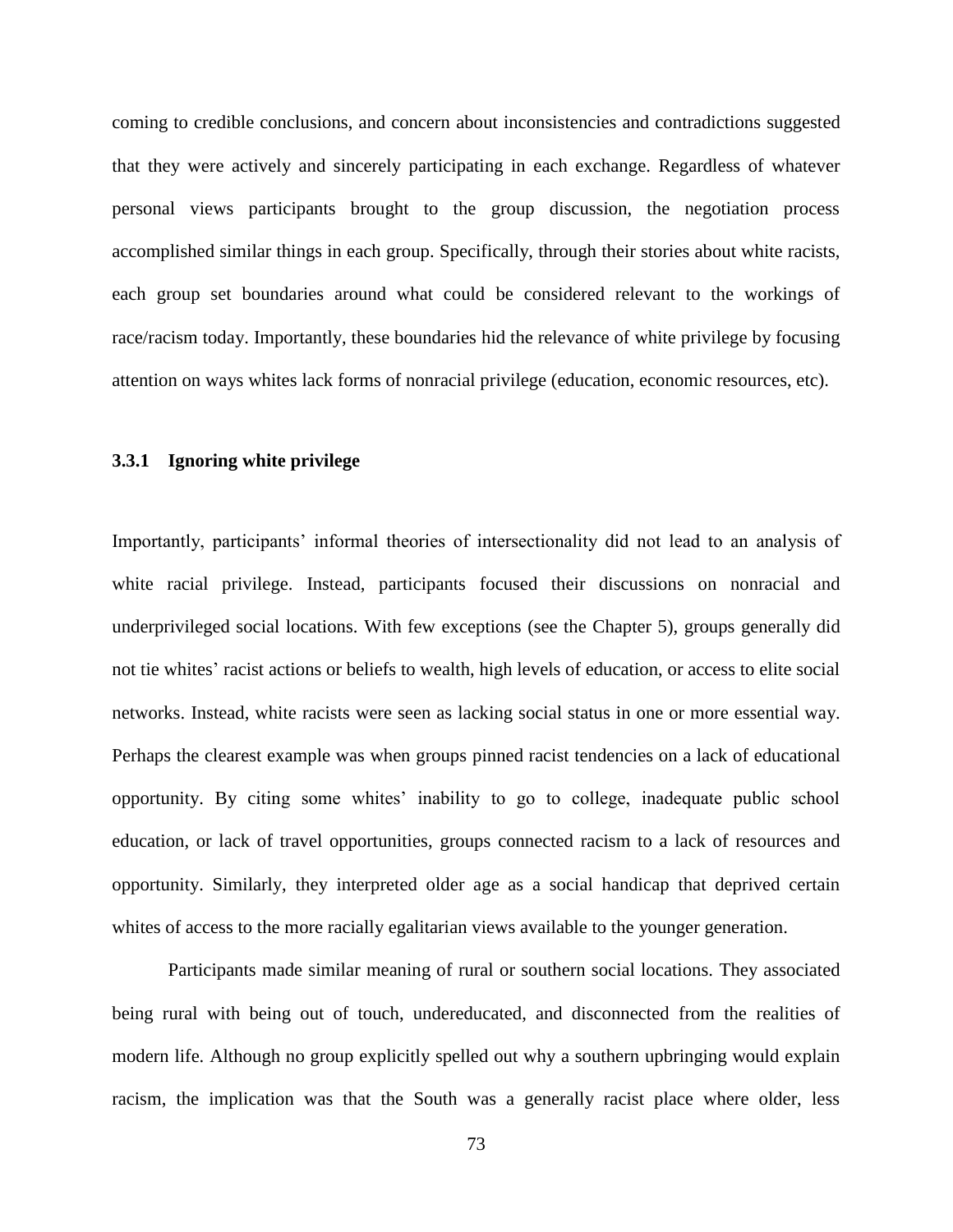coming to credible conclusions, and concern about inconsistencies and contradictions suggested that they were actively and sincerely participating in each exchange. Regardless of whatever personal views participants brought to the group discussion, the negotiation process accomplished similar things in each group. Specifically, through their stories about white racists, each group set boundaries around what could be considered relevant to the workings of race/racism today. Importantly, these boundaries hid the relevance of white privilege by focusing attention on ways whites lack forms of nonracial privilege (education, economic resources, etc).

### 3.3.1 Ignoring white privilege

Importantly, participants' informal theories of intersectionality did not lead to an analysis of white racial privilege. Instead, participants focused their discussions on nonracial and underprivileged social locations. With few exceptions (see the Chapter 5), groups generally did not tie whites' racist actions or beliefs to wealth, high levels of education, or access to elite social networks. Instead, white racists were seen as lacking social status in one or more essential way. Perhaps the clearest example was when groups pinned racist tendencies on a lack of educational opportunity. By citing some whites' inability to go to college, inadequate public school education, or lack of travel opportunities, groups connected racism to a lack of resources and opportunity. Similarly, they interpreted older age as a social handicap that deprived certain whites of access to the more racially egalitarian views available to the younger generation.

Participants made similar meaning of rural or southern social locations. They associated being rural with being out of touch, undereducated, and disconnected from the realities of modern life. Although no group explicitly spelled out why a southern upbringing would explain racism, the implication was that the South was a generally racist place where older, less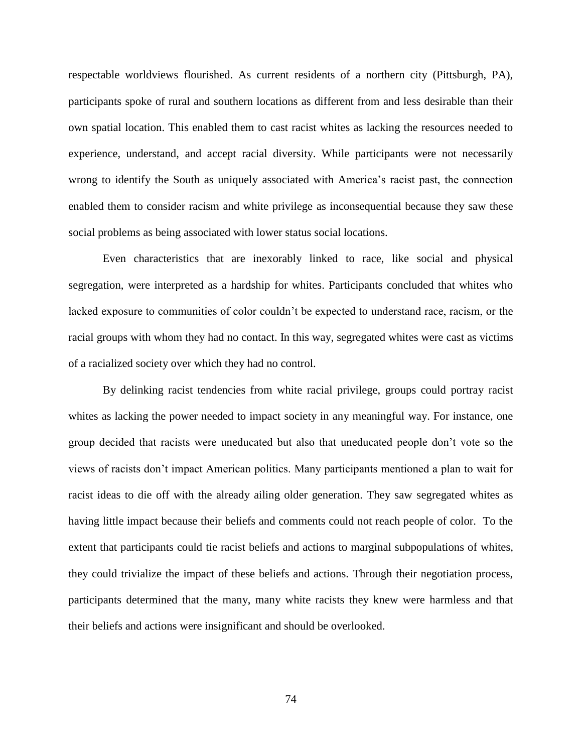respectable worldviews flourished. As current residents of a northern city (Pittsburgh, PA), participants spoke of rural and southern locations as different from and less desirable than their own spatial location. This enabled them to cast racist whites as lacking the resources needed to experience, understand, and accept racial diversity. While participants were not necessarily wrong to identify the South as uniquely associated with America's racist past, the connection enabled them to consider racism and white privilege as inconsequential because they saw these social problems as being associated with lower status social locations.

Even characteristics that are inexorably linked to race, like social and physical segregation, were interpreted as a hardship for whites. Participants concluded that whites who lacked exposure to communities of color couldn't be expected to understand race, racism, or the racial groups with whom they had no contact. In this way, segregated whites were cast as victims of a racialized society over which they had no control.

By delinking racist tendencies from white racial privilege, groups could portray racist whites as lacking the power needed to impact society in any meaningful way. For instance, one group decided that racists were uneducated but also that uneducated people don't vote so the views of racists don't impact American politics. Many participants mentioned a plan to wait for racist ideas to die off with the already ailing older generation. They saw segregated whites as having little impact because their beliefs and comments could not reach people of color. To the extent that participants could tie racist beliefs and actions to marginal subpopulations of whites, they could trivialize the impact of these beliefs and actions. Through their negotiation process, participants determined that the many, many white racists they knew were harmless and that their beliefs and actions were insignificant and should be overlooked.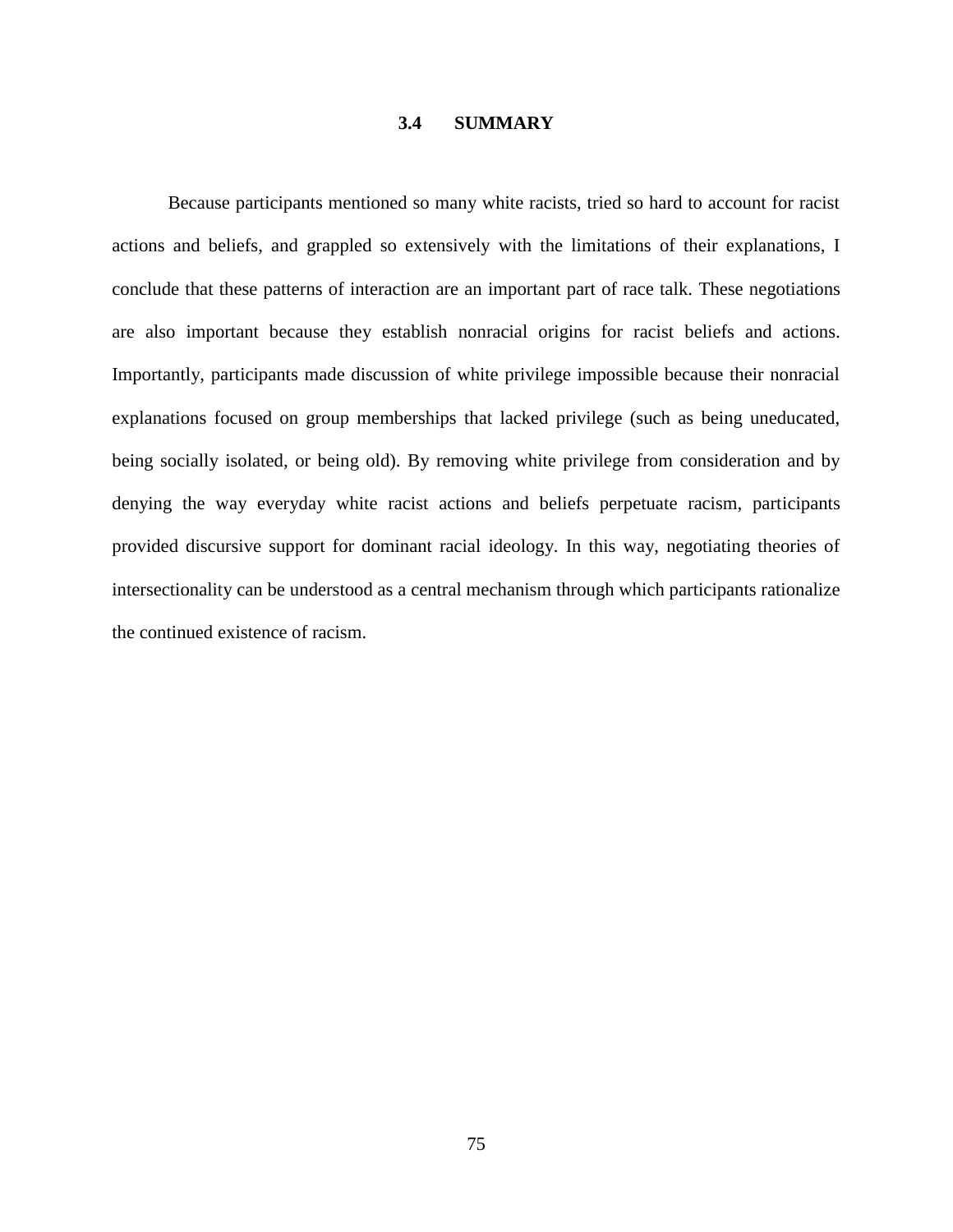### 3.4 SUMMARY

Because participants mentioned so many white racists, tried so hard to account for racist actions and beliefs, and grappled so extensively with the limitations of their explanations, I conclude that these patterns of interaction are an important part of race talk. These negotiations are also important because they establish nonracial origins for racist beliefs and actions. Importantly, participants made discussion of white privilege impossible because their nonracial explanations focused on group memberships that lacked privilege (such as being uneducated, being socially isolated, or being old). By removing white privilege from consideration and by denying the way everyday white racist actions and beliefs perpetuate racism, participants provided discursive support for dominant racial ideology. In this way, negotiating theories of intersectionality can be understood as a central mechanism through which participants rationalize the continued existence of racism.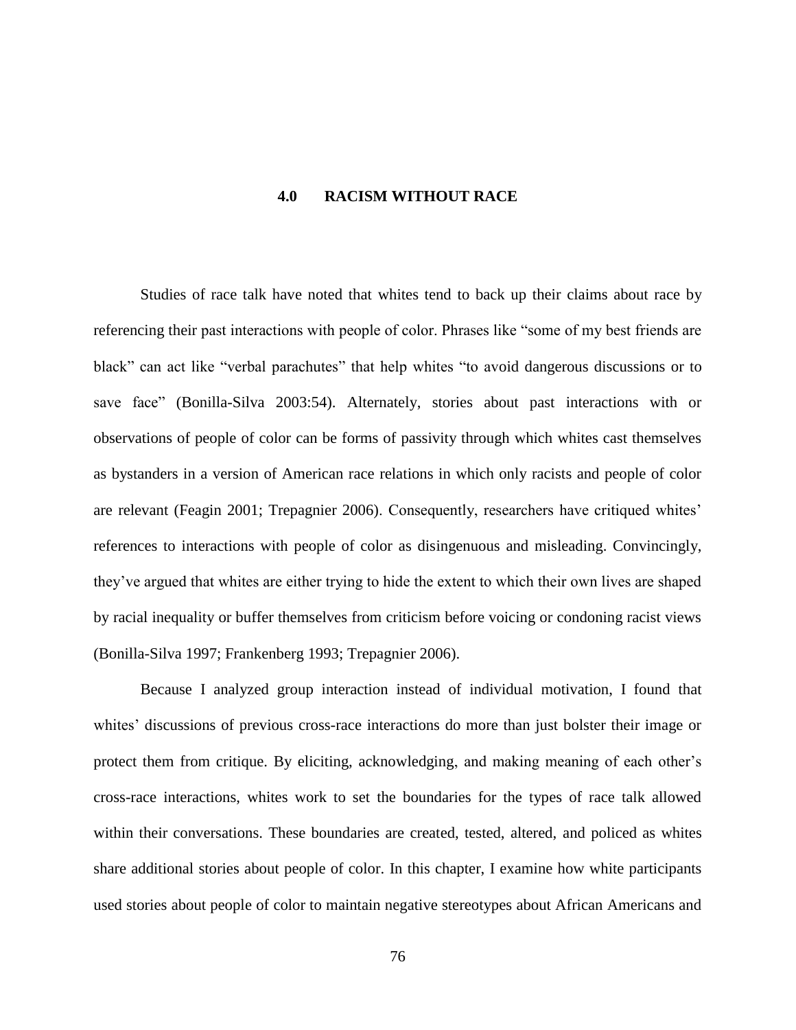# 4.0 RACISM WITHOUT RACE

Studies of race talk have noted that whites tend to back up their claims about race by referencing their past interactions with people of color. Phrases like "some of my best friends are black" can act like "verbal parachutes" that help whites "to avoid dangerous discussions or to save face" (Bonilla-Silva 2003:54). Alternately, stories about past interactions with or observations of people of color can be forms of passivity through which whites cast themselves as bystanders in a version of American race relations in which only racists and people of color are relevant (Feagin 2001; Trepagnier 2006). Consequently, researchers have critiqued whites' references to interactions with people of color as disingenuous and misleading. Convincingly, they've argued that whites are either trying to hide the extent to which their own lives are shaped by racial inequality or buffer themselves from criticism before voicing or condoning racist views (Bonilla-Silva 1997; Frankenberg 1993; Trepagnier 2006).

Because I analyzed group interaction instead of individual motivation, I found that whites' discussions of previous cross-race interactions do more than just bolster their image or protect them from critique. By eliciting, acknowledging, and making meaning of each other's cross-race interactions, whites work to set the boundaries for the types of race talk allowed within their conversations. These boundaries are created, tested, altered, and policed as whites share additional stories about people of color. In this chapter, I examine how white participants used stories about people of color to maintain negative stereotypes about African Americans and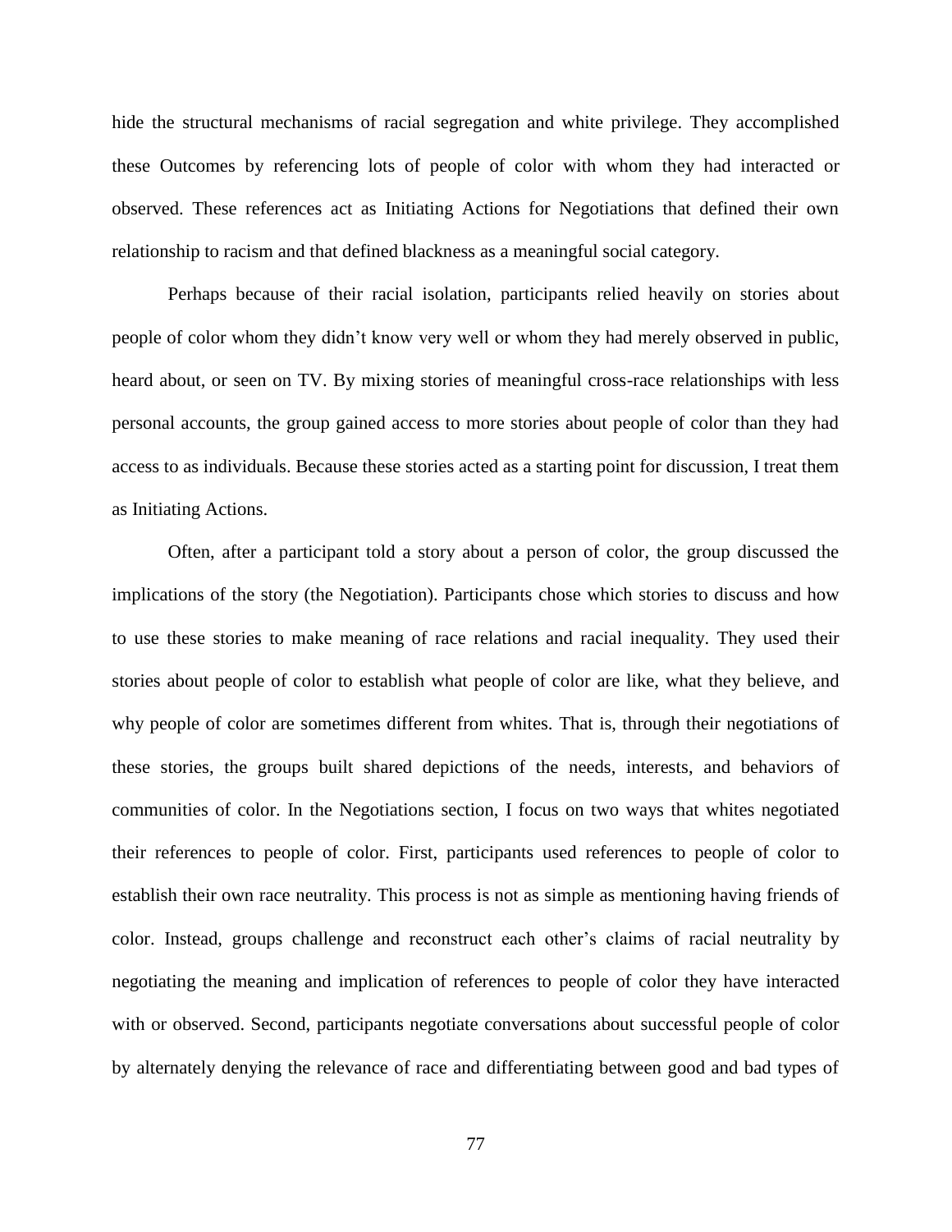hide the structural mechanisms of racial segregation and white privilege. They accomplished these Outcomes by referencing lots of people of color with whom they had interacted or observed. These references act as Initiating Actions for Negotiations that defined their own relationship to racism and that defined blackness as a meaningful social category.

Perhaps because of their racial isolation, participants relied heavily on stories about people of color whom they didn't know very well or whom they had merely observed in public, heard about, or seen on TV. By mixing stories of meaningful cross-race relationships with less personal accounts, the group gained access to more stories about people of color than they had access to as individuals. Because these stories acted as a starting point for discussion, I treat them as Initiating Actions.

Often, after a participant told a story about a person of color, the group discussed the implications of the story (the Negotiation). Participants chose which stories to discuss and how to use these stories to make meaning of race relations and racial inequality. They used their stories about people of color to establish what people of color are like, what they believe, and why people of color are sometimes different from whites. That is, through their negotiations of these stories, the groups built shared depictions of the needs, interests, and behaviors of communities of color. In the Negotiations section, I focus on two ways that whites negotiated their references to people of color. First, participants used references to people of color to establish their own race neutrality. This process is not as simple as mentioning having friends of color. Instead, groups challenge and reconstruct each other's claims of racial neutrality by negotiating the meaning and implication of references to people of color they have interacted with or observed. Second, participants negotiate conversations about successful people of color by alternately denying the relevance of race and differentiating between good and bad types of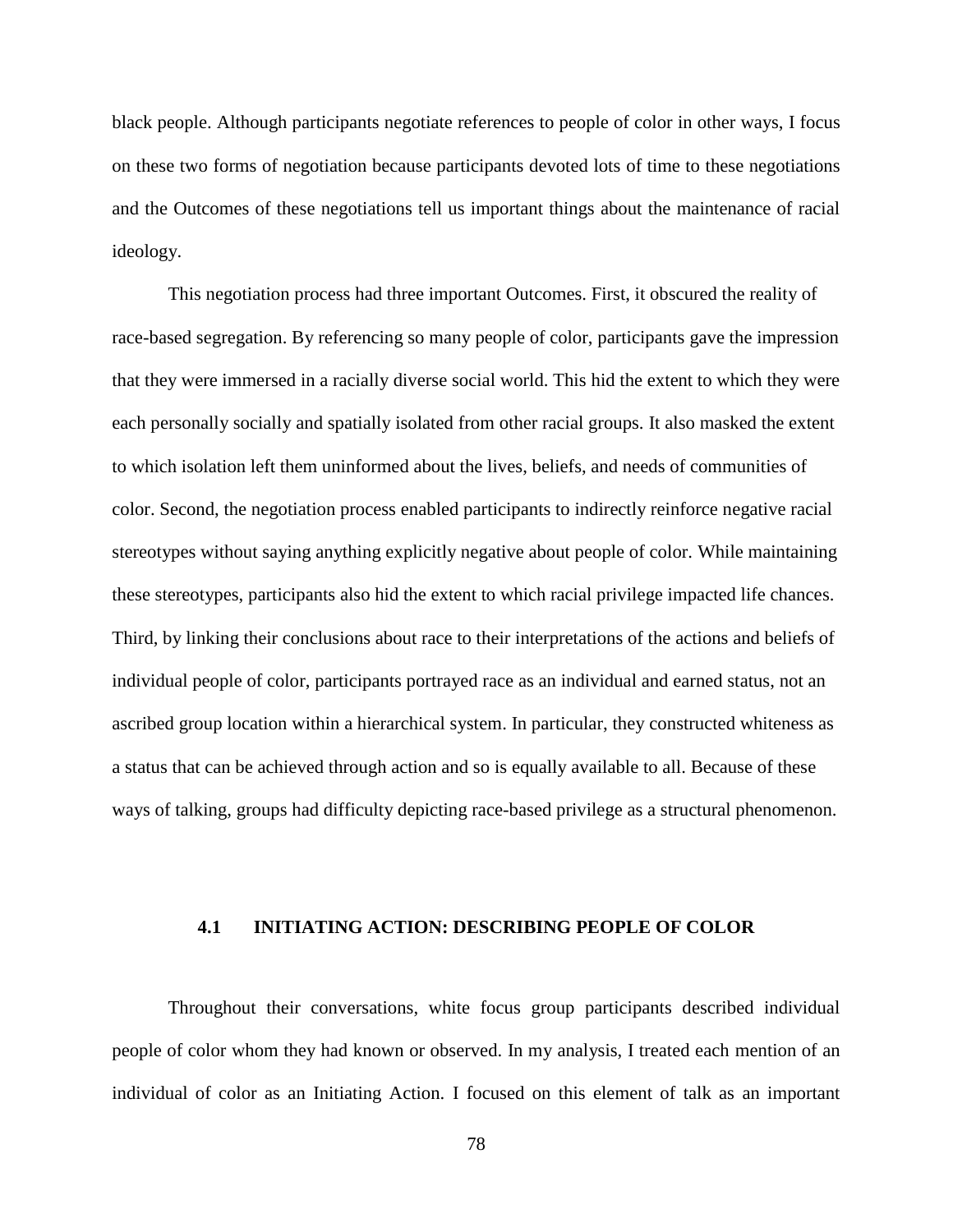black people. Although participants negotiate references to people of color in other ways, I focus on these two forms of negotiation because participants devoted lots of time to these negotiations and the Outcomes of these negotiations tell us important things about the maintenance of racial ideology.

This negotiation process had three important Outcomes. First, it obscured the reality of race-based segregation. By referencing so many people of color, participants gave the impression that they were immersed in a racially diverse social world. This hid the extent to which they were each personally socially and spatially isolated from other racial groups. It also masked the extent to which isolation left them uninformed about the lives, beliefs, and needs of communities of color. Second, the negotiation process enabled participants to indirectly reinforce negative racial stereotypes without saying anything explicitly negative about people of color. While maintaining these stereotypes, participants also hid the extent to which racial privilege impacted life chances. Third, by linking their conclusions about race to their interpretations of the actions and beliefs of individual people of color, participants portrayed race as an individual and earned status, not an ascribed group location within a hierarchical system. In particular, they constructed whiteness as a status that can be achieved through action and so is equally available to all. Because of these ways of talking, groups had difficulty depicting race-based privilege as a structural phenomenon.

## 4.1 INITIATING ACTION: DESCRIBING PEOPLE OF COLOR

Throughout their conversations, white focus group participants described individual people of color whom they had known or observed. In my analysis, I treated each mention of an individual of color as an Initiating Action. I focused on this element of talk as an important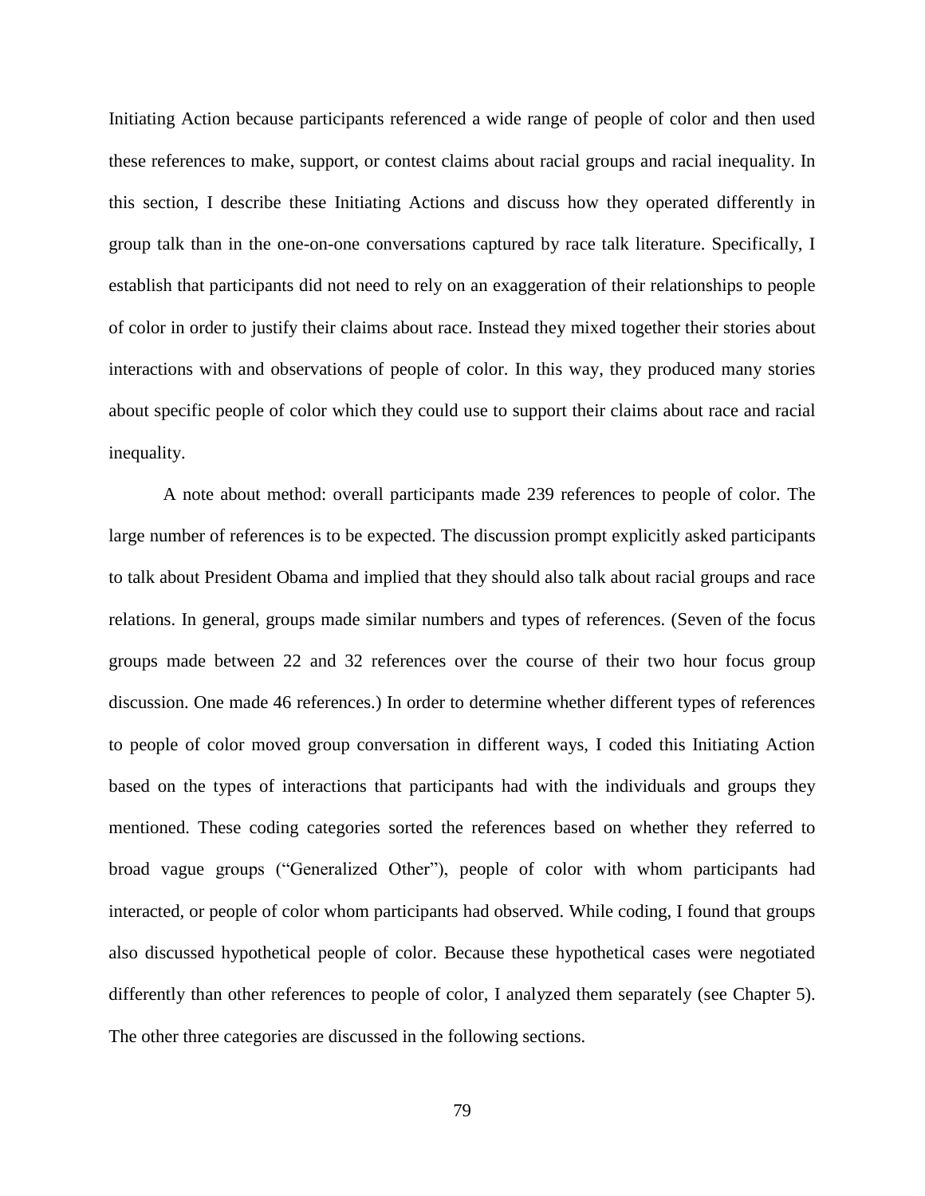Initiating Action because participants referenced a wide range of people of color and then used these references to make, support, or contest claims about racial groups and racial inequality. In this section, I describe these Initiating Actions and discuss how they operated differently in group talk than in the one-on-one conversations captured by race talk literature. Specifically, I establish that participants did not need to rely on an exaggeration of their relationships to people of color in order to justify their claims about race. Instead they mixed together their stories about interactions with and observations of people of color. In this way, they produced many stories about specific people of color which they could use to support their claims about race and racial inequality.

A note about method: overall participants made 239 references to people of color. The large number of references is to be expected. The discussion prompt explicitly asked participants to talk about President Obama and implied that they should also talk about racial groups and race relations. In general, groups made similar numbers and types of references. (Seven of the focus groups made between 22 and 32 references over the course of their two hour focus group discussion. One made 46 references.) In order to determine whether different types of references to people of color moved group conversation in different ways, I coded this Initiating Action based on the types of interactions that participants had with the individuals and groups they mentioned. These coding categories sorted the references based on whether they referred to broad vague groups ("Generalized Other"), people of color with whom participants had interacted, or people of color whom participants had observed. While coding, I found that groups also discussed hypothetical people of color. Because these hypothetical cases were negotiated differently than other references to people of color, I analyzed them separately (see Chapter 5). The other three categories are discussed in the following sections.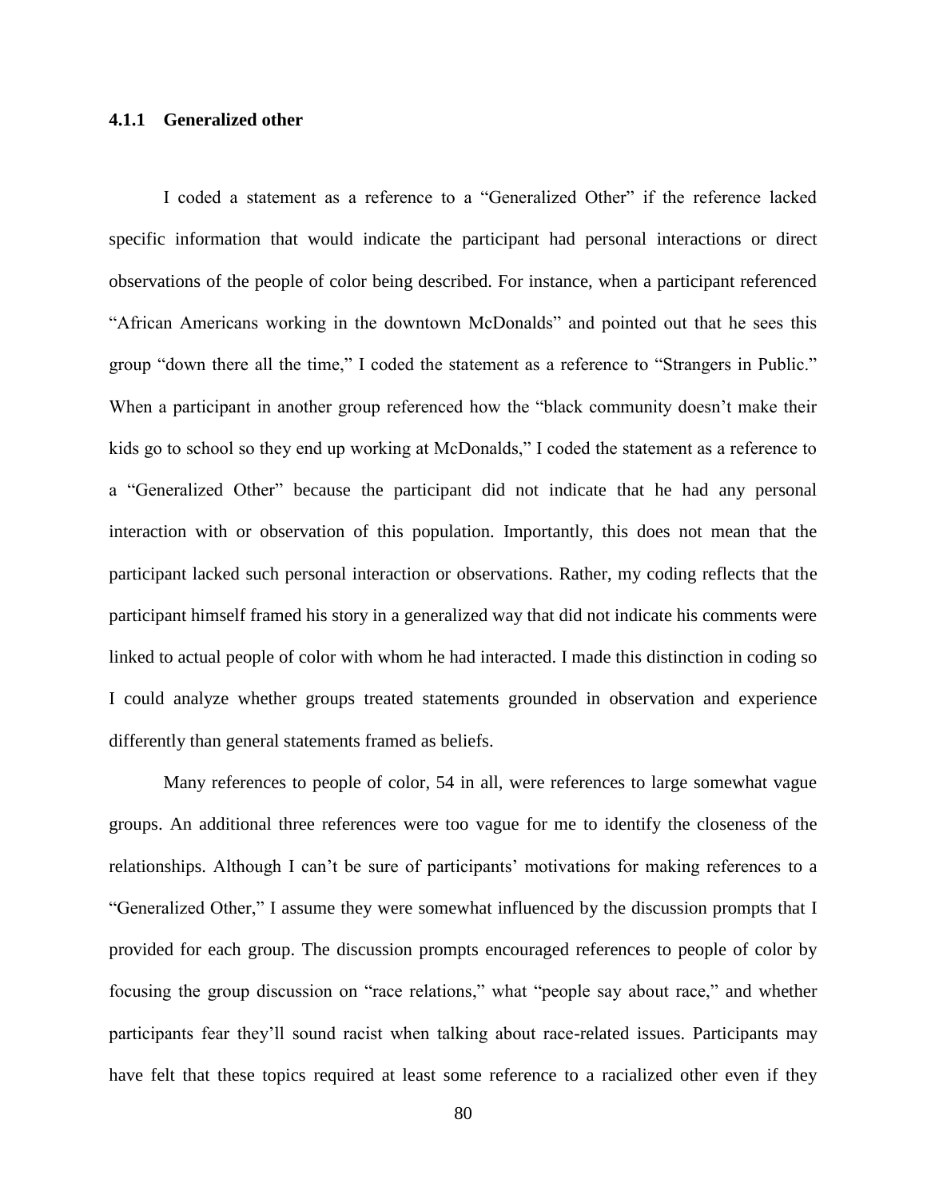### 4.1.1 Generalized other

I coded a statement as a reference to a "Generalized Other" if the reference lacked specific information that would indicate the participant had personal interactions or direct observations of the people of color being described. For instance, when a participant referenced "African Americans working in the downtown McDonalds" and pointed out that he sees this group "down there all the time," I coded the statement as a reference to "Strangers in Public." When a participant in another group referenced how the "black community doesn't make their kids go to school so they end up working at McDonalds," I coded the statement as a reference to a "Generalized Other" because the participant did not indicate that he had any personal interaction with or observation of this population. Importantly, this does not mean that the participant lacked such personal interaction or observations. Rather, my coding reflects that the participant himself framed his story in a generalized way that did not indicate his comments were linked to actual people of color with whom he had interacted. I made this distinction in coding so I could analyze whether groups treated statements grounded in observation and experience differently than general statements framed as beliefs.

Many references to people of color, 54 in all, were references to large somewhat vague groups. An additional three references were too vague for me to identify the closeness of the relationships. Although I can't be sure of participants' motivations for making references to a "Generalized Other," I assume they were somewhat influenced by the discussion prompts that I provided for each group. The discussion prompts encouraged references to people of color by focusing the group discussion on "race relations," what "people say about race," and whether participants fear they'll sound racist when talking about race-related issues. Participants may have felt that these topics required at least some reference to a racialized other even if they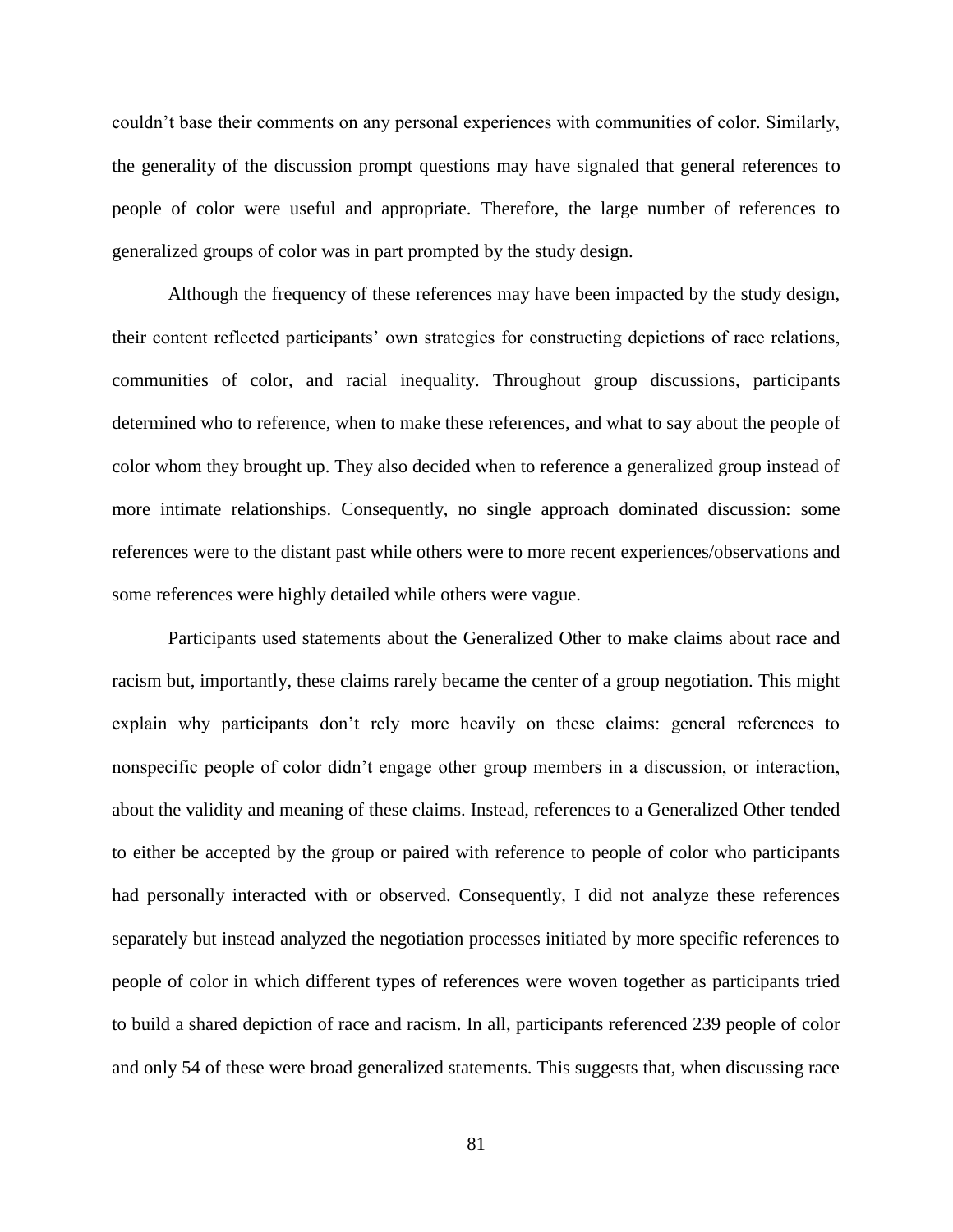couldn't base their comments on any personal experiences with communities of color. Similarly, the generality of the discussion prompt questions may have signaled that general references to people of color were useful and appropriate. Therefore, the large number of references to generalized groups of color was in part prompted by the study design.

Although the frequency of these references may have been impacted by the study design, their content reflected participants' own strategies for constructing depictions of race relations, communities of color, and racial inequality. Throughout group discussions, participants determined who to reference, when to make these references, and what to say about the people of color whom they brought up. They also decided when to reference a generalized group instead of more intimate relationships. Consequently, no single approach dominated discussion: some references were to the distant past while others were to more recent experiences/observations and some references were highly detailed while others were vague.

Participants used statements about the Generalized Other to make claims about race and racism but, importantly, these claims rarely became the center of a group negotiation. This might explain why participants don't rely more heavily on these claims: general references to nonspecific people of color didn't engage other group members in a discussion, or interaction, about the validity and meaning of these claims. Instead, references to a Generalized Other tended to either be accepted by the group or paired with reference to people of color who participants had personally interacted with or observed. Consequently, I did not analyze these references separately but instead analyzed the negotiation processes initiated by more specific references to people of color in which different types of references were woven together as participants tried to build a shared depiction of race and racism. In all, participants referenced 239 people of color and only 54 of these were broad generalized statements. This suggests that, when discussing race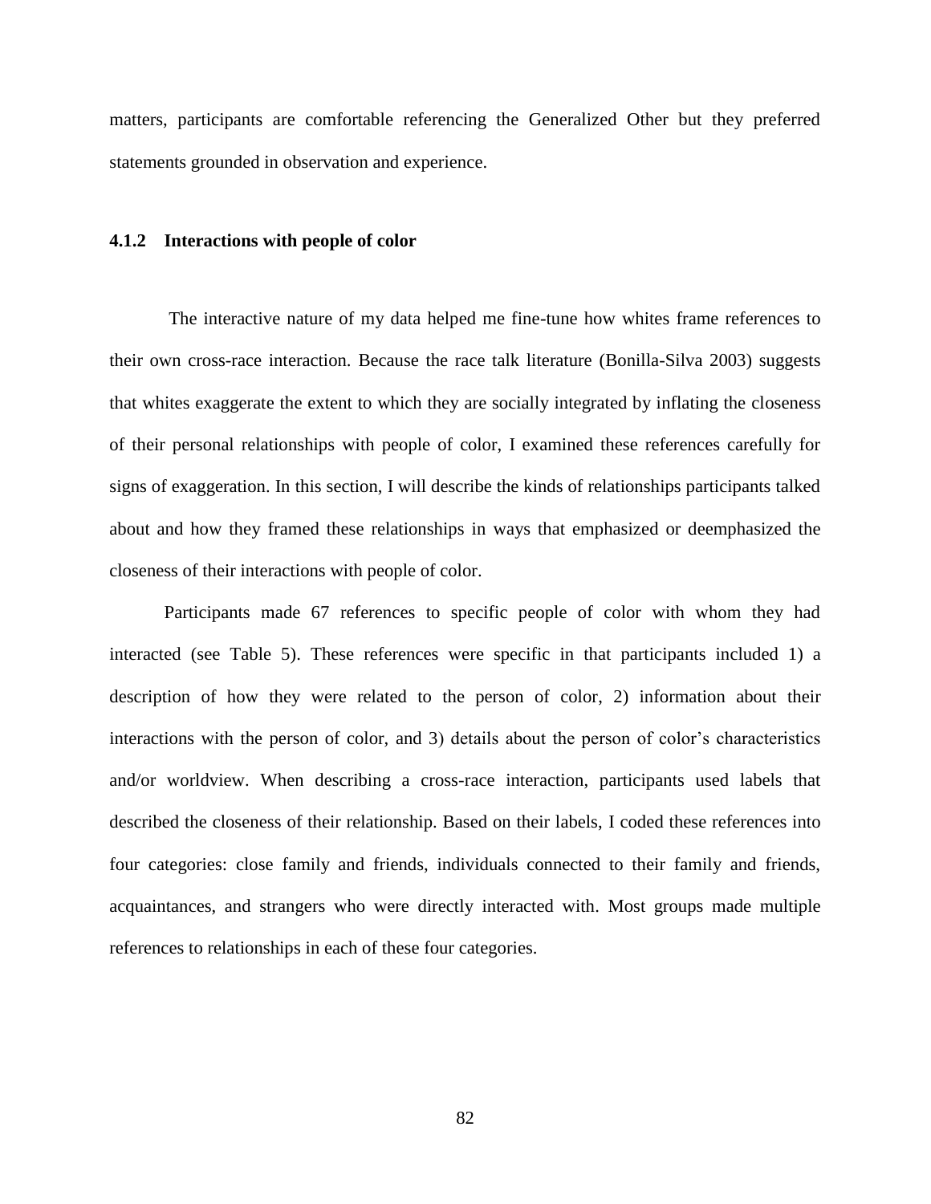matters, participants are comfortable referencing the Generalized Other but they preferred statements grounded in observation and experience.

### 4.1.2 Interactions with people of color

The interactive nature of my data helped me fine-tune how whites frame references to their own cross-race interaction. Because the race talk literature (Bonilla-Silva 2003) suggests that whites exaggerate the extent to which they are socially integrated by inflating the closeness of their personal relationships with people of color, I examined these references carefully for signs of exaggeration. In this section, I will describe the kinds of relationships participants talked about and how they framed these relationships in ways that emphasized or deemphasized the closeness of their interactions with people of color.

Participants made 67 references to specific people of color with whom they had interacted (see Table 5). These references were specific in that participants included 1) a description of how they were related to the person of color, 2) information about their interactions with the person of color, and 3) details about the person of color's characteristics and/or worldview. When describing a cross-race interaction, participants used labels that described the closeness of their relationship. Based on their labels, I coded these references into four categories: close family and friends, individuals connected to their family and friends, acquaintances, and strangers who were directly interacted with. Most groups made multiple references to relationships in each of these four categories.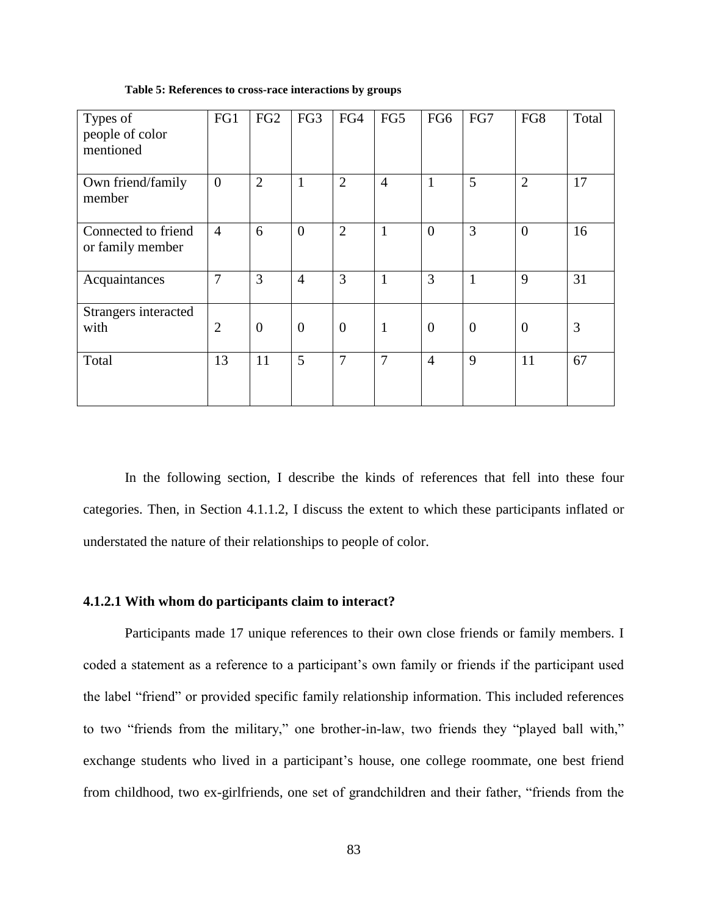**Table 5: References to cross-race interactions by groups**

| Types of people of color mentioned | FG1 | FG2 | FG3 | FG4 | FG5 | FG6 | FG7 | FG8 | Total |
|---|---|---|---|---|---|---|---|---|---|
| Own friend/family member | 0 | 2 | 1 | 2 | 4 | 1 | 5 | 2 | 17 |
| Connected to friend or family member | 4 | 6 | 0 | 2 | 1 | 0 | 3 | 0 | 16 |
| Acquaintances | 7 | 3 | 4 | 3 | 1 | 3 | 1 | 9 | 31 |
| Strangers interacted with | 2 | 0 | 0 | 0 | 1 | 0 | 0 | 0 | 3 |
| Total | 13 | 11 | 5 | 7 | 7 | 4 | 9 | 11 | 67 |

In the following section, I describe the kinds of references that fell into these four categories. Then, in Section 4.1.1.2, I discuss the extent to which these participants inflated or understated the nature of their relationships to people of color.

### 4.1.2.1 With whom do participants claim to interact?

Participants made 17 unique references to their own close friends or family members. I coded a statement as a reference to a participant's own family or friends if the participant used the label "friend" or provided specific family relationship information. This included references to two "friends from the military," one brother-in-law, two friends they "played ball with," exchange students who lived in a participant's house, one college roommate, one best friend from childhood, two ex-girlfriends, one set of grandchildren and their father, "friends from the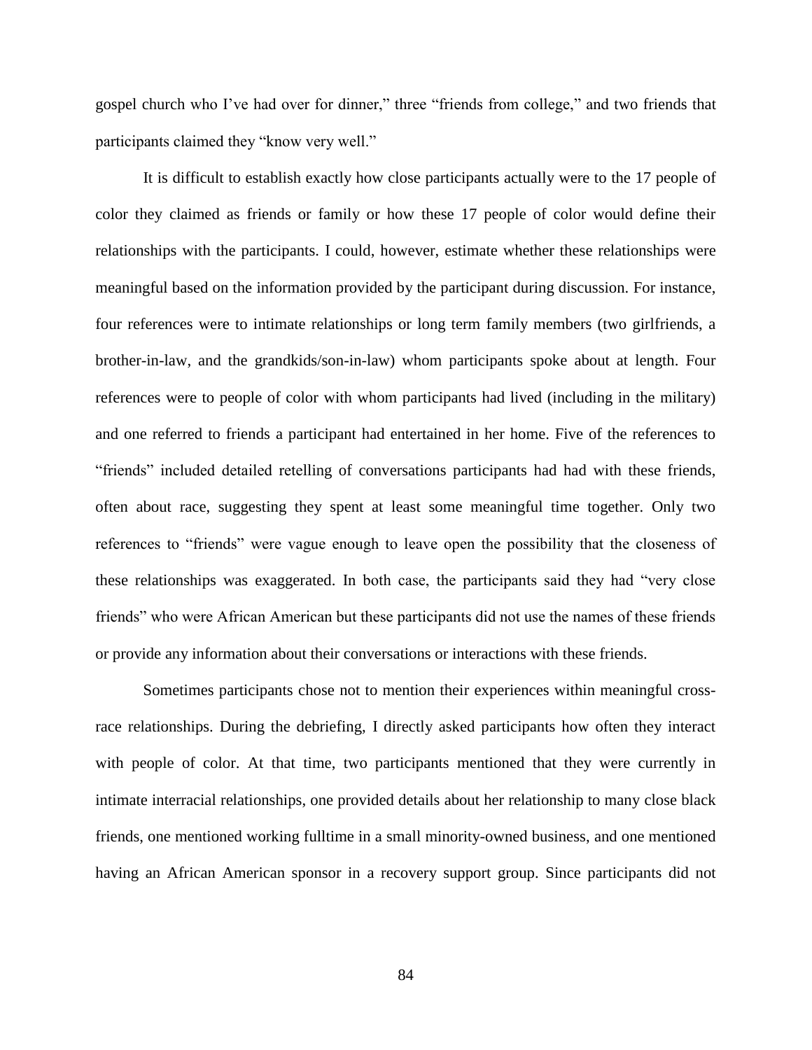gospel church who I've had over for dinner," three "friends from college," and two friends that participants claimed they "know very well."

It is difficult to establish exactly how close participants actually were to the 17 people of color they claimed as friends or family or how these 17 people of color would define their relationships with the participants. I could, however, estimate whether these relationships were meaningful based on the information provided by the participant during discussion. For instance, four references were to intimate relationships or long term family members (two girlfriends, a brother-in-law, and the grandkids/son-in-law) whom participants spoke about at length. Four references were to people of color with whom participants had lived (including in the military) and one referred to friends a participant had entertained in her home. Five of the references to "friends" included detailed retelling of conversations participants had had with these friends, often about race, suggesting they spent at least some meaningful time together. Only two references to "friends" were vague enough to leave open the possibility that the closeness of these relationships was exaggerated. In both case, the participants said they had "very close friends" who were African American but these participants did not use the names of these friends or provide any information about their conversations or interactions with these friends.

Sometimes participants chose not to mention their experiences within meaningful cross-race relationships. During the debriefing, I directly asked participants how often they interact with people of color. At that time, two participants mentioned that they were currently in intimate interracial relationships, one provided details about her relationship to many close black friends, one mentioned working fulltime in a small minority-owned business, and one mentioned having an African American sponsor in a recovery support group. Since participants did not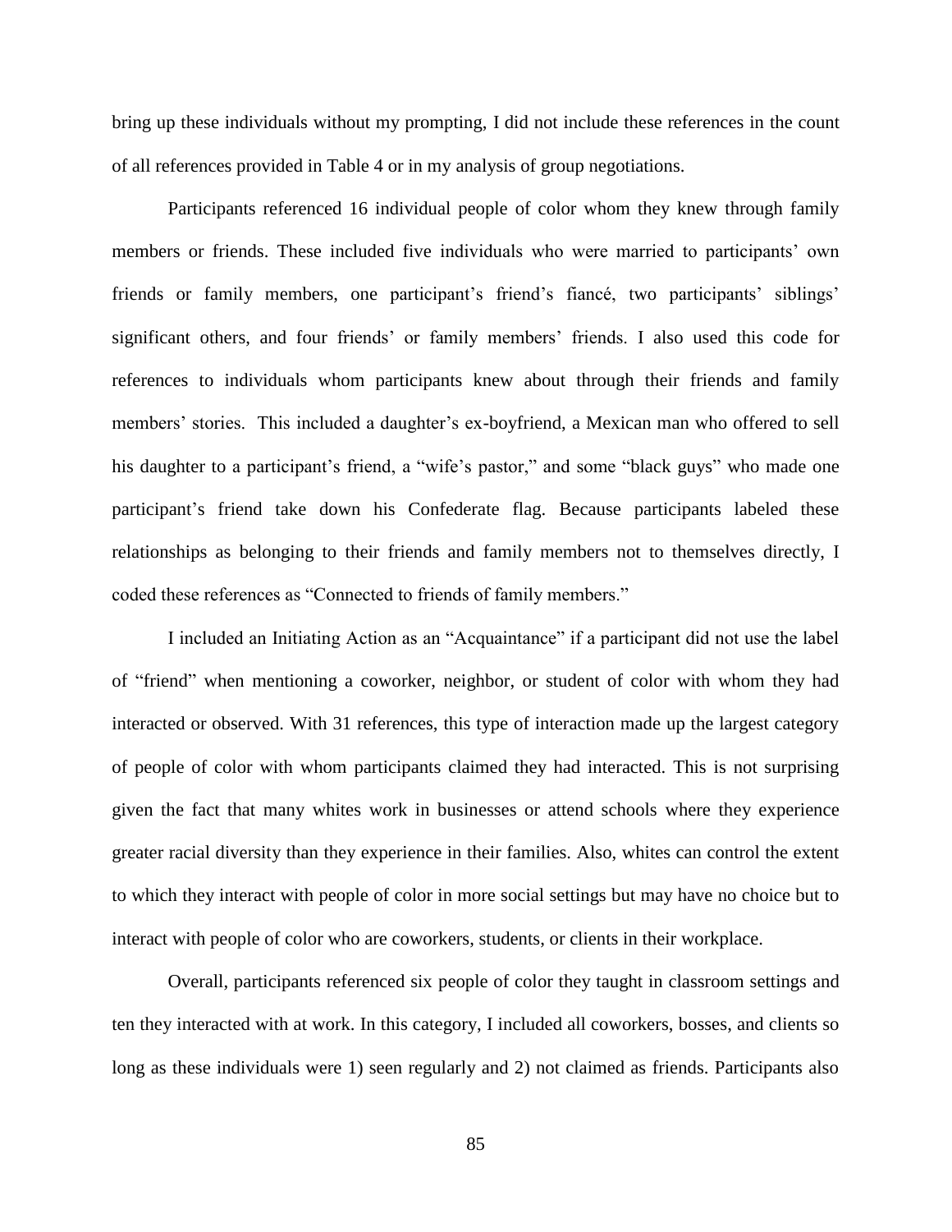bring up these individuals without my prompting, I did not include these references in the count of all references provided in Table 4 or in my analysis of group negotiations.

Participants referenced 16 individual people of color whom they knew through family members or friends. These included five individuals who were married to participants' own friends or family members, one participant's friend's fiancé, two participants' siblings' significant others, and four friends' or family members' friends. I also used this code for references to individuals whom participants knew about through their friends and family members' stories. This included a daughter's ex-boyfriend, a Mexican man who offered to sell his daughter to a participant's friend, a "wife's pastor," and some "black guys" who made one participant's friend take down his Confederate flag. Because participants labeled these relationships as belonging to their friends and family members not to themselves directly, I coded these references as "Connected to friends of family members."

I included an Initiating Action as an "Acquaintance" if a participant did not use the label of "friend" when mentioning a coworker, neighbor, or student of color with whom they had interacted or observed. With 31 references, this type of interaction made up the largest category of people of color with whom participants claimed they had interacted. This is not surprising given the fact that many whites work in businesses or attend schools where they experience greater racial diversity than they experience in their families. Also, whites can control the extent to which they interact with people of color in more social settings but may have no choice but to interact with people of color who are coworkers, students, or clients in their workplace.

Overall, participants referenced six people of color they taught in classroom settings and ten they interacted with at work. In this category, I included all coworkers, bosses, and clients so long as these individuals were 1) seen regularly and 2) not claimed as friends. Participants also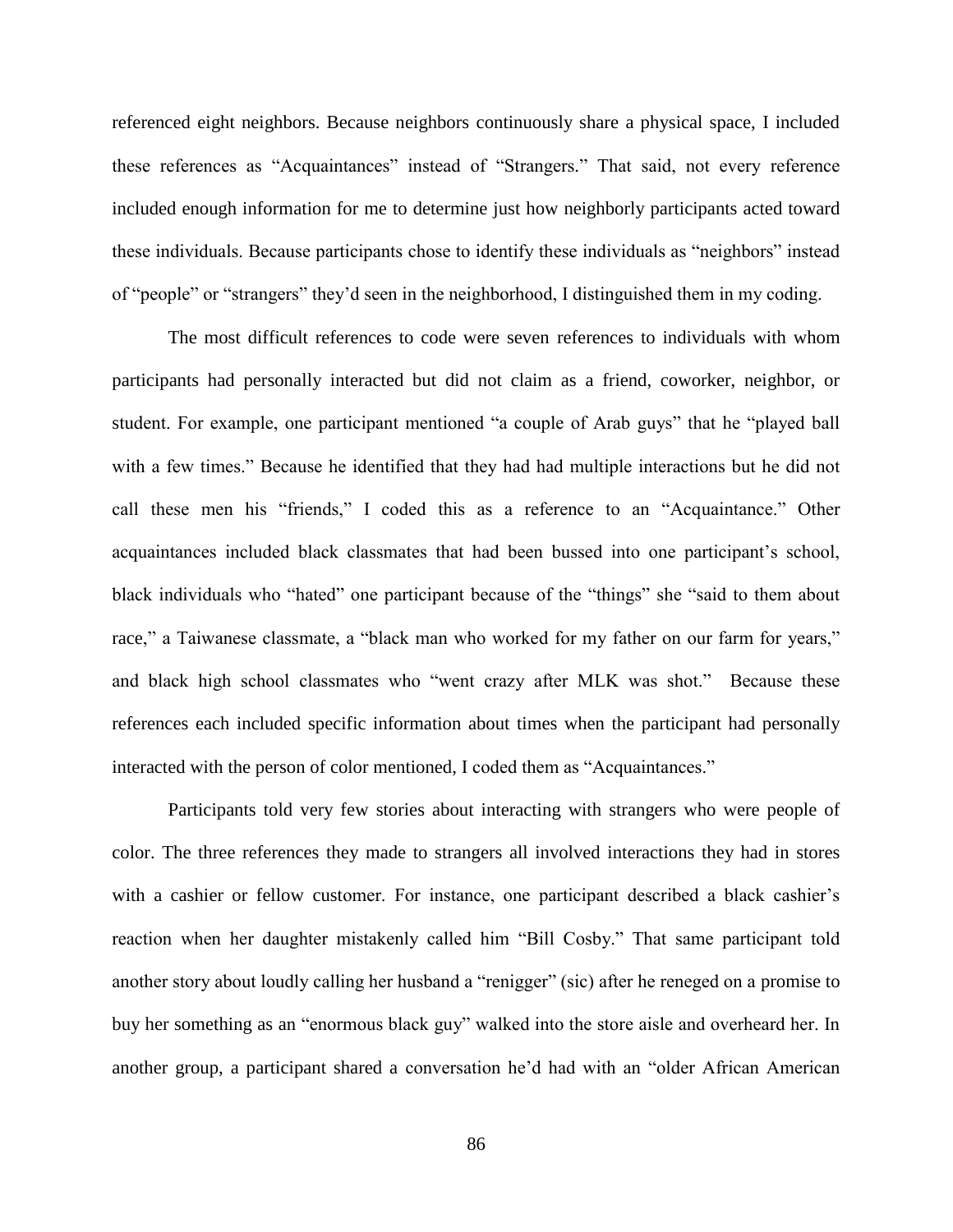referenced eight neighbors. Because neighbors continuously share a physical space, I included these references as "Acquaintances" instead of "Strangers." That said, not every reference included enough information for me to determine just how neighborly participants acted toward these individuals. Because participants chose to identify these individuals as "neighbors" instead of "people" or "strangers" they'd seen in the neighborhood, I distinguished them in my coding.

The most difficult references to code were seven references to individuals with whom participants had personally interacted but did not claim as a friend, coworker, neighbor, or student. For example, one participant mentioned "a couple of Arab guys" that he "played ball with a few times." Because he identified that they had had multiple interactions but he did not call these men his "friends," I coded this as a reference to an "Acquaintance." Other acquaintances included black classmates that had been bussed into one participant's school, black individuals who "hated" one participant because of the "things" she "said to them about race," a Taiwanese classmate, a "black man who worked for my father on our farm for years," and black high school classmates who "went crazy after MLK was shot." Because these references each included specific information about times when the participant had personally interacted with the person of color mentioned, I coded them as "Acquaintances."

Participants told very few stories about interacting with strangers who were people of color. The three references they made to strangers all involved interactions they had in stores with a cashier or fellow customer. For instance, one participant described a black cashier's reaction when her daughter mistakenly called him "Bill Cosby." That same participant told another story about loudly calling her husband a "renigger" (sic) after he reneged on a promise to buy her something as an "enormous black guy" walked into the store aisle and overheard her. In another group, a participant shared a conversation he'd had with an "older African American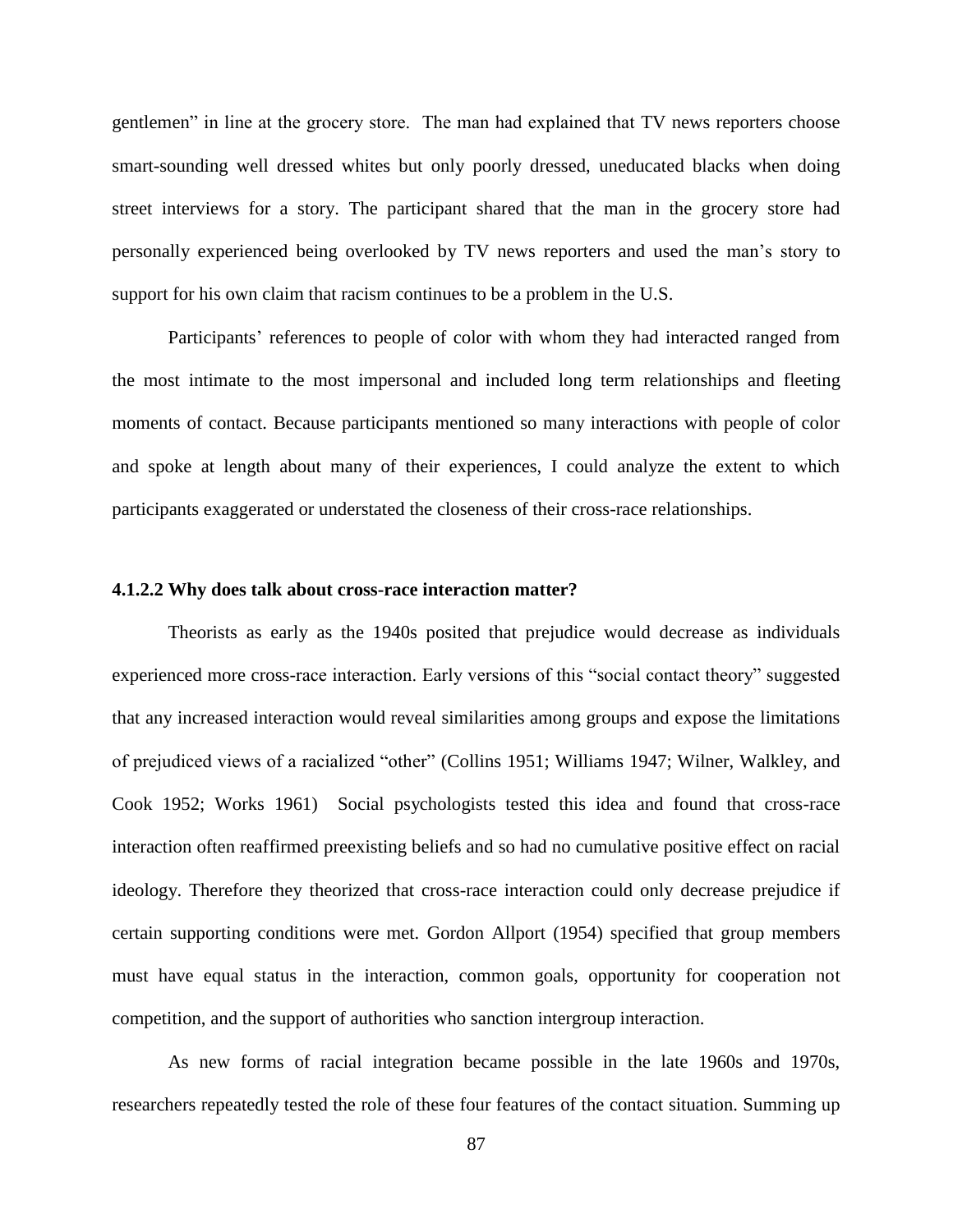gentlemen" in line at the grocery store. The man had explained that TV news reporters choose smart-sounding well dressed whites but only poorly dressed, uneducated blacks when doing street interviews for a story. The participant shared that the man in the grocery store had personally experienced being overlooked by TV news reporters and used the man's story to support for his own claim that racism continues to be a problem in the U.S.

Participants' references to people of color with whom they had interacted ranged from the most intimate to the most impersonal and included long term relationships and fleeting moments of contact. Because participants mentioned so many interactions with people of color and spoke at length about many of their experiences, I could analyze the extent to which participants exaggerated or understated the closeness of their cross-race relationships.

#### 4.1.2.2 Why does talk about cross-race interaction matter?

Theorists as early as the 1940s posited that prejudice would decrease as individuals experienced more cross-race interaction. Early versions of this "social contact theory" suggested that any increased interaction would reveal similarities among groups and expose the limitations of prejudiced views of a racialized "other" (Collins 1951; Williams 1947; Wilner, Walkley, and Cook 1952; Works 1961) Social psychologists tested this idea and found that cross-race interaction often reaffirmed preexisting beliefs and so had no cumulative positive effect on racial ideology. Therefore they theorized that cross-race interaction could only decrease prejudice if certain supporting conditions were met. Gordon Allport (1954) specified that group members must have equal status in the interaction, common goals, opportunity for cooperation not competition, and the support of authorities who sanction intergroup interaction.

As new forms of racial integration became possible in the late 1960s and 1970s, researchers repeatedly tested the role of these four features of the contact situation. Summing up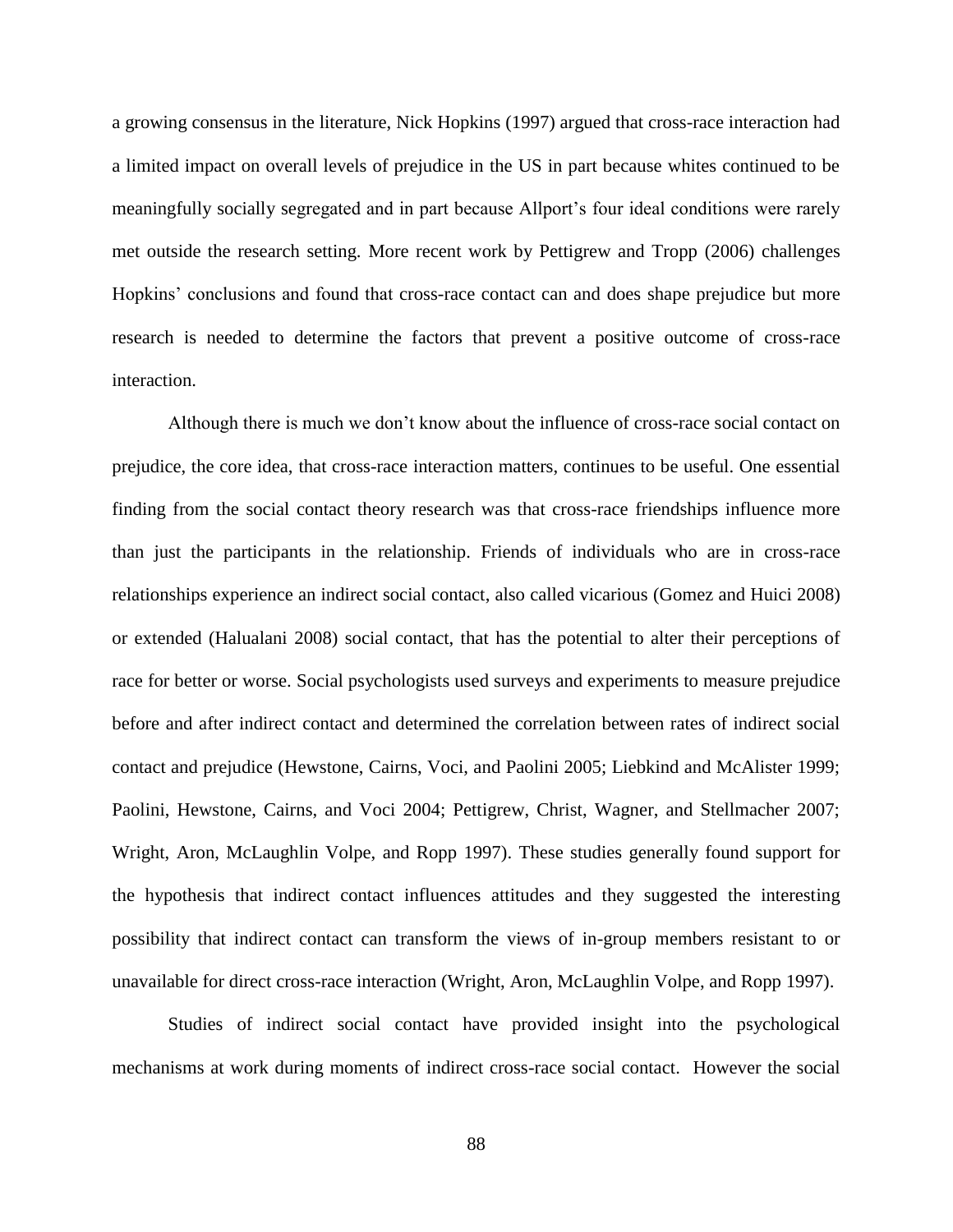a growing consensus in the literature, Nick Hopkins (1997) argued that cross-race interaction had a limited impact on overall levels of prejudice in the US in part because whites continued to be meaningfully socially segregated and in part because Allport's four ideal conditions were rarely met outside the research setting. More recent work by Pettigrew and Tropp (2006) challenges Hopkins' conclusions and found that cross-race contact can and does shape prejudice but more research is needed to determine the factors that prevent a positive outcome of cross-race interaction.

Although there is much we don't know about the influence of cross-race social contact on prejudice, the core idea, that cross-race interaction matters, continues to be useful. One essential finding from the social contact theory research was that cross-race friendships influence more than just the participants in the relationship. Friends of individuals who are in cross-race relationships experience an indirect social contact, also called vicarious (Gomez and Huici 2008) or extended (Halualani 2008) social contact, that has the potential to alter their perceptions of race for better or worse. Social psychologists used surveys and experiments to measure prejudice before and after indirect contact and determined the correlation between rates of indirect social contact and prejudice (Hewstone, Cairns, Voci, and Paolini 2005; Liebkind and McAlister 1999; Paolini, Hewstone, Cairns, and Voci 2004; Pettigrew, Christ, Wagner, and Stellmacher 2007; Wright, Aron, McLaughlin Volpe, and Ropp 1997). These studies generally found support for the hypothesis that indirect contact influences attitudes and they suggested the interesting possibility that indirect contact can transform the views of in-group members resistant to or unavailable for direct cross-race interaction (Wright, Aron, McLaughlin Volpe, and Ropp 1997).

Studies of indirect social contact have provided insight into the psychological mechanisms at work during moments of indirect cross-race social contact. However the social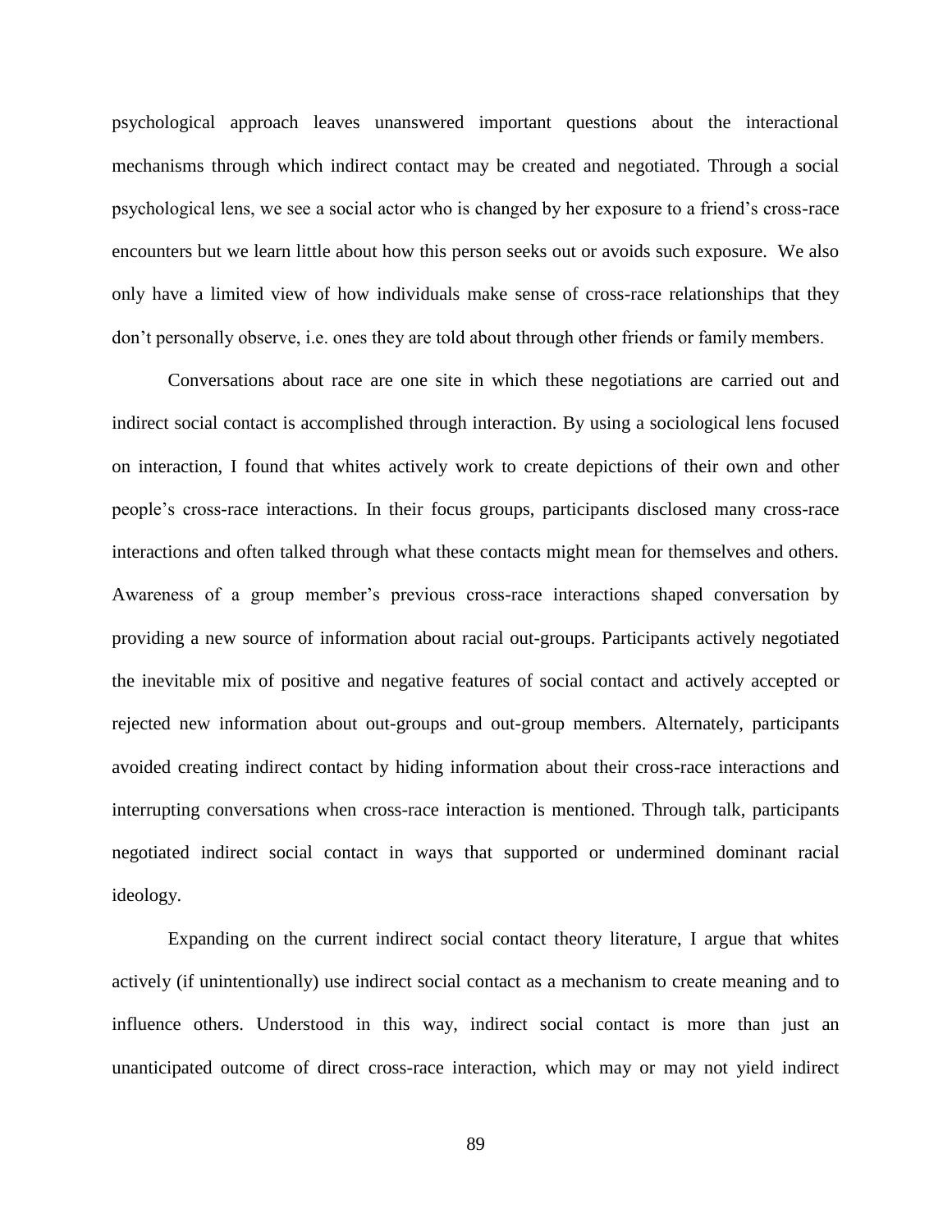psychological approach leaves unanswered important questions about the interactional mechanisms through which indirect contact may be created and negotiated. Through a social psychological lens, we see a social actor who is changed by her exposure to a friend's cross-race encounters but we learn little about how this person seeks out or avoids such exposure. We also only have a limited view of how individuals make sense of cross-race relationships that they don't personally observe, i.e. ones they are told about through other friends or family members.

Conversations about race are one site in which these negotiations are carried out and indirect social contact is accomplished through interaction. By using a sociological lens focused on interaction, I found that whites actively work to create depictions of their own and other people's cross-race interactions. In their focus groups, participants disclosed many cross-race interactions and often talked through what these contacts might mean for themselves and others. Awareness of a group member's previous cross-race interactions shaped conversation by providing a new source of information about racial out-groups. Participants actively negotiated the inevitable mix of positive and negative features of social contact and actively accepted or rejected new information about out-groups and out-group members. Alternately, participants avoided creating indirect contact by hiding information about their cross-race interactions and interrupting conversations when cross-race interaction is mentioned. Through talk, participants negotiated indirect social contact in ways that supported or undermined dominant racial ideology.

Expanding on the current indirect social contact theory literature, I argue that whites actively (if unintentionally) use indirect social contact as a mechanism to create meaning and to influence others. Understood in this way, indirect social contact is more than just an unanticipated outcome of direct cross-race interaction, which may or may not yield indirect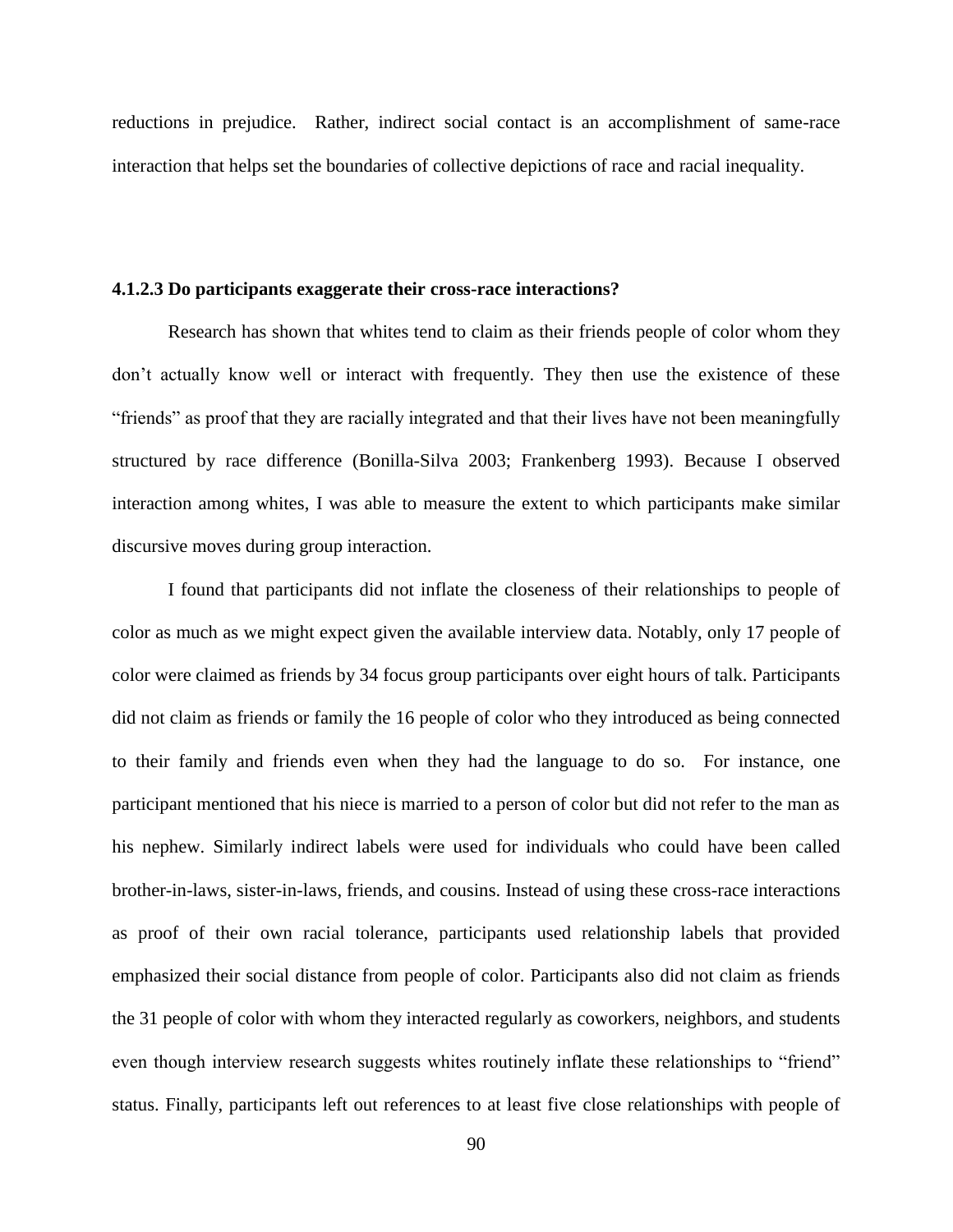reductions in prejudice. Rather, indirect social contact is an accomplishment of same-race interaction that helps set the boundaries of collective depictions of race and racial inequality.

#### 4.1.2.3 Do participants exaggerate their cross-race interactions?

Research has shown that whites tend to claim as their friends people of color whom they don't actually know well or interact with frequently. They then use the existence of these "friends" as proof that they are racially integrated and that their lives have not been meaningfully structured by race difference (Bonilla-Silva 2003; Frankenberg 1993). Because I observed interaction among whites, I was able to measure the extent to which participants make similar discursive moves during group interaction.

I found that participants did not inflate the closeness of their relationships to people of color as much as we might expect given the available interview data. Notably, only 17 people of color were claimed as friends by 34 focus group participants over eight hours of talk. Participants did not claim as friends or family the 16 people of color who they introduced as being connected to their family and friends even when they had the language to do so. For instance, one participant mentioned that his niece is married to a person of color but did not refer to the man as his nephew. Similarly indirect labels were used for individuals who could have been called brother-in-laws, sister-in-laws, friends, and cousins. Instead of using these cross-race interactions as proof of their own racial tolerance, participants used relationship labels that provided emphasized their social distance from people of color. Participants also did not claim as friends the 31 people of color with whom they interacted regularly as coworkers, neighbors, and students even though interview research suggests whites routinely inflate these relationships to "friend" status. Finally, participants left out references to at least five close relationships with people of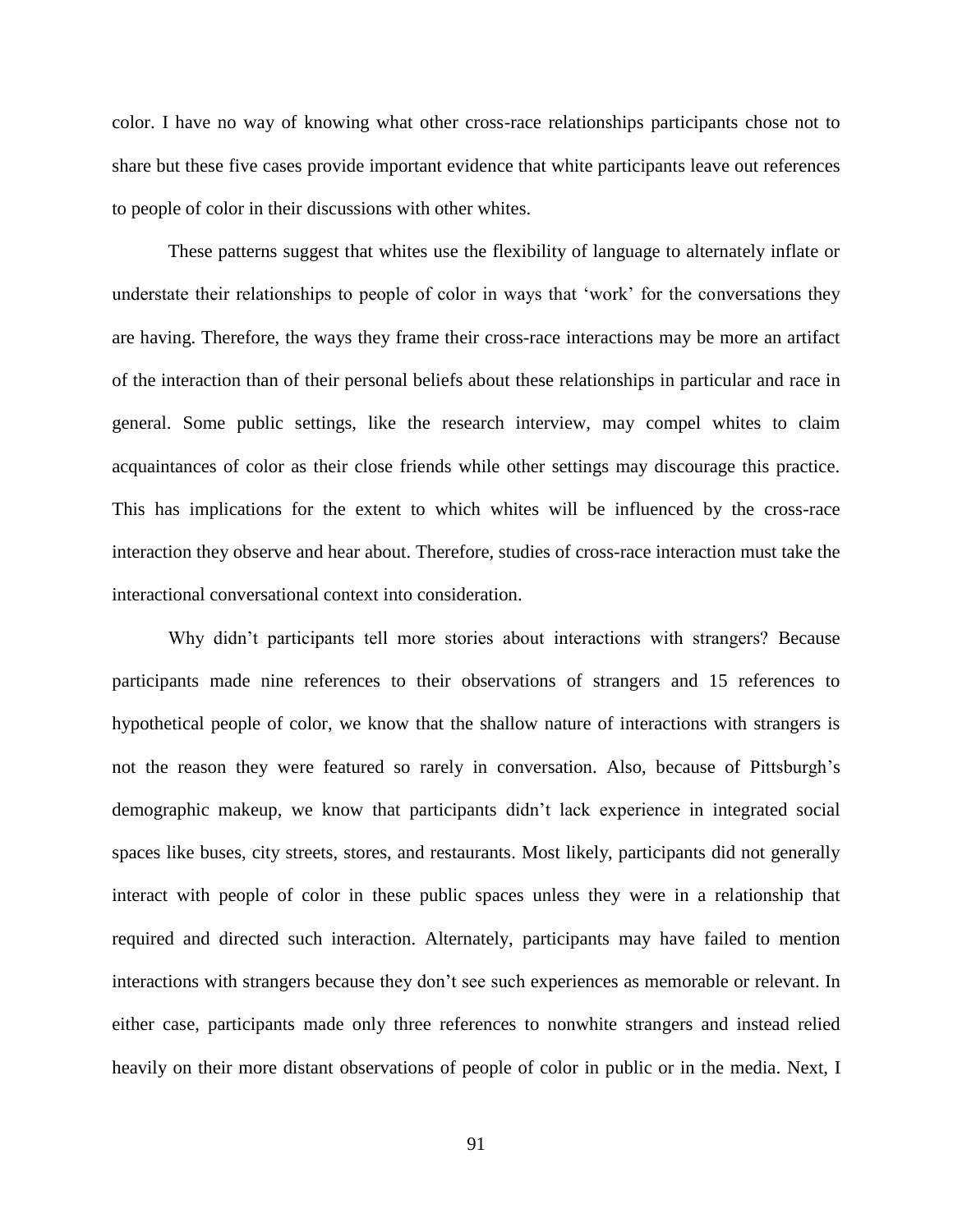color. I have no way of knowing what other cross-race relationships participants chose not to share but these five cases provide important evidence that white participants leave out references to people of color in their discussions with other whites.

These patterns suggest that whites use the flexibility of language to alternately inflate or understate their relationships to people of color in ways that 'work' for the conversations they are having. Therefore, the ways they frame their cross-race interactions may be more an artifact of the interaction than of their personal beliefs about these relationships in particular and race in general. Some public settings, like the research interview, may compel whites to claim acquaintances of color as their close friends while other settings may discourage this practice. This has implications for the extent to which whites will be influenced by the cross-race interaction they observe and hear about. Therefore, studies of cross-race interaction must take the interactional conversational context into consideration.

Why didn't participants tell more stories about interactions with strangers? Because participants made nine references to their observations of strangers and 15 references to hypothetical people of color, we know that the shallow nature of interactions with strangers is not the reason they were featured so rarely in conversation. Also, because of Pittsburgh's demographic makeup, we know that participants didn't lack experience in integrated social spaces like buses, city streets, stores, and restaurants. Most likely, participants did not generally interact with people of color in these public spaces unless they were in a relationship that required and directed such interaction. Alternately, participants may have failed to mention interactions with strangers because they don't see such experiences as memorable or relevant. In either case, participants made only three references to nonwhite strangers and instead relied heavily on their more distant observations of people of color in public or in the media. Next, I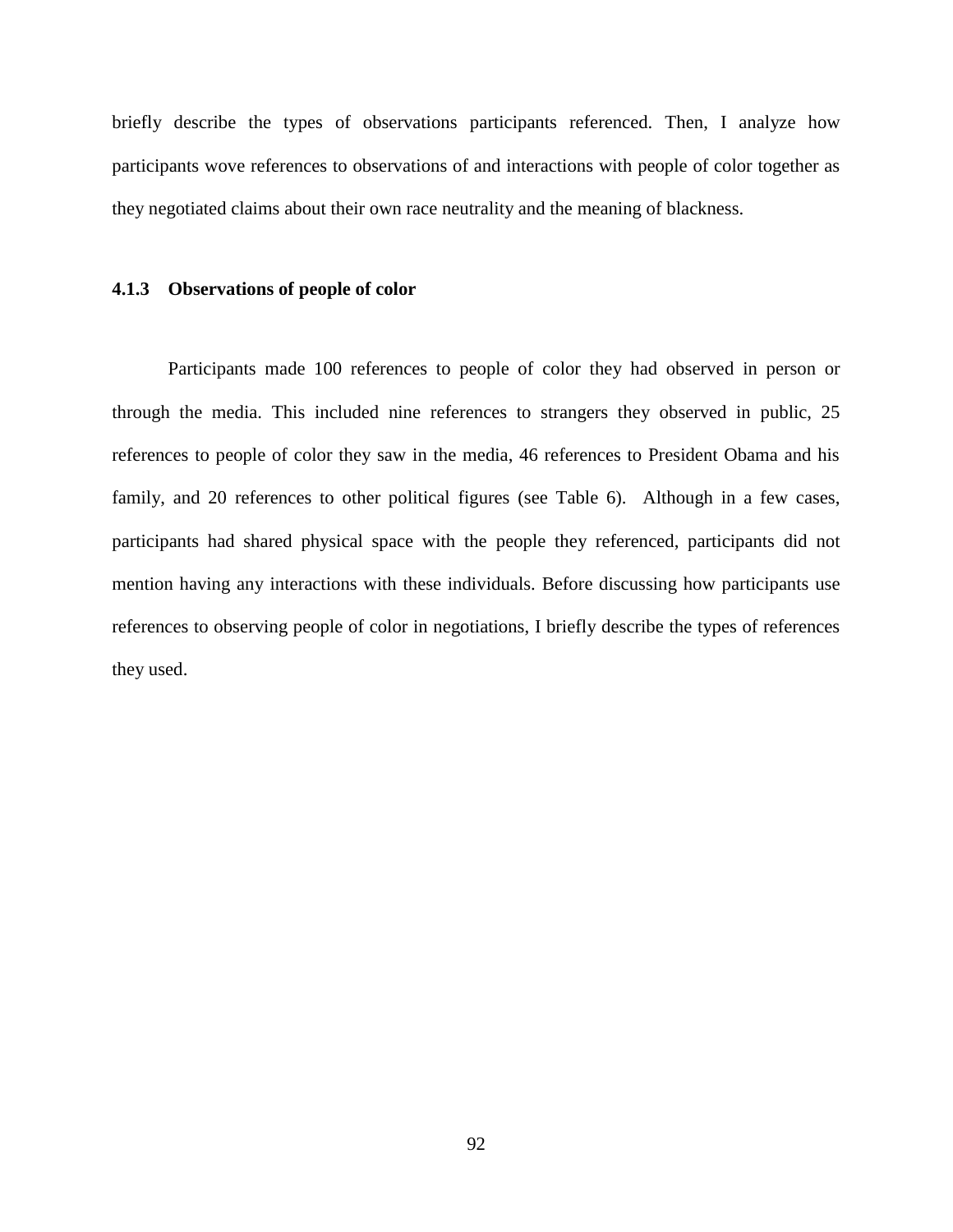briefly describe the types of observations participants referenced. Then, I analyze how participants wove references to observations of and interactions with people of color together as they negotiated claims about their own race neutrality and the meaning of blackness.

### 4.1.3 Observations of people of color

Participants made 100 references to people of color they had observed in person or through the media. This included nine references to strangers they observed in public, 25 references to people of color they saw in the media, 46 references to President Obama and his family, and 20 references to other political figures (see Table 6). Although in a few cases, participants had shared physical space with the people they referenced, participants did not mention having any interactions with these individuals. Before discussing how participants use references to observing people of color in negotiations, I briefly describe the types of references they used.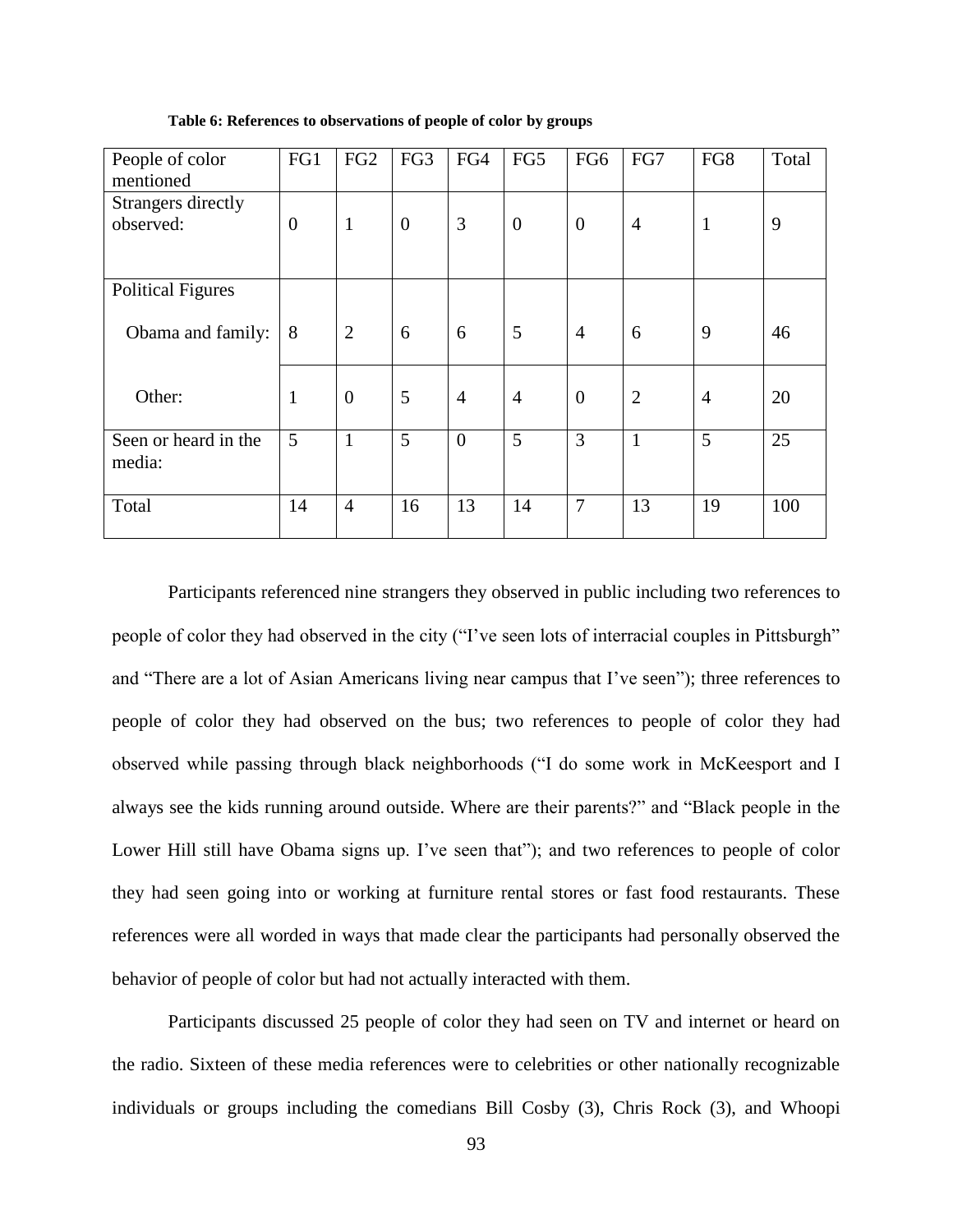**Table 6: References to observations of people of color by groups**

| People of color mentioned | FG1 | FG2 | FG3 | FG4 | FG5 | FG6 | FG7 | FG8 | Total |
|---|---|---|---|---|---|---|---|---|---|
| Strangers directly observed: | 0 | 1 | 0 | 3 | 0 | 0 | 4 | 1 | 9 |
| Political Figures<br>Obama and family: | 8 | 2 | 6 | 6 | 5 | 4 | 6 | 9 | 46 |
| Other: | 1 | 0 | 5 | 4 | 4 | 0 | 2 | 4 | 20 |
| Seen or heard in the media: | 5 | 1 | 5 | 0 | 5 | 3 | 1 | 5 | 25 |
| Total | 14 | 4 | 16 | 13 | 14 | 7 | 13 | 19 | 100 |

Participants referenced nine strangers they observed in public including two references to people of color they had observed in the city ("I've seen lots of interracial couples in Pittsburgh" and "There are a lot of Asian Americans living near campus that I've seen"); three references to people of color they had observed on the bus; two references to people of color they had observed while passing through black neighborhoods ("I do some work in McKeesport and I always see the kids running around outside. Where are their parents?" and "Black people in the Lower Hill still have Obama signs up. I've seen that"); and two references to people of color they had seen going into or working at furniture rental stores or fast food restaurants. These references were all worded in ways that made clear the participants had personally observed the behavior of people of color but had not actually interacted with them.

Participants discussed 25 people of color they had seen on TV and internet or heard on the radio. Sixteen of these media references were to celebrities or other nationally recognizable individuals or groups including the comedians Bill Cosby (3), Chris Rock (3), and Whoopi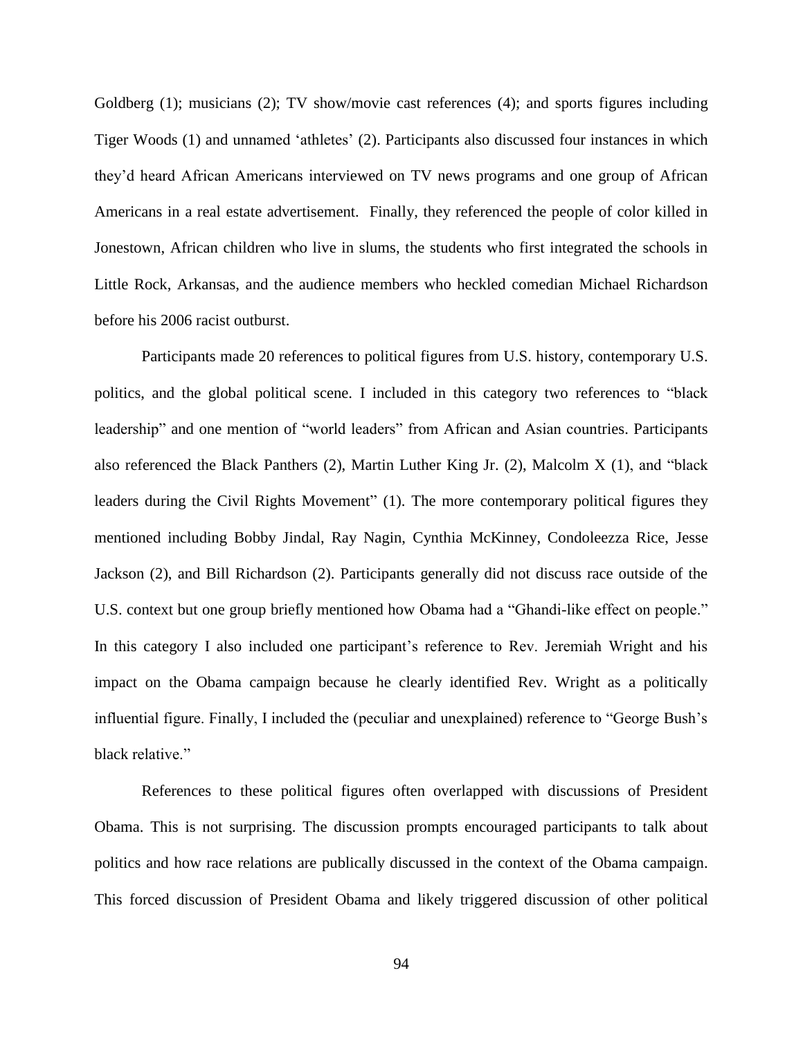Goldberg (1); musicians (2); TV show/movie cast references (4); and sports figures including Tiger Woods (1) and unnamed 'athletes' (2). Participants also discussed four instances in which they'd heard African Americans interviewed on TV news programs and one group of African Americans in a real estate advertisement. Finally, they referenced the people of color killed in Jonestown, African children who live in slums, the students who first integrated the schools in Little Rock, Arkansas, and the audience members who heckled comedian Michael Richardson before his 2006 racist outburst.

Participants made 20 references to political figures from U.S. history, contemporary U.S. politics, and the global political scene. I included in this category two references to "black leadership" and one mention of "world leaders" from African and Asian countries. Participants also referenced the Black Panthers (2), Martin Luther King Jr. (2), Malcolm X (1), and "black leaders during the Civil Rights Movement" (1). The more contemporary political figures they mentioned including Bobby Jindal, Ray Nagin, Cynthia McKinney, Condoleezza Rice, Jesse Jackson (2), and Bill Richardson (2). Participants generally did not discuss race outside of the U.S. context but one group briefly mentioned how Obama had a "Ghandi-like effect on people." In this category I also included one participant's reference to Rev. Jeremiah Wright and his impact on the Obama campaign because he clearly identified Rev. Wright as a politically influential figure. Finally, I included the (peculiar and unexplained) reference to "George Bush's black relative."

References to these political figures often overlapped with discussions of President Obama. This is not surprising. The discussion prompts encouraged participants to talk about politics and how race relations are publically discussed in the context of the Obama campaign. This forced discussion of President Obama and likely triggered discussion of other political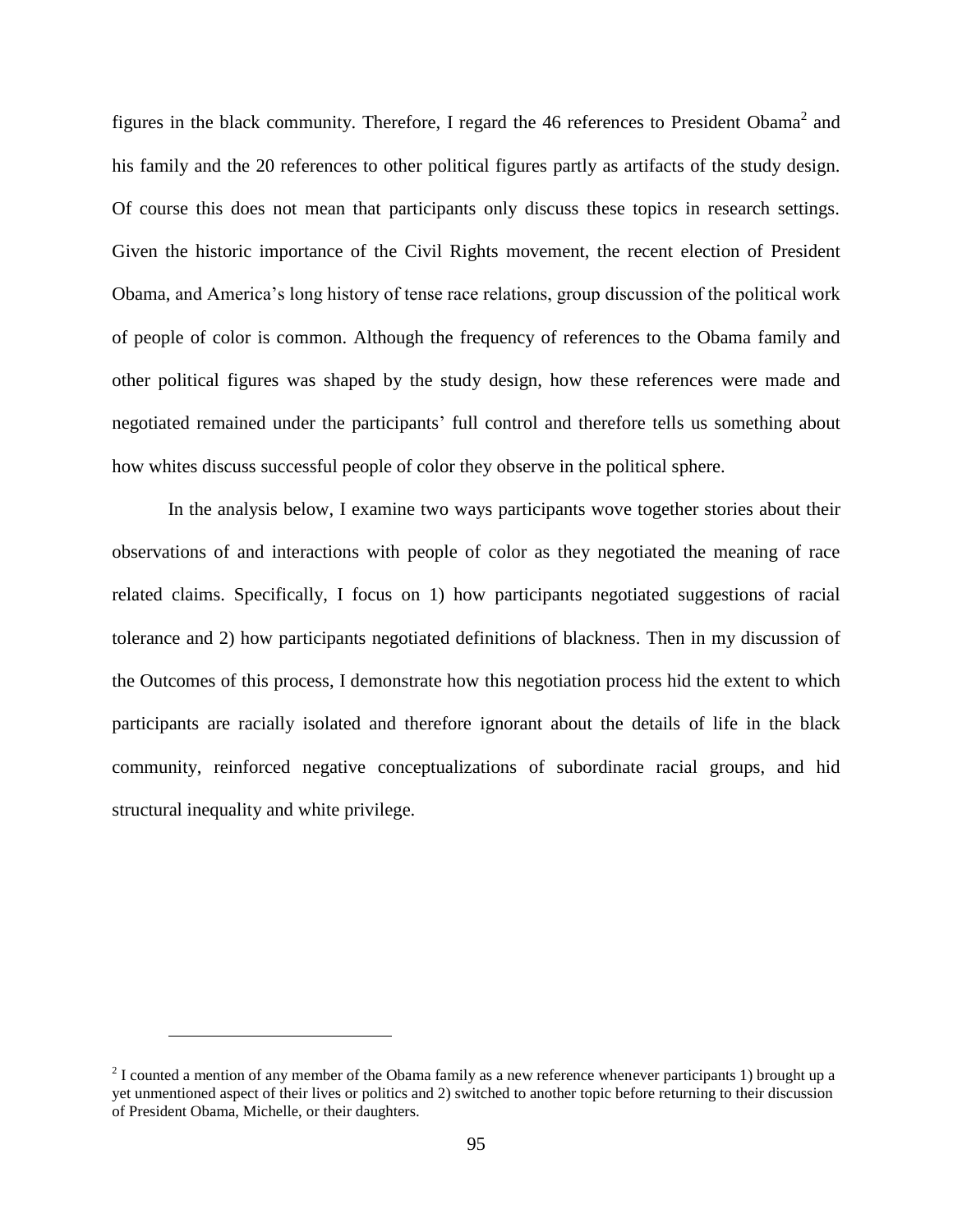figures in the black community. Therefore, I regard the 46 references to President Obama[2] and his family and the 20 references to other political figures partly as artifacts of the study design. Of course this does not mean that participants only discuss these topics in research settings. Given the historic importance of the Civil Rights movement, the recent election of President Obama, and America's long history of tense race relations, group discussion of the political work of people of color is common. Although the frequency of references to the Obama family and other political figures was shaped by the study design, how these references were made and negotiated remained under the participants' full control and therefore tells us something about how whites discuss successful people of color they observe in the political sphere.

In the analysis below, I examine two ways participants wove together stories about their observations of and interactions with people of color as they negotiated the meaning of race related claims. Specifically, I focus on 1) how participants negotiated suggestions of racial tolerance and 2) how participants negotiated definitions of blackness. Then in my discussion of the Outcomes of this process, I demonstrate how this negotiation process hid the extent to which participants are racially isolated and therefore ignorant about the details of life in the black community, reinforced negative conceptualizations of subordinate racial groups, and hid structural inequality and white privilege.

---

[2] I counted a mention of any member of the Obama family as a new reference whenever participants 1) brought up a yet unmentioned aspect of their lives or politics and 2) switched to another topic before returning to their discussion of President Obama, Michelle, or their daughters.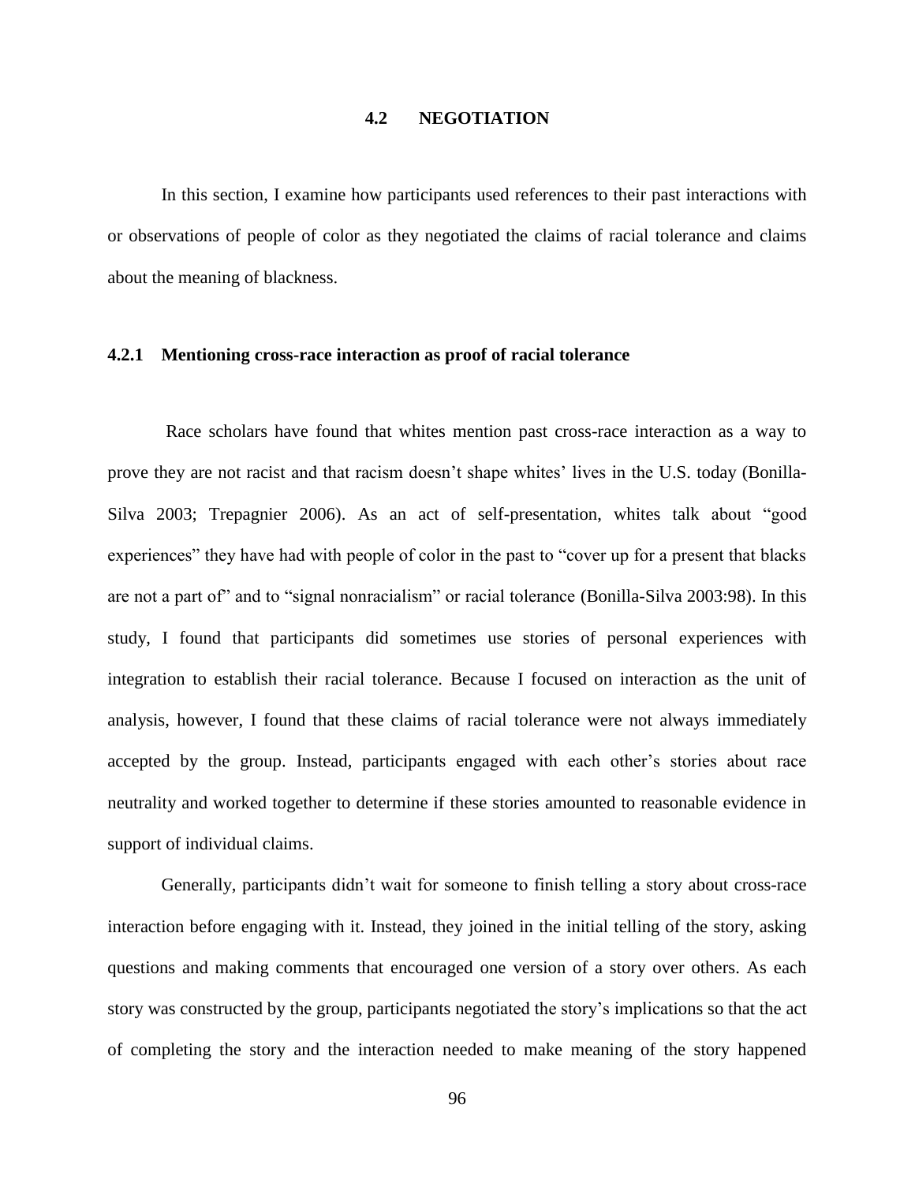## 4.2 NEGOTIATION

In this section, I examine how participants used references to their past interactions with or observations of people of color as they negotiated the claims of racial tolerance and claims about the meaning of blackness.

### 4.2.1 Mentioning cross-race interaction as proof of racial tolerance

Race scholars have found that whites mention past cross-race interaction as a way to prove they are not racist and that racism doesn't shape whites' lives in the U.S. today (Bonilla-Silva 2003; Trepagnier 2006). As an act of self-presentation, whites talk about "good experiences" they have had with people of color in the past to "cover up for a present that blacks are not a part of" and to "signal nonracialism" or racial tolerance (Bonilla-Silva 2003:98). In this study, I found that participants did sometimes use stories of personal experiences with integration to establish their racial tolerance. Because I focused on interaction as the unit of analysis, however, I found that these claims of racial tolerance were not always immediately accepted by the group. Instead, participants engaged with each other's stories about race neutrality and worked together to determine if these stories amounted to reasonable evidence in support of individual claims.

Generally, participants didn't wait for someone to finish telling a story about cross-race interaction before engaging with it. Instead, they joined in the initial telling of the story, asking questions and making comments that encouraged one version of a story over others. As each story was constructed by the group, participants negotiated the story's implications so that the act of completing the story and the interaction needed to make meaning of the story happened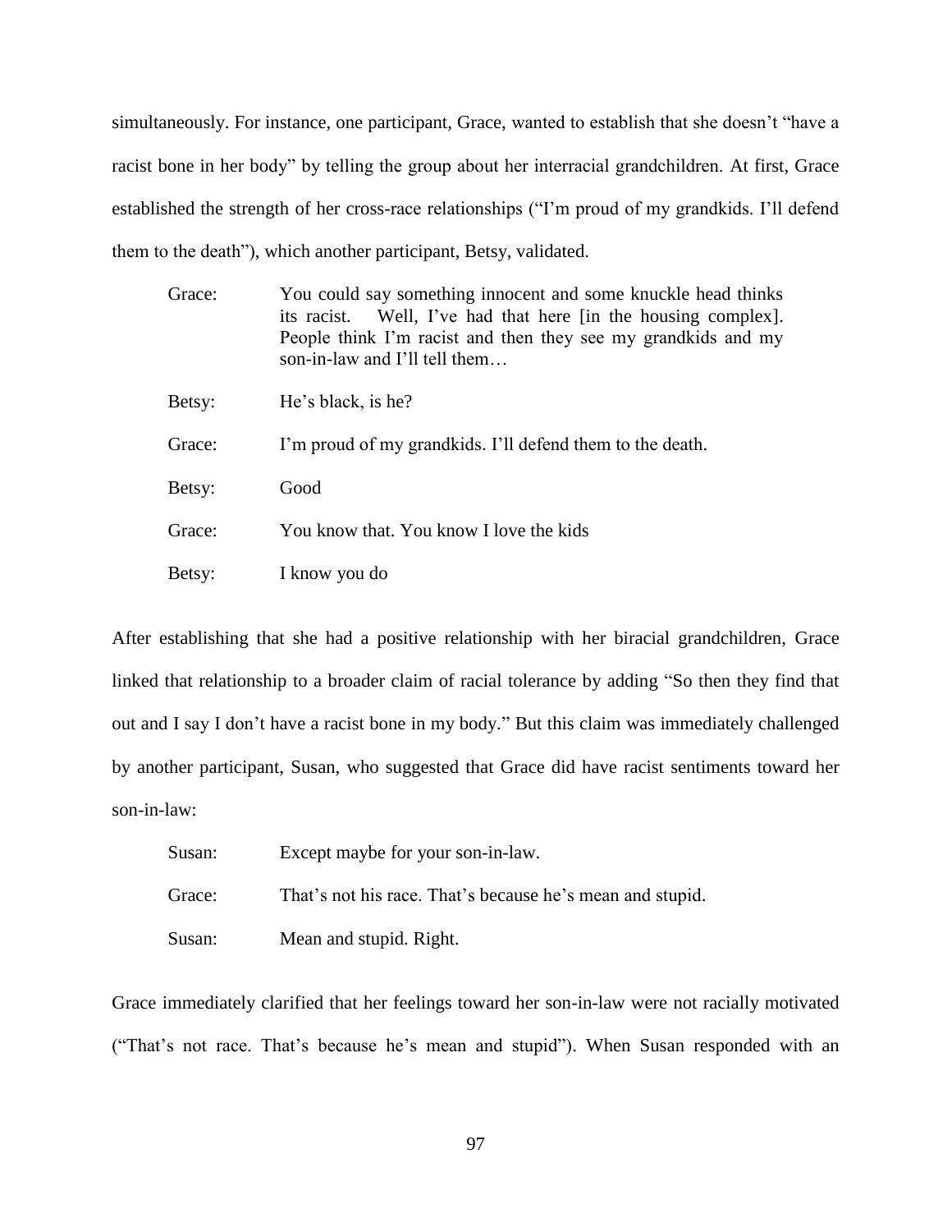simultaneously. For instance, one participant, Grace, wanted to establish that she doesn't "have a racist bone in her body" by telling the group about her interracial grandchildren. At first, Grace established the strength of her cross-race relationships ("I'm proud of my grandkids. I'll defend them to the death"), which another participant, Betsy, validated.

| | |
|---|---|
| Grace: | You could say something innocent and some knuckle head thinks its racist. Well, I've had that here [in the housing complex]. People think I'm racist and then they see my grandkids and my son-in-law and I'll tell them… |
| Betsy: | He's black, is he? |
| Grace: | I'm proud of my grandkids. I'll defend them to the death. |
| Betsy: | Good |
| Grace: | You know that. You know I love the kids |
| Betsy: | I know you do |

After establishing that she had a positive relationship with her biracial grandchildren, Grace linked that relationship to a broader claim of racial tolerance by adding "So then they find that out and I say I don't have a racist bone in my body." But this claim was immediately challenged by another participant, Susan, who suggested that Grace did have racist sentiments toward her son-in-law:

| | |
|---|---|
| Susan: | Except maybe for your son-in-law. |
| Grace: | That's not his race. That's because he's mean and stupid. |
| Susan: | Mean and stupid. Right. |

Grace immediately clarified that her feelings toward her son-in-law were not racially motivated ("That's not race. That's because he's mean and stupid"). When Susan responded with an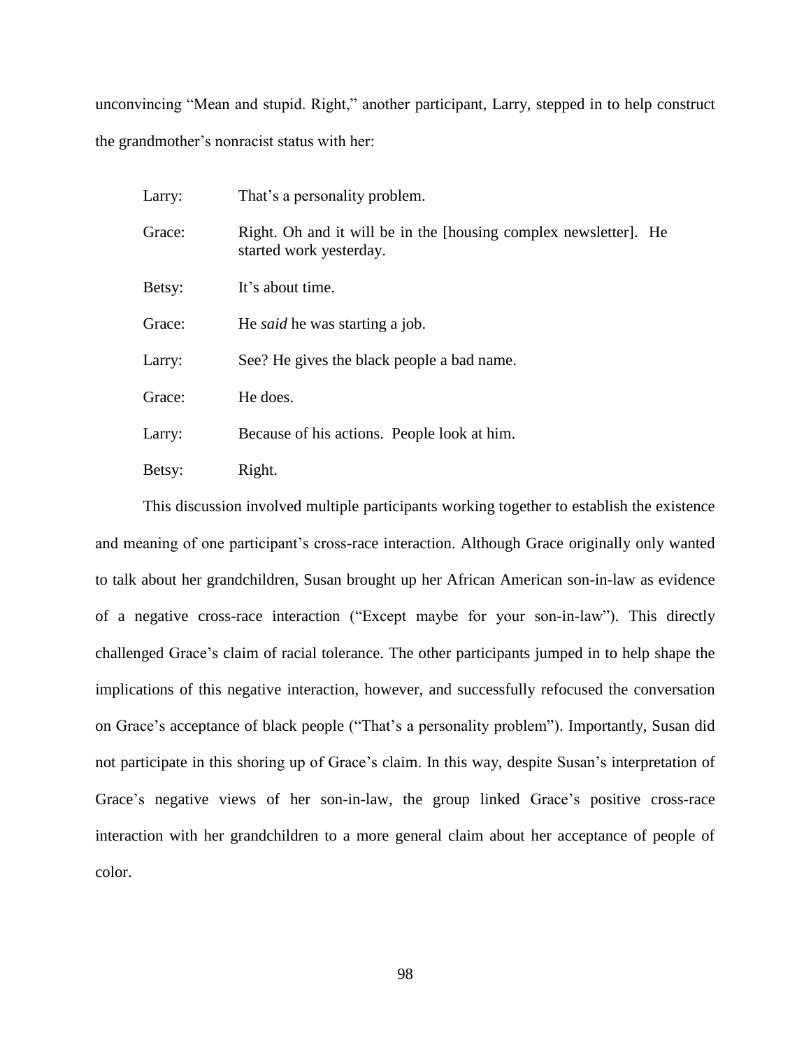unconvincing "Mean and stupid. Right," another participant, Larry, stepped in to help construct the grandmother's nonracist status with her:

Larry: That's a personality problem.

Grace: Right. Oh and it will be in the [housing complex newsletter]. He started work yesterday.

Betsy: It's about time.

Grace: He *said* he was starting a job.

Larry: See? He gives the black people a bad name.

Grace: He does.

Larry: Because of his actions. People look at him.

Betsy: Right.

This discussion involved multiple participants working together to establish the existence and meaning of one participant's cross-race interaction. Although Grace originally only wanted to talk about her grandchildren, Susan brought up her African American son-in-law as evidence of a negative cross-race interaction ("Except maybe for your son-in-law"). This directly challenged Grace's claim of racial tolerance. The other participants jumped in to help shape the implications of this negative interaction, however, and successfully refocused the conversation on Grace's acceptance of black people ("That's a personality problem"). Importantly, Susan did not participate in this shoring up of Grace's claim. In this way, despite Susan's interpretation of Grace's negative views of her son-in-law, the group linked Grace's positive cross-race interaction with her grandchildren to a more general claim about her acceptance of people of color.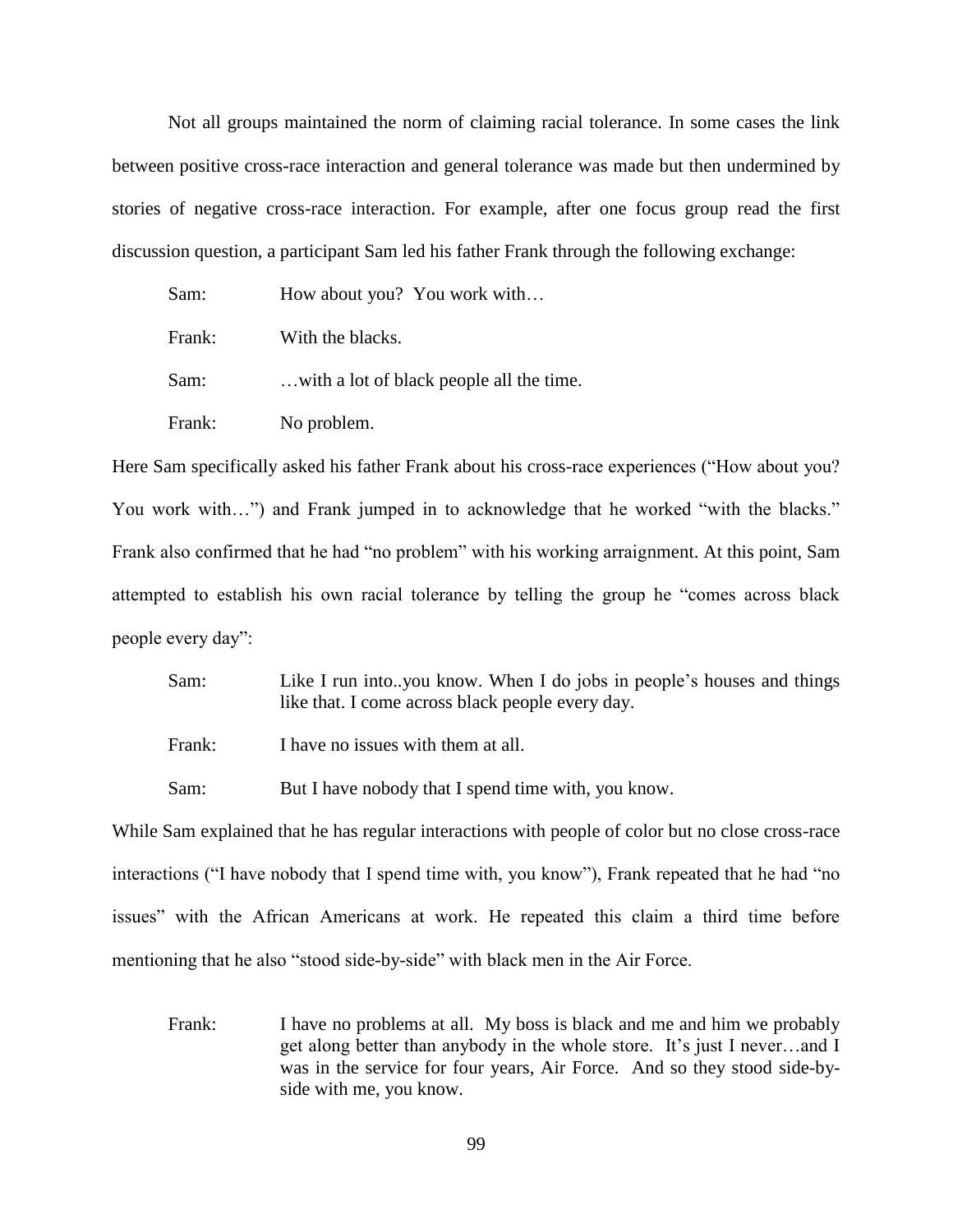Not all groups maintained the norm of claiming racial tolerance. In some cases the link between positive cross-race interaction and general tolerance was made but then undermined by stories of negative cross-race interaction. For example, after one focus group read the first discussion question, a participant Sam led his father Frank through the following exchange:

> Sam: How about you? You work with…
>
> Frank: With the blacks.
>
> Sam: …with a lot of black people all the time.
>
> Frank: No problem.

Here Sam specifically asked his father Frank about his cross-race experiences ("How about you? You work with…") and Frank jumped in to acknowledge that he worked "with the blacks." Frank also confirmed that he had "no problem" with his working arraignment. At this point, Sam attempted to establish his own racial tolerance by telling the group he "comes across black people every day":

> Sam: Like I run into..you know. When I do jobs in people's houses and things like that. I come across black people every day.
>
> Frank: I have no issues with them at all.
>
> Sam: But I have nobody that I spend time with, you know.

While Sam explained that he has regular interactions with people of color but no close cross-race interactions ("I have nobody that I spend time with, you know"), Frank repeated that he had "no issues" with the African Americans at work. He repeated this claim a third time before mentioning that he also "stood side-by-side" with black men in the Air Force.

> Frank: I have no problems at all. My boss is black and me and him we probably get along better than anybody in the whole store. It's just I never…and I was in the service for four years, Air Force. And so they stood side-by-side with me, you know.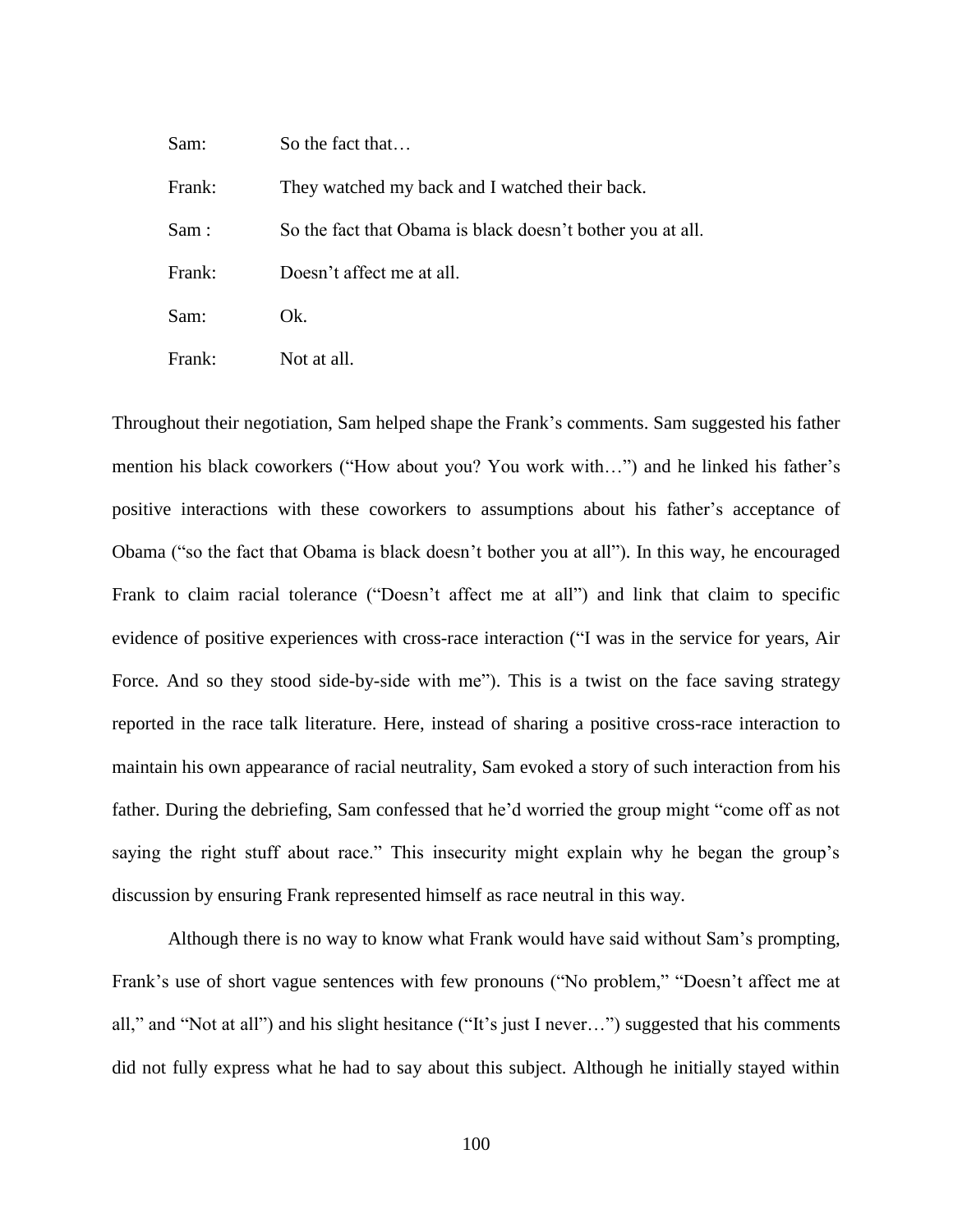Sam: So the fact that…

Frank: They watched my back and I watched their back.

Sam : So the fact that Obama is black doesn't bother you at all.

Frank: Doesn't affect me at all.

Sam: Ok.

Frank: Not at all.

Throughout their negotiation, Sam helped shape the Frank's comments. Sam suggested his father mention his black coworkers ("How about you? You work with…") and he linked his father's positive interactions with these coworkers to assumptions about his father's acceptance of Obama ("so the fact that Obama is black doesn't bother you at all"). In this way, he encouraged Frank to claim racial tolerance ("Doesn't affect me at all") and link that claim to specific evidence of positive experiences with cross-race interaction ("I was in the service for years, Air Force. And so they stood side-by-side with me"). This is a twist on the face saving strategy reported in the race talk literature. Here, instead of sharing a positive cross-race interaction to maintain his own appearance of racial neutrality, Sam evoked a story of such interaction from his father. During the debriefing, Sam confessed that he'd worried the group might "come off as not saying the right stuff about race." This insecurity might explain why he began the group's discussion by ensuring Frank represented himself as race neutral in this way.

Although there is no way to know what Frank would have said without Sam's prompting, Frank's use of short vague sentences with few pronouns ("No problem," "Doesn't affect me at all," and "Not at all") and his slight hesitance ("It's just I never…") suggested that his comments did not fully express what he had to say about this subject. Although he initially stayed within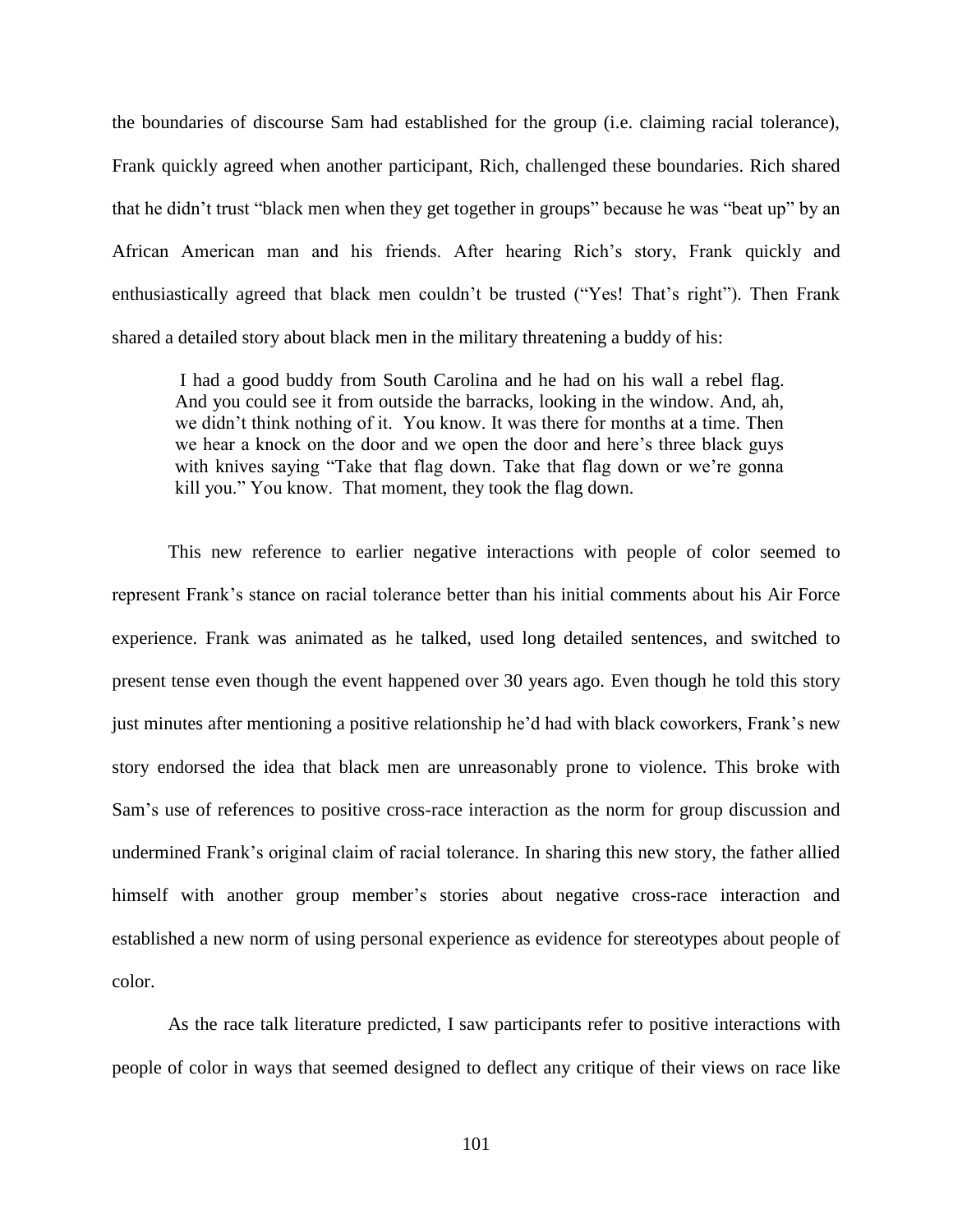the boundaries of discourse Sam had established for the group (i.e. claiming racial tolerance), Frank quickly agreed when another participant, Rich, challenged these boundaries. Rich shared that he didn't trust "black men when they get together in groups" because he was "beat up" by an African American man and his friends. After hearing Rich's story, Frank quickly and enthusiastically agreed that black men couldn't be trusted ("Yes! That's right"). Then Frank shared a detailed story about black men in the military threatening a buddy of his:

> I had a good buddy from South Carolina and he had on his wall a rebel flag. And you could see it from outside the barracks, looking in the window. And, ah, we didn't think nothing of it. You know. It was there for months at a time. Then we hear a knock on the door and we open the door and here's three black guys with knives saying "Take that flag down. Take that flag down or we're gonna kill you." You know. That moment, they took the flag down.

This new reference to earlier negative interactions with people of color seemed to represent Frank's stance on racial tolerance better than his initial comments about his Air Force experience. Frank was animated as he talked, used long detailed sentences, and switched to present tense even though the event happened over 30 years ago. Even though he told this story just minutes after mentioning a positive relationship he'd had with black coworkers, Frank's new story endorsed the idea that black men are unreasonably prone to violence. This broke with Sam's use of references to positive cross-race interaction as the norm for group discussion and undermined Frank's original claim of racial tolerance. In sharing this new story, the father allied himself with another group member's stories about negative cross-race interaction and established a new norm of using personal experience as evidence for stereotypes about people of color.

As the race talk literature predicted, I saw participants refer to positive interactions with people of color in ways that seemed designed to deflect any critique of their views on race like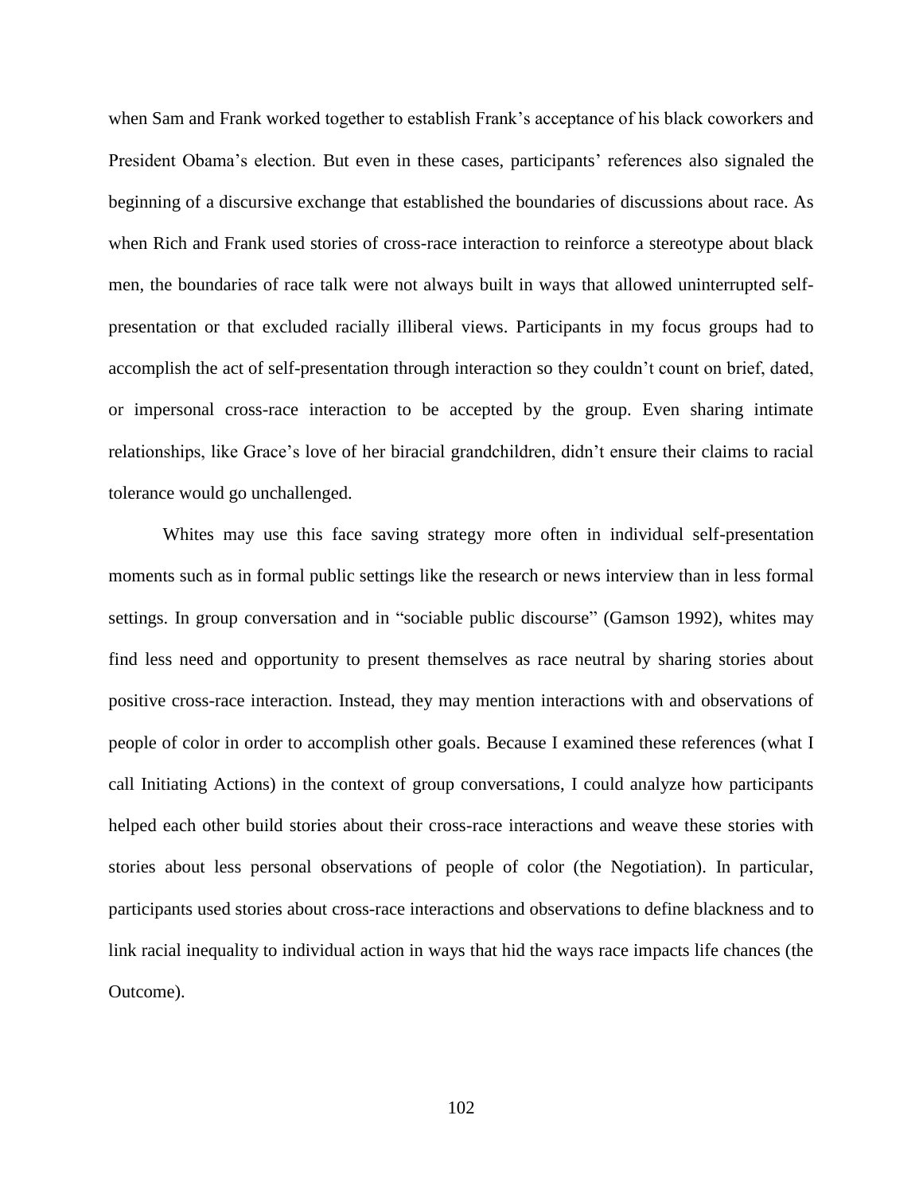when Sam and Frank worked together to establish Frank's acceptance of his black coworkers and President Obama's election. But even in these cases, participants' references also signaled the beginning of a discursive exchange that established the boundaries of discussions about race. As when Rich and Frank used stories of cross-race interaction to reinforce a stereotype about black men, the boundaries of race talk were not always built in ways that allowed uninterrupted self-presentation or that excluded racially illiberal views. Participants in my focus groups had to accomplish the act of self-presentation through interaction so they couldn't count on brief, dated, or impersonal cross-race interaction to be accepted by the group. Even sharing intimate relationships, like Grace's love of her biracial grandchildren, didn't ensure their claims to racial tolerance would go unchallenged.

Whites may use this face saving strategy more often in individual self-presentation moments such as in formal public settings like the research or news interview than in less formal settings. In group conversation and in "sociable public discourse" (Gamson 1992), whites may find less need and opportunity to present themselves as race neutral by sharing stories about positive cross-race interaction. Instead, they may mention interactions with and observations of people of color in order to accomplish other goals. Because I examined these references (what I call Initiating Actions) in the context of group conversations, I could analyze how participants helped each other build stories about their cross-race interactions and weave these stories with stories about less personal observations of people of color (the Negotiation). In particular, participants used stories about cross-race interactions and observations to define blackness and to link racial inequality to individual action in ways that hid the ways race impacts life chances (the Outcome).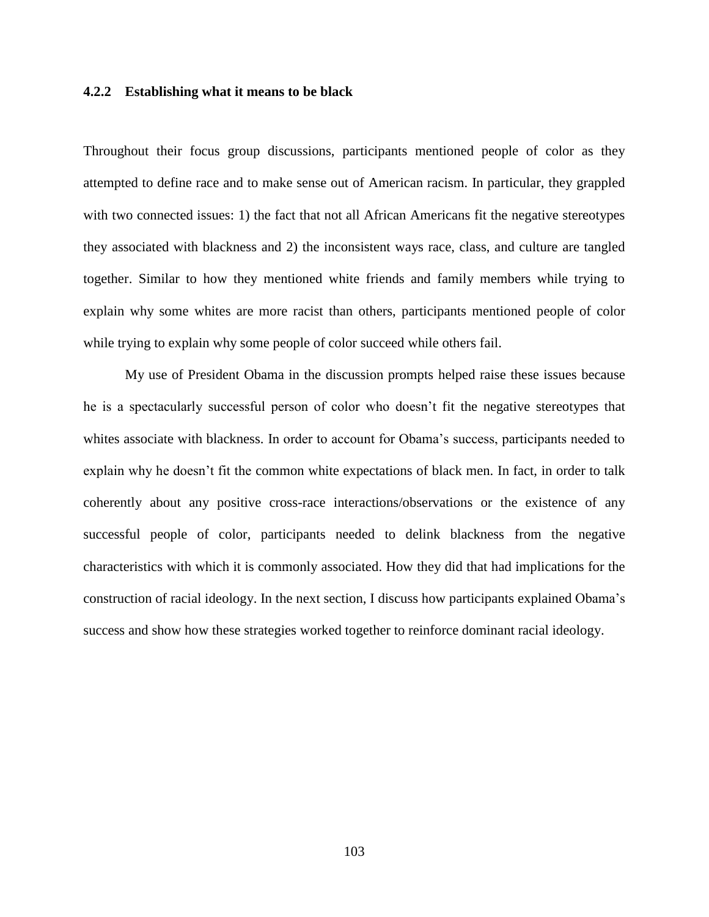### 4.2.2 Establishing what it means to be black

Throughout their focus group discussions, participants mentioned people of color as they attempted to define race and to make sense out of American racism. In particular, they grappled with two connected issues: 1) the fact that not all African Americans fit the negative stereotypes they associated with blackness and 2) the inconsistent ways race, class, and culture are tangled together. Similar to how they mentioned white friends and family members while trying to explain why some whites are more racist than others, participants mentioned people of color while trying to explain why some people of color succeed while others fail.

My use of President Obama in the discussion prompts helped raise these issues because he is a spectacularly successful person of color who doesn't fit the negative stereotypes that whites associate with blackness. In order to account for Obama's success, participants needed to explain why he doesn't fit the common white expectations of black men. In fact, in order to talk coherently about any positive cross-race interactions/observations or the existence of any successful people of color, participants needed to delink blackness from the negative characteristics with which it is commonly associated. How they did that had implications for the construction of racial ideology. In the next section, I discuss how participants explained Obama's success and show how these strategies worked together to reinforce dominant racial ideology.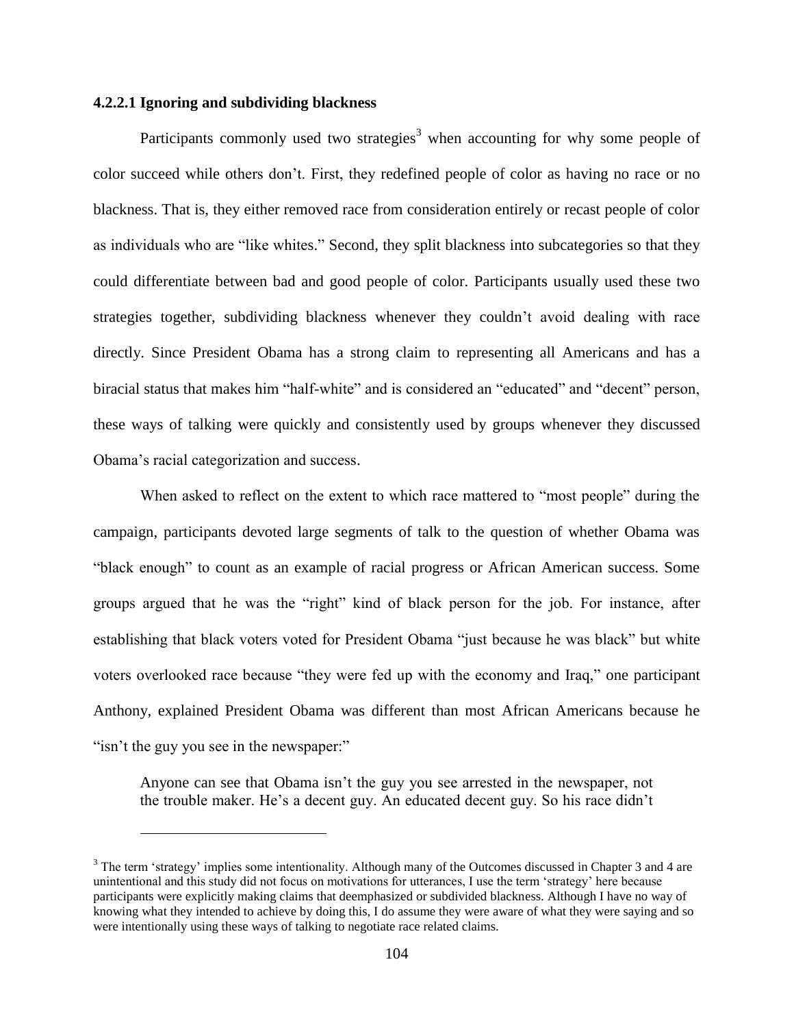#### 4.2.2.1 Ignoring and subdividing blackness

Participants commonly used two strategies[3] when accounting for why some people of color succeed while others don't. First, they redefined people of color as having no race or no blackness. That is, they either removed race from consideration entirely or recast people of color as individuals who are "like whites." Second, they split blackness into subcategories so that they could differentiate between bad and good people of color. Participants usually used these two strategies together, subdividing blackness whenever they couldn't avoid dealing with race directly. Since President Obama has a strong claim to representing all Americans and has a biracial status that makes him "half-white" and is considered an "educated" and "decent" person, these ways of talking were quickly and consistently used by groups whenever they discussed Obama's racial categorization and success.

When asked to reflect on the extent to which race mattered to "most people" during the campaign, participants devoted large segments of talk to the question of whether Obama was "black enough" to count as an example of racial progress or African American success. Some groups argued that he was the "right" kind of black person for the job. For instance, after establishing that black voters voted for President Obama "just because he was black" but white voters overlooked race because "they were fed up with the economy and Iraq," one participant Anthony, explained President Obama was different than most African Americans because he "isn't the guy you see in the newspaper:"

> Anyone can see that Obama isn't the guy you see arrested in the newspaper, not the trouble maker. He's a decent guy. An educated decent guy. So his race didn't

[3] The term 'strategy' implies some intentionality. Although many of the Outcomes discussed in Chapter 3 and 4 are unintentional and this study did not focus on motivations for utterances, I use the term 'strategy' here because participants were explicitly making claims that deemphasized or subdivided blackness. Although I have no way of knowing what they intended to achieve by doing this, I do assume they were aware of what they were saying and so were intentionally using these ways of talking to negotiate race related claims.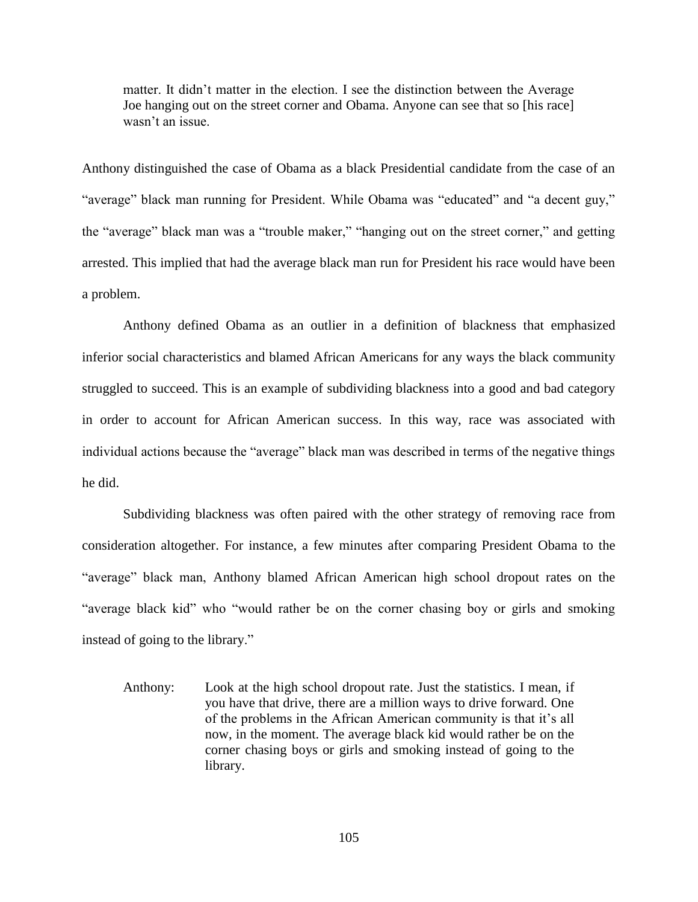> matter. It didn't matter in the election. I see the distinction between the Average Joe hanging out on the street corner and Obama. Anyone can see that so [his race] wasn't an issue.

Anthony distinguished the case of Obama as a black Presidential candidate from the case of an "average" black man running for President. While Obama was "educated" and "a decent guy," the "average" black man was a "trouble maker," "hanging out on the street corner," and getting arrested. This implied that had the average black man run for President his race would have been a problem.

Anthony defined Obama as an outlier in a definition of blackness that emphasized inferior social characteristics and blamed African Americans for any ways the black community struggled to succeed. This is an example of subdividing blackness into a good and bad category in order to account for African American success. In this way, race was associated with individual actions because the "average" black man was described in terms of the negative things he did.

Subdividing blackness was often paired with the other strategy of removing race from consideration altogether. For instance, a few minutes after comparing President Obama to the "average" black man, Anthony blamed African American high school dropout rates on the "average black kid" who "would rather be on the corner chasing boy or girls and smoking instead of going to the library."

> Anthony: Look at the high school dropout rate. Just the statistics. I mean, if you have that drive, there are a million ways to drive forward. One of the problems in the African American community is that it's all now, in the moment. The average black kid would rather be on the corner chasing boys or girls and smoking instead of going to the library.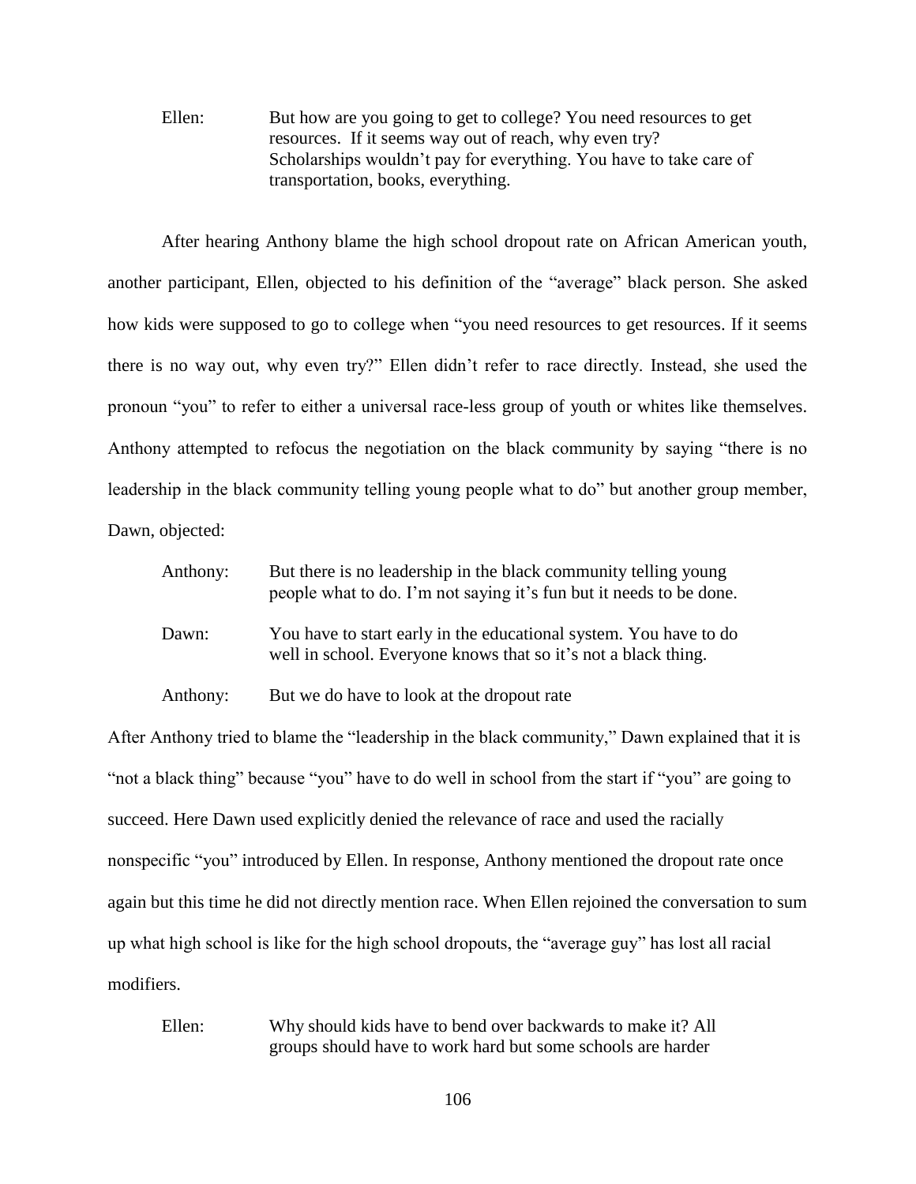Ellen: But how are you going to get to college? You need resources to get resources. If it seems way out of reach, why even try? Scholarships wouldn't pay for everything. You have to take care of transportation, books, everything.

After hearing Anthony blame the high school dropout rate on African American youth, another participant, Ellen, objected to his definition of the "average" black person. She asked how kids were supposed to go to college when "you need resources to get resources. If it seems there is no way out, why even try?" Ellen didn't refer to race directly. Instead, she used the pronoun "you" to refer to either a universal race-less group of youth or whites like themselves. Anthony attempted to refocus the negotiation on the black community by saying "there is no leadership in the black community telling young people what to do" but another group member, Dawn, objected:

Anthony: But there is no leadership in the black community telling young people what to do. I'm not saying it's fun but it needs to be done.

Dawn: You have to start early in the educational system. You have to do well in school. Everyone knows that so it's not a black thing.

Anthony: But we do have to look at the dropout rate

After Anthony tried to blame the "leadership in the black community," Dawn explained that it is "not a black thing" because "you" have to do well in school from the start if "you" are going to succeed. Here Dawn used explicitly denied the relevance of race and used the racially nonspecific "you" introduced by Ellen. In response, Anthony mentioned the dropout rate once again but this time he did not directly mention race. When Ellen rejoined the conversation to sum up what high school is like for the high school dropouts, the "average guy" has lost all racial modifiers.

Ellen: Why should kids have to bend over backwards to make it? All groups should have to work hard but some schools are harder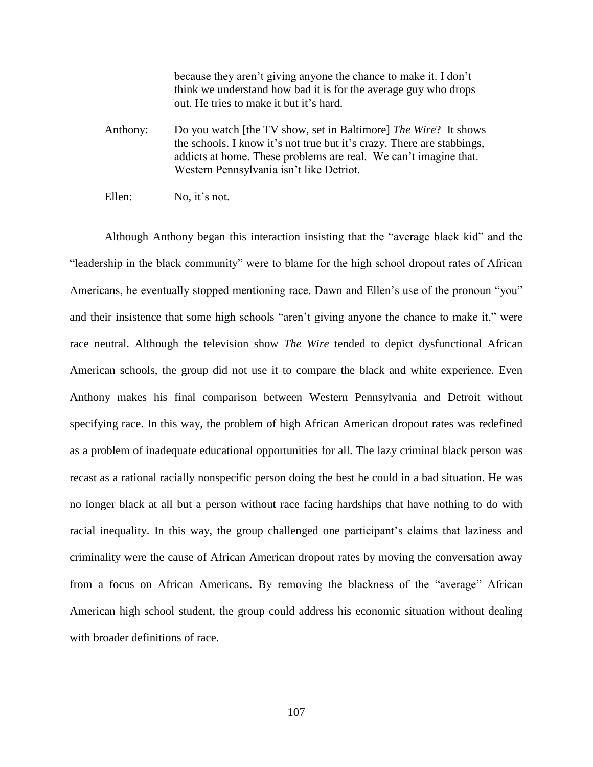because they aren't giving anyone the chance to make it. I don't think we understand how bad it is for the average guy who drops out. He tries to make it but it's hard.

Anthony: Do you watch [the TV show, set in Baltimore] *The Wire*? It shows the schools. I know it's not true but it's crazy. There are stabbings, addicts at home. These problems are real. We can't imagine that. Western Pennsylvania isn't like Detriot.

Ellen: No, it's not.

Although Anthony began this interaction insisting that the "average black kid" and the "leadership in the black community" were to blame for the high school dropout rates of African Americans, he eventually stopped mentioning race. Dawn and Ellen's use of the pronoun "you" and their insistence that some high schools "aren't giving anyone the chance to make it," were race neutral. Although the television show *The Wire* tended to depict dysfunctional African American schools, the group did not use it to compare the black and white experience. Even Anthony makes his final comparison between Western Pennsylvania and Detroit without specifying race. In this way, the problem of high African American dropout rates was redefined as a problem of inadequate educational opportunities for all. The lazy criminal black person was recast as a rational racially nonspecific person doing the best he could in a bad situation. He was no longer black at all but a person without race facing hardships that have nothing to do with racial inequality. In this way, the group challenged one participant's claims that laziness and criminality were the cause of African American dropout rates by moving the conversation away from a focus on African Americans. By removing the blackness of the "average" African American high school student, the group could address his economic situation without dealing with broader definitions of race.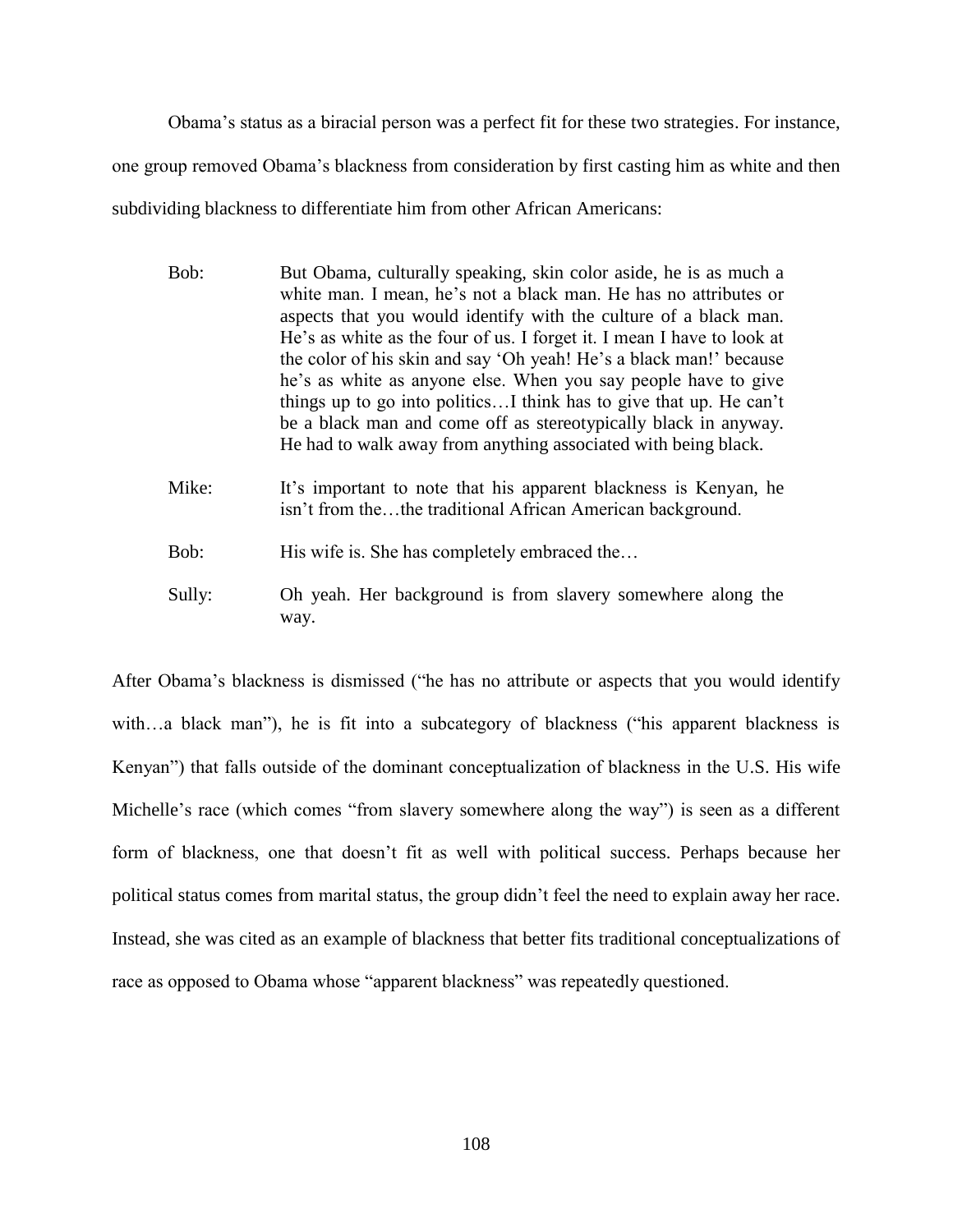Obama's status as a biracial person was a perfect fit for these two strategies. For instance, one group removed Obama's blackness from consideration by first casting him as white and then subdividing blackness to differentiate him from other African Americans:

> Bob: But Obama, culturally speaking, skin color aside, he is as much a white man. I mean, he's not a black man. He has no attributes or aspects that you would identify with the culture of a black man. He's as white as the four of us. I forget it. I mean I have to look at the color of his skin and say 'Oh yeah! He's a black man!' because he's as white as anyone else. When you say people have to give things up to go into politics…I think has to give that up. He can't be a black man and come off as stereotypically black in anyway. He had to walk away from anything associated with being black.
>
> Mike: It's important to note that his apparent blackness is Kenyan, he isn't from the…the traditional African American background.
>
> Bob: His wife is. She has completely embraced the…
>
> Sully: Oh yeah. Her background is from slavery somewhere along the way.

After Obama's blackness is dismissed ("he has no attribute or aspects that you would identify with…a black man"), he is fit into a subcategory of blackness ("his apparent blackness is Kenyan") that falls outside of the dominant conceptualization of blackness in the U.S. His wife Michelle's race (which comes "from slavery somewhere along the way") is seen as a different form of blackness, one that doesn't fit as well with political success. Perhaps because her political status comes from marital status, the group didn't feel the need to explain away her race. Instead, she was cited as an example of blackness that better fits traditional conceptualizations of race as opposed to Obama whose "apparent blackness" was repeatedly questioned.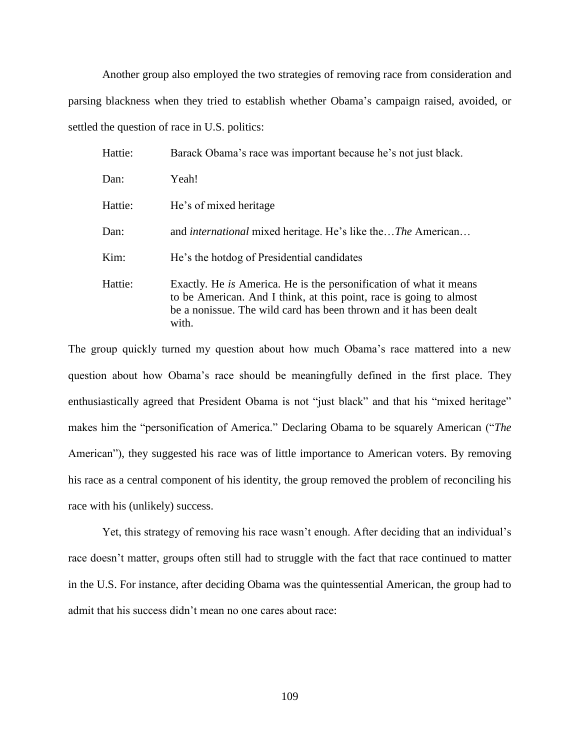Another group also employed the two strategies of removing race from consideration and parsing blackness when they tried to establish whether Obama's campaign raised, avoided, or settled the question of race in U.S. politics:

> Hattie: Barack Obama's race was important because he's not just black.
>
> Dan: Yeah!
>
> Hattie: He's of mixed heritage
>
> Dan: and *international* mixed heritage. He's like the…*The* American…
>
> Kim: He's the hotdog of Presidential candidates
>
> Hattie: Exactly. He *is* America. He is the personification of what it means to be American. And I think, at this point, race is going to almost be a nonissue. The wild card has been thrown and it has been dealt with.

The group quickly turned my question about how much Obama's race mattered into a new question about how Obama's race should be meaningfully defined in the first place. They enthusiastically agreed that President Obama is not "just black" and that his "mixed heritage" makes him the "personification of America." Declaring Obama to be squarely American ("*The* American"), they suggested his race was of little importance to American voters. By removing his race as a central component of his identity, the group removed the problem of reconciling his race with his (unlikely) success.

Yet, this strategy of removing his race wasn't enough. After deciding that an individual's race doesn't matter, groups often still had to struggle with the fact that race continued to matter in the U.S. For instance, after deciding Obama was the quintessential American, the group had to admit that his success didn't mean no one cares about race: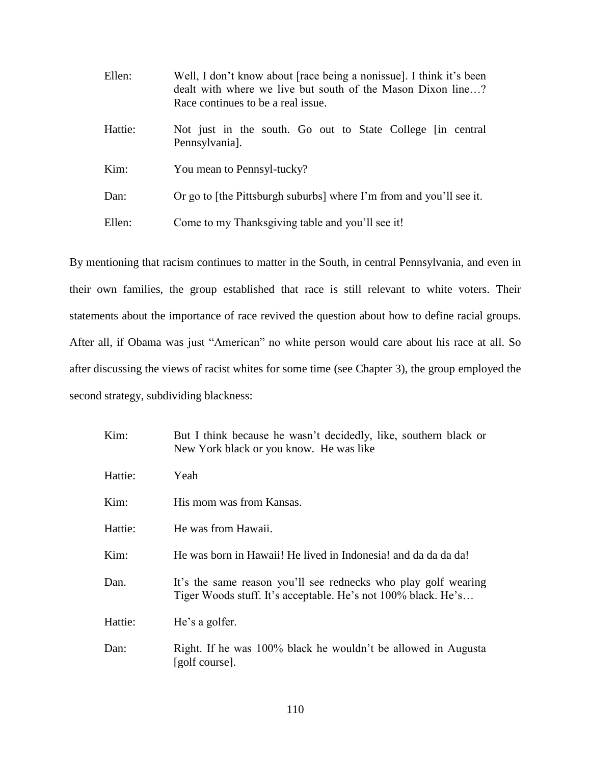| | |
|---|---|
| Ellen: | Well, I don't know about [race being a nonissue]. I think it's been dealt with where we live but south of the Mason Dixon line…? Race continues to be a real issue. |
| Hattie: | Not just in the south. Go out to State College [in central Pennsylvania]. |
| Kim: | You mean to Pennsyl-tucky? |
| Dan: | Or go to [the Pittsburgh suburbs] where I'm from and you'll see it. |
| Ellen: | Come to my Thanksgiving table and you'll see it! |

By mentioning that racism continues to matter in the South, in central Pennsylvania, and even in their own families, the group established that race is still relevant to white voters. Their statements about the importance of race revived the question about how to define racial groups. After all, if Obama was just "American" no white person would care about his race at all. So after discussing the views of racist whites for some time (see Chapter 3), the group employed the second strategy, subdividing blackness:

| | |
|---|---|
| Kim: | But I think because he wasn't decidedly, like, southern black or New York black or you know. He was like |
| Hattie: | Yeah |
| Kim: | His mom was from Kansas. |
| Hattie: | He was from Hawaii. |
| Kim: | He was born in Hawaii! He lived in Indonesia! and da da da da! |
| Dan. | It's the same reason you'll see rednecks who play golf wearing Tiger Woods stuff. It's acceptable. He's not 100% black. He's… |
| Hattie: | He's a golfer. |
| Dan: | Right. If he was 100% black he wouldn't be allowed in Augusta [golf course]. |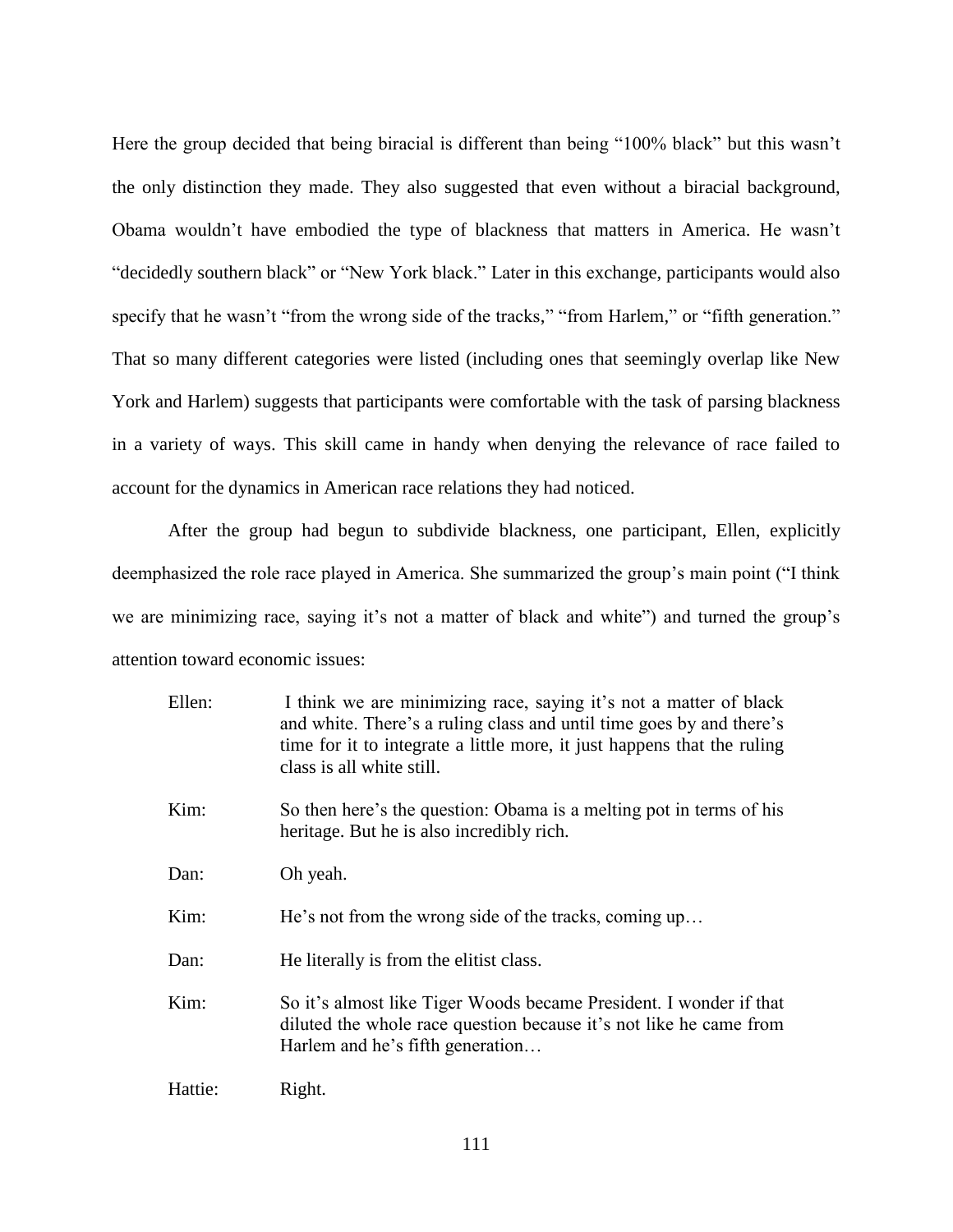Here the group decided that being biracial is different than being "100% black" but this wasn't the only distinction they made. They also suggested that even without a biracial background, Obama wouldn't have embodied the type of blackness that matters in America. He wasn't "decidedly southern black" or "New York black." Later in this exchange, participants would also specify that he wasn't "from the wrong side of the tracks," "from Harlem," or "fifth generation." That so many different categories were listed (including ones that seemingly overlap like New York and Harlem) suggests that participants were comfortable with the task of parsing blackness in a variety of ways. This skill came in handy when denying the relevance of race failed to account for the dynamics in American race relations they had noticed.

After the group had begun to subdivide blackness, one participant, Ellen, explicitly deemphasized the role race played in America. She summarized the group's main point ("I think we are minimizing race, saying it's not a matter of black and white") and turned the group's attention toward economic issues:

> Ellen: I think we are minimizing race, saying it's not a matter of black and white. There's a ruling class and until time goes by and there's time for it to integrate a little more, it just happens that the ruling class is all white still.
>
> Kim: So then here's the question: Obama is a melting pot in terms of his heritage. But he is also incredibly rich.
>
> Dan: Oh yeah.
>
> Kim: He's not from the wrong side of the tracks, coming up…
>
> Dan: He literally is from the elitist class.
>
> Kim: So it's almost like Tiger Woods became President. I wonder if that diluted the whole race question because it's not like he came from Harlem and he's fifth generation…
>
> Hattie: Right.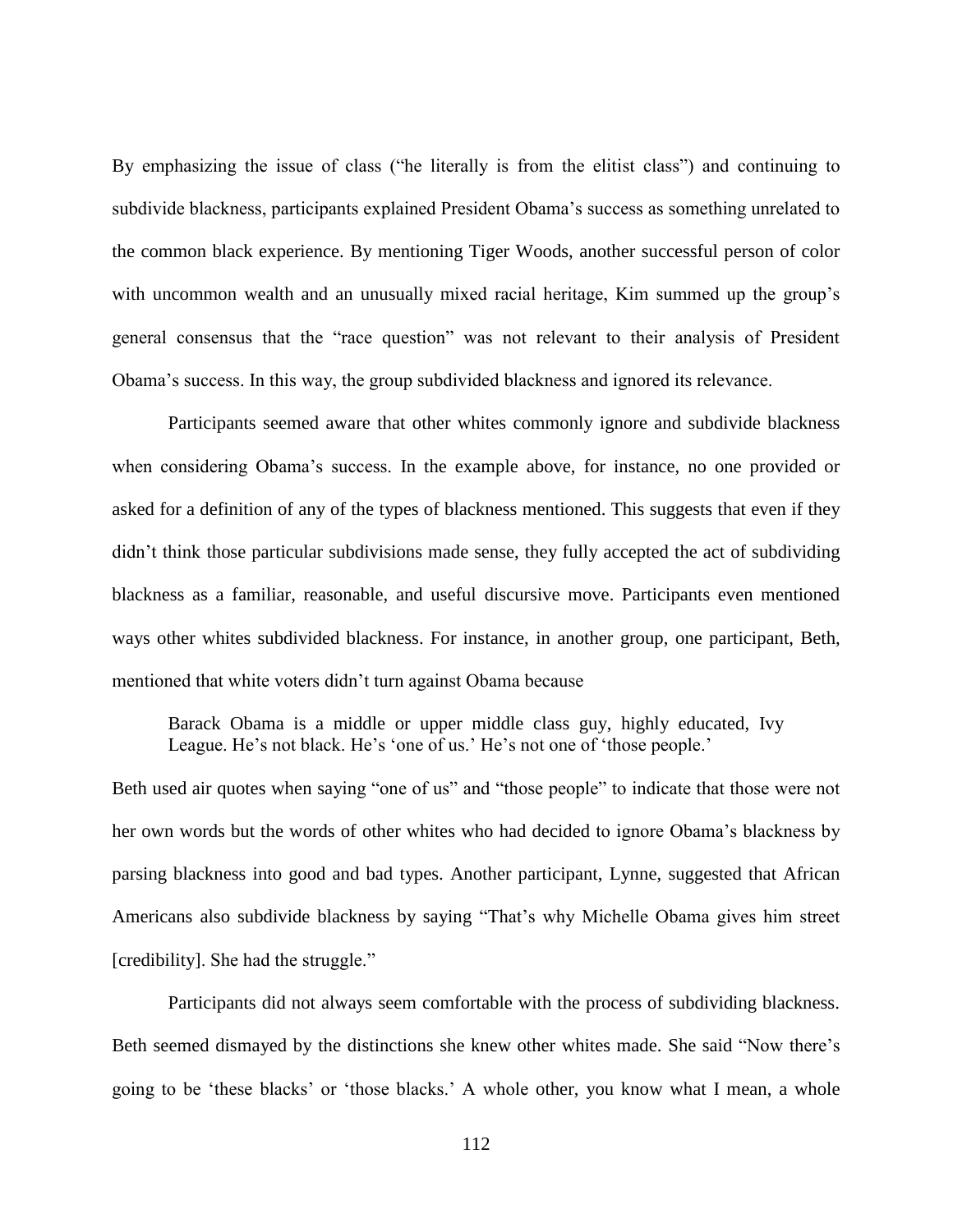By emphasizing the issue of class ("he literally is from the elitist class") and continuing to subdivide blackness, participants explained President Obama's success as something unrelated to the common black experience. By mentioning Tiger Woods, another successful person of color with uncommon wealth and an unusually mixed racial heritage, Kim summed up the group's general consensus that the "race question" was not relevant to their analysis of President Obama's success. In this way, the group subdivided blackness and ignored its relevance.

Participants seemed aware that other whites commonly ignore and subdivide blackness when considering Obama's success. In the example above, for instance, no one provided or asked for a definition of any of the types of blackness mentioned. This suggests that even if they didn't think those particular subdivisions made sense, they fully accepted the act of subdividing blackness as a familiar, reasonable, and useful discursive move. Participants even mentioned ways other whites subdivided blackness. For instance, in another group, one participant, Beth, mentioned that white voters didn't turn against Obama because

> Barack Obama is a middle or upper middle class guy, highly educated, Ivy League. He's not black. He's 'one of us.' He's not one of 'those people.'

Beth used air quotes when saying "one of us" and "those people" to indicate that those were not her own words but the words of other whites who had decided to ignore Obama's blackness by parsing blackness into good and bad types. Another participant, Lynne, suggested that African Americans also subdivide blackness by saying "That's why Michelle Obama gives him street [credibility]. She had the struggle."

Participants did not always seem comfortable with the process of subdividing blackness. Beth seemed dismayed by the distinctions she knew other whites made. She said "Now there's going to be 'these blacks' or 'those blacks.' A whole other, you know what I mean, a whole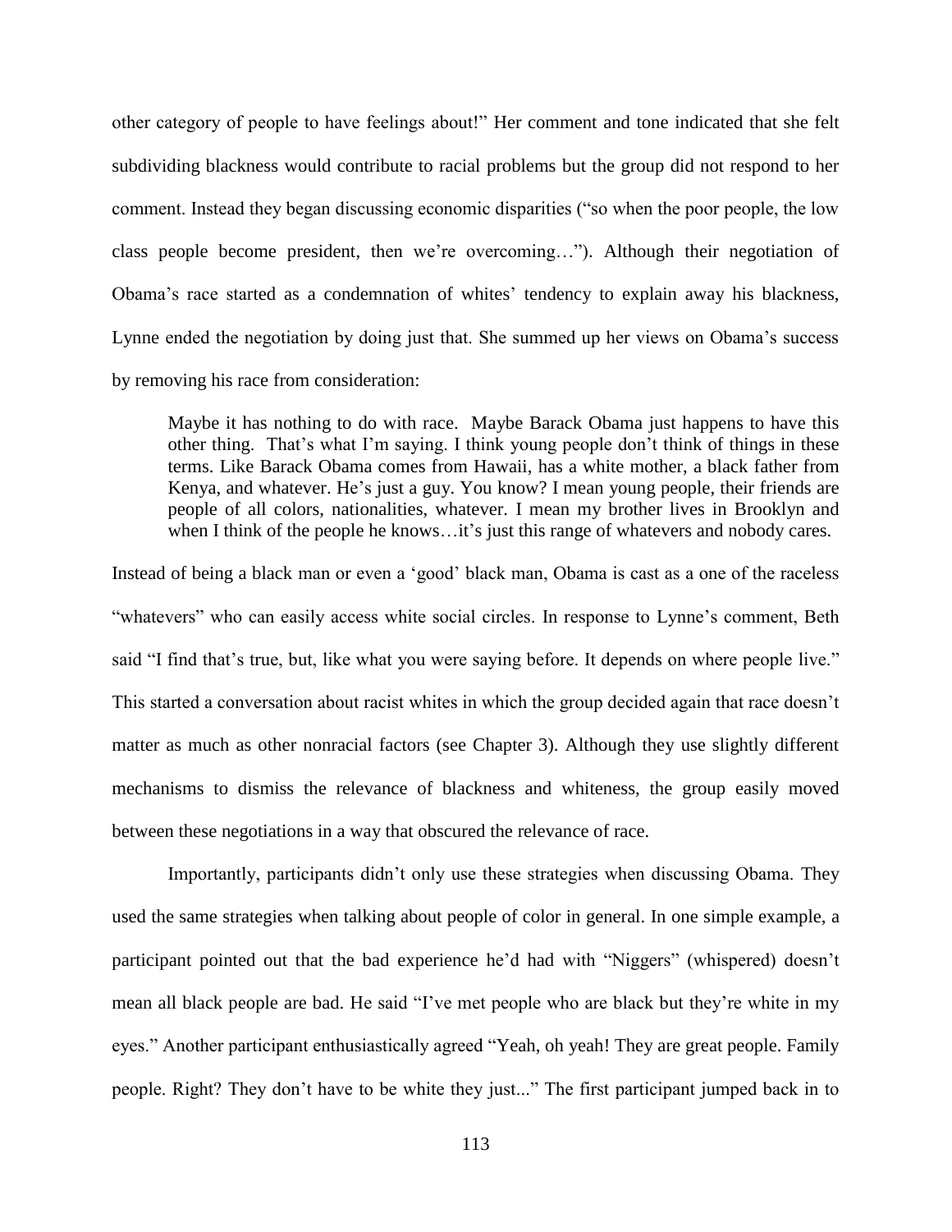other category of people to have feelings about!" Her comment and tone indicated that she felt subdividing blackness would contribute to racial problems but the group did not respond to her comment. Instead they began discussing economic disparities ("so when the poor people, the low class people become president, then we're overcoming…"). Although their negotiation of Obama's race started as a condemnation of whites' tendency to explain away his blackness, Lynne ended the negotiation by doing just that. She summed up her views on Obama's success by removing his race from consideration:

> Maybe it has nothing to do with race. Maybe Barack Obama just happens to have this other thing. That's what I'm saying. I think young people don't think of things in these terms. Like Barack Obama comes from Hawaii, has a white mother, a black father from Kenya, and whatever. He's just a guy. You know? I mean young people, their friends are people of all colors, nationalities, whatever. I mean my brother lives in Brooklyn and when I think of the people he knows…it's just this range of whatevers and nobody cares.

Instead of being a black man or even a 'good' black man, Obama is cast as a one of the raceless "whatevers" who can easily access white social circles. In response to Lynne's comment, Beth said "I find that's true, but, like what you were saying before. It depends on where people live." This started a conversation about racist whites in which the group decided again that race doesn't matter as much as other nonracial factors (see Chapter 3). Although they use slightly different mechanisms to dismiss the relevance of blackness and whiteness, the group easily moved between these negotiations in a way that obscured the relevance of race.

Importantly, participants didn't only use these strategies when discussing Obama. They used the same strategies when talking about people of color in general. In one simple example, a participant pointed out that the bad experience he'd had with "Niggers" (whispered) doesn't mean all black people are bad. He said "I've met people who are black but they're white in my eyes." Another participant enthusiastically agreed "Yeah, oh yeah! They are great people. Family people. Right? They don't have to be white they just..." The first participant jumped back in to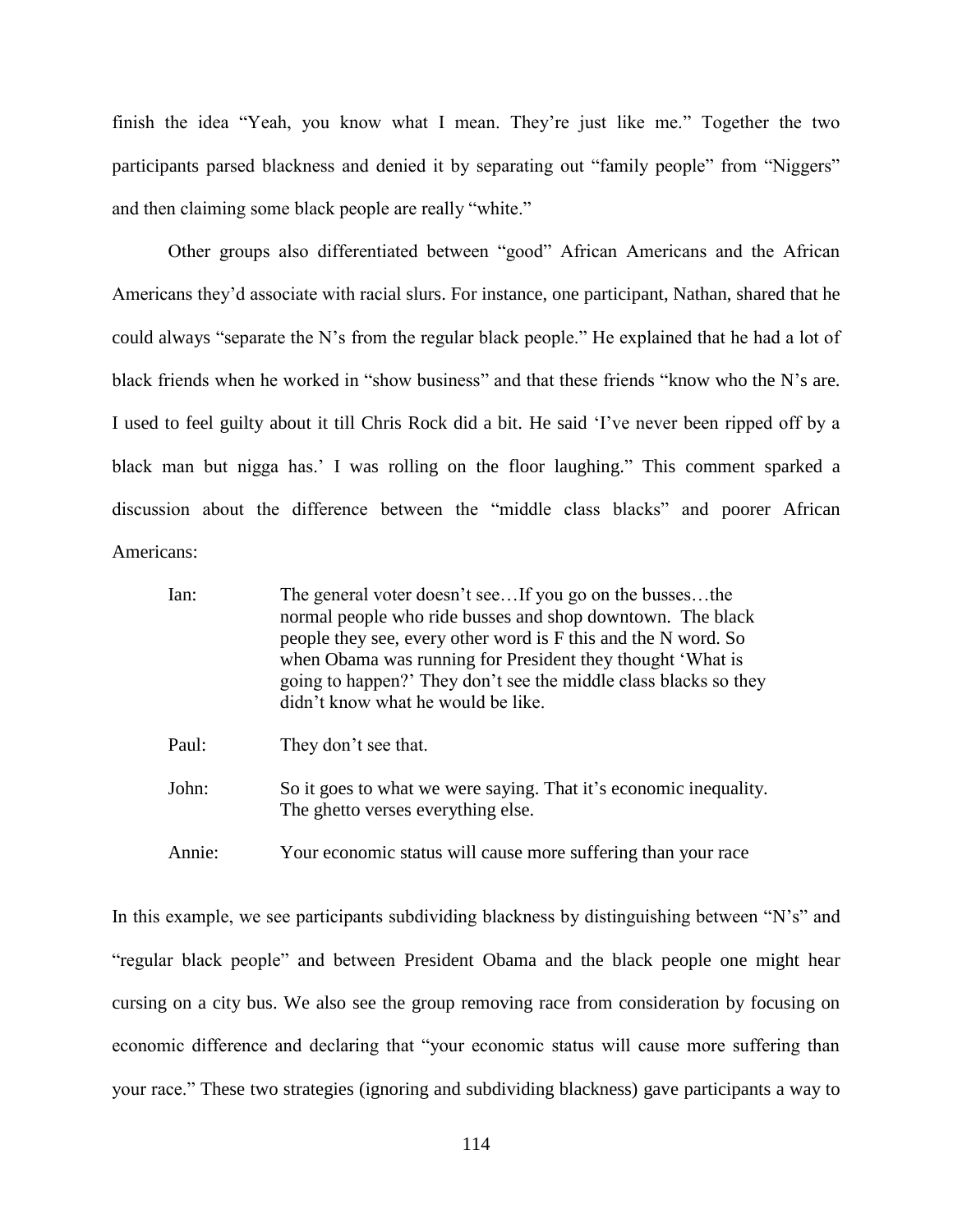finish the idea "Yeah, you know what I mean. They're just like me." Together the two participants parsed blackness and denied it by separating out "family people" from "Niggers" and then claiming some black people are really "white."

Other groups also differentiated between "good" African Americans and the African Americans they'd associate with racial slurs. For instance, one participant, Nathan, shared that he could always "separate the N's from the regular black people." He explained that he had a lot of black friends when he worked in "show business" and that these friends "know who the N's are. I used to feel guilty about it till Chris Rock did a bit. He said 'I've never been ripped off by a black man but nigga has.' I was rolling on the floor laughing." This comment sparked a discussion about the difference between the "middle class blacks" and poorer African Americans:

> Ian: The general voter doesn't see…If you go on the busses…the normal people who ride busses and shop downtown. The black people they see, every other word is F this and the N word. So when Obama was running for President they thought 'What is going to happen?' They don't see the middle class blacks so they didn't know what he would be like.
>
> Paul: They don't see that.
>
> John: So it goes to what we were saying. That it's economic inequality. The ghetto verses everything else.
>
> Annie: Your economic status will cause more suffering than your race

In this example, we see participants subdividing blackness by distinguishing between "N's" and "regular black people" and between President Obama and the black people one might hear cursing on a city bus. We also see the group removing race from consideration by focusing on economic difference and declaring that "your economic status will cause more suffering than your race." These two strategies (ignoring and subdividing blackness) gave participants a way to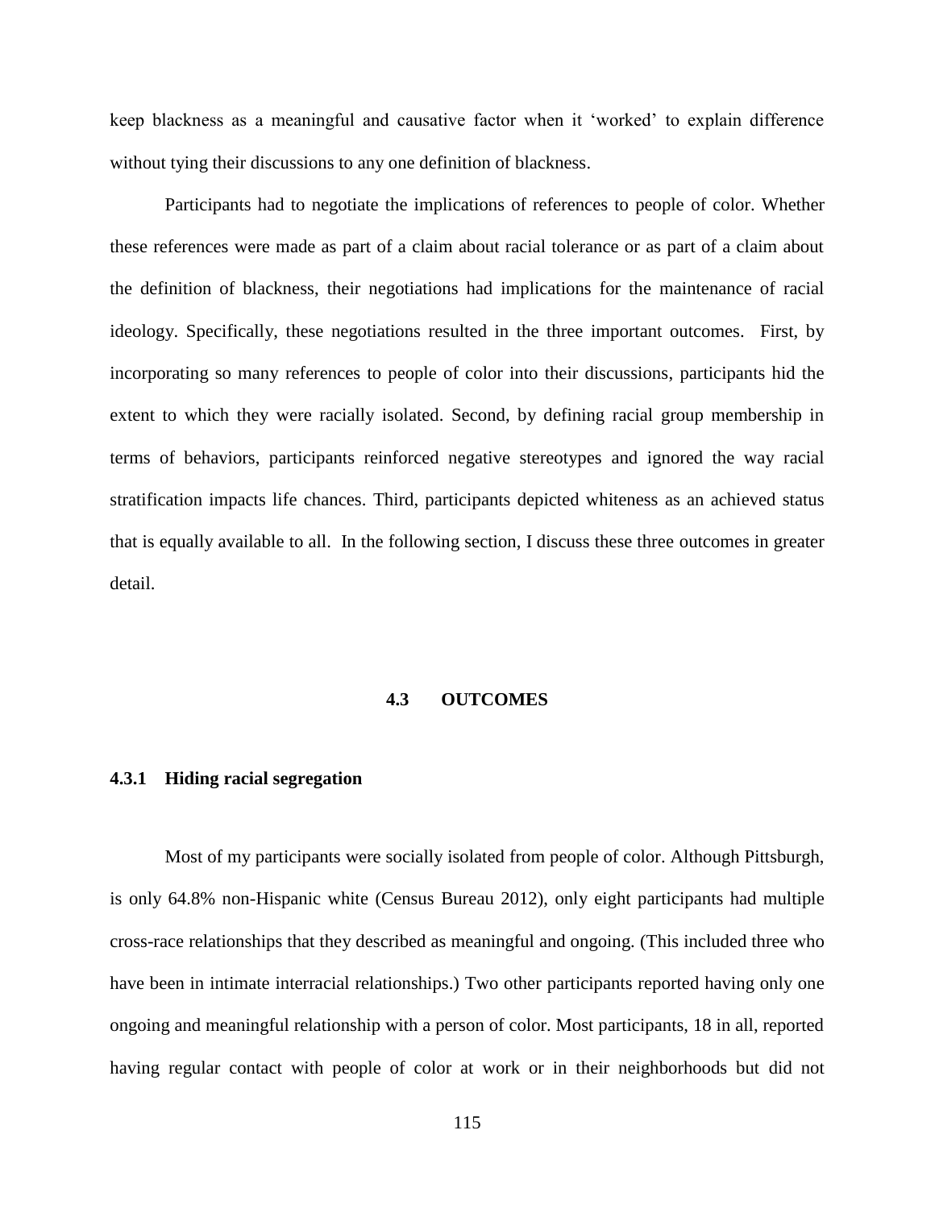keep blackness as a meaningful and causative factor when it 'worked' to explain difference without tying their discussions to any one definition of blackness.

Participants had to negotiate the implications of references to people of color. Whether these references were made as part of a claim about racial tolerance or as part of a claim about the definition of blackness, their negotiations had implications for the maintenance of racial ideology. Specifically, these negotiations resulted in the three important outcomes. First, by incorporating so many references to people of color into their discussions, participants hid the extent to which they were racially isolated. Second, by defining racial group membership in terms of behaviors, participants reinforced negative stereotypes and ignored the way racial stratification impacts life chances. Third, participants depicted whiteness as an achieved status that is equally available to all. In the following section, I discuss these three outcomes in greater detail.

## 4.3 OUTCOMES

### 4.3.1 Hiding racial segregation

Most of my participants were socially isolated from people of color. Although Pittsburgh, is only 64.8% non-Hispanic white (Census Bureau 2012), only eight participants had multiple cross-race relationships that they described as meaningful and ongoing. (This included three who have been in intimate interracial relationships.) Two other participants reported having only one ongoing and meaningful relationship with a person of color. Most participants, 18 in all, reported having regular contact with people of color at work or in their neighborhoods but did not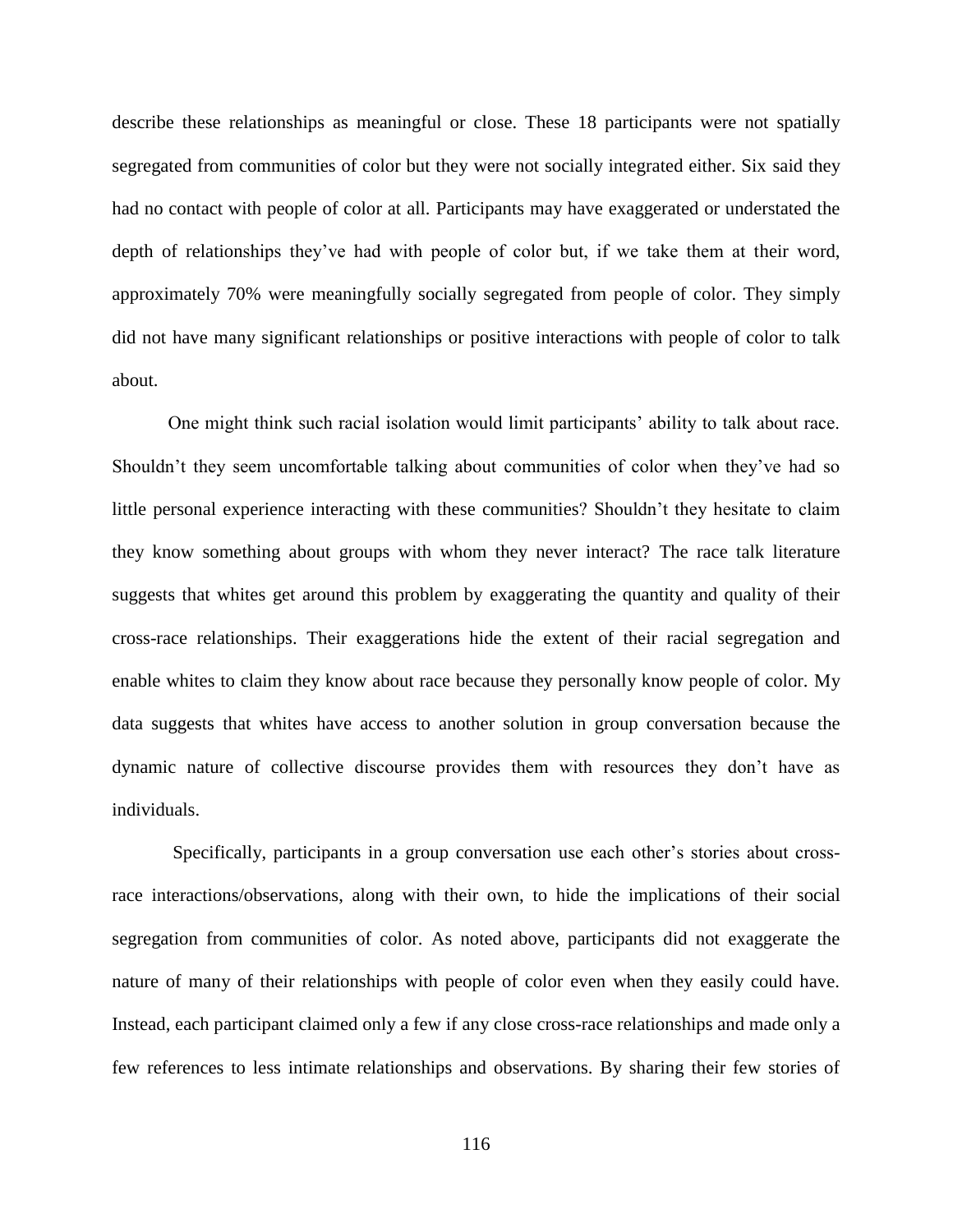describe these relationships as meaningful or close. These 18 participants were not spatially segregated from communities of color but they were not socially integrated either. Six said they had no contact with people of color at all. Participants may have exaggerated or understated the depth of relationships they've had with people of color but, if we take them at their word, approximately 70% were meaningfully socially segregated from people of color. They simply did not have many significant relationships or positive interactions with people of color to talk about.

One might think such racial isolation would limit participants' ability to talk about race. Shouldn't they seem uncomfortable talking about communities of color when they've had so little personal experience interacting with these communities? Shouldn't they hesitate to claim they know something about groups with whom they never interact? The race talk literature suggests that whites get around this problem by exaggerating the quantity and quality of their cross-race relationships. Their exaggerations hide the extent of their racial segregation and enable whites to claim they know about race because they personally know people of color. My data suggests that whites have access to another solution in group conversation because the dynamic nature of collective discourse provides them with resources they don't have as individuals.

Specifically, participants in a group conversation use each other's stories about cross-race interactions/observations, along with their own, to hide the implications of their social segregation from communities of color. As noted above, participants did not exaggerate the nature of many of their relationships with people of color even when they easily could have. Instead, each participant claimed only a few if any close cross-race relationships and made only a few references to less intimate relationships and observations. By sharing their few stories of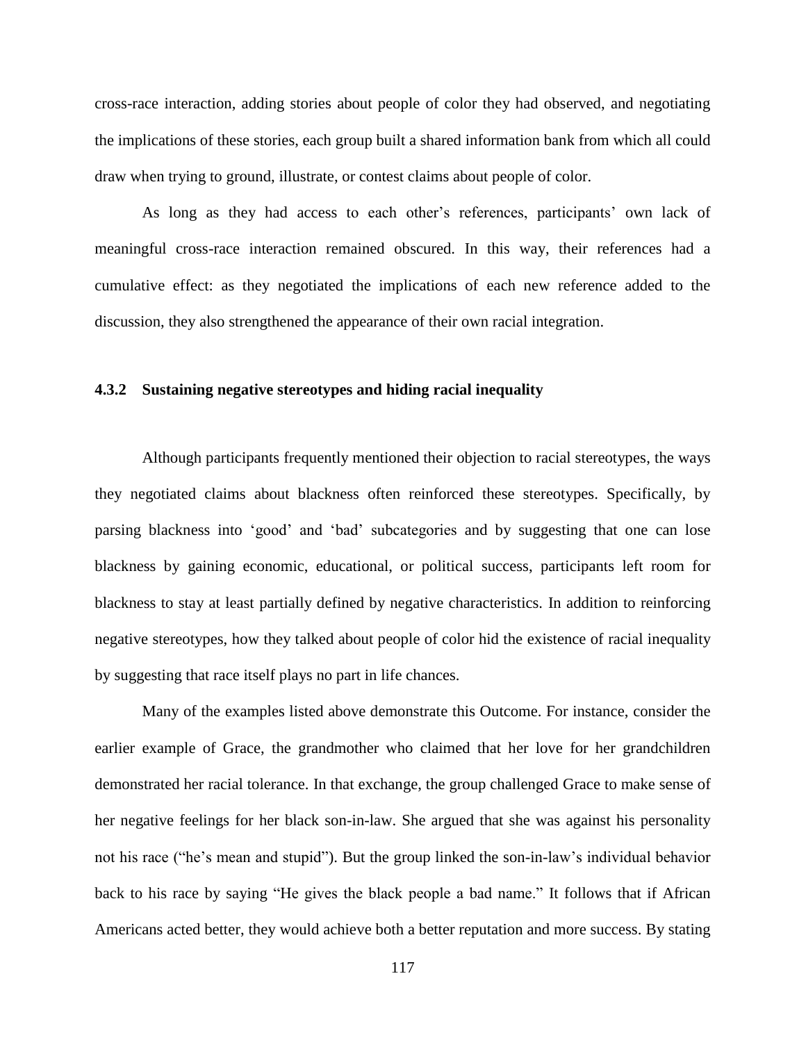cross-race interaction, adding stories about people of color they had observed, and negotiating the implications of these stories, each group built a shared information bank from which all could draw when trying to ground, illustrate, or contest claims about people of color.

As long as they had access to each other's references, participants' own lack of meaningful cross-race interaction remained obscured. In this way, their references had a cumulative effect: as they negotiated the implications of each new reference added to the discussion, they also strengthened the appearance of their own racial integration.

### 4.3.2 Sustaining negative stereotypes and hiding racial inequality

Although participants frequently mentioned their objection to racial stereotypes, the ways they negotiated claims about blackness often reinforced these stereotypes. Specifically, by parsing blackness into 'good' and 'bad' subcategories and by suggesting that one can lose blackness by gaining economic, educational, or political success, participants left room for blackness to stay at least partially defined by negative characteristics. In addition to reinforcing negative stereotypes, how they talked about people of color hid the existence of racial inequality by suggesting that race itself plays no part in life chances.

Many of the examples listed above demonstrate this Outcome. For instance, consider the earlier example of Grace, the grandmother who claimed that her love for her grandchildren demonstrated her racial tolerance. In that exchange, the group challenged Grace to make sense of her negative feelings for her black son-in-law. She argued that she was against his personality not his race ("he's mean and stupid"). But the group linked the son-in-law's individual behavior back to his race by saying "He gives the black people a bad name." It follows that if African Americans acted better, they would achieve both a better reputation and more success. By stating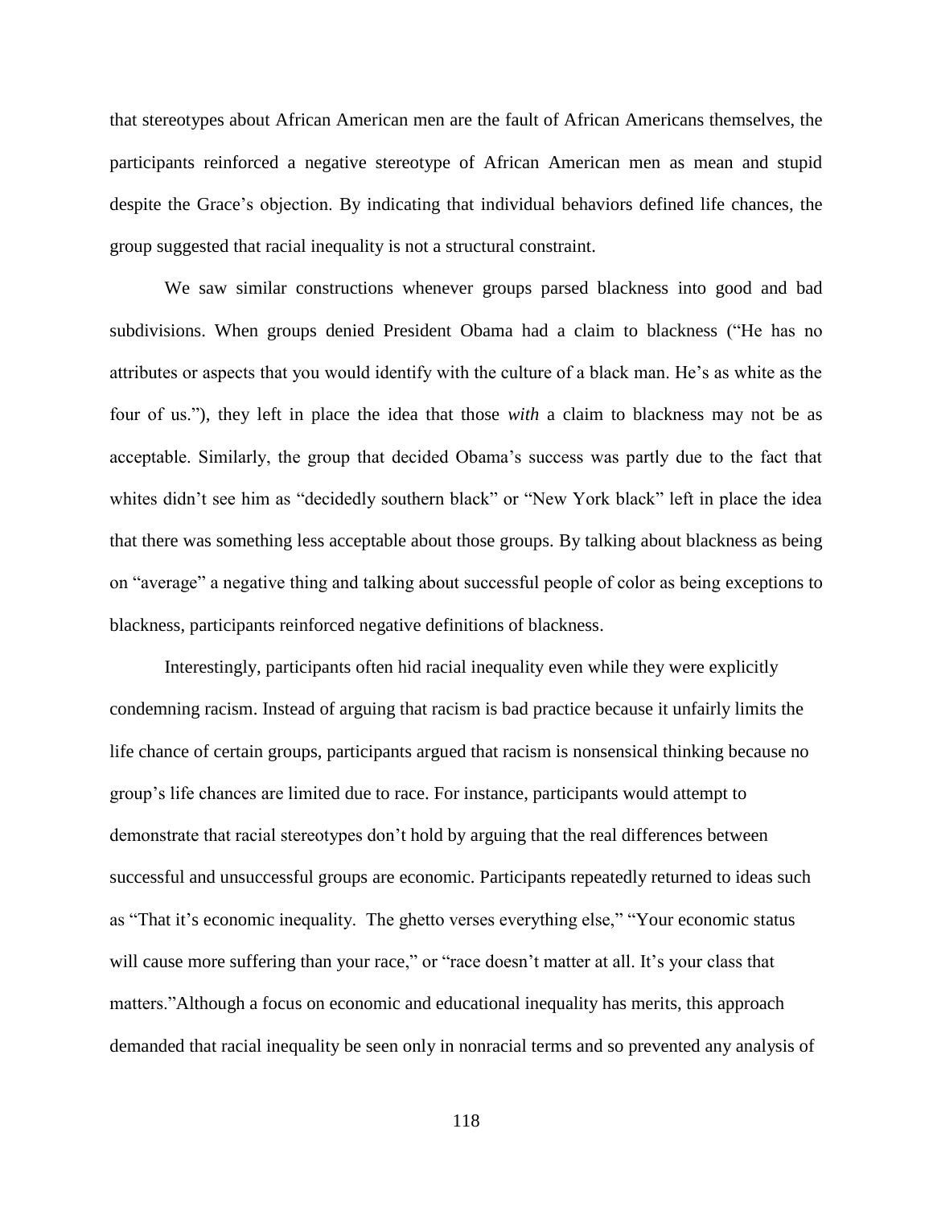that stereotypes about African American men are the fault of African Americans themselves, the participants reinforced a negative stereotype of African American men as mean and stupid despite the Grace's objection. By indicating that individual behaviors defined life chances, the group suggested that racial inequality is not a structural constraint.

We saw similar constructions whenever groups parsed blackness into good and bad subdivisions. When groups denied President Obama had a claim to blackness ("He has no attributes or aspects that you would identify with the culture of a black man. He's as white as the four of us."), they left in place the idea that those *with* a claim to blackness may not be as acceptable. Similarly, the group that decided Obama's success was partly due to the fact that whites didn't see him as "decidedly southern black" or "New York black" left in place the idea that there was something less acceptable about those groups. By talking about blackness as being on "average" a negative thing and talking about successful people of color as being exceptions to blackness, participants reinforced negative definitions of blackness.

Interestingly, participants often hid racial inequality even while they were explicitly condemning racism. Instead of arguing that racism is bad practice because it unfairly limits the life chance of certain groups, participants argued that racism is nonsensical thinking because no group's life chances are limited due to race. For instance, participants would attempt to demonstrate that racial stereotypes don't hold by arguing that the real differences between successful and unsuccessful groups are economic. Participants repeatedly returned to ideas such as "That it's economic inequality.  The ghetto verses everything else," "Your economic status will cause more suffering than your race," or "race doesn't matter at all. It's your class that matters."Although a focus on economic and educational inequality has merits, this approach demanded that racial inequality be seen only in nonracial terms and so prevented any analysis of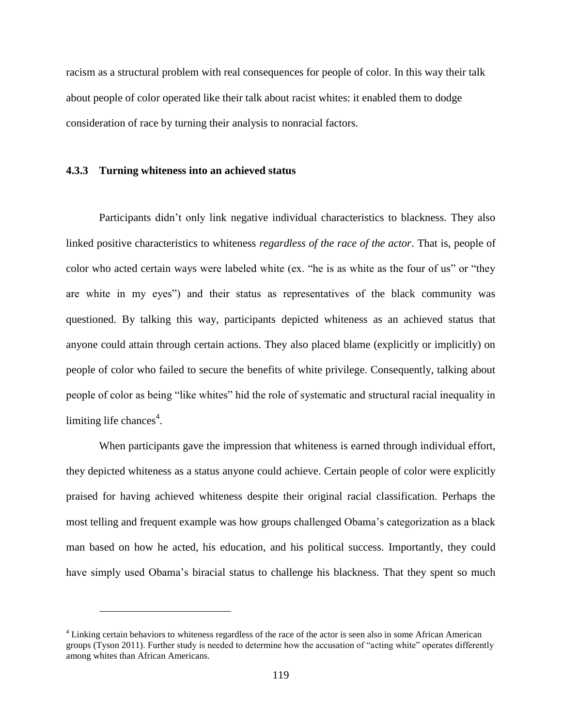racism as a structural problem with real consequences for people of color. In this way their talk about people of color operated like their talk about racist whites: it enabled them to dodge consideration of race by turning their analysis to nonracial factors.

### 4.3.3 Turning whiteness into an achieved status

Participants didn't only link negative individual characteristics to blackness. They also linked positive characteristics to whiteness *regardless of the race of the actor*. That is, people of color who acted certain ways were labeled white (ex. "he is as white as the four of us" or "they are white in my eyes") and their status as representatives of the black community was questioned. By talking this way, participants depicted whiteness as an achieved status that anyone could attain through certain actions. They also placed blame (explicitly or implicitly) on people of color who failed to secure the benefits of white privilege. Consequently, talking about people of color as being "like whites" hid the role of systematic and structural racial inequality in limiting life chances[4].

When participants gave the impression that whiteness is earned through individual effort, they depicted whiteness as a status anyone could achieve. Certain people of color were explicitly praised for having achieved whiteness despite their original racial classification. Perhaps the most telling and frequent example was how groups challenged Obama's categorization as a black man based on how he acted, his education, and his political success. Importantly, they could have simply used Obama's biracial status to challenge his blackness. That they spent so much

---

[4] Linking certain behaviors to whiteness regardless of the race of the actor is seen also in some African American groups (Tyson 2011). Further study is needed to determine how the accusation of "acting white" operates differently among whites than African Americans.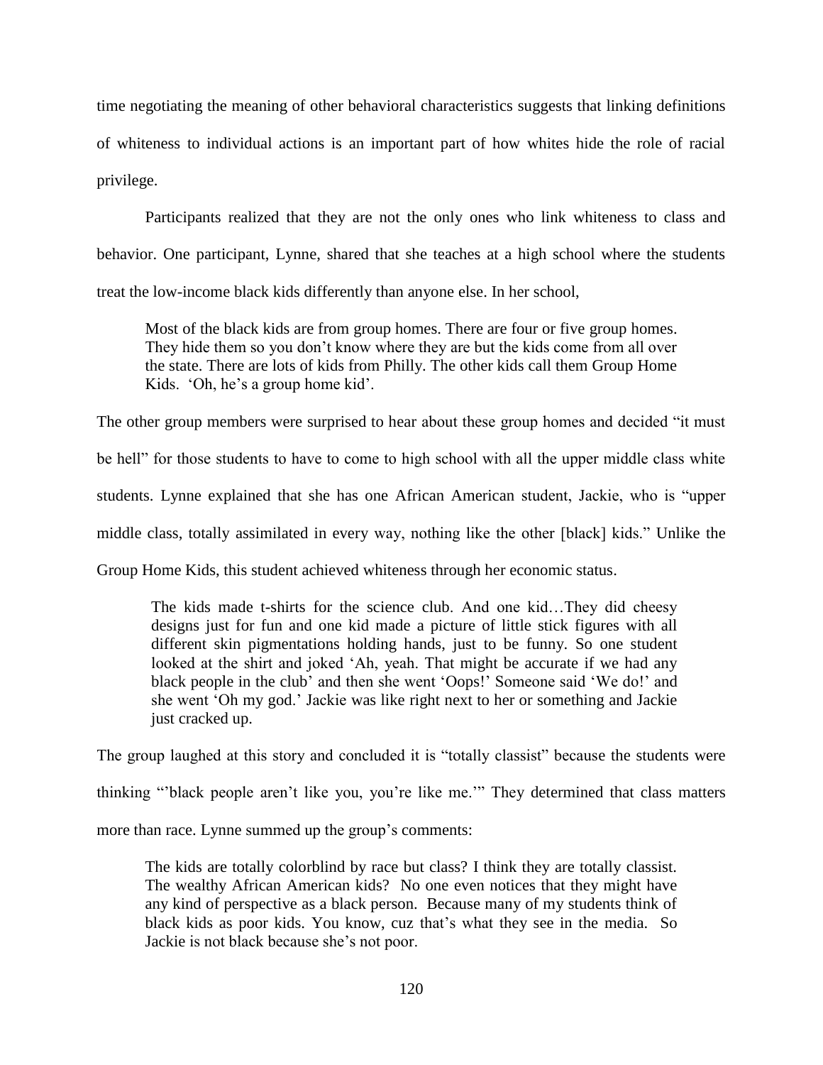time negotiating the meaning of other behavioral characteristics suggests that linking definitions of whiteness to individual actions is an important part of how whites hide the role of racial privilege.

Participants realized that they are not the only ones who link whiteness to class and behavior. One participant, Lynne, shared that she teaches at a high school where the students treat the low-income black kids differently than anyone else. In her school,

> Most of the black kids are from group homes. There are four or five group homes. They hide them so you don't know where they are but the kids come from all over the state. There are lots of kids from Philly. The other kids call them Group Home Kids. 'Oh, he's a group home kid'.

The other group members were surprised to hear about these group homes and decided "it must be hell" for those students to have to come to high school with all the upper middle class white students. Lynne explained that she has one African American student, Jackie, who is "upper middle class, totally assimilated in every way, nothing like the other [black] kids." Unlike the Group Home Kids, this student achieved whiteness through her economic status.

> The kids made t-shirts for the science club. And one kid…They did cheesy designs just for fun and one kid made a picture of little stick figures with all different skin pigmentations holding hands, just to be funny. So one student looked at the shirt and joked 'Ah, yeah. That might be accurate if we had any black people in the club' and then she went 'Oops!' Someone said 'We do!' and she went 'Oh my god.' Jackie was like right next to her or something and Jackie just cracked up.

The group laughed at this story and concluded it is "totally classist" because the students were thinking "'black people aren't like you, you're like me.'" They determined that class matters more than race. Lynne summed up the group's comments:

> The kids are totally colorblind by race but class? I think they are totally classist. The wealthy African American kids? No one even notices that they might have any kind of perspective as a black person. Because many of my students think of black kids as poor kids. You know, cuz that's what they see in the media. So Jackie is not black because she's not poor.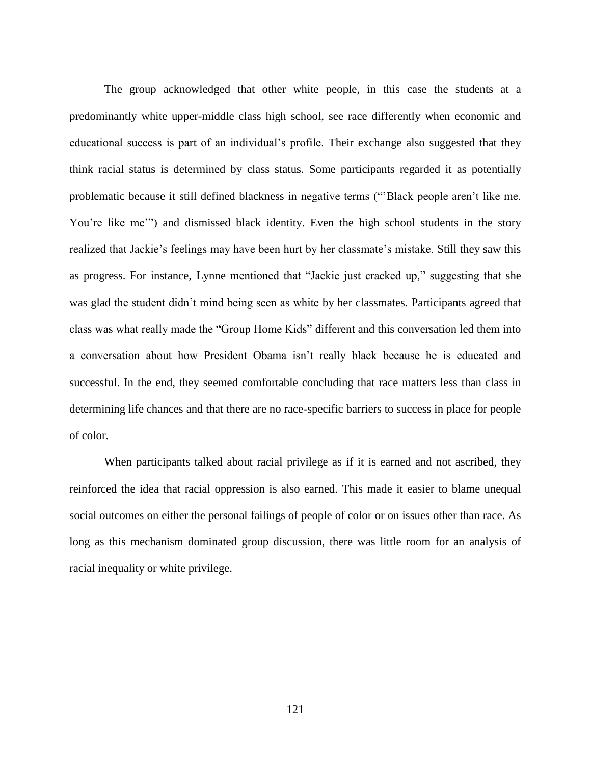The group acknowledged that other white people, in this case the students at a predominantly white upper-middle class high school, see race differently when economic and educational success is part of an individual's profile. Their exchange also suggested that they think racial status is determined by class status. Some participants regarded it as potentially problematic because it still defined blackness in negative terms ("'Black people aren't like me. You're like me'") and dismissed black identity. Even the high school students in the story realized that Jackie's feelings may have been hurt by her classmate's mistake. Still they saw this as progress. For instance, Lynne mentioned that "Jackie just cracked up," suggesting that she was glad the student didn't mind being seen as white by her classmates. Participants agreed that class was what really made the "Group Home Kids" different and this conversation led them into a conversation about how President Obama isn't really black because he is educated and successful. In the end, they seemed comfortable concluding that race matters less than class in determining life chances and that there are no race-specific barriers to success in place for people of color.

When participants talked about racial privilege as if it is earned and not ascribed, they reinforced the idea that racial oppression is also earned. This made it easier to blame unequal social outcomes on either the personal failings of people of color or on issues other than race. As long as this mechanism dominated group discussion, there was little room for an analysis of racial inequality or white privilege.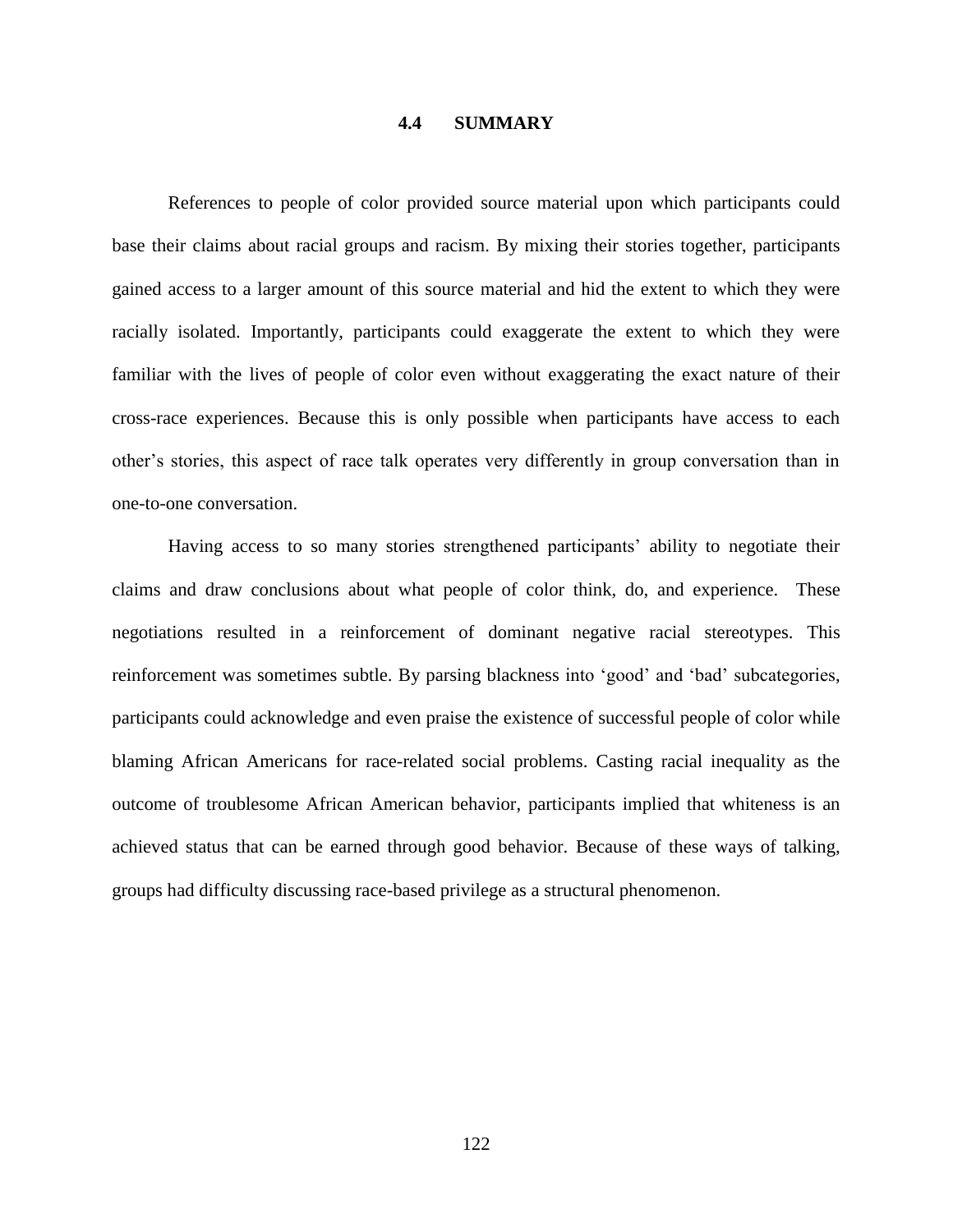## 4.4 SUMMARY

References to people of color provided source material upon which participants could base their claims about racial groups and racism. By mixing their stories together, participants gained access to a larger amount of this source material and hid the extent to which they were racially isolated. Importantly, participants could exaggerate the extent to which they were familiar with the lives of people of color even without exaggerating the exact nature of their cross-race experiences. Because this is only possible when participants have access to each other's stories, this aspect of race talk operates very differently in group conversation than in one-to-one conversation.

Having access to so many stories strengthened participants' ability to negotiate their claims and draw conclusions about what people of color think, do, and experience. These negotiations resulted in a reinforcement of dominant negative racial stereotypes. This reinforcement was sometimes subtle. By parsing blackness into 'good' and 'bad' subcategories, participants could acknowledge and even praise the existence of successful people of color while blaming African Americans for race-related social problems. Casting racial inequality as the outcome of troublesome African American behavior, participants implied that whiteness is an achieved status that can be earned through good behavior. Because of these ways of talking, groups had difficulty discussing race-based privilege as a structural phenomenon.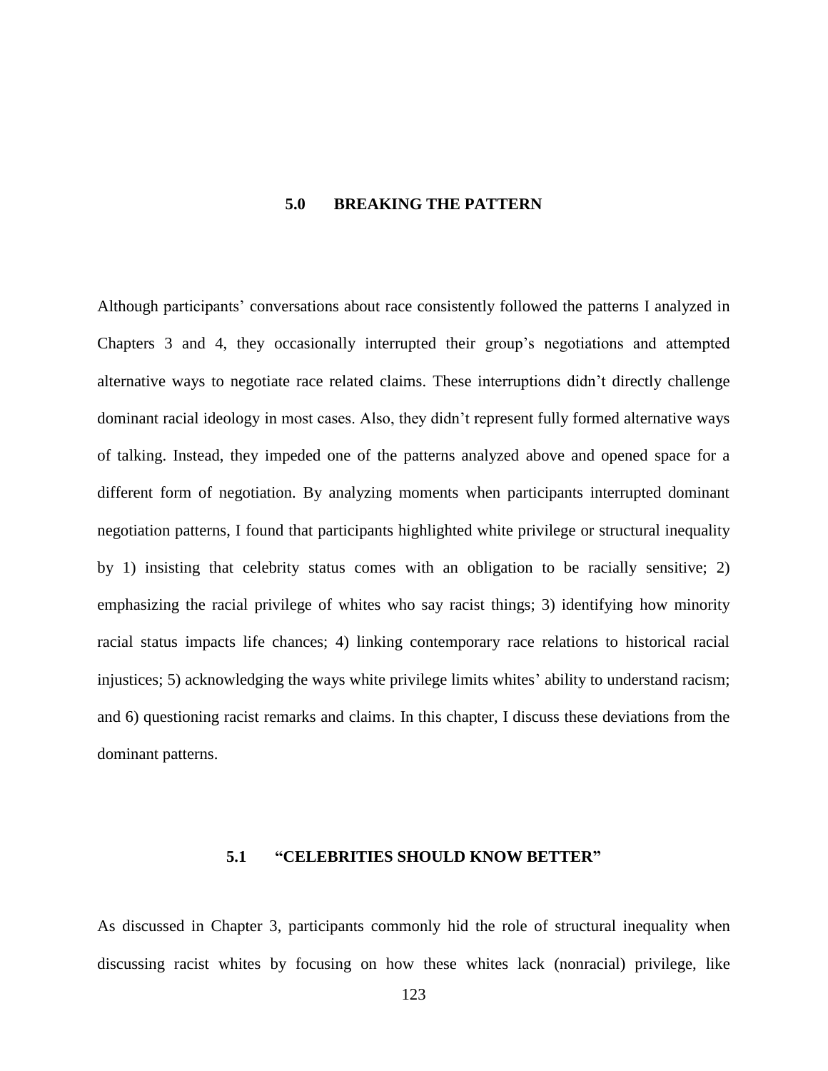# 5.0 BREAKING THE PATTERN

Although participants' conversations about race consistently followed the patterns I analyzed in Chapters 3 and 4, they occasionally interrupted their group's negotiations and attempted alternative ways to negotiate race related claims. These interruptions didn't directly challenge dominant racial ideology in most cases. Also, they didn't represent fully formed alternative ways of talking. Instead, they impeded one of the patterns analyzed above and opened space for a different form of negotiation. By analyzing moments when participants interrupted dominant negotiation patterns, I found that participants highlighted white privilege or structural inequality by 1) insisting that celebrity status comes with an obligation to be racially sensitive; 2) emphasizing the racial privilege of whites who say racist things; 3) identifying how minority racial status impacts life chances; 4) linking contemporary race relations to historical racial injustices; 5) acknowledging the ways white privilege limits whites' ability to understand racism; and 6) questioning racist remarks and claims. In this chapter, I discuss these deviations from the dominant patterns.

## 5.1 "CELEBRITIES SHOULD KNOW BETTER"

As discussed in Chapter 3, participants commonly hid the role of structural inequality when discussing racist whites by focusing on how these whites lack (nonracial) privilege, like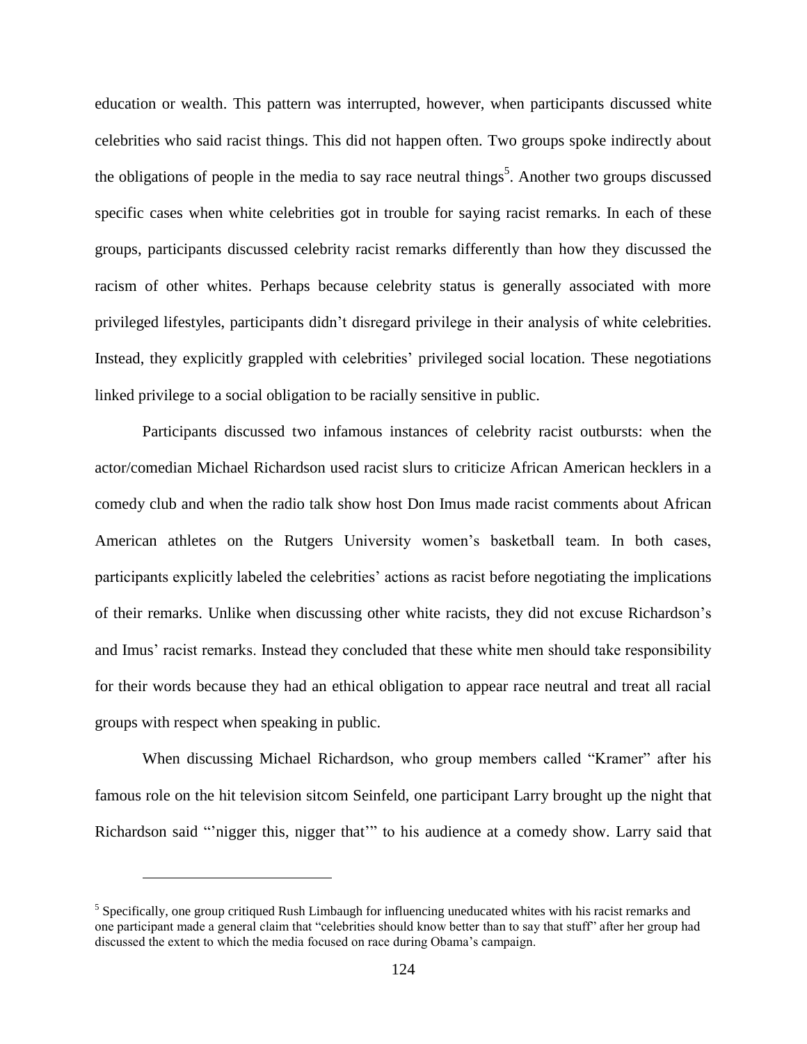education or wealth. This pattern was interrupted, however, when participants discussed white celebrities who said racist things. This did not happen often. Two groups spoke indirectly about the obligations of people in the media to say race neutral things[5]. Another two groups discussed specific cases when white celebrities got in trouble for saying racist remarks. In each of these groups, participants discussed celebrity racist remarks differently than how they discussed the racism of other whites. Perhaps because celebrity status is generally associated with more privileged lifestyles, participants didn't disregard privilege in their analysis of white celebrities. Instead, they explicitly grappled with celebrities' privileged social location. These negotiations linked privilege to a social obligation to be racially sensitive in public.

Participants discussed two infamous instances of celebrity racist outbursts: when the actor/comedian Michael Richardson used racist slurs to criticize African American hecklers in a comedy club and when the radio talk show host Don Imus made racist comments about African American athletes on the Rutgers University women's basketball team. In both cases, participants explicitly labeled the celebrities' actions as racist before negotiating the implications of their remarks. Unlike when discussing other white racists, they did not excuse Richardson's and Imus' racist remarks. Instead they concluded that these white men should take responsibility for their words because they had an ethical obligation to appear race neutral and treat all racial groups with respect when speaking in public.

When discussing Michael Richardson, who group members called "Kramer" after his famous role on the hit television sitcom Seinfeld, one participant Larry brought up the night that Richardson said "'nigger this, nigger that'" to his audience at a comedy show. Larry said that

---

[5] Specifically, one group critiqued Rush Limbaugh for influencing uneducated whites with his racist remarks and one participant made a general claim that "celebrities should know better than to say that stuff" after her group had discussed the extent to which the media focused on race during Obama's campaign.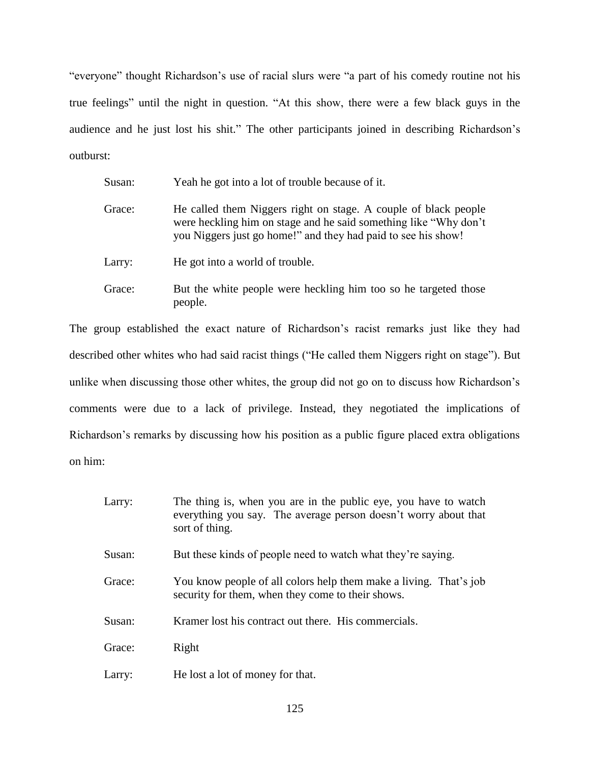"everyone" thought Richardson's use of racial slurs were "a part of his comedy routine not his true feelings" until the night in question. "At this show, there were a few black guys in the audience and he just lost his shit." The other participants joined in describing Richardson's outburst:

> Susan: Yeah he got into a lot of trouble because of it.
>
> Grace: He called them Niggers right on stage. A couple of black people were heckling him on stage and he said something like "Why don't you Niggers just go home!" and they had paid to see his show!
>
> Larry: He got into a world of trouble.
>
> Grace: But the white people were heckling him too so he targeted those people.

The group established the exact nature of Richardson's racist remarks just like they had described other whites who had said racist things ("He called them Niggers right on stage"). But unlike when discussing those other whites, the group did not go on to discuss how Richardson's comments were due to a lack of privilege. Instead, they negotiated the implications of Richardson's remarks by discussing how his position as a public figure placed extra obligations on him:

> Larry: The thing is, when you are in the public eye, you have to watch everything you say. The average person doesn't worry about that sort of thing.
>
> Susan: But these kinds of people need to watch what they're saying.
>
> Grace: You know people of all colors help them make a living. That's job security for them, when they come to their shows.
>
> Susan: Kramer lost his contract out there. His commercials.
>
> Grace: Right
>
> Larry: He lost a lot of money for that.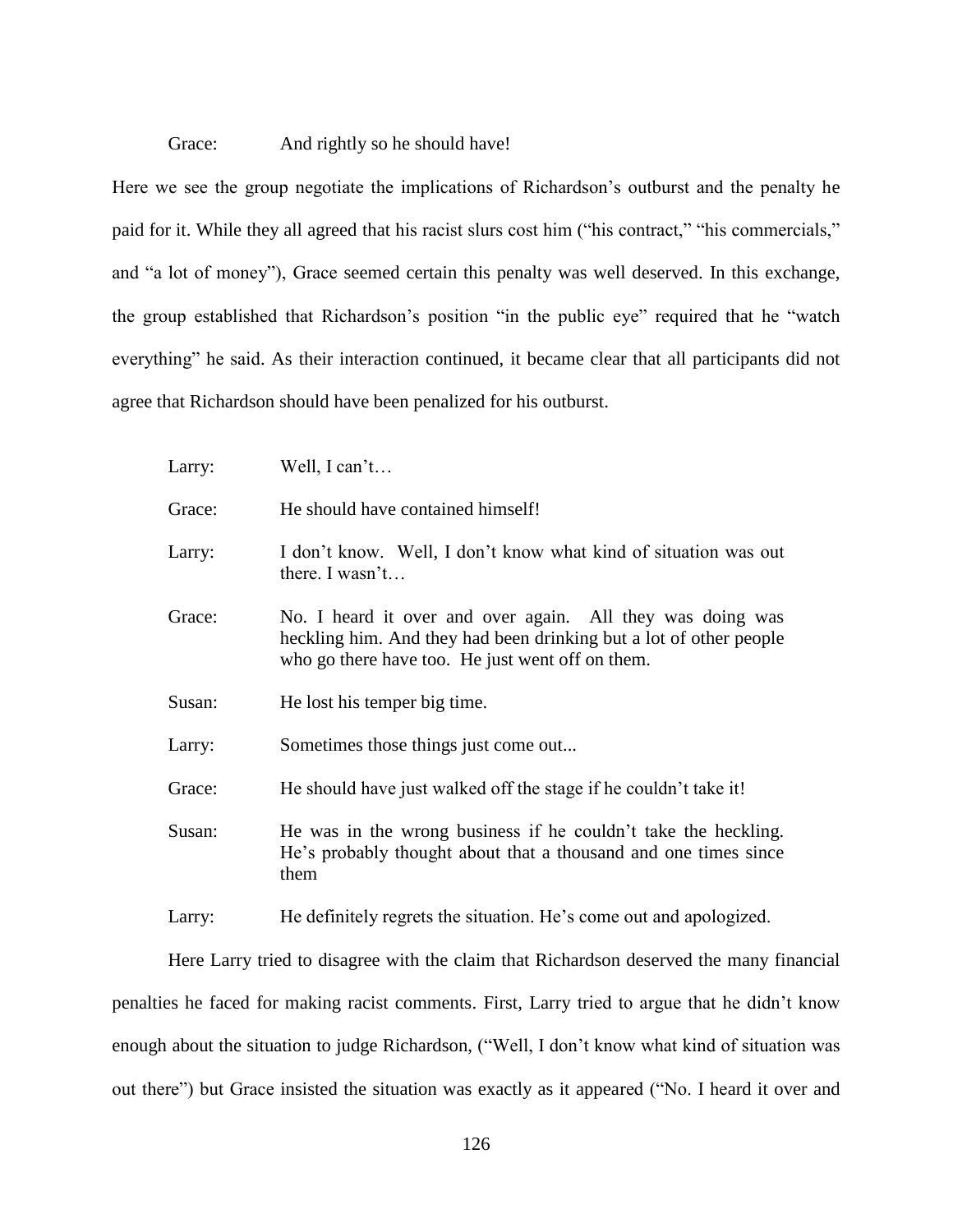Grace: And rightly so he should have!

Here we see the group negotiate the implications of Richardson's outburst and the penalty he paid for it. While they all agreed that his racist slurs cost him ("his contract," "his commercials," and "a lot of money"), Grace seemed certain this penalty was well deserved. In this exchange, the group established that Richardson's position "in the public eye" required that he "watch everything" he said. As their interaction continued, it became clear that all participants did not agree that Richardson should have been penalized for his outburst.

Larry: Well, I can't…

Grace: He should have contained himself!

Larry: I don't know. Well, I don't know what kind of situation was out there. I wasn't…

Grace: No. I heard it over and over again. All they was doing was heckling him. And they had been drinking but a lot of other people who go there have too. He just went off on them.

Susan: He lost his temper big time.

Larry: Sometimes those things just come out...

Grace: He should have just walked off the stage if he couldn't take it!

Susan: He was in the wrong business if he couldn't take the heckling. He's probably thought about that a thousand and one times since them

Larry: He definitely regrets the situation. He's come out and apologized.

Here Larry tried to disagree with the claim that Richardson deserved the many financial penalties he faced for making racist comments. First, Larry tried to argue that he didn't know enough about the situation to judge Richardson, ("Well, I don't know what kind of situation was out there") but Grace insisted the situation was exactly as it appeared ("No. I heard it over and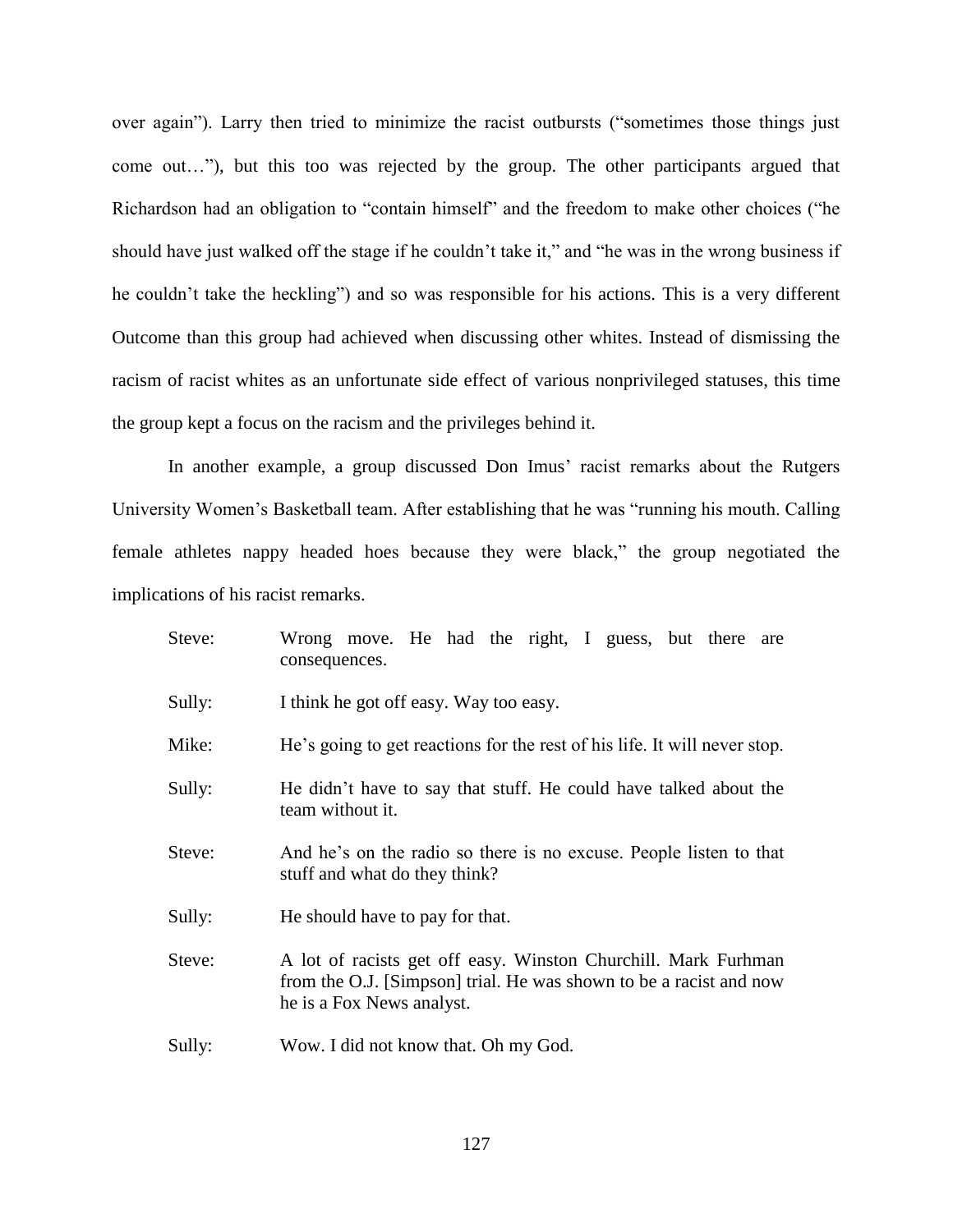over again"). Larry then tried to minimize the racist outbursts ("sometimes those things just come out…"), but this too was rejected by the group. The other participants argued that Richardson had an obligation to "contain himself" and the freedom to make other choices ("he should have just walked off the stage if he couldn't take it," and "he was in the wrong business if he couldn't take the heckling") and so was responsible for his actions. This is a very different Outcome than this group had achieved when discussing other whites. Instead of dismissing the racism of racist whites as an unfortunate side effect of various nonprivileged statuses, this time the group kept a focus on the racism and the privileges behind it.

In another example, a group discussed Don Imus' racist remarks about the Rutgers University Women's Basketball team. After establishing that he was "running his mouth. Calling female athletes nappy headed hoes because they were black," the group negotiated the implications of his racist remarks.

Steve: Wrong move. He had the right, I guess, but there are consequences.

Sully: I think he got off easy. Way too easy.

Mike: He's going to get reactions for the rest of his life. It will never stop.

Sully: He didn't have to say that stuff. He could have talked about the team without it.

Steve: And he's on the radio so there is no excuse. People listen to that stuff and what do they think?

Sully: He should have to pay for that.

Steve: A lot of racists get off easy. Winston Churchill. Mark Furhman from the O.J. [Simpson] trial. He was shown to be a racist and now he is a Fox News analyst.

Sully: Wow. I did not know that. Oh my God.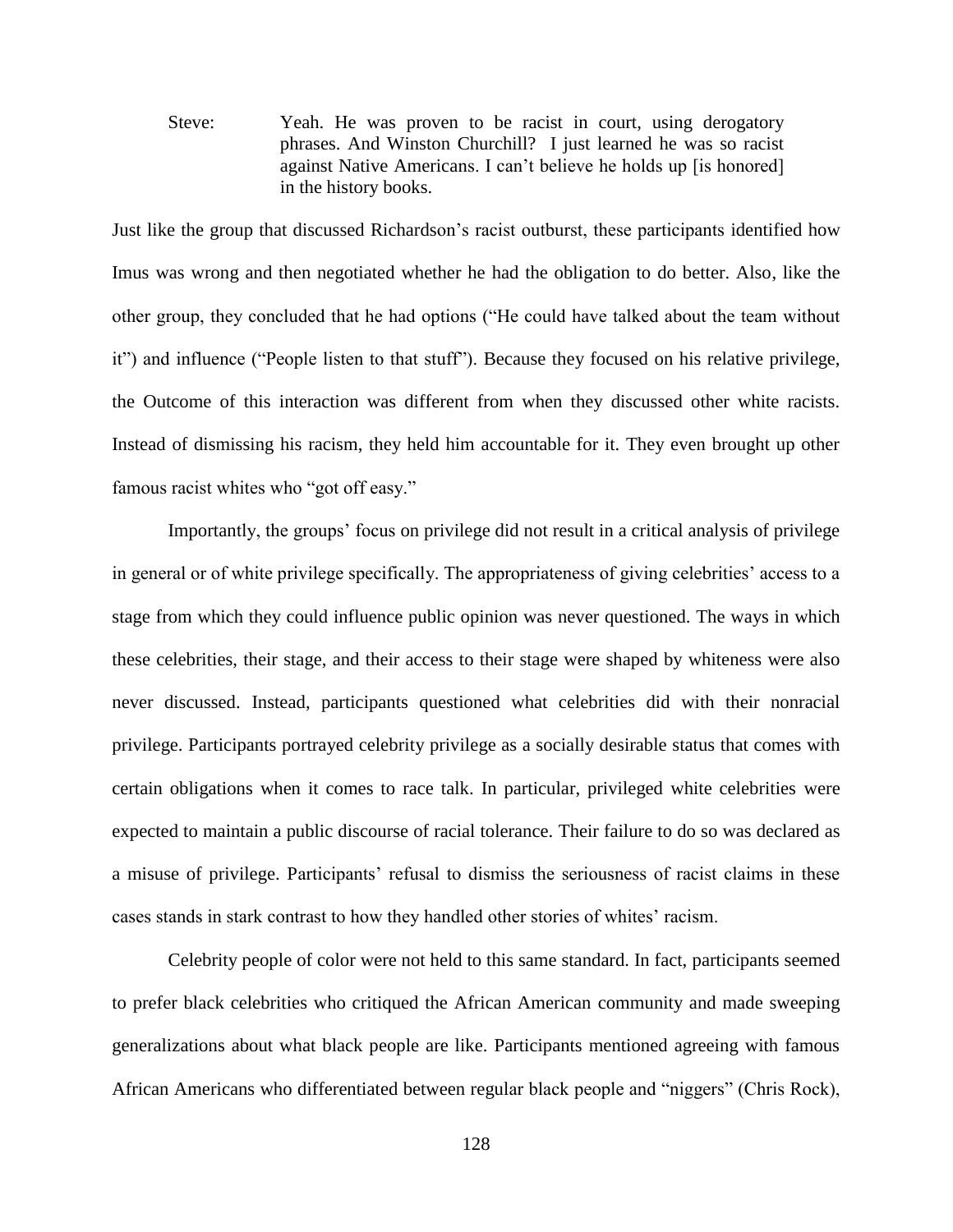Steve: Yeah. He was proven to be racist in court, using derogatory phrases. And Winston Churchill? I just learned he was so racist against Native Americans. I can't believe he holds up [is honored] in the history books.

Just like the group that discussed Richardson's racist outburst, these participants identified how Imus was wrong and then negotiated whether he had the obligation to do better. Also, like the other group, they concluded that he had options ("He could have talked about the team without it") and influence ("People listen to that stuff"). Because they focused on his relative privilege, the Outcome of this interaction was different from when they discussed other white racists. Instead of dismissing his racism, they held him accountable for it. They even brought up other famous racist whites who "got off easy."

Importantly, the groups' focus on privilege did not result in a critical analysis of privilege in general or of white privilege specifically. The appropriateness of giving celebrities' access to a stage from which they could influence public opinion was never questioned. The ways in which these celebrities, their stage, and their access to their stage were shaped by whiteness were also never discussed. Instead, participants questioned what celebrities did with their nonracial privilege. Participants portrayed celebrity privilege as a socially desirable status that comes with certain obligations when it comes to race talk. In particular, privileged white celebrities were expected to maintain a public discourse of racial tolerance. Their failure to do so was declared as a misuse of privilege. Participants' refusal to dismiss the seriousness of racist claims in these cases stands in stark contrast to how they handled other stories of whites' racism.

Celebrity people of color were not held to this same standard. In fact, participants seemed to prefer black celebrities who critiqued the African American community and made sweeping generalizations about what black people are like. Participants mentioned agreeing with famous African Americans who differentiated between regular black people and "niggers" (Chris Rock),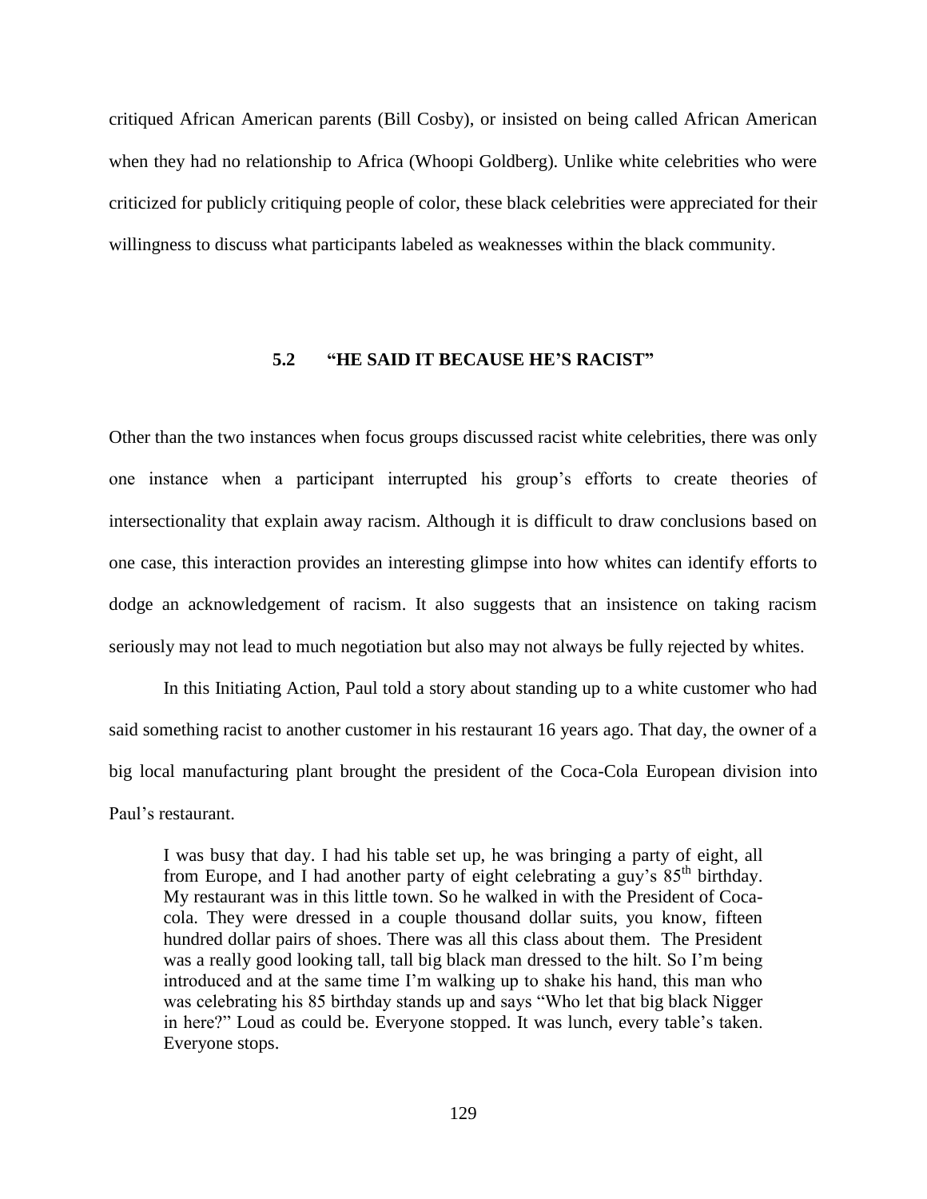critiqued African American parents (Bill Cosby), or insisted on being called African American when they had no relationship to Africa (Whoopi Goldberg). Unlike white celebrities who were criticized for publicly critiquing people of color, these black celebrities were appreciated for their willingness to discuss what participants labeled as weaknesses within the black community.

## 5.2 "HE SAID IT BECAUSE HE'S RACIST"

Other than the two instances when focus groups discussed racist white celebrities, there was only one instance when a participant interrupted his group's efforts to create theories of intersectionality that explain away racism. Although it is difficult to draw conclusions based on one case, this interaction provides an interesting glimpse into how whites can identify efforts to dodge an acknowledgement of racism. It also suggests that an insistence on taking racism seriously may not lead to much negotiation but also may not always be fully rejected by whites.

In this Initiating Action, Paul told a story about standing up to a white customer who had said something racist to another customer in his restaurant 16 years ago. That day, the owner of a big local manufacturing plant brought the president of the Coca-Cola European division into Paul's restaurant.

> I was busy that day. I had his table set up, he was bringing a party of eight, all from Europe, and I had another party of eight celebrating a guy's 85th birthday. My restaurant was in this little town. So he walked in with the President of Coca-cola. They were dressed in a couple thousand dollar suits, you know, fifteen hundred dollar pairs of shoes. There was all this class about them. The President was a really good looking tall, tall big black man dressed to the hilt. So I'm being introduced and at the same time I'm walking up to shake his hand, this man who was celebrating his 85 birthday stands up and says "Who let that big black Nigger in here?" Loud as could be. Everyone stopped. It was lunch, every table's taken. Everyone stops.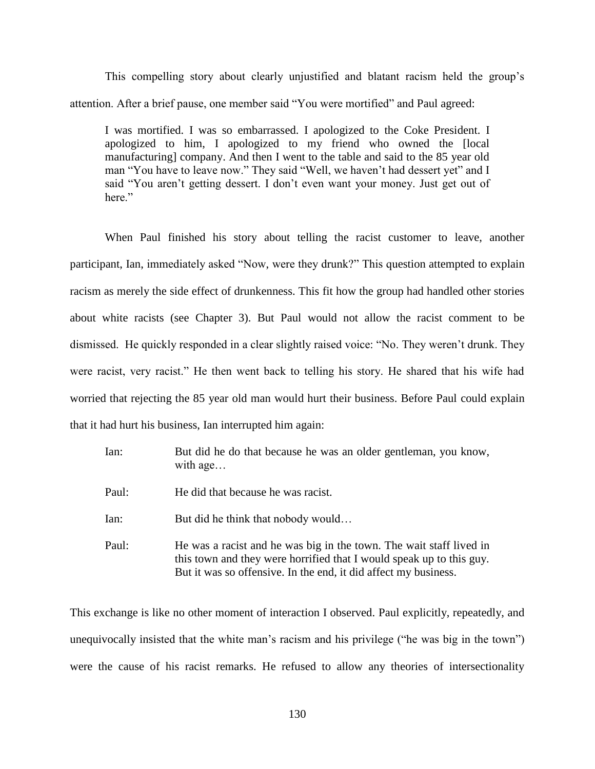This compelling story about clearly unjustified and blatant racism held the group's attention. After a brief pause, one member said "You were mortified" and Paul agreed:

> I was mortified. I was so embarrassed. I apologized to the Coke President. I apologized to him, I apologized to my friend who owned the [local manufacturing] company. And then I went to the table and said to the 85 year old man "You have to leave now." They said "Well, we haven't had dessert yet" and I said "You aren't getting dessert. I don't even want your money. Just get out of here."

When Paul finished his story about telling the racist customer to leave, another participant, Ian, immediately asked "Now, were they drunk?" This question attempted to explain racism as merely the side effect of drunkenness. This fit how the group had handled other stories about white racists (see Chapter 3). But Paul would not allow the racist comment to be dismissed. He quickly responded in a clear slightly raised voice: "No. They weren't drunk. They were racist, very racist." He then went back to telling his story. He shared that his wife had worried that rejecting the 85 year old man would hurt their business. Before Paul could explain that it had hurt his business, Ian interrupted him again:

> Ian: But did he do that because he was an older gentleman, you know, with age…
>
> Paul: He did that because he was racist.
>
> Ian: But did he think that nobody would…
>
> Paul: He was a racist and he was big in the town. The wait staff lived in this town and they were horrified that I would speak up to this guy. But it was so offensive. In the end, it did affect my business.

This exchange is like no other moment of interaction I observed. Paul explicitly, repeatedly, and unequivocally insisted that the white man's racism and his privilege ("he was big in the town") were the cause of his racist remarks. He refused to allow any theories of intersectionality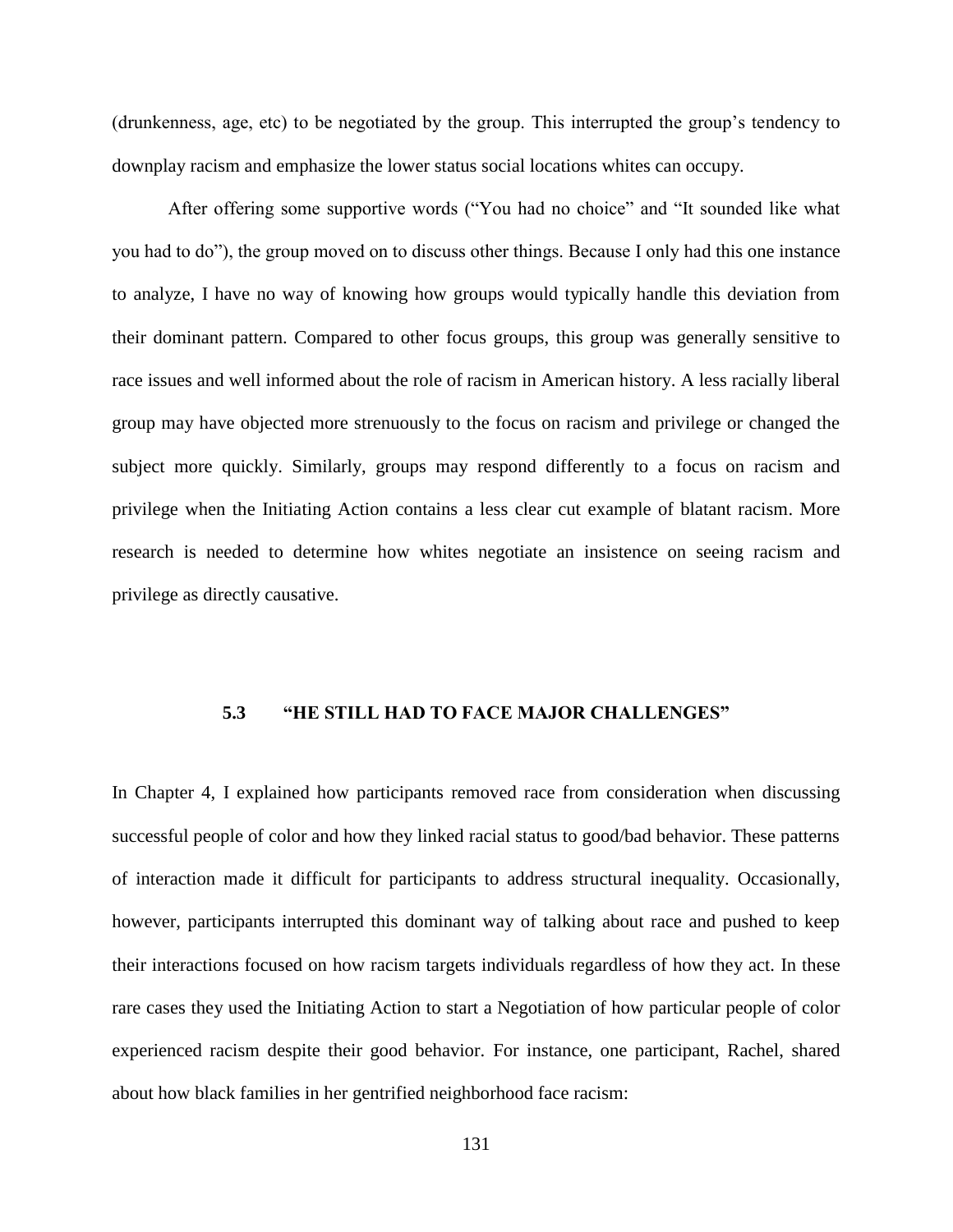(drunkenness, age, etc) to be negotiated by the group. This interrupted the group's tendency to downplay racism and emphasize the lower status social locations whites can occupy.

After offering some supportive words ("You had no choice" and "It sounded like what you had to do"), the group moved on to discuss other things. Because I only had this one instance to analyze, I have no way of knowing how groups would typically handle this deviation from their dominant pattern. Compared to other focus groups, this group was generally sensitive to race issues and well informed about the role of racism in American history. A less racially liberal group may have objected more strenuously to the focus on racism and privilege or changed the subject more quickly. Similarly, groups may respond differently to a focus on racism and privilege when the Initiating Action contains a less clear cut example of blatant racism. More research is needed to determine how whites negotiate an insistence on seeing racism and privilege as directly causative.

### 5.3 "HE STILL HAD TO FACE MAJOR CHALLENGES"

In Chapter 4, I explained how participants removed race from consideration when discussing successful people of color and how they linked racial status to good/bad behavior. These patterns of interaction made it difficult for participants to address structural inequality. Occasionally, however, participants interrupted this dominant way of talking about race and pushed to keep their interactions focused on how racism targets individuals regardless of how they act. In these rare cases they used the Initiating Action to start a Negotiation of how particular people of color experienced racism despite their good behavior. For instance, one participant, Rachel, shared about how black families in her gentrified neighborhood face racism: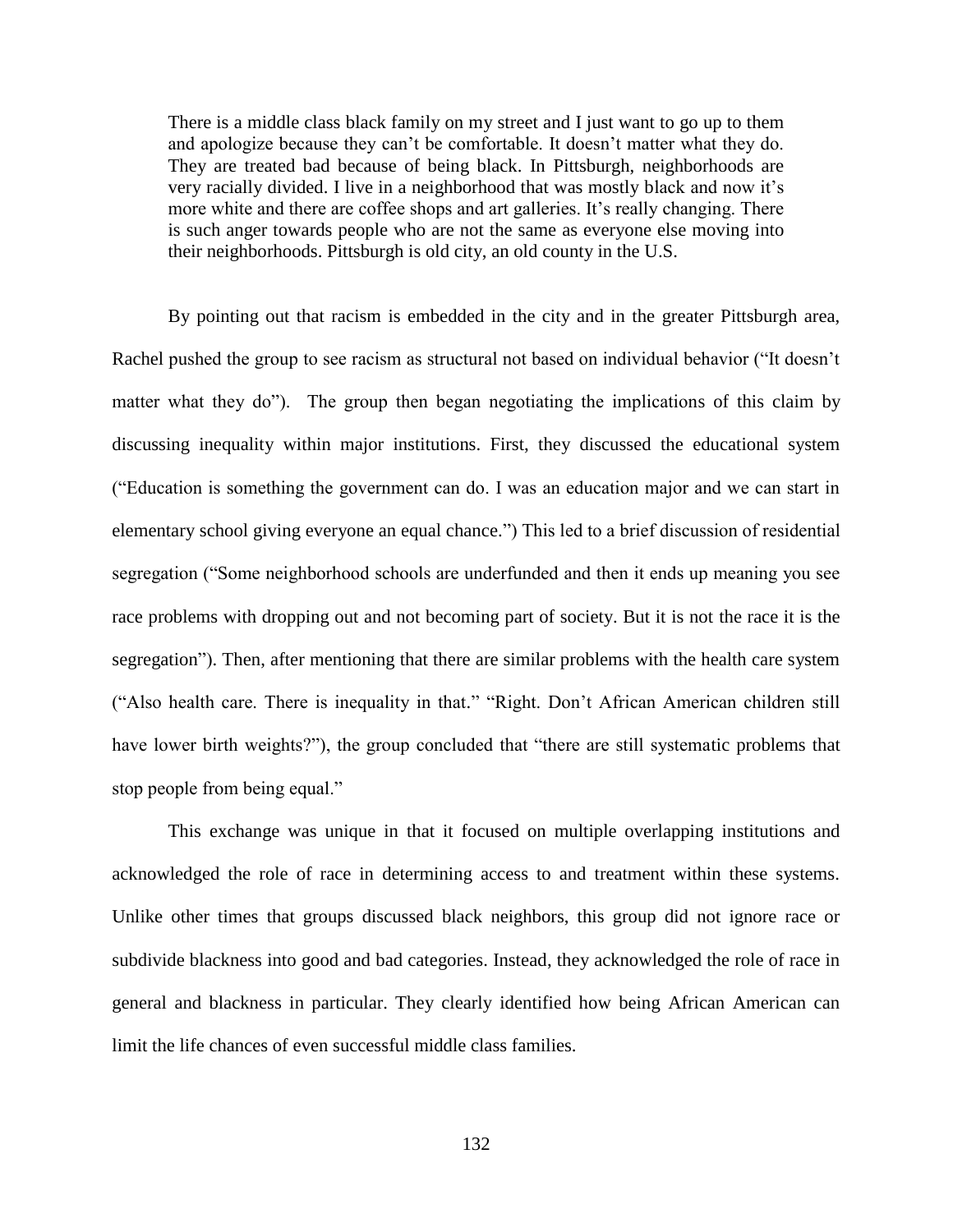> There is a middle class black family on my street and I just want to go up to them and apologize because they can't be comfortable. It doesn't matter what they do. They are treated bad because of being black. In Pittsburgh, neighborhoods are very racially divided. I live in a neighborhood that was mostly black and now it's more white and there are coffee shops and art galleries. It's really changing. There is such anger towards people who are not the same as everyone else moving into their neighborhoods. Pittsburgh is old city, an old county in the U.S.

By pointing out that racism is embedded in the city and in the greater Pittsburgh area, Rachel pushed the group to see racism as structural not based on individual behavior ("It doesn't matter what they do"). The group then began negotiating the implications of this claim by discussing inequality within major institutions. First, they discussed the educational system ("Education is something the government can do. I was an education major and we can start in elementary school giving everyone an equal chance.") This led to a brief discussion of residential segregation ("Some neighborhood schools are underfunded and then it ends up meaning you see race problems with dropping out and not becoming part of society. But it is not the race it is the segregation"). Then, after mentioning that there are similar problems with the health care system ("Also health care. There is inequality in that." "Right. Don't African American children still have lower birth weights?"), the group concluded that "there are still systematic problems that stop people from being equal."

This exchange was unique in that it focused on multiple overlapping institutions and acknowledged the role of race in determining access to and treatment within these systems. Unlike other times that groups discussed black neighbors, this group did not ignore race or subdivide blackness into good and bad categories. Instead, they acknowledged the role of race in general and blackness in particular. They clearly identified how being African American can limit the life chances of even successful middle class families.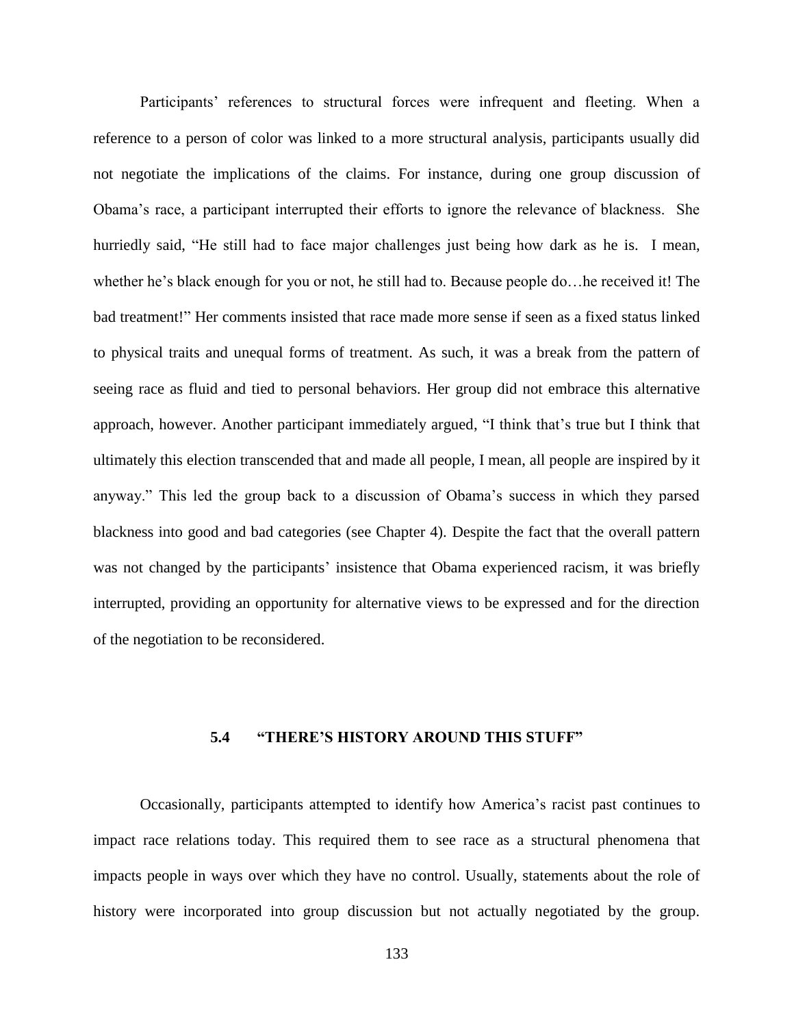Participants' references to structural forces were infrequent and fleeting. When a reference to a person of color was linked to a more structural analysis, participants usually did not negotiate the implications of the claims. For instance, during one group discussion of Obama's race, a participant interrupted their efforts to ignore the relevance of blackness. She hurriedly said, "He still had to face major challenges just being how dark as he is. I mean, whether he's black enough for you or not, he still had to. Because people do…he received it! The bad treatment!" Her comments insisted that race made more sense if seen as a fixed status linked to physical traits and unequal forms of treatment. As such, it was a break from the pattern of seeing race as fluid and tied to personal behaviors. Her group did not embrace this alternative approach, however. Another participant immediately argued, "I think that's true but I think that ultimately this election transcended that and made all people, I mean, all people are inspired by it anyway." This led the group back to a discussion of Obama's success in which they parsed blackness into good and bad categories (see Chapter 4). Despite the fact that the overall pattern was not changed by the participants' insistence that Obama experienced racism, it was briefly interrupted, providing an opportunity for alternative views to be expressed and for the direction of the negotiation to be reconsidered.

### 5.4 "THERE'S HISTORY AROUND THIS STUFF"

Occasionally, participants attempted to identify how America's racist past continues to impact race relations today. This required them to see race as a structural phenomena that impacts people in ways over which they have no control. Usually, statements about the role of history were incorporated into group discussion but not actually negotiated by the group.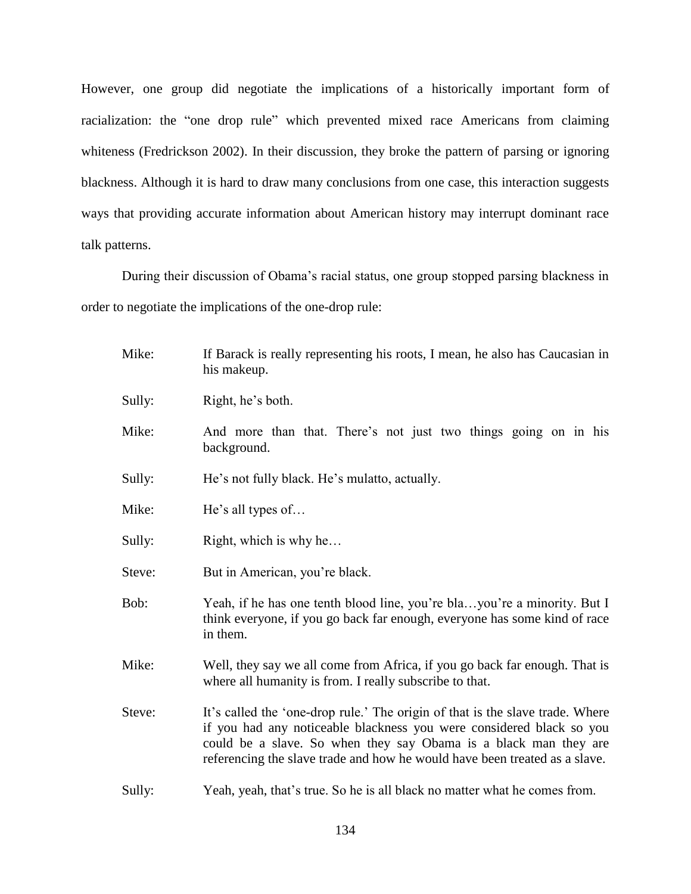However, one group did negotiate the implications of a historically important form of racialization: the "one drop rule" which prevented mixed race Americans from claiming whiteness (Fredrickson 2002). In their discussion, they broke the pattern of parsing or ignoring blackness. Although it is hard to draw many conclusions from one case, this interaction suggests ways that providing accurate information about American history may interrupt dominant race talk patterns.

During their discussion of Obama's racial status, one group stopped parsing blackness in order to negotiate the implications of the one-drop rule:

> Mike: If Barack is really representing his roots, I mean, he also has Caucasian in his makeup.
>
> Sully: Right, he's both.
>
> Mike: And more than that. There's not just two things going on in his background.
>
> Sully: He's not fully black. He's mulatto, actually.
>
> Mike: He's all types of…
>
> Sully: Right, which is why he…
>
> Steve: But in American, you're black.
>
> Bob: Yeah, if he has one tenth blood line, you're bla…you're a minority. But I think everyone, if you go back far enough, everyone has some kind of race in them.
>
> Mike: Well, they say we all come from Africa, if you go back far enough. That is where all humanity is from. I really subscribe to that.
>
> Steve: It's called the 'one-drop rule.' The origin of that is the slave trade. Where if you had any noticeable blackness you were considered black so you could be a slave. So when they say Obama is a black man they are referencing the slave trade and how he would have been treated as a slave.
>
> Sully: Yeah, yeah, that's true. So he is all black no matter what he comes from.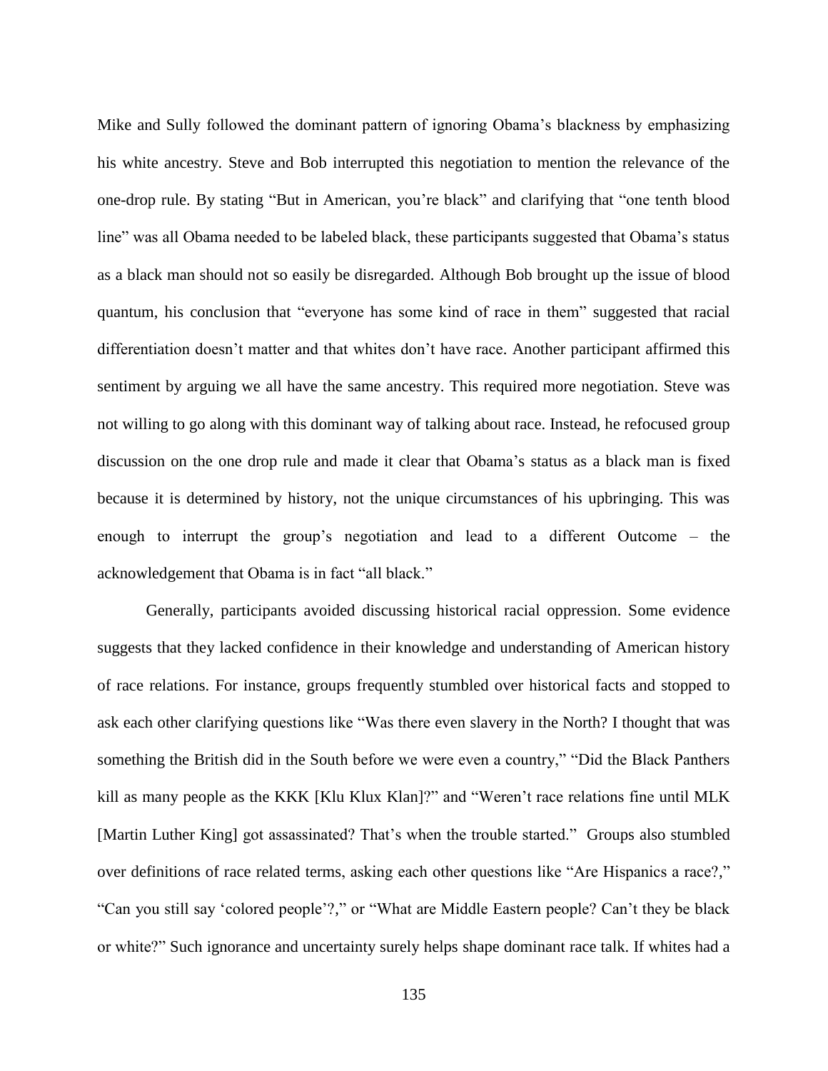Mike and Sully followed the dominant pattern of ignoring Obama's blackness by emphasizing his white ancestry. Steve and Bob interrupted this negotiation to mention the relevance of the one-drop rule. By stating "But in American, you're black" and clarifying that "one tenth blood line" was all Obama needed to be labeled black, these participants suggested that Obama's status as a black man should not so easily be disregarded. Although Bob brought up the issue of blood quantum, his conclusion that "everyone has some kind of race in them" suggested that racial differentiation doesn't matter and that whites don't have race. Another participant affirmed this sentiment by arguing we all have the same ancestry. This required more negotiation. Steve was not willing to go along with this dominant way of talking about race. Instead, he refocused group discussion on the one drop rule and made it clear that Obama's status as a black man is fixed because it is determined by history, not the unique circumstances of his upbringing. This was enough to interrupt the group's negotiation and lead to a different Outcome – the acknowledgement that Obama is in fact "all black."

Generally, participants avoided discussing historical racial oppression. Some evidence suggests that they lacked confidence in their knowledge and understanding of American history of race relations. For instance, groups frequently stumbled over historical facts and stopped to ask each other clarifying questions like "Was there even slavery in the North? I thought that was something the British did in the South before we were even a country," "Did the Black Panthers kill as many people as the KKK [Klu Klux Klan]?" and "Weren't race relations fine until MLK [Martin Luther King] got assassinated? That's when the trouble started." Groups also stumbled over definitions of race related terms, asking each other questions like "Are Hispanics a race?," "Can you still say 'colored people'?," or "What are Middle Eastern people? Can't they be black or white?" Such ignorance and uncertainty surely helps shape dominant race talk. If whites had a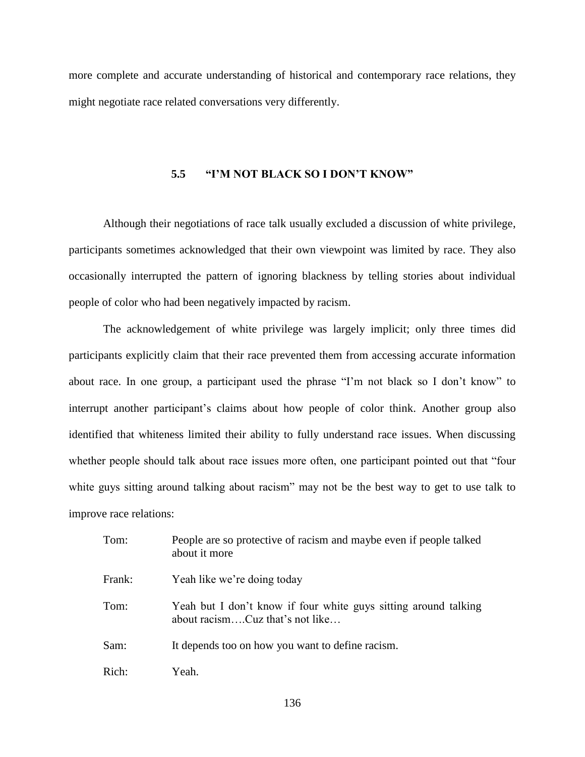more complete and accurate understanding of historical and contemporary race relations, they might negotiate race related conversations very differently.

## 5.5 "I'M NOT BLACK SO I DON'T KNOW"

Although their negotiations of race talk usually excluded a discussion of white privilege, participants sometimes acknowledged that their own viewpoint was limited by race. They also occasionally interrupted the pattern of ignoring blackness by telling stories about individual people of color who had been negatively impacted by racism.

The acknowledgement of white privilege was largely implicit; only three times did participants explicitly claim that their race prevented them from accessing accurate information about race. In one group, a participant used the phrase "I'm not black so I don't know" to interrupt another participant's claims about how people of color think. Another group also identified that whiteness limited their ability to fully understand race issues. When discussing whether people should talk about race issues more often, one participant pointed out that "four white guys sitting around talking about racism" may not be the best way to get to use talk to improve race relations:

| | |
|---|---|
| Tom: | People are so protective of racism and maybe even if people talked about it more |
| Frank: | Yeah like we're doing today |
| Tom: | Yeah but I don't know if four white guys sitting around talking about racism….Cuz that's not like… |
| Sam: | It depends too on how you want to define racism. |
| Rich: | Yeah. |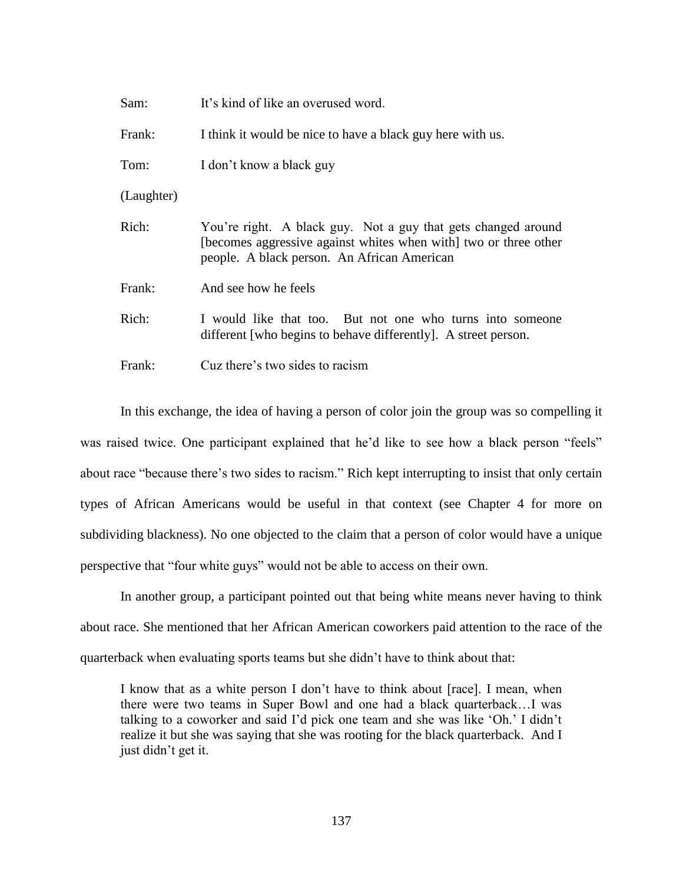Sam: It's kind of like an overused word.

Frank: I think it would be nice to have a black guy here with us.

Tom: I don't know a black guy

(Laughter)

Rich: You're right. A black guy. Not a guy that gets changed around [becomes aggressive against whites when with] two or three other people. A black person. An African American

Frank: And see how he feels

Rich: I would like that too. But not one who turns into someone different [who begins to behave differently]. A street person.

Frank: Cuz there's two sides to racism

In this exchange, the idea of having a person of color join the group was so compelling it was raised twice. One participant explained that he'd like to see how a black person "feels" about race "because there's two sides to racism." Rich kept interrupting to insist that only certain types of African Americans would be useful in that context (see Chapter 4 for more on subdividing blackness). No one objected to the claim that a person of color would have a unique perspective that "four white guys" would not be able to access on their own.

In another group, a participant pointed out that being white means never having to think about race. She mentioned that her African American coworkers paid attention to the race of the quarterback when evaluating sports teams but she didn't have to think about that:

> I know that as a white person I don't have to think about [race]. I mean, when there were two teams in Super Bowl and one had a black quarterback…I was talking to a coworker and said I'd pick one team and she was like 'Oh.' I didn't realize it but she was saying that she was rooting for the black quarterback. And I just didn't get it.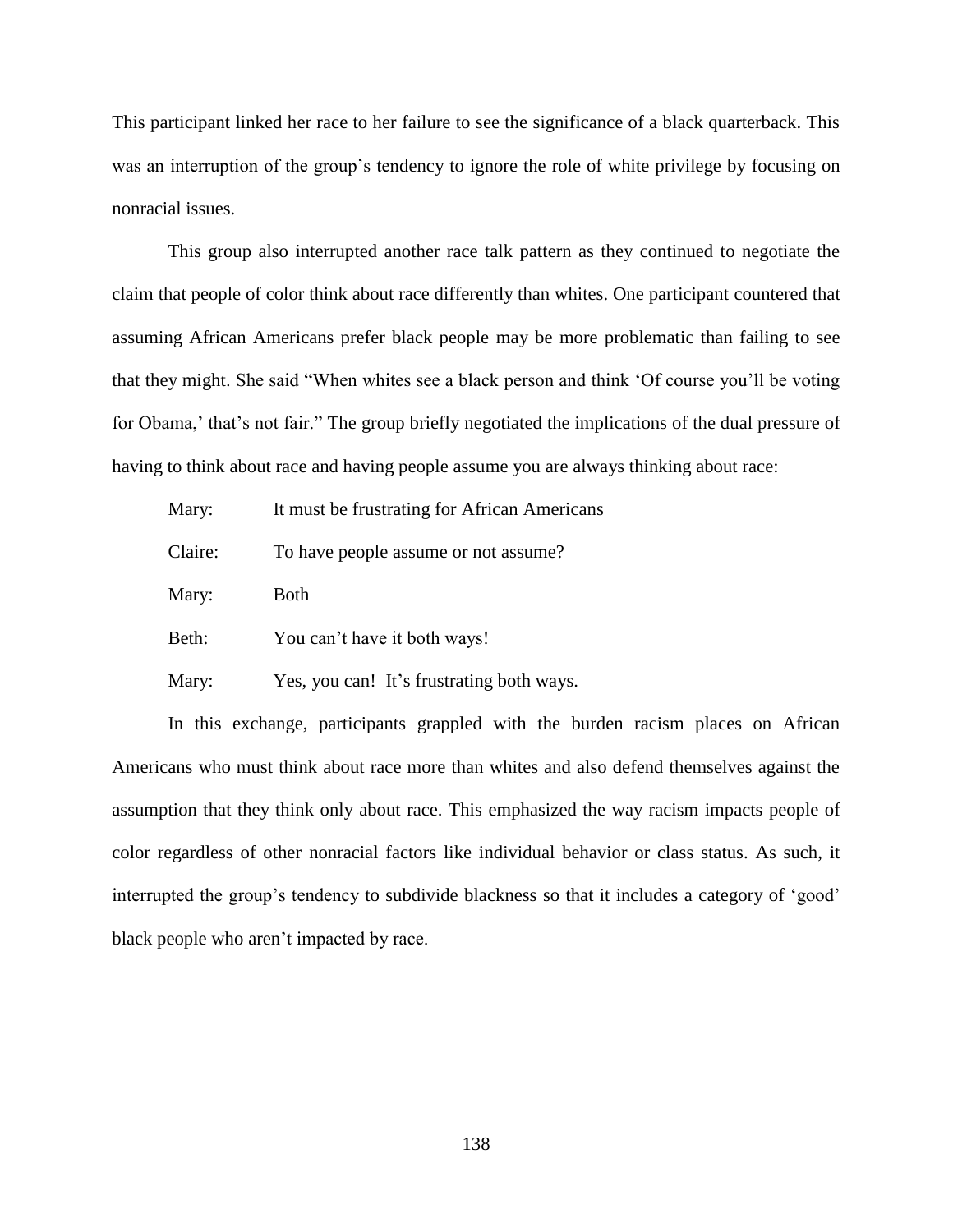This participant linked her race to her failure to see the significance of a black quarterback. This was an interruption of the group's tendency to ignore the role of white privilege by focusing on nonracial issues.

This group also interrupted another race talk pattern as they continued to negotiate the claim that people of color think about race differently than whites. One participant countered that assuming African Americans prefer black people may be more problematic than failing to see that they might. She said "When whites see a black person and think 'Of course you'll be voting for Obama,' that's not fair." The group briefly negotiated the implications of the dual pressure of having to think about race and having people assume you are always thinking about race:

Mary: It must be frustrating for African Americans

Claire: To have people assume or not assume?

Mary: Both

Beth: You can't have it both ways!

Mary: Yes, you can! It's frustrating both ways.

In this exchange, participants grappled with the burden racism places on African Americans who must think about race more than whites and also defend themselves against the assumption that they think only about race. This emphasized the way racism impacts people of color regardless of other nonracial factors like individual behavior or class status. As such, it interrupted the group's tendency to subdivide blackness so that it includes a category of 'good' black people who aren't impacted by race.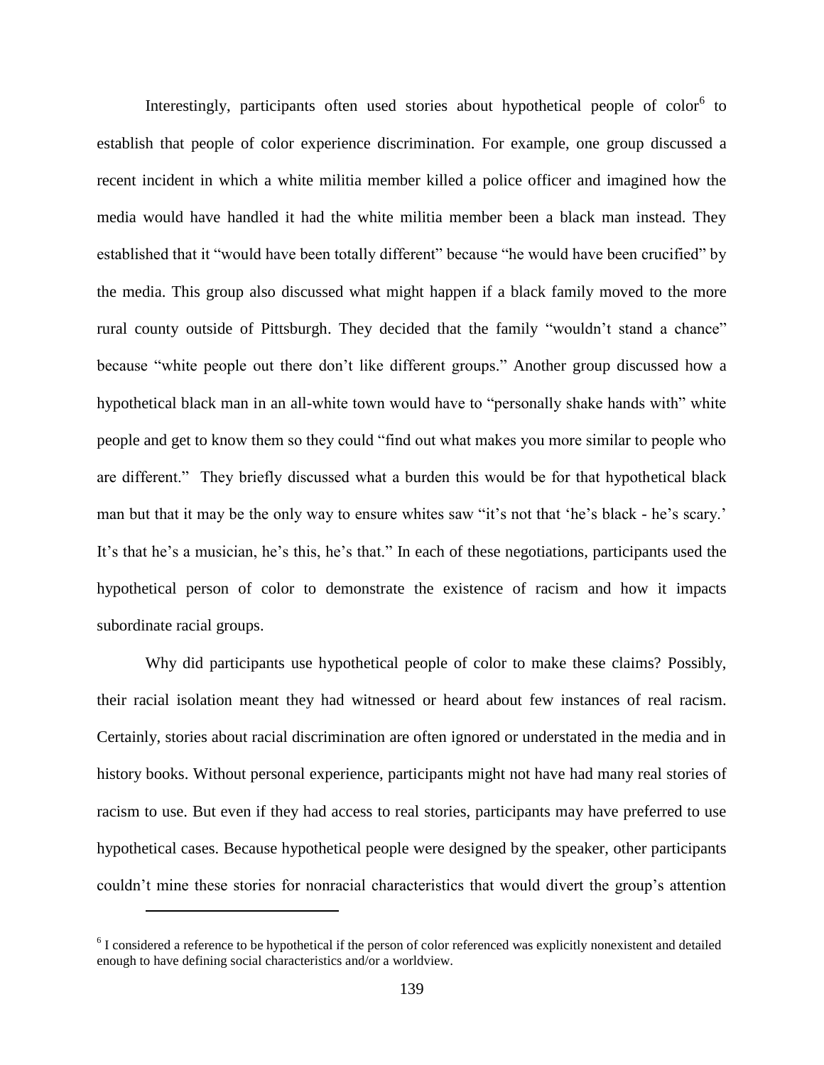Interestingly, participants often used stories about hypothetical people of color[6] to establish that people of color experience discrimination. For example, one group discussed a recent incident in which a white militia member killed a police officer and imagined how the media would have handled it had the white militia member been a black man instead. They established that it "would have been totally different" because "he would have been crucified" by the media. This group also discussed what might happen if a black family moved to the more rural county outside of Pittsburgh. They decided that the family "wouldn't stand a chance" because "white people out there don't like different groups." Another group discussed how a hypothetical black man in an all-white town would have to "personally shake hands with" white people and get to know them so they could "find out what makes you more similar to people who are different." They briefly discussed what a burden this would be for that hypothetical black man but that it may be the only way to ensure whites saw "it's not that 'he's black - he's scary.' It's that he's a musician, he's this, he's that." In each of these negotiations, participants used the hypothetical person of color to demonstrate the existence of racism and how it impacts subordinate racial groups.

Why did participants use hypothetical people of color to make these claims? Possibly, their racial isolation meant they had witnessed or heard about few instances of real racism. Certainly, stories about racial discrimination are often ignored or understated in the media and in history books. Without personal experience, participants might not have had many real stories of racism to use. But even if they had access to real stories, participants may have preferred to use hypothetical cases. Because hypothetical people were designed by the speaker, other participants couldn't mine these stories for nonracial characteristics that would divert the group's attention

[6] I considered a reference to be hypothetical if the person of color referenced was explicitly nonexistent and detailed enough to have defining social characteristics and/or a worldview.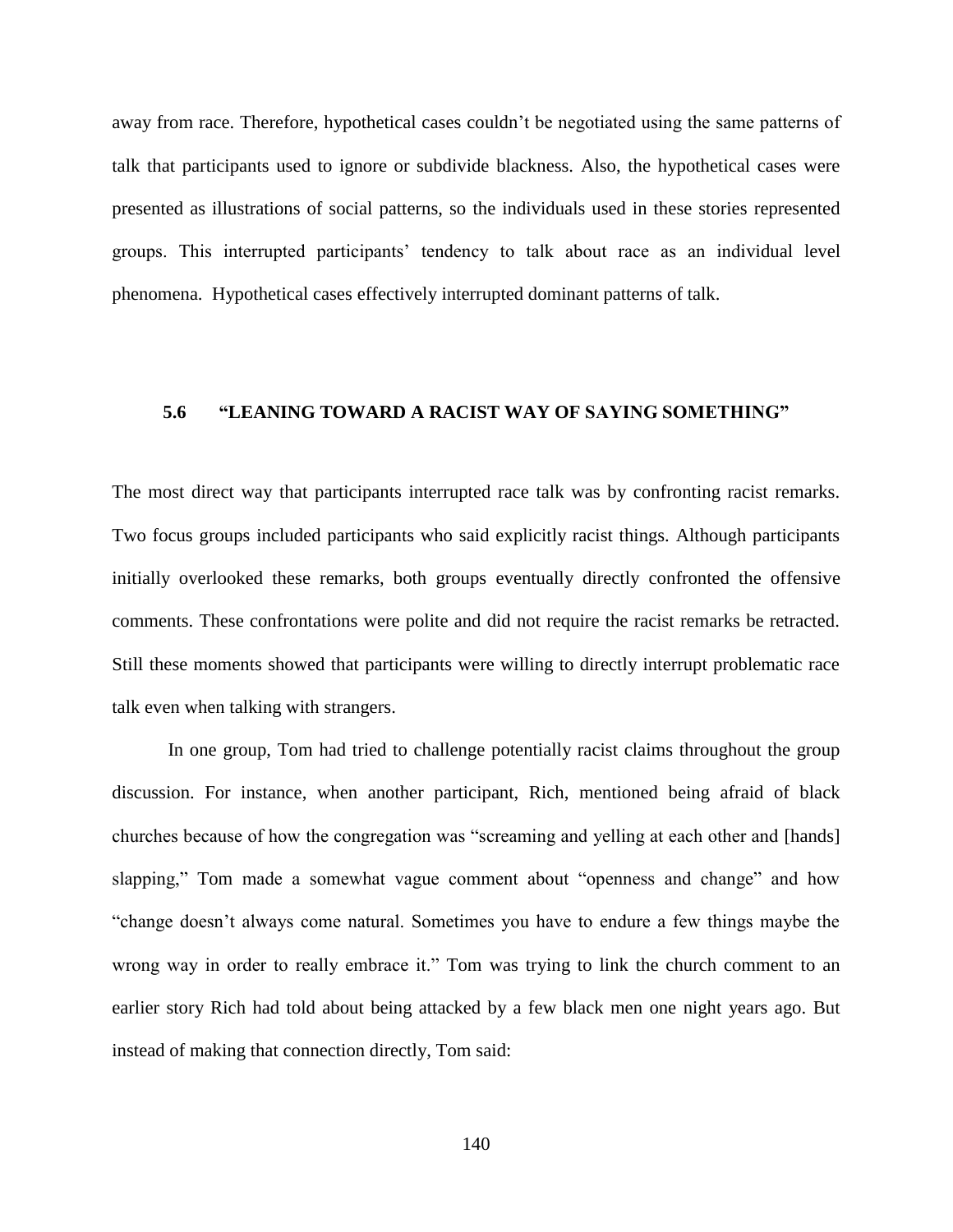away from race. Therefore, hypothetical cases couldn't be negotiated using the same patterns of talk that participants used to ignore or subdivide blackness. Also, the hypothetical cases were presented as illustrations of social patterns, so the individuals used in these stories represented groups. This interrupted participants' tendency to talk about race as an individual level phenomena. Hypothetical cases effectively interrupted dominant patterns of talk.

### 5.6 "LEANING TOWARD A RACIST WAY OF SAYING SOMETHING"

The most direct way that participants interrupted race talk was by confronting racist remarks. Two focus groups included participants who said explicitly racist things. Although participants initially overlooked these remarks, both groups eventually directly confronted the offensive comments. These confrontations were polite and did not require the racist remarks be retracted. Still these moments showed that participants were willing to directly interrupt problematic race talk even when talking with strangers.

In one group, Tom had tried to challenge potentially racist claims throughout the group discussion. For instance, when another participant, Rich, mentioned being afraid of black churches because of how the congregation was "screaming and yelling at each other and [hands] slapping," Tom made a somewhat vague comment about "openness and change" and how "change doesn't always come natural. Sometimes you have to endure a few things maybe the wrong way in order to really embrace it." Tom was trying to link the church comment to an earlier story Rich had told about being attacked by a few black men one night years ago. But instead of making that connection directly, Tom said: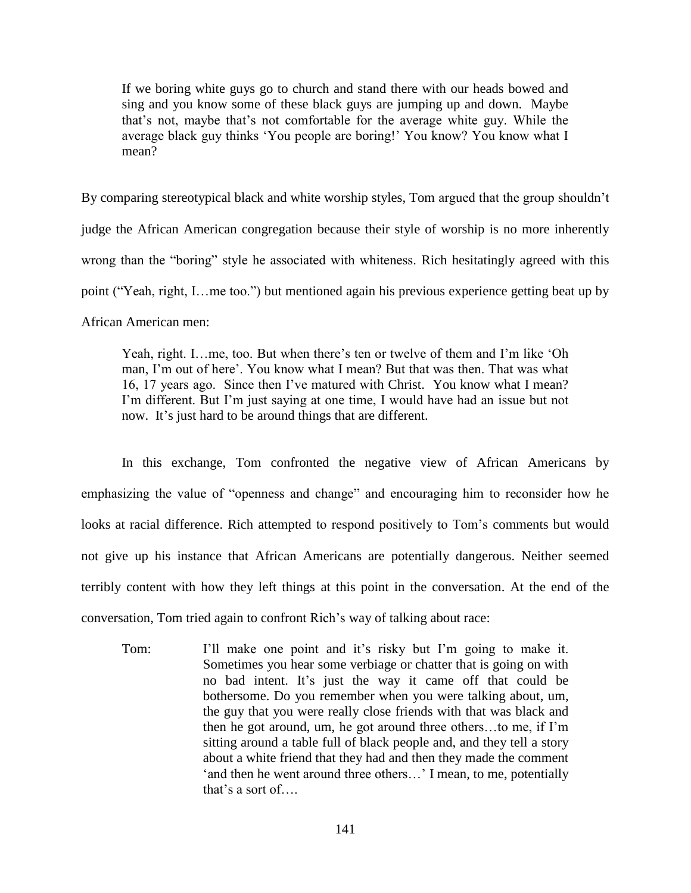> If we boring white guys go to church and stand there with our heads bowed and sing and you know some of these black guys are jumping up and down. Maybe that's not, maybe that's not comfortable for the average white guy. While the average black guy thinks 'You people are boring!' You know? You know what I mean?

By comparing stereotypical black and white worship styles, Tom argued that the group shouldn't judge the African American congregation because their style of worship is no more inherently wrong than the "boring" style he associated with whiteness. Rich hesitatingly agreed with this point ("Yeah, right, I…me too.") but mentioned again his previous experience getting beat up by African American men:

> Yeah, right. I…me, too. But when there's ten or twelve of them and I'm like 'Oh man, I'm out of here'. You know what I mean? But that was then. That was what 16, 17 years ago. Since then I've matured with Christ. You know what I mean? I'm different. But I'm just saying at one time, I would have had an issue but not now. It's just hard to be around things that are different.

In this exchange, Tom confronted the negative view of African Americans by emphasizing the value of "openness and change" and encouraging him to reconsider how he looks at racial difference. Rich attempted to respond positively to Tom's comments but would not give up his instance that African Americans are potentially dangerous. Neither seemed terribly content with how they left things at this point in the conversation. At the end of the conversation, Tom tried again to confront Rich's way of talking about race:

> Tom: I'll make one point and it's risky but I'm going to make it. Sometimes you hear some verbiage or chatter that is going on with no bad intent. It's just the way it came off that could be bothersome. Do you remember when you were talking about, um, the guy that you were really close friends with that was black and then he got around, um, he got around three others…to me, if I'm sitting around a table full of black people and, and they tell a story about a white friend that they had and then they made the comment 'and then he went around three others…' I mean, to me, potentially that's a sort of….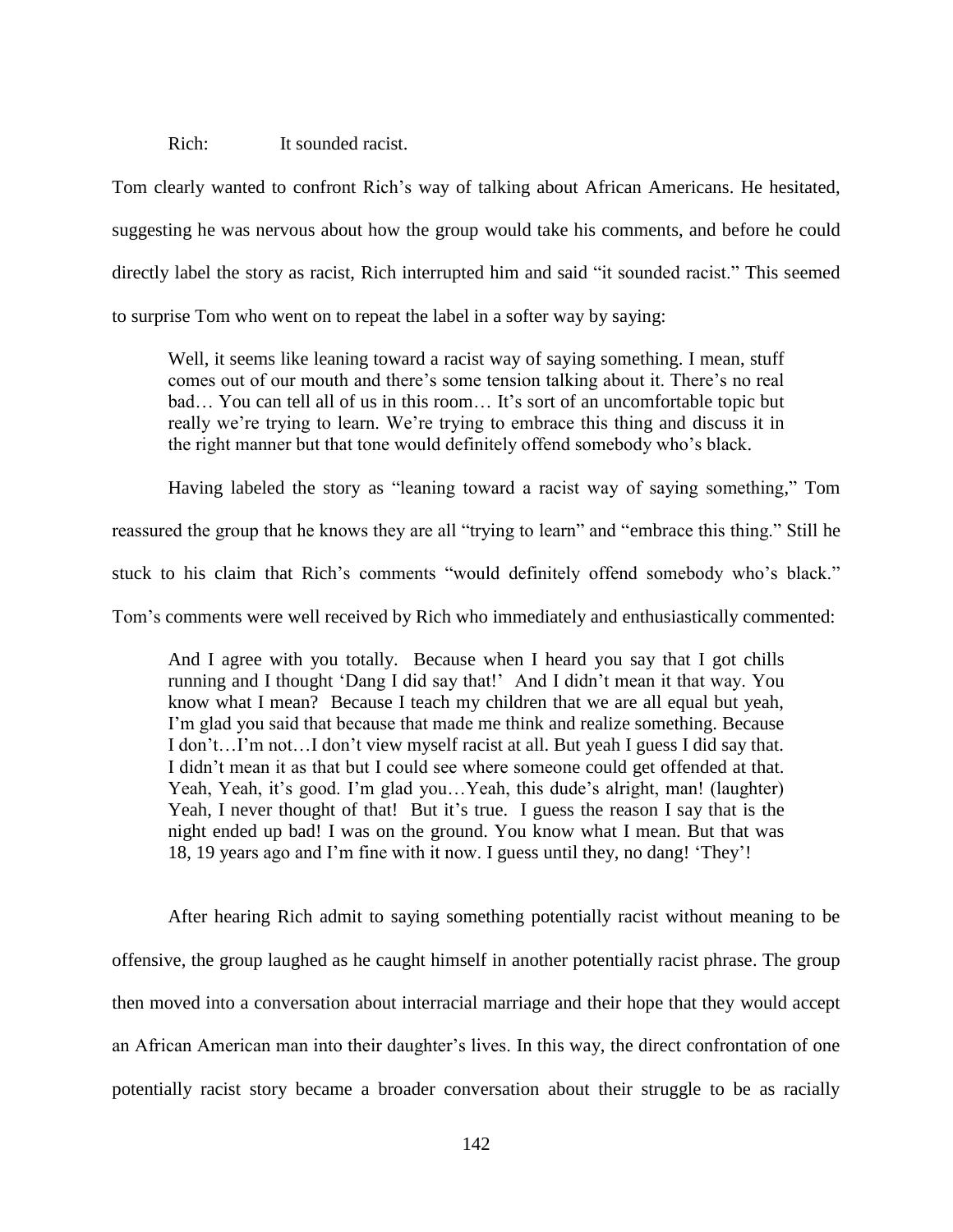Rich: It sounded racist.

Tom clearly wanted to confront Rich's way of talking about African Americans. He hesitated, suggesting he was nervous about how the group would take his comments, and before he could directly label the story as racist, Rich interrupted him and said "it sounded racist." This seemed to surprise Tom who went on to repeat the label in a softer way by saying:

> Well, it seems like leaning toward a racist way of saying something. I mean, stuff comes out of our mouth and there's some tension talking about it. There's no real bad… You can tell all of us in this room… It's sort of an uncomfortable topic but really we're trying to learn. We're trying to embrace this thing and discuss it in the right manner but that tone would definitely offend somebody who's black.

Having labeled the story as "leaning toward a racist way of saying something," Tom reassured the group that he knows they are all "trying to learn" and "embrace this thing." Still he stuck to his claim that Rich's comments "would definitely offend somebody who's black." Tom's comments were well received by Rich who immediately and enthusiastically commented:

> And I agree with you totally. Because when I heard you say that I got chills running and I thought 'Dang I did say that!' And I didn't mean it that way. You know what I mean? Because I teach my children that we are all equal but yeah, I'm glad you said that because that made me think and realize something. Because I don't…I'm not…I don't view myself racist at all. But yeah I guess I did say that. I didn't mean it as that but I could see where someone could get offended at that. Yeah, Yeah, it's good. I'm glad you…Yeah, this dude's alright, man! (laughter) Yeah, I never thought of that! But it's true. I guess the reason I say that is the night ended up bad! I was on the ground. You know what I mean. But that was 18, 19 years ago and I'm fine with it now. I guess until they, no dang! 'They'!

After hearing Rich admit to saying something potentially racist without meaning to be offensive, the group laughed as he caught himself in another potentially racist phrase. The group then moved into a conversation about interracial marriage and their hope that they would accept an African American man into their daughter's lives. In this way, the direct confrontation of one potentially racist story became a broader conversation about their struggle to be as racially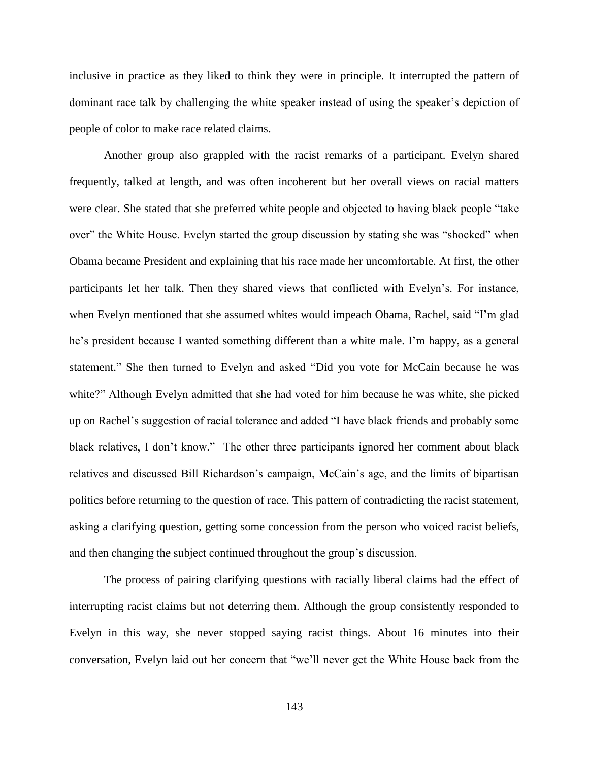inclusive in practice as they liked to think they were in principle. It interrupted the pattern of dominant race talk by challenging the white speaker instead of using the speaker's depiction of people of color to make race related claims.

Another group also grappled with the racist remarks of a participant. Evelyn shared frequently, talked at length, and was often incoherent but her overall views on racial matters were clear. She stated that she preferred white people and objected to having black people "take over" the White House. Evelyn started the group discussion by stating she was "shocked" when Obama became President and explaining that his race made her uncomfortable. At first, the other participants let her talk. Then they shared views that conflicted with Evelyn's. For instance, when Evelyn mentioned that she assumed whites would impeach Obama, Rachel, said "I'm glad he's president because I wanted something different than a white male. I'm happy, as a general statement." She then turned to Evelyn and asked "Did you vote for McCain because he was white?" Although Evelyn admitted that she had voted for him because he was white, she picked up on Rachel's suggestion of racial tolerance and added "I have black friends and probably some black relatives, I don't know." The other three participants ignored her comment about black relatives and discussed Bill Richardson's campaign, McCain's age, and the limits of bipartisan politics before returning to the question of race. This pattern of contradicting the racist statement, asking a clarifying question, getting some concession from the person who voiced racist beliefs, and then changing the subject continued throughout the group's discussion.

The process of pairing clarifying questions with racially liberal claims had the effect of interrupting racist claims but not deterring them. Although the group consistently responded to Evelyn in this way, she never stopped saying racist things. About 16 minutes into their conversation, Evelyn laid out her concern that "we'll never get the White House back from the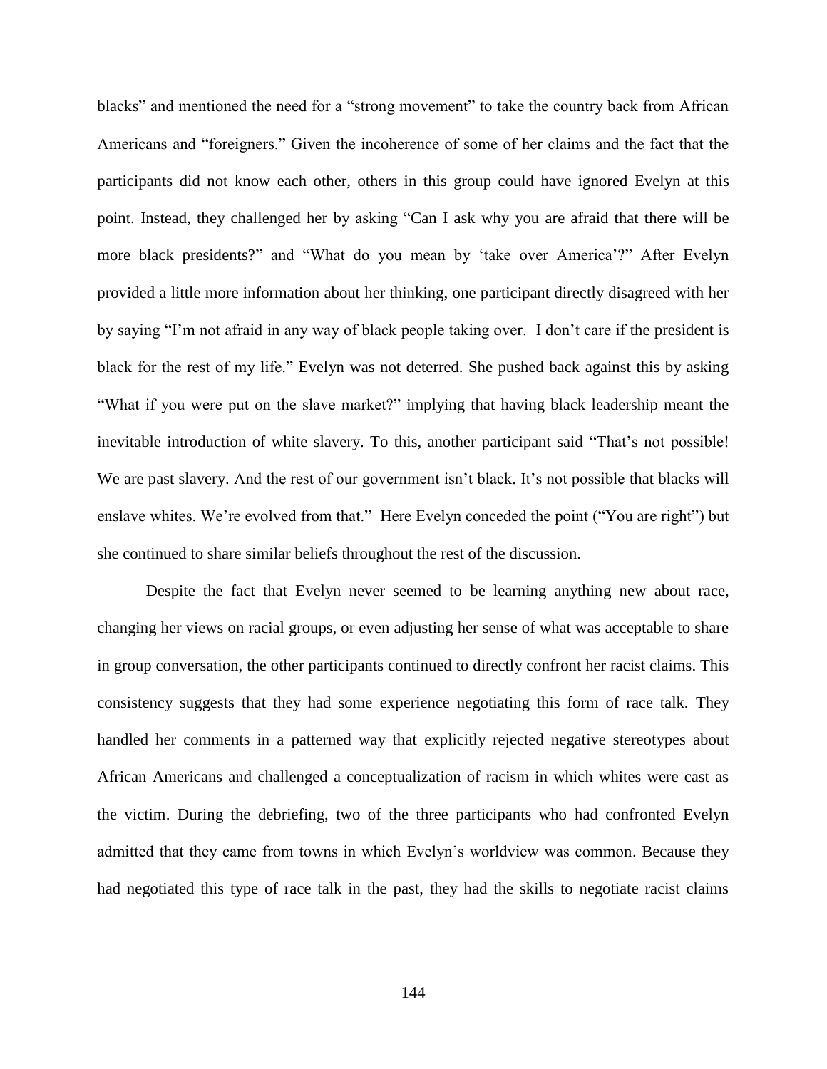blacks" and mentioned the need for a "strong movement" to take the country back from African Americans and "foreigners." Given the incoherence of some of her claims and the fact that the participants did not know each other, others in this group could have ignored Evelyn at this point. Instead, they challenged her by asking "Can I ask why you are afraid that there will be more black presidents?" and "What do you mean by 'take over America'?" After Evelyn provided a little more information about her thinking, one participant directly disagreed with her by saying "I'm not afraid in any way of black people taking over. I don't care if the president is black for the rest of my life." Evelyn was not deterred. She pushed back against this by asking "What if you were put on the slave market?" implying that having black leadership meant the inevitable introduction of white slavery. To this, another participant said "That's not possible! We are past slavery. And the rest of our government isn't black. It's not possible that blacks will enslave whites. We're evolved from that." Here Evelyn conceded the point ("You are right") but she continued to share similar beliefs throughout the rest of the discussion.

Despite the fact that Evelyn never seemed to be learning anything new about race, changing her views on racial groups, or even adjusting her sense of what was acceptable to share in group conversation, the other participants continued to directly confront her racist claims. This consistency suggests that they had some experience negotiating this form of race talk. They handled her comments in a patterned way that explicitly rejected negative stereotypes about African Americans and challenged a conceptualization of racism in which whites were cast as the victim. During the debriefing, two of the three participants who had confronted Evelyn admitted that they came from towns in which Evelyn's worldview was common. Because they had negotiated this type of race talk in the past, they had the skills to negotiate racist claims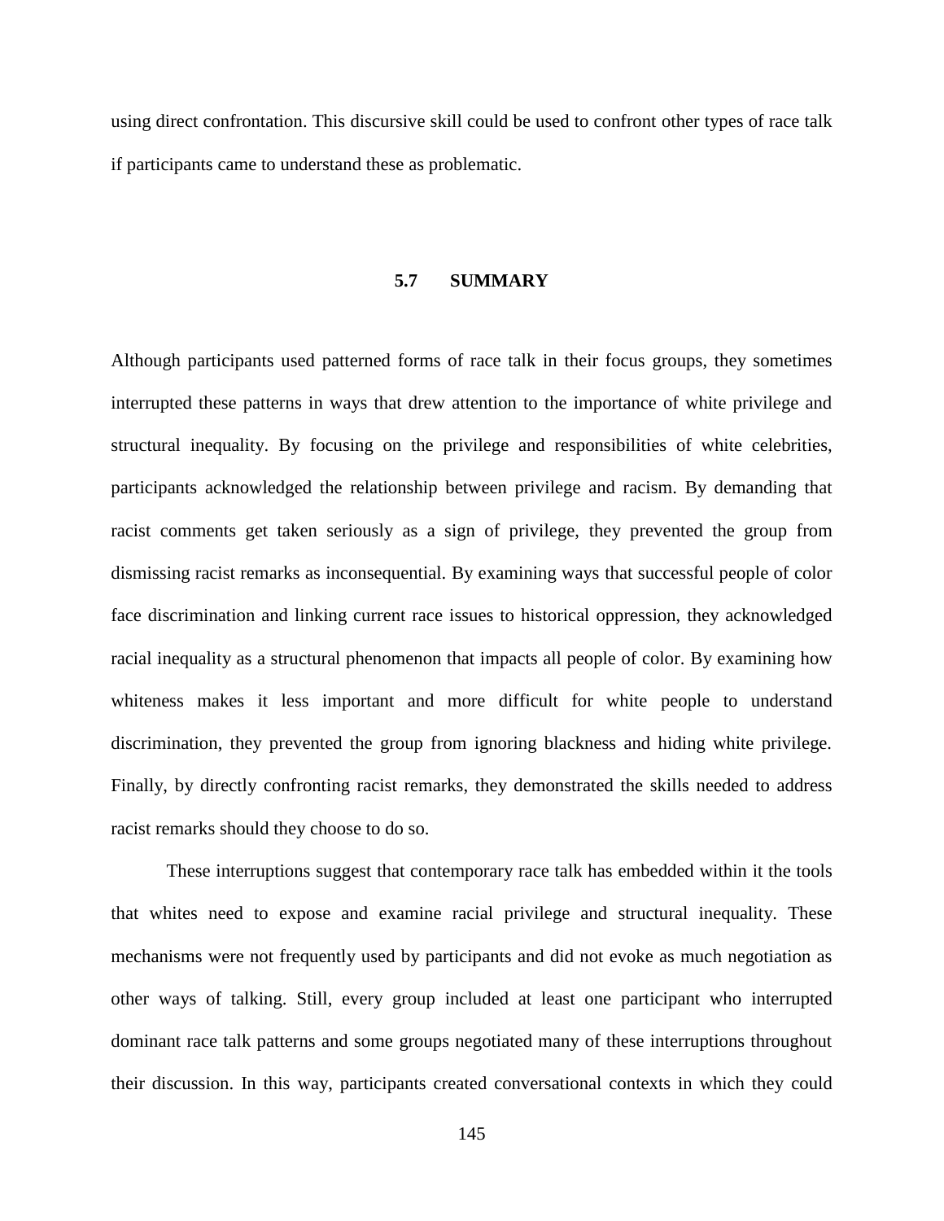using direct confrontation. This discursive skill could be used to confront other types of race talk if participants came to understand these as problematic.

## 5.7 SUMMARY

Although participants used patterned forms of race talk in their focus groups, they sometimes interrupted these patterns in ways that drew attention to the importance of white privilege and structural inequality. By focusing on the privilege and responsibilities of white celebrities, participants acknowledged the relationship between privilege and racism. By demanding that racist comments get taken seriously as a sign of privilege, they prevented the group from dismissing racist remarks as inconsequential. By examining ways that successful people of color face discrimination and linking current race issues to historical oppression, they acknowledged racial inequality as a structural phenomenon that impacts all people of color. By examining how whiteness makes it less important and more difficult for white people to understand discrimination, they prevented the group from ignoring blackness and hiding white privilege. Finally, by directly confronting racist remarks, they demonstrated the skills needed to address racist remarks should they choose to do so.

These interruptions suggest that contemporary race talk has embedded within it the tools that whites need to expose and examine racial privilege and structural inequality. These mechanisms were not frequently used by participants and did not evoke as much negotiation as other ways of talking. Still, every group included at least one participant who interrupted dominant race talk patterns and some groups negotiated many of these interruptions throughout their discussion. In this way, participants created conversational contexts in which they could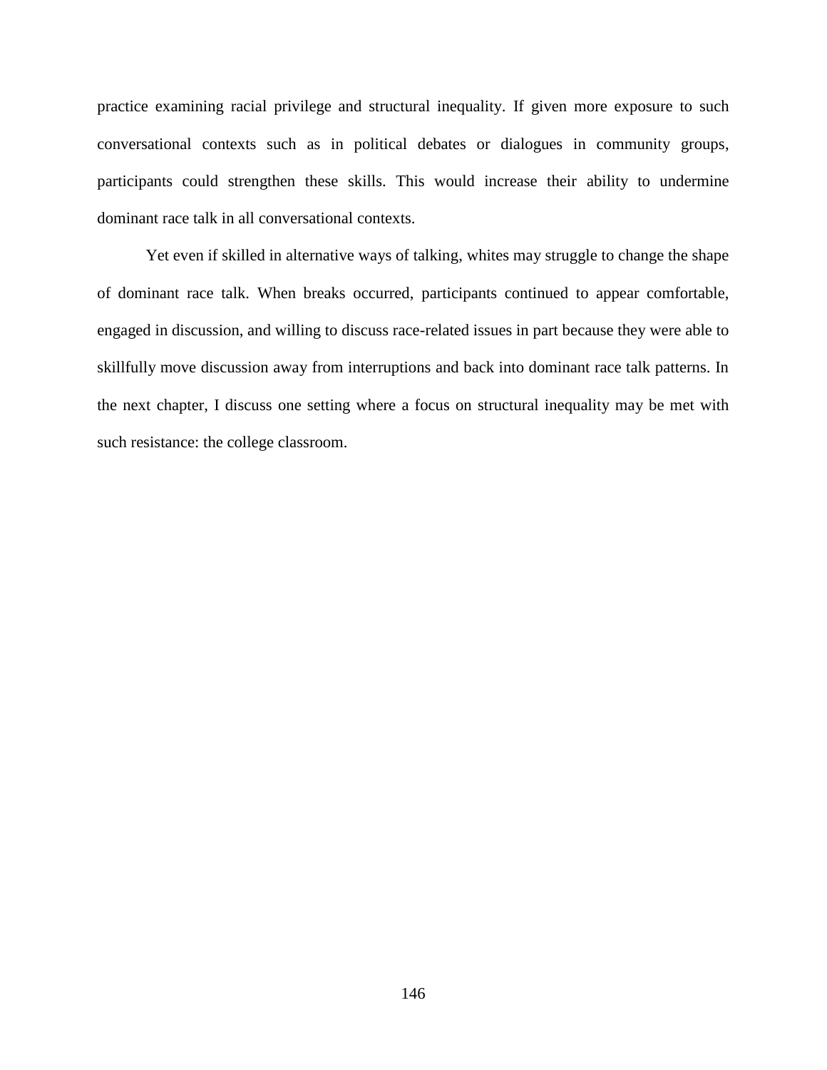practice examining racial privilege and structural inequality. If given more exposure to such conversational contexts such as in political debates or dialogues in community groups, participants could strengthen these skills. This would increase their ability to undermine dominant race talk in all conversational contexts.

Yet even if skilled in alternative ways of talking, whites may struggle to change the shape of dominant race talk. When breaks occurred, participants continued to appear comfortable, engaged in discussion, and willing to discuss race-related issues in part because they were able to skillfully move discussion away from interruptions and back into dominant race talk patterns. In the next chapter, I discuss one setting where a focus on structural inequality may be met with such resistance: the college classroom.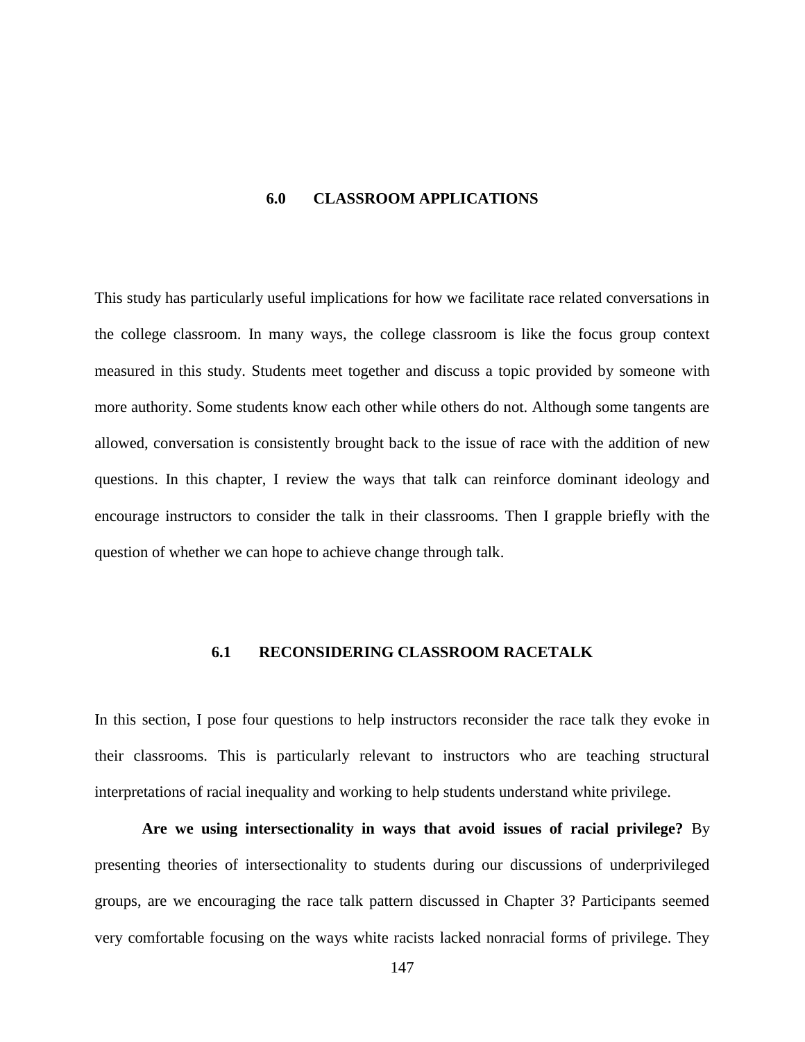# 6.0 CLASSROOM APPLICATIONS

This study has particularly useful implications for how we facilitate race related conversations in the college classroom. In many ways, the college classroom is like the focus group context measured in this study. Students meet together and discuss a topic provided by someone with more authority. Some students know each other while others do not. Although some tangents are allowed, conversation is consistently brought back to the issue of race with the addition of new questions. In this chapter, I review the ways that talk can reinforce dominant ideology and encourage instructors to consider the talk in their classrooms. Then I grapple briefly with the question of whether we can hope to achieve change through talk.

## 6.1 RECONSIDERING CLASSROOM RACETALK

In this section, I pose four questions to help instructors reconsider the race talk they evoke in their classrooms. This is particularly relevant to instructors who are teaching structural interpretations of racial inequality and working to help students understand white privilege.

**Are we using intersectionality in ways that avoid issues of racial privilege?** By presenting theories of intersectionality to students during our discussions of underprivileged groups, are we encouraging the race talk pattern discussed in Chapter 3? Participants seemed very comfortable focusing on the ways white racists lacked nonracial forms of privilege. They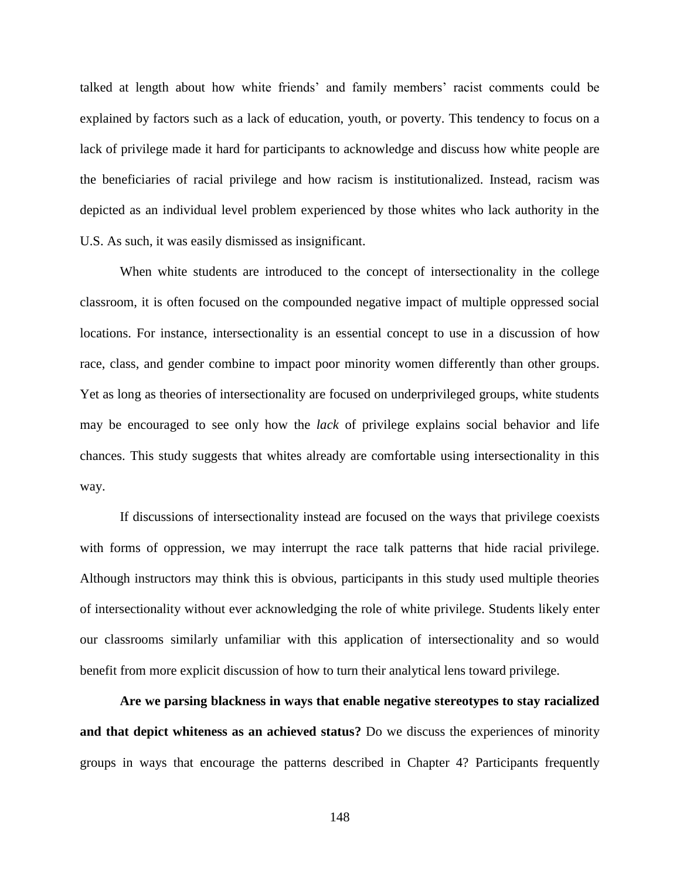talked at length about how white friends' and family members' racist comments could be explained by factors such as a lack of education, youth, or poverty. This tendency to focus on a lack of privilege made it hard for participants to acknowledge and discuss how white people are the beneficiaries of racial privilege and how racism is institutionalized. Instead, racism was depicted as an individual level problem experienced by those whites who lack authority in the U.S. As such, it was easily dismissed as insignificant.

When white students are introduced to the concept of intersectionality in the college classroom, it is often focused on the compounded negative impact of multiple oppressed social locations. For instance, intersectionality is an essential concept to use in a discussion of how race, class, and gender combine to impact poor minority women differently than other groups. Yet as long as theories of intersectionality are focused on underprivileged groups, white students may be encouraged to see only how the *lack* of privilege explains social behavior and life chances. This study suggests that whites already are comfortable using intersectionality in this way.

If discussions of intersectionality instead are focused on the ways that privilege coexists with forms of oppression, we may interrupt the race talk patterns that hide racial privilege. Although instructors may think this is obvious, participants in this study used multiple theories of intersectionality without ever acknowledging the role of white privilege. Students likely enter our classrooms similarly unfamiliar with this application of intersectionality and so would benefit from more explicit discussion of how to turn their analytical lens toward privilege.

**Are we parsing blackness in ways that enable negative stereotypes to stay racialized and that depict whiteness as an achieved status?** Do we discuss the experiences of minority groups in ways that encourage the patterns described in Chapter 4? Participants frequently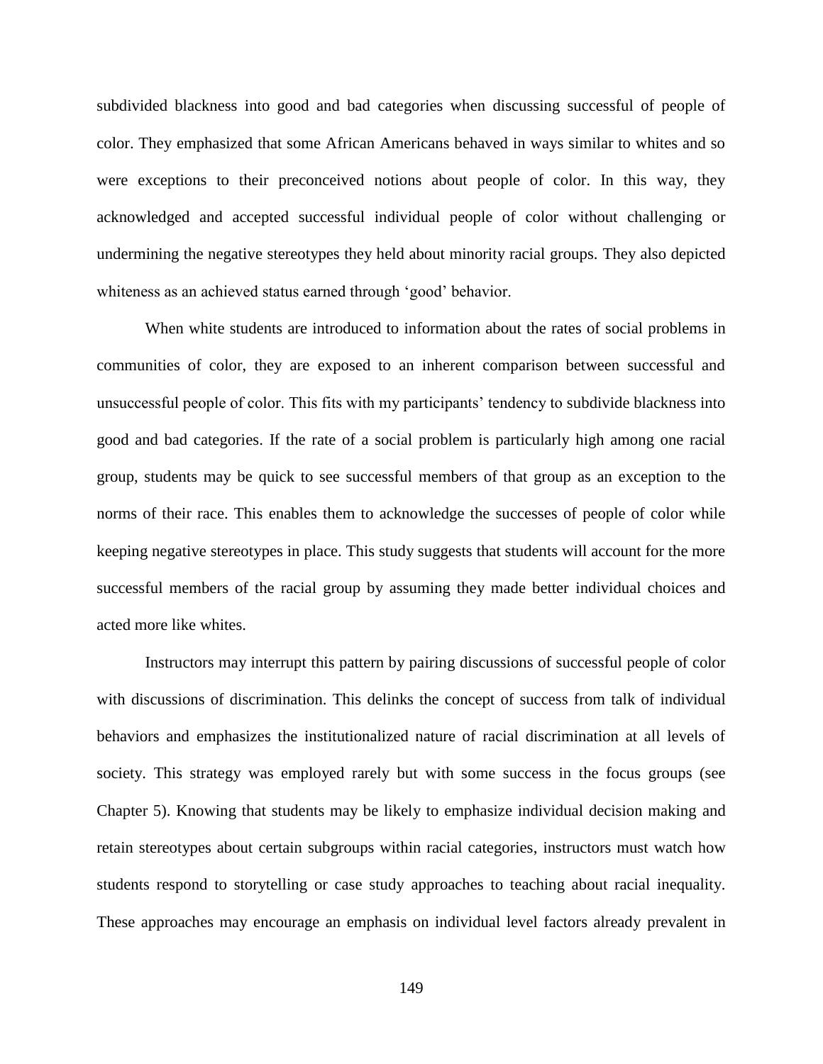subdivided blackness into good and bad categories when discussing successful of people of color. They emphasized that some African Americans behaved in ways similar to whites and so were exceptions to their preconceived notions about people of color. In this way, they acknowledged and accepted successful individual people of color without challenging or undermining the negative stereotypes they held about minority racial groups. They also depicted whiteness as an achieved status earned through 'good' behavior.

When white students are introduced to information about the rates of social problems in communities of color, they are exposed to an inherent comparison between successful and unsuccessful people of color. This fits with my participants' tendency to subdivide blackness into good and bad categories. If the rate of a social problem is particularly high among one racial group, students may be quick to see successful members of that group as an exception to the norms of their race. This enables them to acknowledge the successes of people of color while keeping negative stereotypes in place. This study suggests that students will account for the more successful members of the racial group by assuming they made better individual choices and acted more like whites.

Instructors may interrupt this pattern by pairing discussions of successful people of color with discussions of discrimination. This delinks the concept of success from talk of individual behaviors and emphasizes the institutionalized nature of racial discrimination at all levels of society. This strategy was employed rarely but with some success in the focus groups (see Chapter 5). Knowing that students may be likely to emphasize individual decision making and retain stereotypes about certain subgroups within racial categories, instructors must watch how students respond to storytelling or case study approaches to teaching about racial inequality. These approaches may encourage an emphasis on individual level factors already prevalent in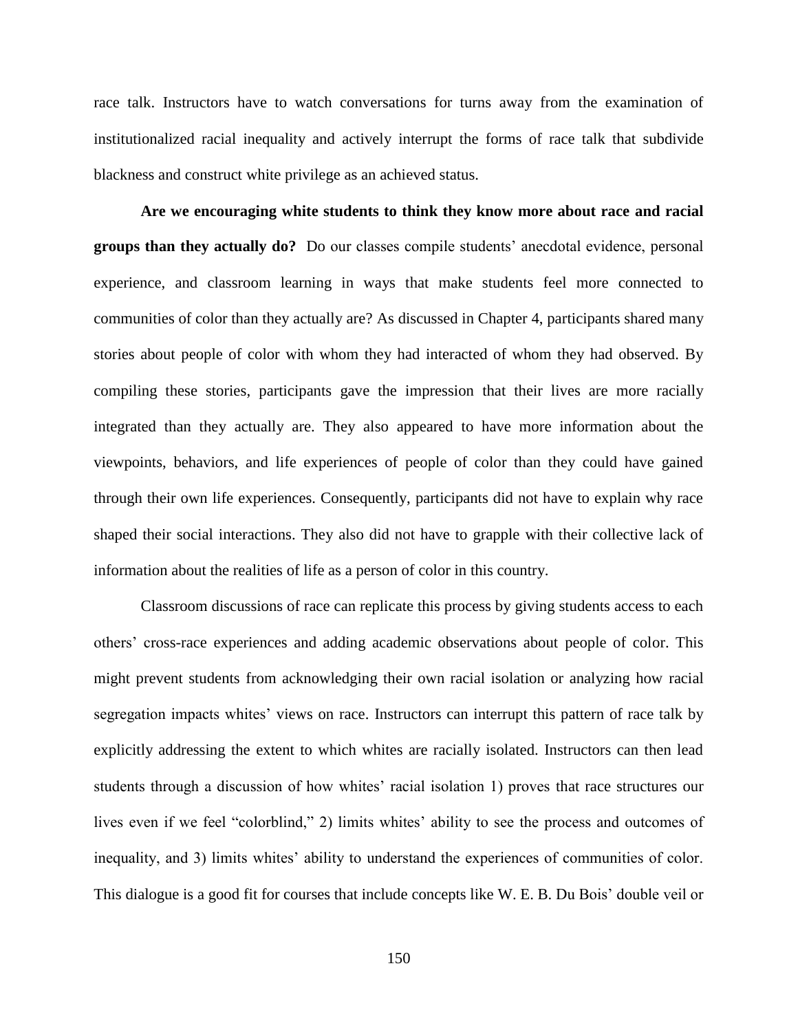race talk. Instructors have to watch conversations for turns away from the examination of institutionalized racial inequality and actively interrupt the forms of race talk that subdivide blackness and construct white privilege as an achieved status.

**Are we encouraging white students to think they know more about race and racial groups than they actually do?** Do our classes compile students' anecdotal evidence, personal experience, and classroom learning in ways that make students feel more connected to communities of color than they actually are? As discussed in Chapter 4, participants shared many stories about people of color with whom they had interacted of whom they had observed. By compiling these stories, participants gave the impression that their lives are more racially integrated than they actually are. They also appeared to have more information about the viewpoints, behaviors, and life experiences of people of color than they could have gained through their own life experiences. Consequently, participants did not have to explain why race shaped their social interactions. They also did not have to grapple with their collective lack of information about the realities of life as a person of color in this country.

Classroom discussions of race can replicate this process by giving students access to each others' cross-race experiences and adding academic observations about people of color. This might prevent students from acknowledging their own racial isolation or analyzing how racial segregation impacts whites' views on race. Instructors can interrupt this pattern of race talk by explicitly addressing the extent to which whites are racially isolated. Instructors can then lead students through a discussion of how whites' racial isolation 1) proves that race structures our lives even if we feel "colorblind," 2) limits whites' ability to see the process and outcomes of inequality, and 3) limits whites' ability to understand the experiences of communities of color. This dialogue is a good fit for courses that include concepts like W. E. B. Du Bois' double veil or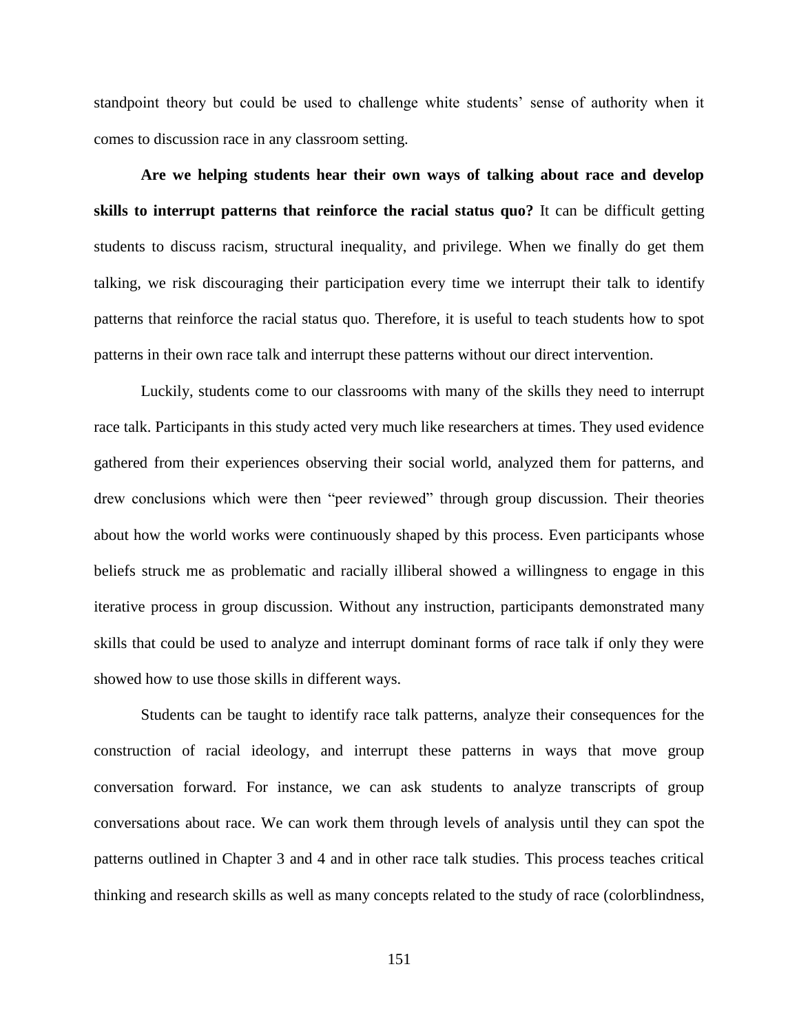standpoint theory but could be used to challenge white students' sense of authority when it comes to discussion race in any classroom setting.

**Are we helping students hear their own ways of talking about race and develop skills to interrupt patterns that reinforce the racial status quo?** It can be difficult getting students to discuss racism, structural inequality, and privilege. When we finally do get them talking, we risk discouraging their participation every time we interrupt their talk to identify patterns that reinforce the racial status quo. Therefore, it is useful to teach students how to spot patterns in their own race talk and interrupt these patterns without our direct intervention.

Luckily, students come to our classrooms with many of the skills they need to interrupt race talk. Participants in this study acted very much like researchers at times. They used evidence gathered from their experiences observing their social world, analyzed them for patterns, and drew conclusions which were then "peer reviewed" through group discussion. Their theories about how the world works were continuously shaped by this process. Even participants whose beliefs struck me as problematic and racially illiberal showed a willingness to engage in this iterative process in group discussion. Without any instruction, participants demonstrated many skills that could be used to analyze and interrupt dominant forms of race talk if only they were showed how to use those skills in different ways.

Students can be taught to identify race talk patterns, analyze their consequences for the construction of racial ideology, and interrupt these patterns in ways that move group conversation forward. For instance, we can ask students to analyze transcripts of group conversations about race. We can work them through levels of analysis until they can spot the patterns outlined in Chapter 3 and 4 and in other race talk studies. This process teaches critical thinking and research skills as well as many concepts related to the study of race (colorblindness,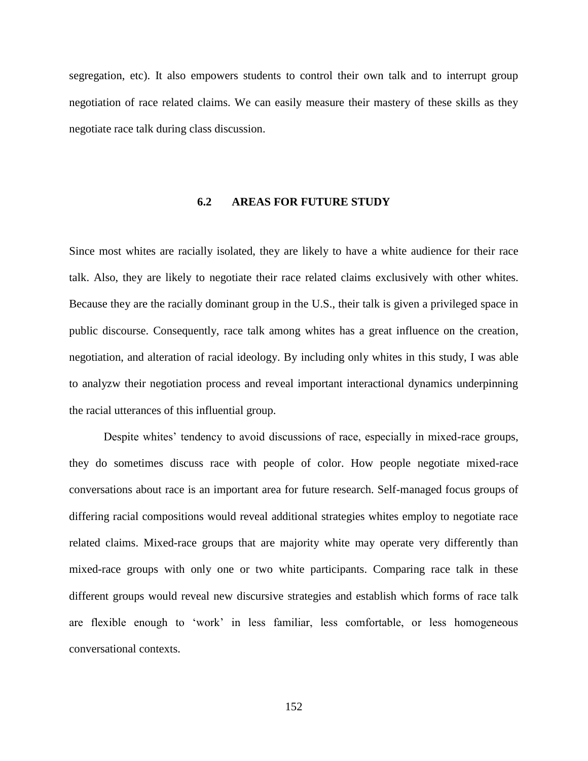segregation, etc). It also empowers students to control their own talk and to interrupt group negotiation of race related claims. We can easily measure their mastery of these skills as they negotiate race talk during class discussion.

## 6.2 AREAS FOR FUTURE STUDY

Since most whites are racially isolated, they are likely to have a white audience for their race talk. Also, they are likely to negotiate their race related claims exclusively with other whites. Because they are the racially dominant group in the U.S., their talk is given a privileged space in public discourse. Consequently, race talk among whites has a great influence on the creation, negotiation, and alteration of racial ideology. By including only whites in this study, I was able to analyzw their negotiation process and reveal important interactional dynamics underpinning the racial utterances of this influential group.

Despite whites' tendency to avoid discussions of race, especially in mixed-race groups, they do sometimes discuss race with people of color. How people negotiate mixed-race conversations about race is an important area for future research. Self-managed focus groups of differing racial compositions would reveal additional strategies whites employ to negotiate race related claims. Mixed-race groups that are majority white may operate very differently than mixed-race groups with only one or two white participants. Comparing race talk in these different groups would reveal new discursive strategies and establish which forms of race talk are flexible enough to 'work' in less familiar, less comfortable, or less homogeneous conversational contexts.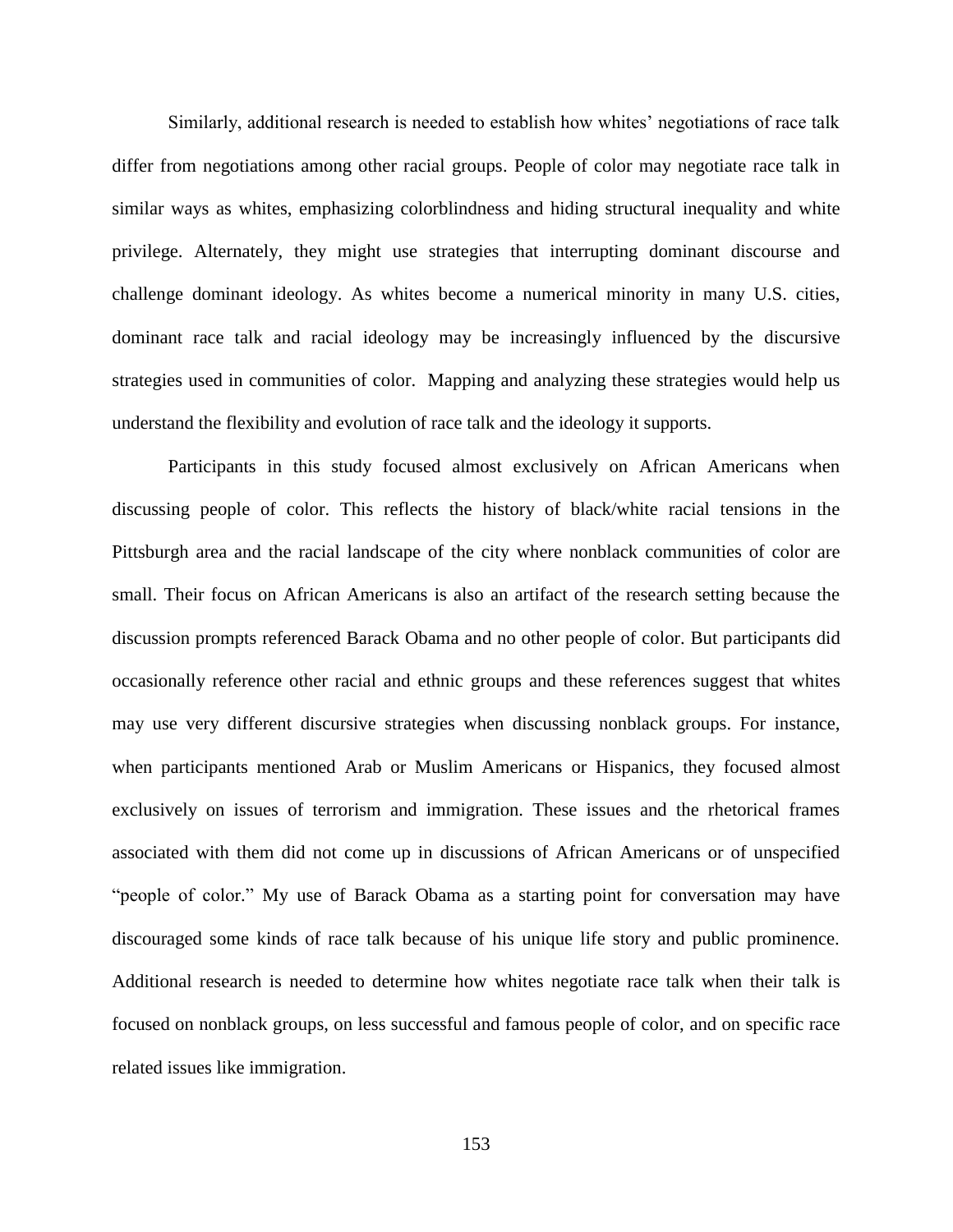Similarly, additional research is needed to establish how whites' negotiations of race talk differ from negotiations among other racial groups. People of color may negotiate race talk in similar ways as whites, emphasizing colorblindness and hiding structural inequality and white privilege. Alternately, they might use strategies that interrupting dominant discourse and challenge dominant ideology. As whites become a numerical minority in many U.S. cities, dominant race talk and racial ideology may be increasingly influenced by the discursive strategies used in communities of color. Mapping and analyzing these strategies would help us understand the flexibility and evolution of race talk and the ideology it supports.

Participants in this study focused almost exclusively on African Americans when discussing people of color. This reflects the history of black/white racial tensions in the Pittsburgh area and the racial landscape of the city where nonblack communities of color are small. Their focus on African Americans is also an artifact of the research setting because the discussion prompts referenced Barack Obama and no other people of color. But participants did occasionally reference other racial and ethnic groups and these references suggest that whites may use very different discursive strategies when discussing nonblack groups. For instance, when participants mentioned Arab or Muslim Americans or Hispanics, they focused almost exclusively on issues of terrorism and immigration. These issues and the rhetorical frames associated with them did not come up in discussions of African Americans or of unspecified "people of color." My use of Barack Obama as a starting point for conversation may have discouraged some kinds of race talk because of his unique life story and public prominence. Additional research is needed to determine how whites negotiate race talk when their talk is focused on nonblack groups, on less successful and famous people of color, and on specific race related issues like immigration.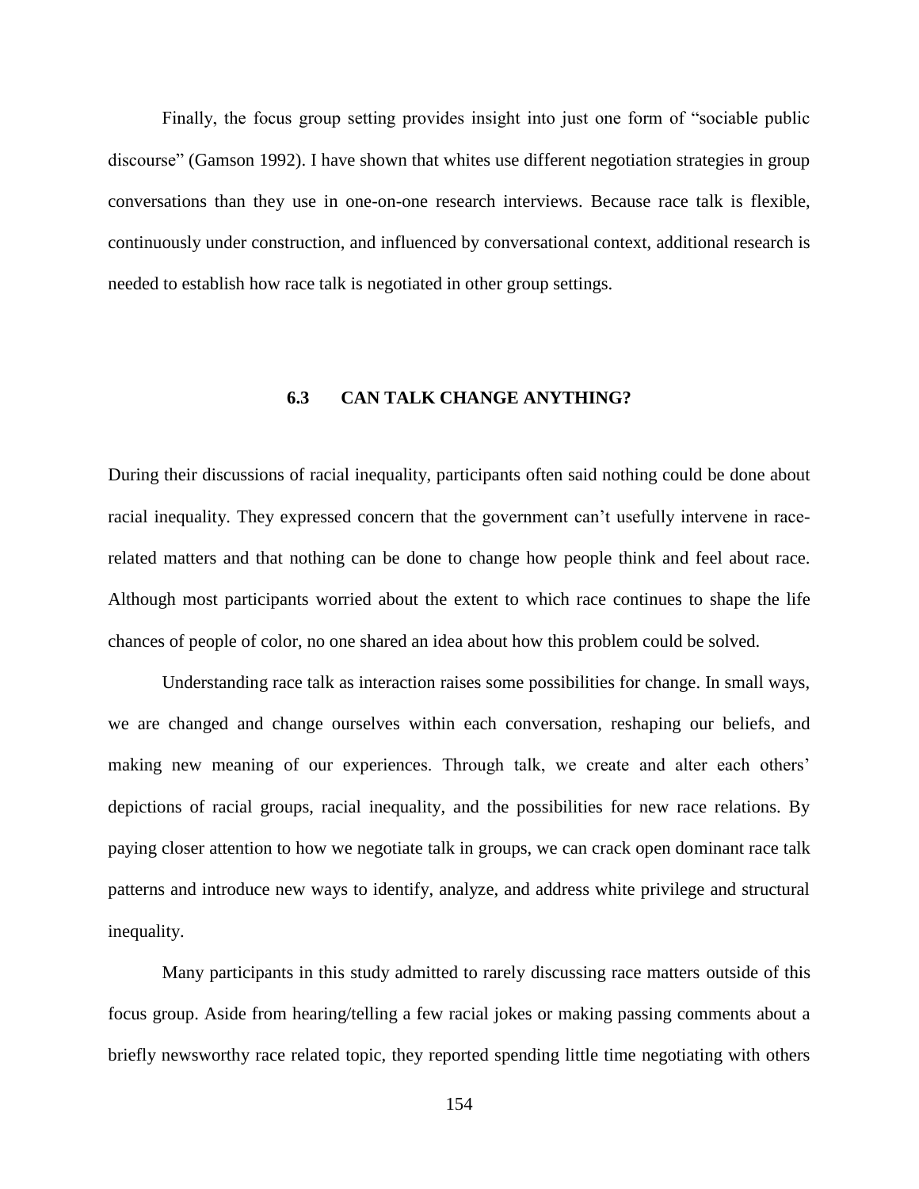Finally, the focus group setting provides insight into just one form of "sociable public discourse" (Gamson 1992). I have shown that whites use different negotiation strategies in group conversations than they use in one-on-one research interviews. Because race talk is flexible, continuously under construction, and influenced by conversational context, additional research is needed to establish how race talk is negotiated in other group settings.

## 6.3 CAN TALK CHANGE ANYTHING?

During their discussions of racial inequality, participants often said nothing could be done about racial inequality. They expressed concern that the government can't usefully intervene in race-related matters and that nothing can be done to change how people think and feel about race. Although most participants worried about the extent to which race continues to shape the life chances of people of color, no one shared an idea about how this problem could be solved.

Understanding race talk as interaction raises some possibilities for change. In small ways, we are changed and change ourselves within each conversation, reshaping our beliefs, and making new meaning of our experiences. Through talk, we create and alter each others' depictions of racial groups, racial inequality, and the possibilities for new race relations. By paying closer attention to how we negotiate talk in groups, we can crack open dominant race talk patterns and introduce new ways to identify, analyze, and address white privilege and structural inequality.

Many participants in this study admitted to rarely discussing race matters outside of this focus group. Aside from hearing/telling a few racial jokes or making passing comments about a briefly newsworthy race related topic, they reported spending little time negotiating with others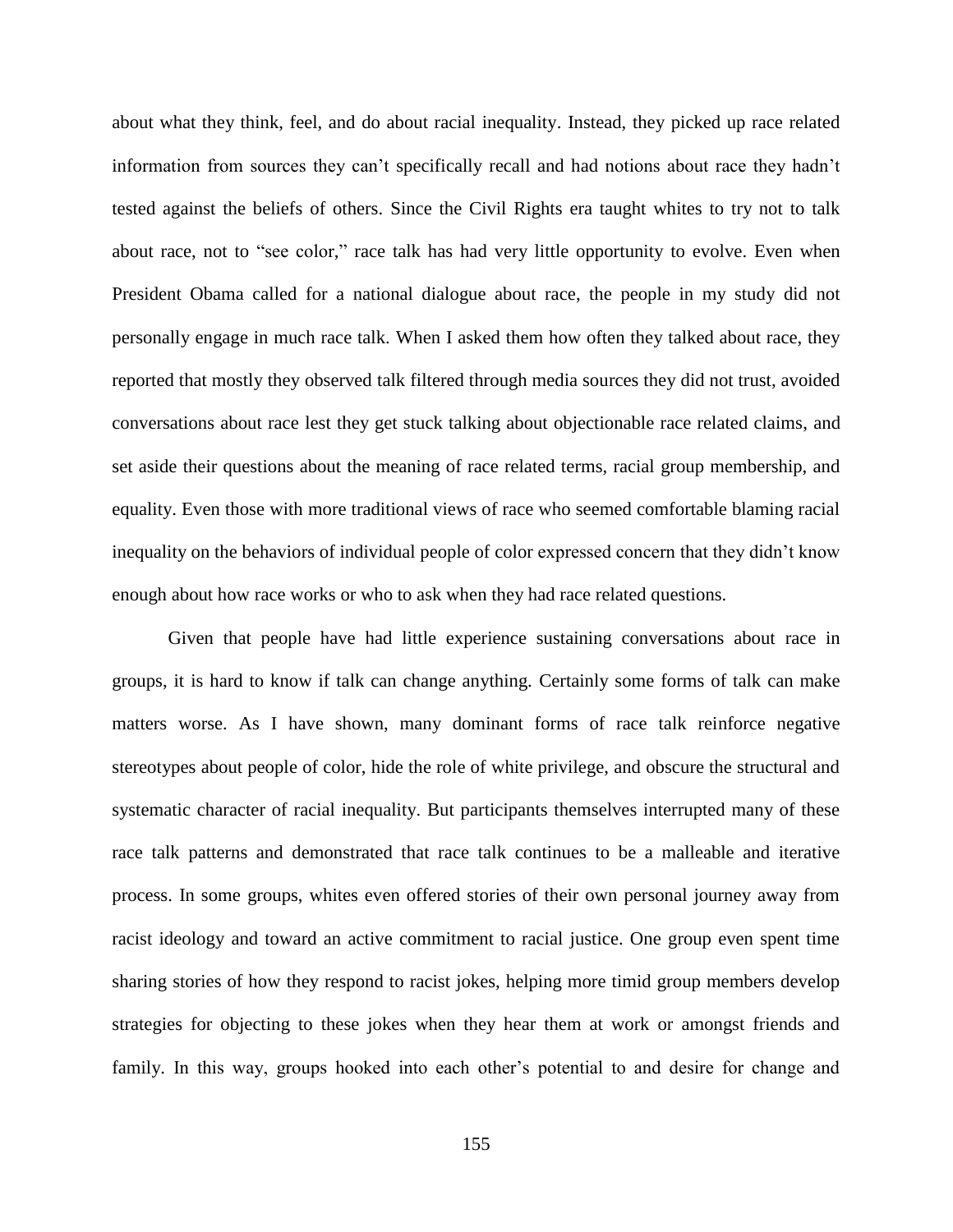about what they think, feel, and do about racial inequality. Instead, they picked up race related information from sources they can't specifically recall and had notions about race they hadn't tested against the beliefs of others. Since the Civil Rights era taught whites to try not to talk about race, not to "see color," race talk has had very little opportunity to evolve. Even when President Obama called for a national dialogue about race, the people in my study did not personally engage in much race talk. When I asked them how often they talked about race, they reported that mostly they observed talk filtered through media sources they did not trust, avoided conversations about race lest they get stuck talking about objectionable race related claims, and set aside their questions about the meaning of race related terms, racial group membership, and equality. Even those with more traditional views of race who seemed comfortable blaming racial inequality on the behaviors of individual people of color expressed concern that they didn't know enough about how race works or who to ask when they had race related questions.

Given that people have had little experience sustaining conversations about race in groups, it is hard to know if talk can change anything. Certainly some forms of talk can make matters worse. As I have shown, many dominant forms of race talk reinforce negative stereotypes about people of color, hide the role of white privilege, and obscure the structural and systematic character of racial inequality. But participants themselves interrupted many of these race talk patterns and demonstrated that race talk continues to be a malleable and iterative process. In some groups, whites even offered stories of their own personal journey away from racist ideology and toward an active commitment to racial justice. One group even spent time sharing stories of how they respond to racist jokes, helping more timid group members develop strategies for objecting to these jokes when they hear them at work or amongst friends and family. In this way, groups hooked into each other's potential to and desire for change and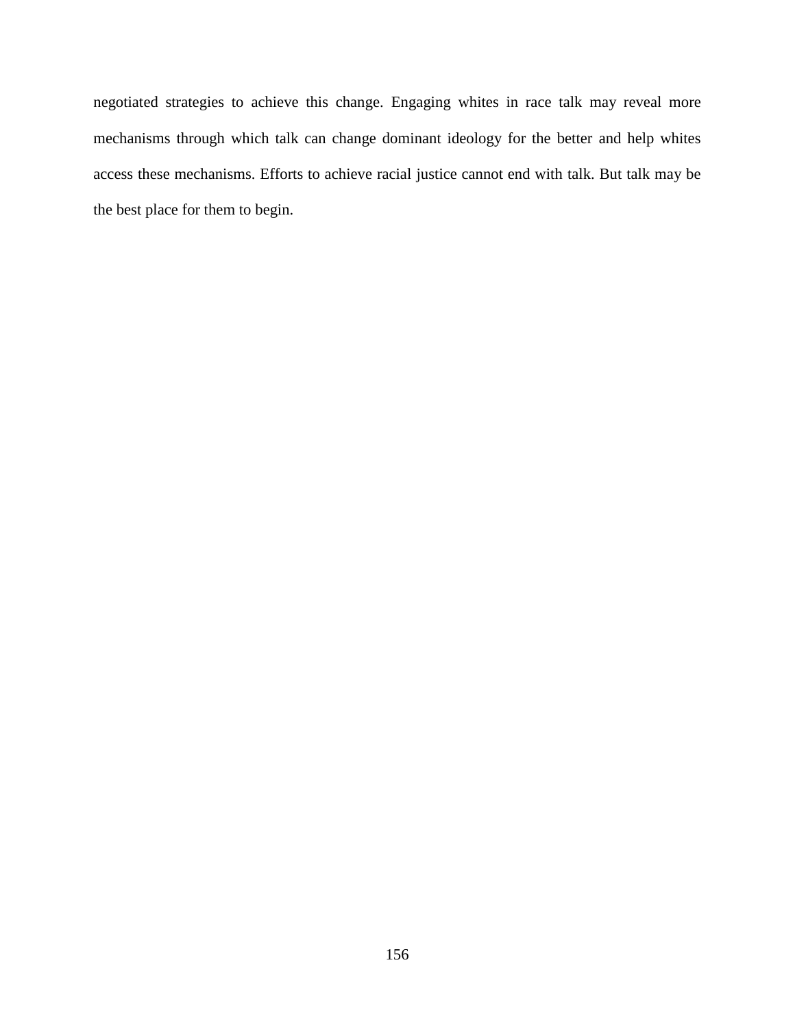negotiated strategies to achieve this change. Engaging whites in race talk may reveal more mechanisms through which talk can change dominant ideology for the better and help whites access these mechanisms. Efforts to achieve racial justice cannot end with talk. But talk may be the best place for them to begin.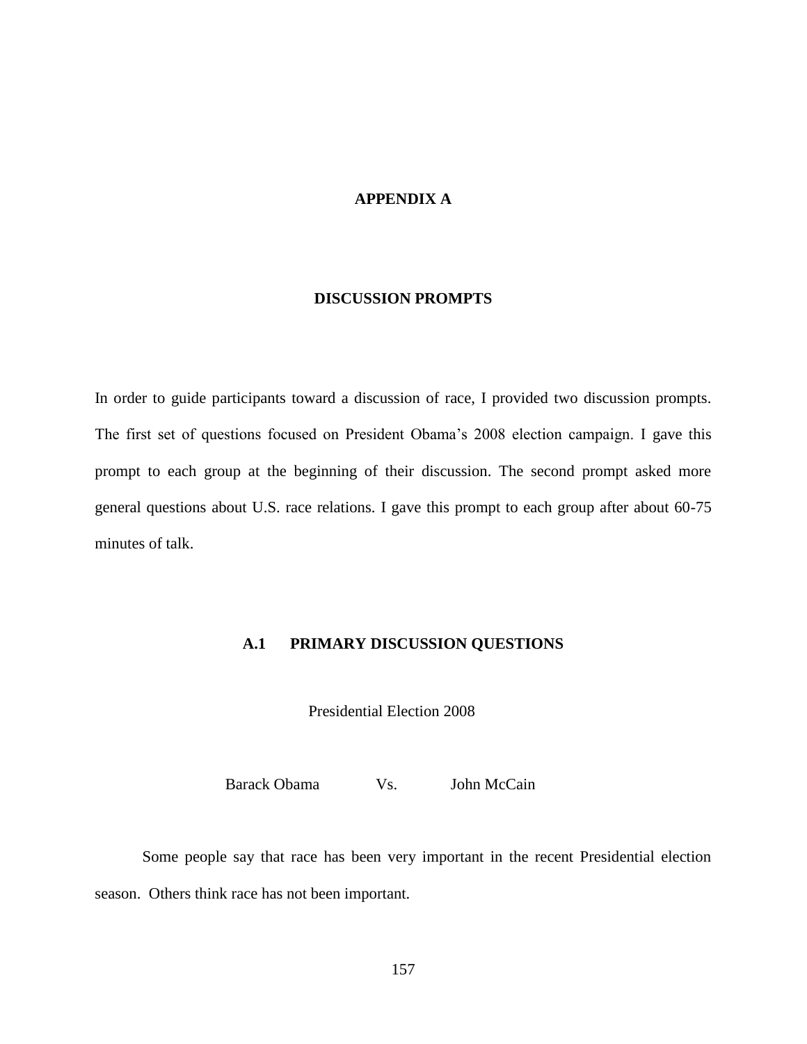# APPENDIX A

# DISCUSSION PROMPTS

In order to guide participants toward a discussion of race, I provided two discussion prompts. The first set of questions focused on President Obama's 2008 election campaign. I gave this prompt to each group at the beginning of their discussion. The second prompt asked more general questions about U.S. race relations. I gave this prompt to each group after about 60-75 minutes of talk.

## A.1 PRIMARY DISCUSSION QUESTIONS

Presidential Election 2008

Barack Obama Vs. John McCain

Some people say that race has been very important in the recent Presidential election season. Others think race has not been important.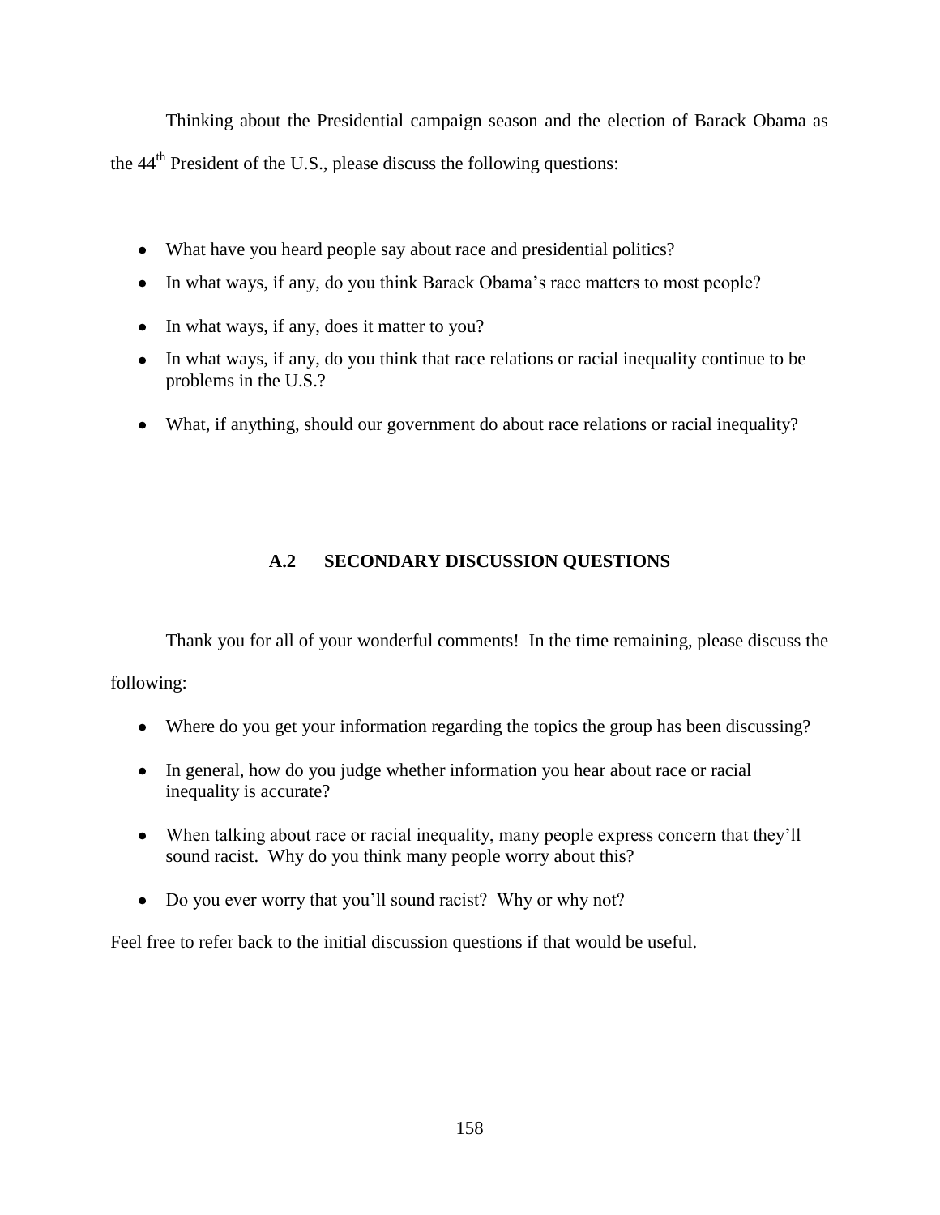Thinking about the Presidential campaign season and the election of Barack Obama as the 44th President of the U.S., please discuss the following questions:

- What have you heard people say about race and presidential politics?
- In what ways, if any, do you think Barack Obama's race matters to most people?
- In what ways, if any, does it matter to you?
- In what ways, if any, do you think that race relations or racial inequality continue to be problems in the U.S.?
- What, if anything, should our government do about race relations or racial inequality?

## A.2 SECONDARY DISCUSSION QUESTIONS

Thank you for all of your wonderful comments! In the time remaining, please discuss the following:

- Where do you get your information regarding the topics the group has been discussing?
- In general, how do you judge whether information you hear about race or racial inequality is accurate?
- When talking about race or racial inequality, many people express concern that they'll sound racist. Why do you think many people worry about this?
- Do you ever worry that you'll sound racist? Why or why not?

Feel free to refer back to the initial discussion questions if that would be useful.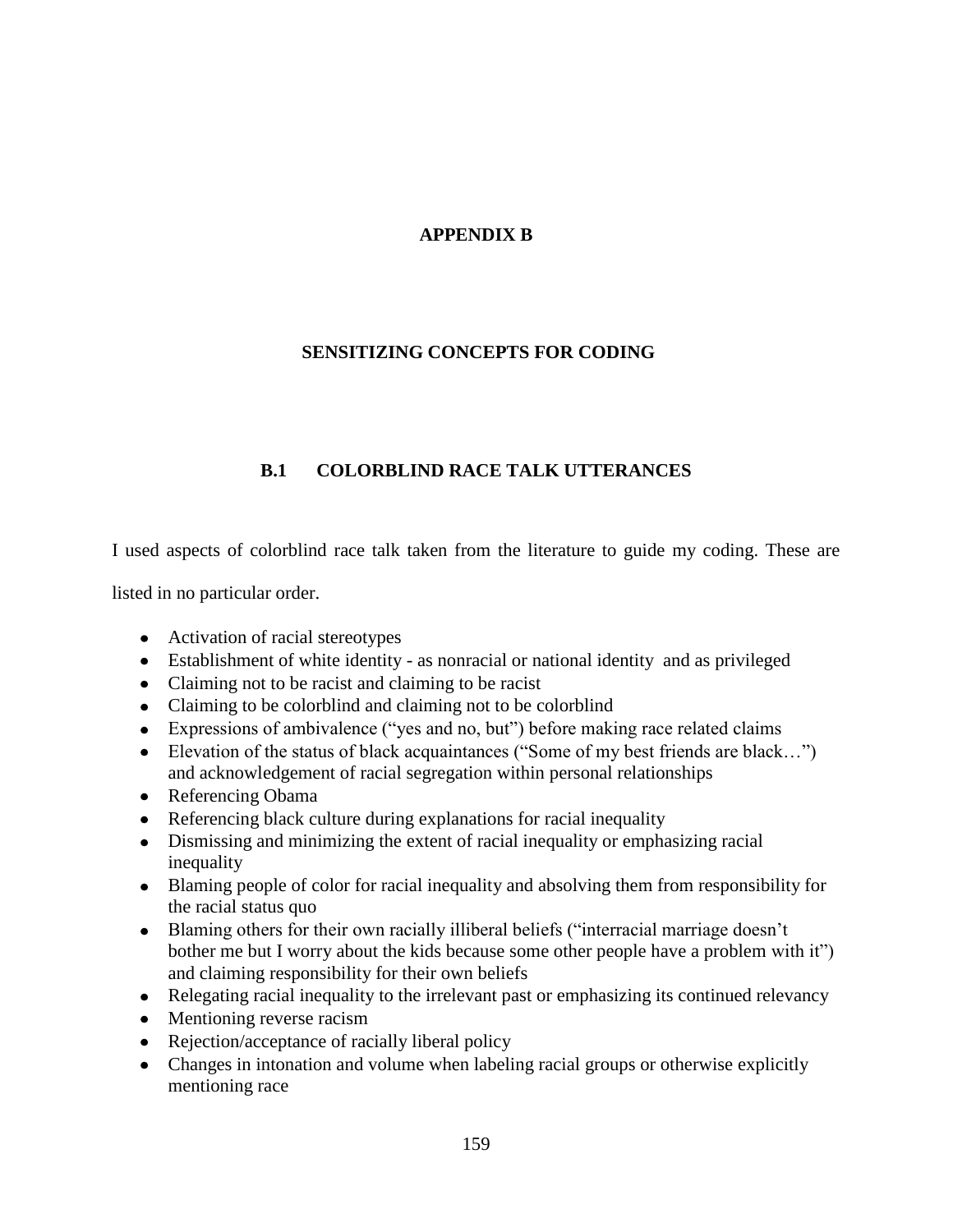# APPENDIX B

# SENSITIZING CONCEPTS FOR CODING

## B.1 COLORBLIND RACE TALK UTTERANCES

I used aspects of colorblind race talk taken from the literature to guide my coding. These are listed in no particular order.

- Activation of racial stereotypes
- Establishment of white identity - as nonracial or national identity and as privileged
- Claiming not to be racist and claiming to be racist
- Claiming to be colorblind and claiming not to be colorblind
- Expressions of ambivalence ("yes and no, but") before making race related claims
- Elevation of the status of black acquaintances ("Some of my best friends are black…") and acknowledgement of racial segregation within personal relationships
- Referencing Obama
- Referencing black culture during explanations for racial inequality
- Dismissing and minimizing the extent of racial inequality or emphasizing racial inequality
- Blaming people of color for racial inequality and absolving them from responsibility for the racial status quo
- Blaming others for their own racially illiberal beliefs ("interracial marriage doesn't bother me but I worry about the kids because some other people have a problem with it") and claiming responsibility for their own beliefs
- Relegating racial inequality to the irrelevant past or emphasizing its continued relevancy
- Mentioning reverse racism
- Rejection/acceptance of racially liberal policy
- Changes in intonation and volume when labeling racial groups or otherwise explicitly mentioning race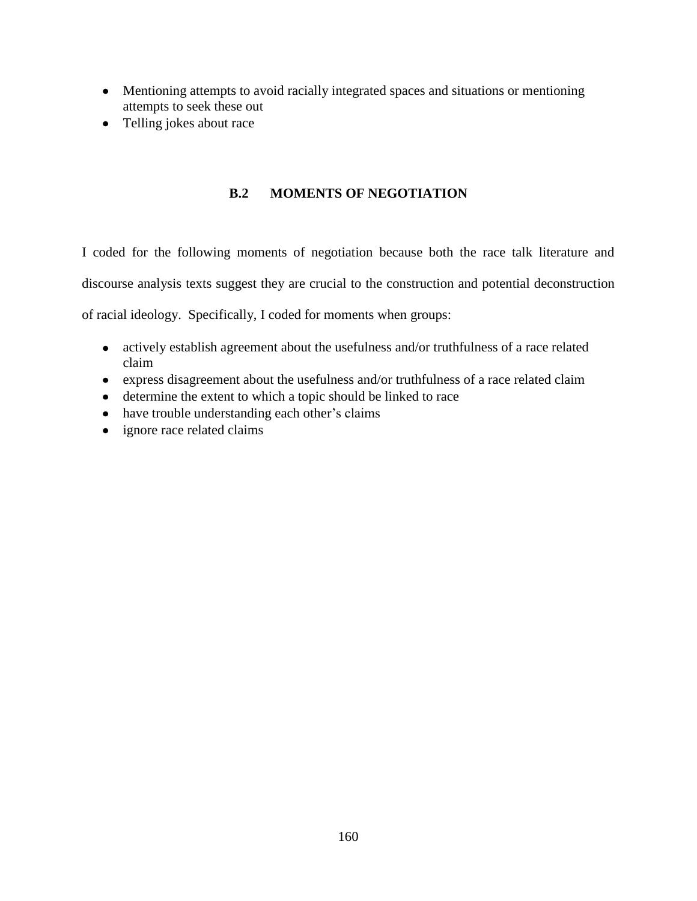- Mentioning attempts to avoid racially integrated spaces and situations or mentioning attempts to seek these out
- Telling jokes about race

## B.2 MOMENTS OF NEGOTIATION

I coded for the following moments of negotiation because both the race talk literature and discourse analysis texts suggest they are crucial to the construction and potential deconstruction of racial ideology. Specifically, I coded for moments when groups:

- actively establish agreement about the usefulness and/or truthfulness of a race related claim
- express disagreement about the usefulness and/or truthfulness of a race related claim
- determine the extent to which a topic should be linked to race
- have trouble understanding each other's claims
- ignore race related claims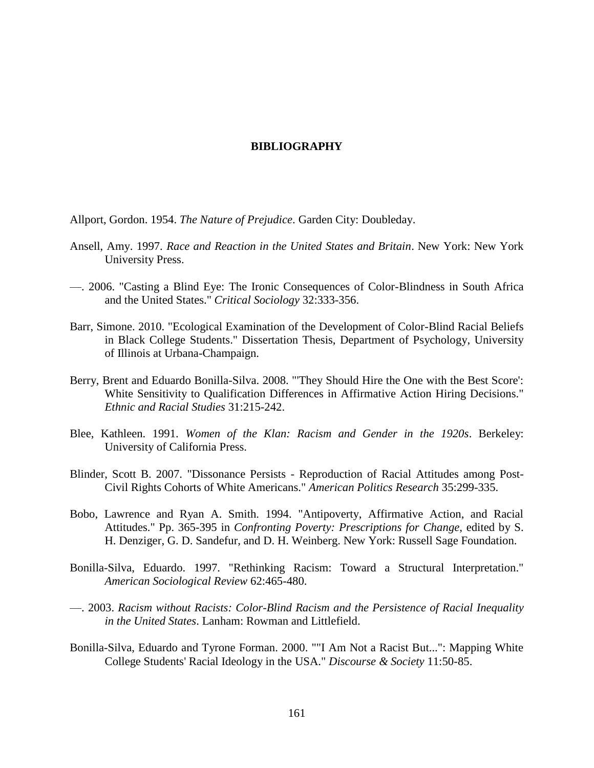# BIBLIOGRAPHY

Allport, Gordon. 1954. *The Nature of Prejudice*. Garden City: Doubleday.

Ansell, Amy. 1997. *Race and Reaction in the United States and Britain*. New York: New York University Press.

—. 2006. "Casting a Blind Eye: The Ironic Consequences of Color-Blindness in South Africa and the United States." *Critical Sociology* 32:333-356.

Barr, Simone. 2010. "Ecological Examination of the Development of Color-Blind Racial Beliefs in Black College Students." Dissertation Thesis, Department of Psychology, University of Illinois at Urbana-Champaign.

Berry, Brent and Eduardo Bonilla-Silva. 2008. "'They Should Hire the One with the Best Score': White Sensitivity to Qualification Differences in Affirmative Action Hiring Decisions." *Ethnic and Racial Studies* 31:215-242.

Blee, Kathleen. 1991. *Women of the Klan: Racism and Gender in the 1920s*. Berkeley: University of California Press.

Blinder, Scott B. 2007. "Dissonance Persists - Reproduction of Racial Attitudes among Post-Civil Rights Cohorts of White Americans." *American Politics Research* 35:299-335.

Bobo, Lawrence and Ryan A. Smith. 1994. "Antipoverty, Affirmative Action, and Racial Attitudes." Pp. 365-395 in *Confronting Poverty: Prescriptions for Change*, edited by S. H. Denziger, G. D. Sandefur, and D. H. Weinberg. New York: Russell Sage Foundation.

Bonilla-Silva, Eduardo. 1997. "Rethinking Racism: Toward a Structural Interpretation." *American Sociological Review* 62:465-480.

—. 2003. *Racism without Racists: Color-Blind Racism and the Persistence of Racial Inequality in the United States*. Lanham: Rowman and Littlefield.

Bonilla-Silva, Eduardo and Tyrone Forman. 2000. ""I Am Not a Racist But...": Mapping White College Students' Racial Ideology in the USA." *Discourse & Society* 11:50-85.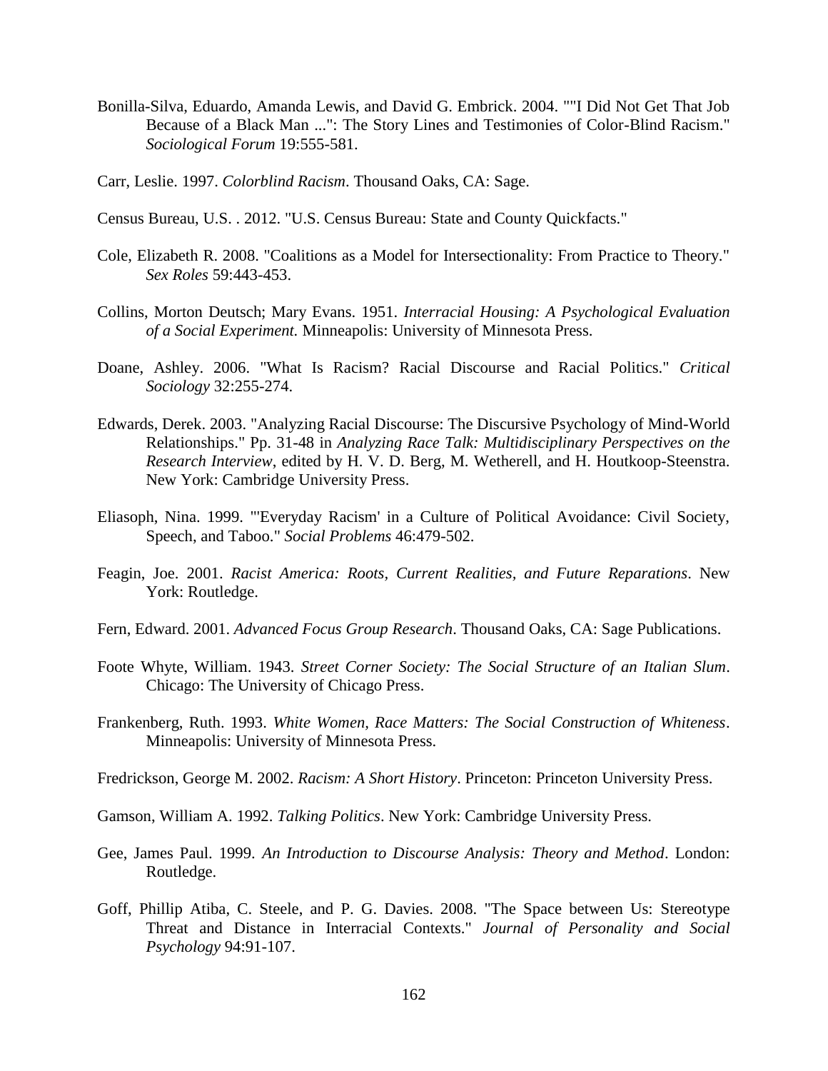Bonilla-Silva, Eduardo, Amanda Lewis, and David G. Embrick. 2004. ""I Did Not Get That Job Because of a Black Man ...": The Story Lines and Testimonies of Color-Blind Racism." *Sociological Forum* 19:555-581.

Carr, Leslie. 1997. *Colorblind Racism*. Thousand Oaks, CA: Sage.

Census Bureau, U.S. . 2012. "U.S. Census Bureau: State and County Quickfacts."

Cole, Elizabeth R. 2008. "Coalitions as a Model for Intersectionality: From Practice to Theory." *Sex Roles* 59:443-453.

Collins, Morton Deutsch; Mary Evans. 1951. *Interracial Housing: A Psychological Evaluation of a Social Experiment.* Minneapolis: University of Minnesota Press.

Doane, Ashley. 2006. "What Is Racism? Racial Discourse and Racial Politics." *Critical Sociology* 32:255-274.

Edwards, Derek. 2003. "Analyzing Racial Discourse: The Discursive Psychology of Mind-World Relationships." Pp. 31-48 in *Analyzing Race Talk: Multidisciplinary Perspectives on the Research Interview*, edited by H. V. D. Berg, M. Wetherell, and H. Houtkoop-Steenstra. New York: Cambridge University Press.

Eliasoph, Nina. 1999. "'Everyday Racism' in a Culture of Political Avoidance: Civil Society, Speech, and Taboo." *Social Problems* 46:479-502.

Feagin, Joe. 2001. *Racist America: Roots, Current Realities, and Future Reparations*. New York: Routledge.

Fern, Edward. 2001. *Advanced Focus Group Research*. Thousand Oaks, CA: Sage Publications.

Foote Whyte, William. 1943. *Street Corner Society: The Social Structure of an Italian Slum*. Chicago: The University of Chicago Press.

Frankenberg, Ruth. 1993. *White Women, Race Matters: The Social Construction of Whiteness*. Minneapolis: University of Minnesota Press.

Fredrickson, George M. 2002. *Racism: A Short History*. Princeton: Princeton University Press.

Gamson, William A. 1992. *Talking Politics*. New York: Cambridge University Press.

Gee, James Paul. 1999. *An Introduction to Discourse Analysis: Theory and Method*. London: Routledge.

Goff, Phillip Atiba, C. Steele, and P. G. Davies. 2008. "The Space between Us: Stereotype Threat and Distance in Interracial Contexts." *Journal of Personality and Social Psychology* 94:91-107.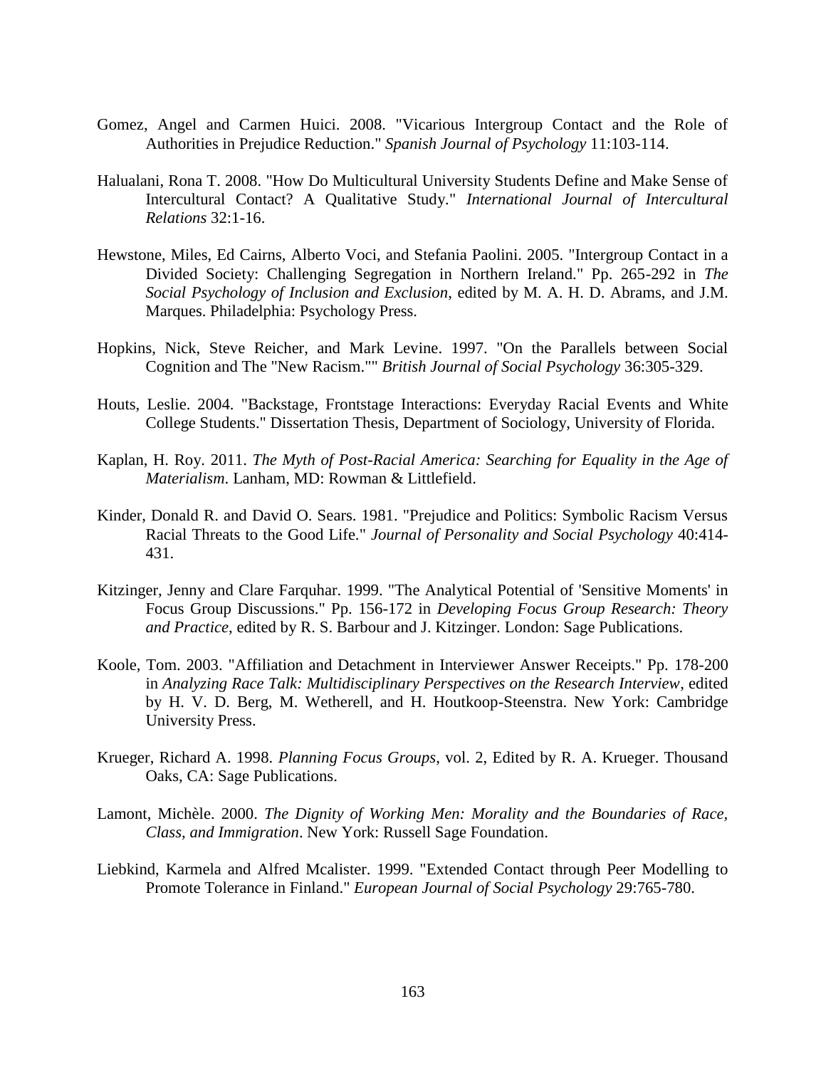Gomez, Angel and Carmen Huici. 2008. "Vicarious Intergroup Contact and the Role of Authorities in Prejudice Reduction." *Spanish Journal of Psychology* 11:103-114.

Halualani, Rona T. 2008. "How Do Multicultural University Students Define and Make Sense of Intercultural Contact? A Qualitative Study." *International Journal of Intercultural Relations* 32:1-16.

Hewstone, Miles, Ed Cairns, Alberto Voci, and Stefania Paolini. 2005. "Intergroup Contact in a Divided Society: Challenging Segregation in Northern Ireland." Pp. 265-292 in *The Social Psychology of Inclusion and Exclusion*, edited by M. A. H. D. Abrams, and J.M. Marques. Philadelphia: Psychology Press.

Hopkins, Nick, Steve Reicher, and Mark Levine. 1997. "On the Parallels between Social Cognition and The "New Racism."" *British Journal of Social Psychology* 36:305-329.

Houts, Leslie. 2004. "Backstage, Frontstage Interactions: Everyday Racial Events and White College Students." Dissertation Thesis, Department of Sociology, University of Florida.

Kaplan, H. Roy. 2011. *The Myth of Post-Racial America: Searching for Equality in the Age of Materialism*. Lanham, MD: Rowman & Littlefield.

Kinder, Donald R. and David O. Sears. 1981. "Prejudice and Politics: Symbolic Racism Versus Racial Threats to the Good Life." *Journal of Personality and Social Psychology* 40:414-431.

Kitzinger, Jenny and Clare Farquhar. 1999. "The Analytical Potential of 'Sensitive Moments' in Focus Group Discussions." Pp. 156-172 in *Developing Focus Group Research: Theory and Practice*, edited by R. S. Barbour and J. Kitzinger. London: Sage Publications.

Koole, Tom. 2003. "Affiliation and Detachment in Interviewer Answer Receipts." Pp. 178-200 in *Analyzing Race Talk: Multidisciplinary Perspectives on the Research Interview*, edited by H. V. D. Berg, M. Wetherell, and H. Houtkoop-Steenstra. New York: Cambridge University Press.

Krueger, Richard A. 1998. *Planning Focus Groups*, vol. 2, Edited by R. A. Krueger. Thousand Oaks, CA: Sage Publications.

Lamont, Michèle. 2000. *The Dignity of Working Men: Morality and the Boundaries of Race, Class, and Immigration*. New York: Russell Sage Foundation.

Liebkind, Karmela and Alfred Mcalister. 1999. "Extended Contact through Peer Modelling to Promote Tolerance in Finland." *European Journal of Social Psychology* 29:765-780.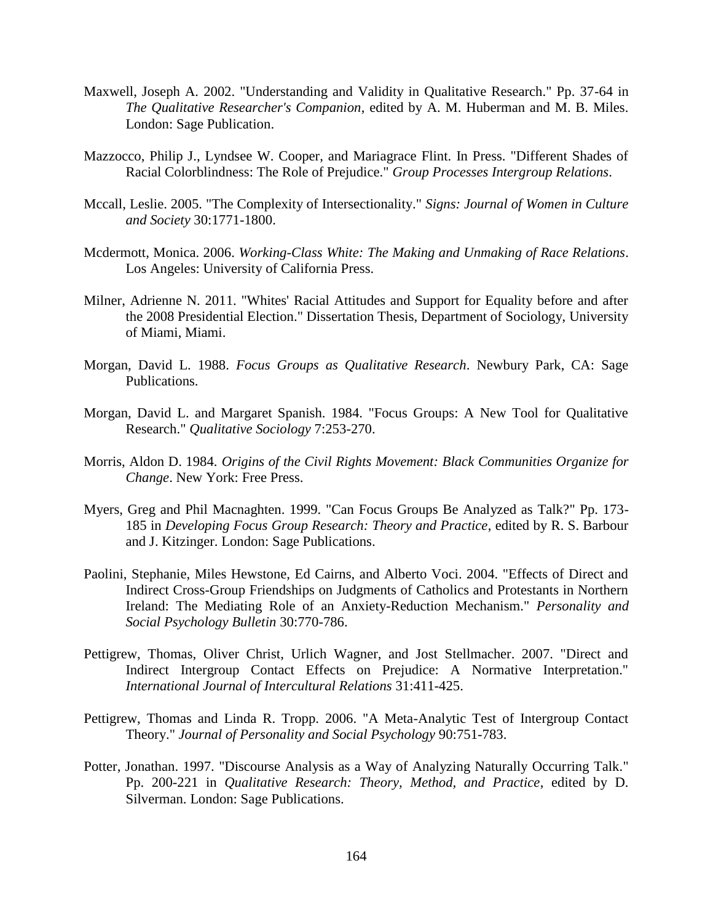Maxwell, Joseph A. 2002. "Understanding and Validity in Qualitative Research." Pp. 37-64 in *The Qualitative Researcher's Companion*, edited by A. M. Huberman and M. B. Miles. London: Sage Publication.

Mazzocco, Philip J., Lyndsee W. Cooper, and Mariagrace Flint. In Press. "Different Shades of Racial Colorblindness: The Role of Prejudice." *Group Processes Intergroup Relations*.

Mccall, Leslie. 2005. "The Complexity of Intersectionality." *Signs: Journal of Women in Culture and Society* 30:1771-1800.

Mcdermott, Monica. 2006. *Working-Class White: The Making and Unmaking of Race Relations*. Los Angeles: University of California Press.

Milner, Adrienne N. 2011. "Whites' Racial Attitudes and Support for Equality before and after the 2008 Presidential Election." Dissertation Thesis, Department of Sociology, University of Miami, Miami.

Morgan, David L. 1988. *Focus Groups as Qualitative Research*. Newbury Park, CA: Sage Publications.

Morgan, David L. and Margaret Spanish. 1984. "Focus Groups: A New Tool for Qualitative Research." *Qualitative Sociology* 7:253-270.

Morris, Aldon D. 1984. *Origins of the Civil Rights Movement: Black Communities Organize for Change*. New York: Free Press.

Myers, Greg and Phil Macnaghten. 1999. "Can Focus Groups Be Analyzed as Talk?" Pp. 173-185 in *Developing Focus Group Research: Theory and Practice*, edited by R. S. Barbour and J. Kitzinger. London: Sage Publications.

Paolini, Stephanie, Miles Hewstone, Ed Cairns, and Alberto Voci. 2004. "Effects of Direct and Indirect Cross-Group Friendships on Judgments of Catholics and Protestants in Northern Ireland: The Mediating Role of an Anxiety-Reduction Mechanism." *Personality and Social Psychology Bulletin* 30:770-786.

Pettigrew, Thomas, Oliver Christ, Urlich Wagner, and Jost Stellmacher. 2007. "Direct and Indirect Intergroup Contact Effects on Prejudice: A Normative Interpretation." *International Journal of Intercultural Relations* 31:411-425.

Pettigrew, Thomas and Linda R. Tropp. 2006. "A Meta-Analytic Test of Intergroup Contact Theory." *Journal of Personality and Social Psychology* 90:751-783.

Potter, Jonathan. 1997. "Discourse Analysis as a Way of Analyzing Naturally Occurring Talk." Pp. 200-221 in *Qualitative Research: Theory, Method, and Practice*, edited by D. Silverman. London: Sage Publications.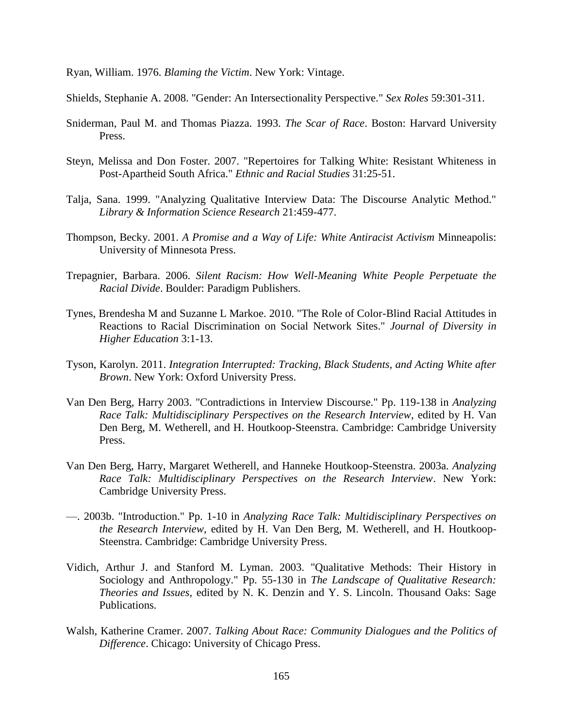Ryan, William. 1976. *Blaming the Victim*. New York: Vintage.

Shields, Stephanie A. 2008. "Gender: An Intersectionality Perspective." *Sex Roles* 59:301-311.

Sniderman, Paul M. and Thomas Piazza. 1993. *The Scar of Race*. Boston: Harvard University Press.

Steyn, Melissa and Don Foster. 2007. "Repertoires for Talking White: Resistant Whiteness in Post-Apartheid South Africa." *Ethnic and Racial Studies* 31:25-51.

Talja, Sana. 1999. "Analyzing Qualitative Interview Data: The Discourse Analytic Method." *Library & Information Science Research* 21:459-477.

Thompson, Becky. 2001. *A Promise and a Way of Life: White Antiracist Activism* Minneapolis: University of Minnesota Press.

Trepagnier, Barbara. 2006. *Silent Racism: How Well-Meaning White People Perpetuate the Racial Divide*. Boulder: Paradigm Publishers.

Tynes, Brendesha M and Suzanne L Markoe. 2010. "The Role of Color-Blind Racial Attitudes in Reactions to Racial Discrimination on Social Network Sites." *Journal of Diversity in Higher Education* 3:1-13.

Tyson, Karolyn. 2011. *Integration Interrupted: Tracking, Black Students, and Acting White after Brown*. New York: Oxford University Press.

Van Den Berg, Harry 2003. "Contradictions in Interview Discourse." Pp. 119-138 in *Analyzing Race Talk: Multidisciplinary Perspectives on the Research Interview*, edited by H. Van Den Berg, M. Wetherell, and H. Houtkoop-Steenstra. Cambridge: Cambridge University Press.

Van Den Berg, Harry, Margaret Wetherell, and Hanneke Houtkoop-Steenstra. 2003a. *Analyzing Race Talk: Multidisciplinary Perspectives on the Research Interview*. New York: Cambridge University Press.

—. 2003b. "Introduction." Pp. 1-10 in *Analyzing Race Talk: Multidisciplinary Perspectives on the Research Interview*, edited by H. Van Den Berg, M. Wetherell, and H. Houtkoop-Steenstra. Cambridge: Cambridge University Press.

Vidich, Arthur J. and Stanford M. Lyman. 2003. "Qualitative Methods: Their History in Sociology and Anthropology." Pp. 55-130 in *The Landscape of Qualitative Research: Theories and Issues*, edited by N. K. Denzin and Y. S. Lincoln. Thousand Oaks: Sage Publications.

Walsh, Katherine Cramer. 2007. *Talking About Race: Community Dialogues and the Politics of Difference*. Chicago: University of Chicago Press.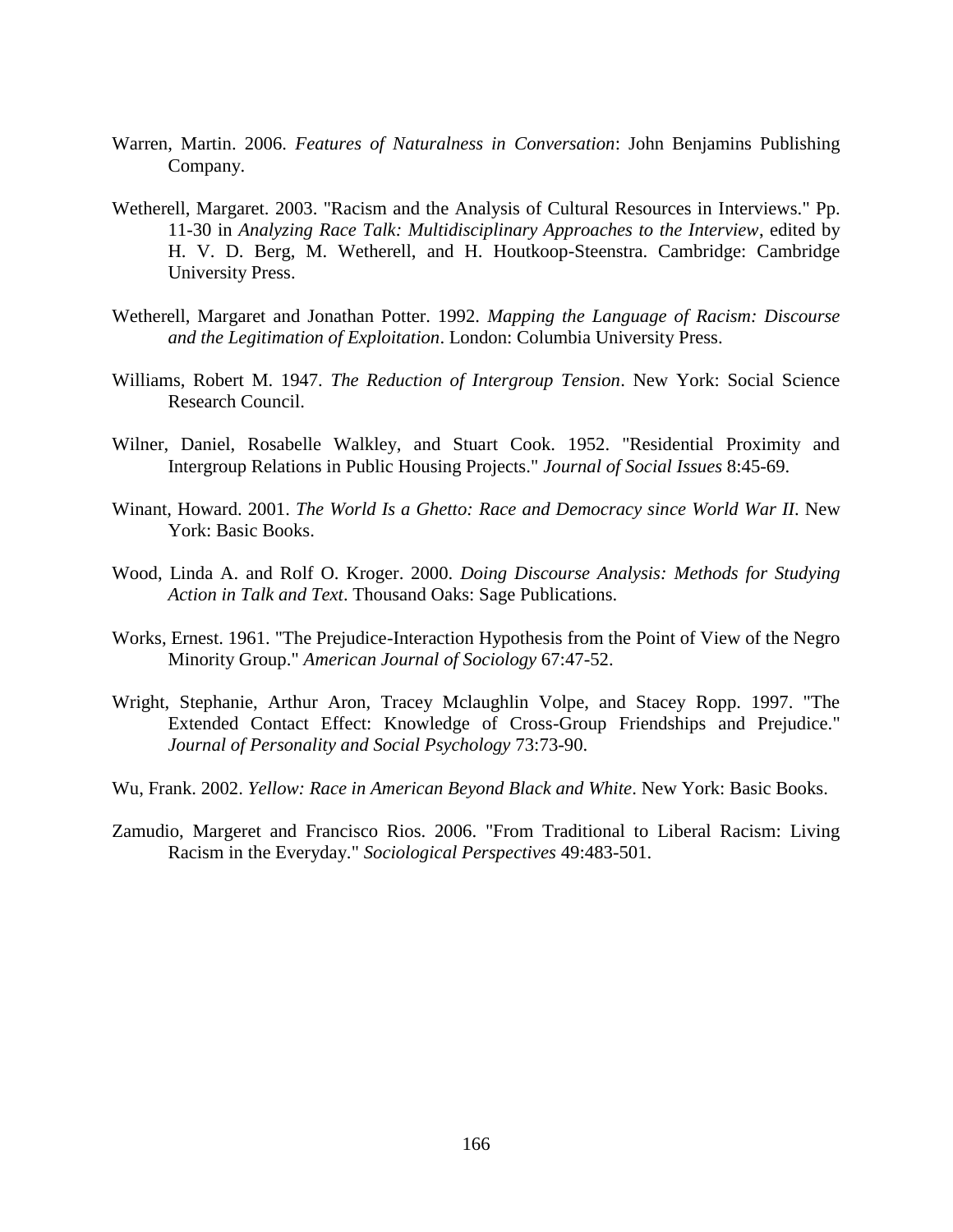Warren, Martin. 2006. *Features of Naturalness in Conversation*: John Benjamins Publishing Company.

Wetherell, Margaret. 2003. "Racism and the Analysis of Cultural Resources in Interviews." Pp. 11-30 in *Analyzing Race Talk: Multidisciplinary Approaches to the Interview*, edited by H. V. D. Berg, M. Wetherell, and H. Houtkoop-Steenstra. Cambridge: Cambridge University Press.

Wetherell, Margaret and Jonathan Potter. 1992. *Mapping the Language of Racism: Discourse and the Legitimation of Exploitation*. London: Columbia University Press.

Williams, Robert M. 1947. *The Reduction of Intergroup Tension*. New York: Social Science Research Council.

Wilner, Daniel, Rosabelle Walkley, and Stuart Cook. 1952. "Residential Proximity and Intergroup Relations in Public Housing Projects." *Journal of Social Issues* 8:45-69.

Winant, Howard. 2001. *The World Is a Ghetto: Race and Democracy since World War II*. New York: Basic Books.

Wood, Linda A. and Rolf O. Kroger. 2000. *Doing Discourse Analysis: Methods for Studying Action in Talk and Text*. Thousand Oaks: Sage Publications.

Works, Ernest. 1961. "The Prejudice-Interaction Hypothesis from the Point of View of the Negro Minority Group." *American Journal of Sociology* 67:47-52.

Wright, Stephanie, Arthur Aron, Tracey Mclaughlin Volpe, and Stacey Ropp. 1997. "The Extended Contact Effect: Knowledge of Cross-Group Friendships and Prejudice." *Journal of Personality and Social Psychology* 73:73-90.

Wu, Frank. 2002. *Yellow: Race in American Beyond Black and White*. New York: Basic Books.

Zamudio, Margeret and Francisco Rios. 2006. "From Traditional to Liberal Racism: Living Racism in the Everyday." *Sociological Perspectives* 49:483-501.